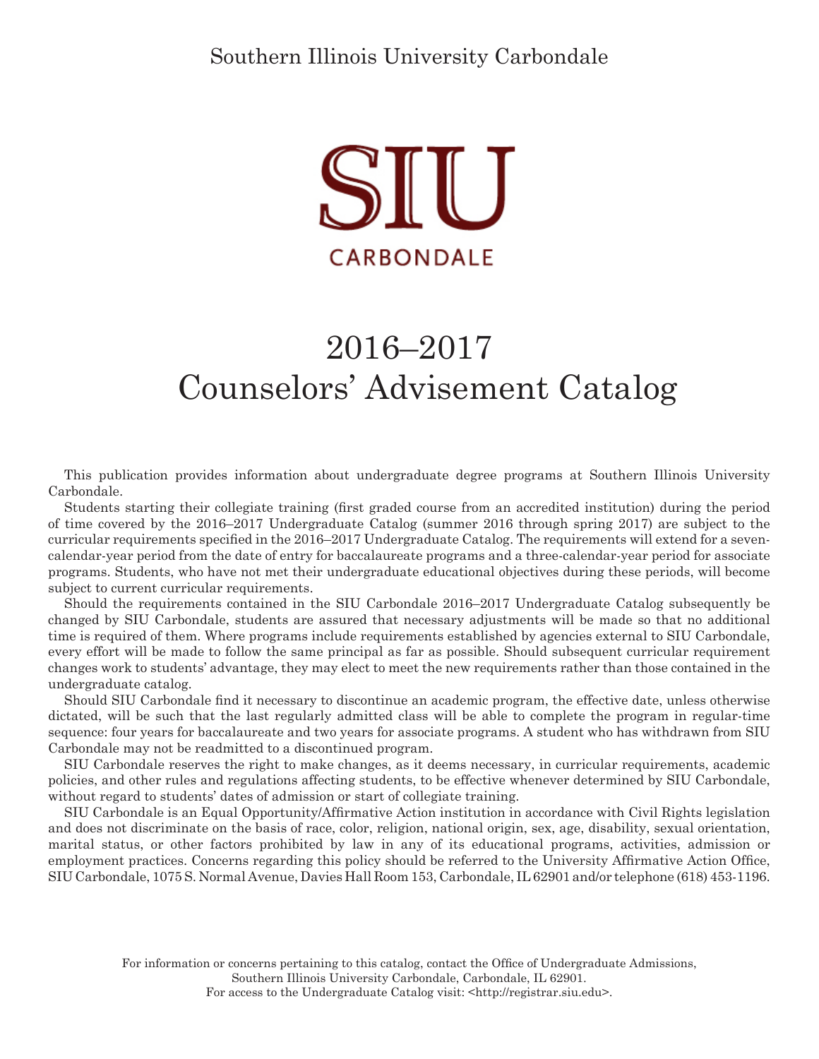Southern Illinois University Carbondale

SIU

CARBONDALE

# 2016–2017 Counselors' Advisement Catalog

This publication provides information about undergraduate degree programs at Southern Illinois University Carbondale.

Students starting their collegiate training (first graded course from an accredited institution) during the period of time covered by the 2016–2017 Undergraduate Catalog (summer 2016 through spring 2017) are subject to the curricular requirements specified in the 2016–2017 Undergraduate Catalog. The requirements will extend for a seven-calendar-year period from the date of entry for baccalaureate programs and a three-calendar-year period for associate programs. Students, who have not met their undergraduate educational objectives during these periods, will become subject to current curricular requirements.

Should the requirements contained in the SIU Carbondale 2016–2017 Undergraduate Catalog subsequently be changed by SIU Carbondale, students are assured that necessary adjustments will be made so that no additional time is required of them. Where programs include requirements established by agencies external to SIU Carbondale, every effort will be made to follow the same principal as far as possible. Should subsequent curricular requirement changes work to students' advantage, they may elect to meet the new requirements rather than those contained in the undergraduate catalog.

Should SIU Carbondale find it necessary to discontinue an academic program, the effective date, unless otherwise dictated, will be such that the last regularly admitted class will be able to complete the program in regular-time sequence: four years for baccalaureate and two years for associate programs. A student who has withdrawn from SIU Carbondale may not be readmitted to a discontinued program.

SIU Carbondale reserves the right to make changes, as it deems necessary, in curricular requirements, academic policies, and other rules and regulations affecting students, to be effective whenever determined by SIU Carbondale, without regard to students' dates of admission or start of collegiate training.

SIU Carbondale is an Equal Opportunity/Affirmative Action institution in accordance with Civil Rights legislation and does not discriminate on the basis of race, color, religion, national origin, sex, age, disability, sexual orientation, marital status, or other factors prohibited by law in any of its educational programs, activities, admission or employment practices. Concerns regarding this policy should be referred to the University Affirmative Action Office, SIU Carbondale, 1075 S. Normal Avenue, Davies Hall Room 153, Carbondale, IL 62901 and/or telephone (618) 453-1196.

For information or concerns pertaining to this catalog, contact the Office of Undergraduate Admissions, Southern Illinois University Carbondale, Carbondale, IL 62901.
For access to the Undergraduate Catalog visit: <http://registrar.siu.edu>.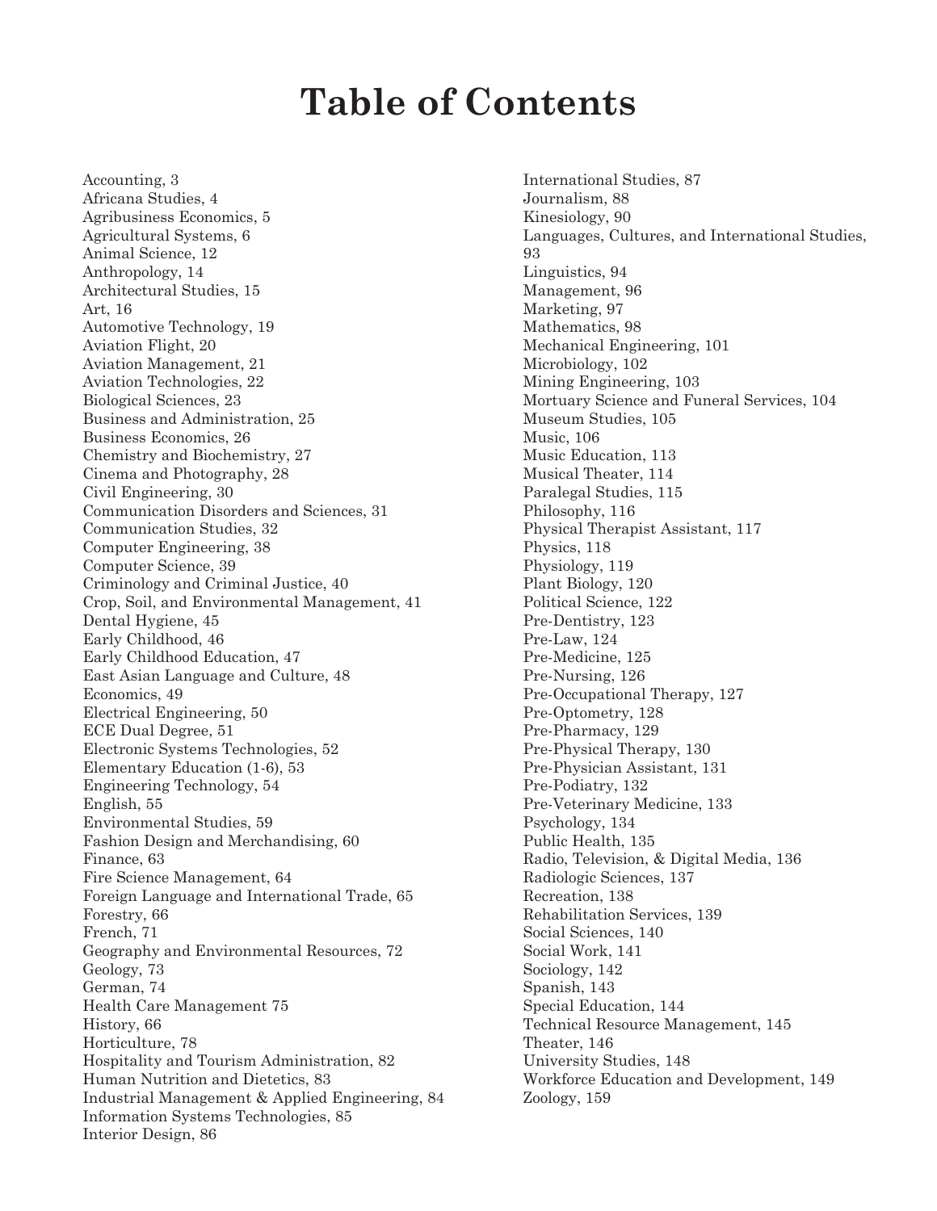# Table of Contents

Accounting, 3
Africana Studies, 4
Agribusiness Economics, 5
Agricultural Systems, 6
Animal Science, 12
Anthropology, 14
Architectural Studies, 15
Art, 16
Automotive Technology, 19
Aviation Flight, 20
Aviation Management, 21
Aviation Technologies, 22
Biological Sciences, 23
Business and Administration, 25
Business Economics, 26
Chemistry and Biochemistry, 27
Cinema and Photography, 28
Civil Engineering, 30
Communication Disorders and Sciences, 31
Communication Studies, 32
Computer Engineering, 38
Computer Science, 39
Criminology and Criminal Justice, 40
Crop, Soil, and Environmental Management, 41
Dental Hygiene, 45
Early Childhood, 46
Early Childhood Education, 47
East Asian Language and Culture, 48
Economics, 49
Electrical Engineering, 50
ECE Dual Degree, 51
Electronic Systems Technologies, 52
Elementary Education (1-6), 53
Engineering Technology, 54
English, 55
Environmental Studies, 59
Fashion Design and Merchandising, 60
Finance, 63
Fire Science Management, 64
Foreign Language and International Trade, 65
Forestry, 66
French, 71
Geography and Environmental Resources, 72
Geology, 73
German, 74
Health Care Management 75
History, 66
Horticulture, 78
Hospitality and Tourism Administration, 82
Human Nutrition and Dietetics, 83
Industrial Management & Applied Engineering, 84
Information Systems Technologies, 85
Interior Design, 86
International Studies, 87
Journalism, 88
Kinesiology, 90
Languages, Cultures, and International Studies, 93
Linguistics, 94
Management, 96
Marketing, 97
Mathematics, 98
Mechanical Engineering, 101
Microbiology, 102
Mining Engineering, 103
Mortuary Science and Funeral Services, 104
Museum Studies, 105
Music, 106
Music Education, 113
Musical Theater, 114
Paralegal Studies, 115
Philosophy, 116
Physical Therapist Assistant, 117
Physics, 118
Physiology, 119
Plant Biology, 120
Political Science, 122
Pre-Dentistry, 123
Pre-Law, 124
Pre-Medicine, 125
Pre-Nursing, 126
Pre-Occupational Therapy, 127
Pre-Optometry, 128
Pre-Pharmacy, 129
Pre-Physical Therapy, 130
Pre-Physician Assistant, 131
Pre-Podiatry, 132
Pre-Veterinary Medicine, 133
Psychology, 134
Public Health, 135
Radio, Television, & Digital Media, 136
Radiologic Sciences, 137
Recreation, 138
Rehabilitation Services, 139
Social Sciences, 140
Social Work, 141
Sociology, 142
Spanish, 143
Special Education, 144
Technical Resource Management, 145
Theater, 146
University Studies, 148
Workforce Education and Development, 149
Zoology, 159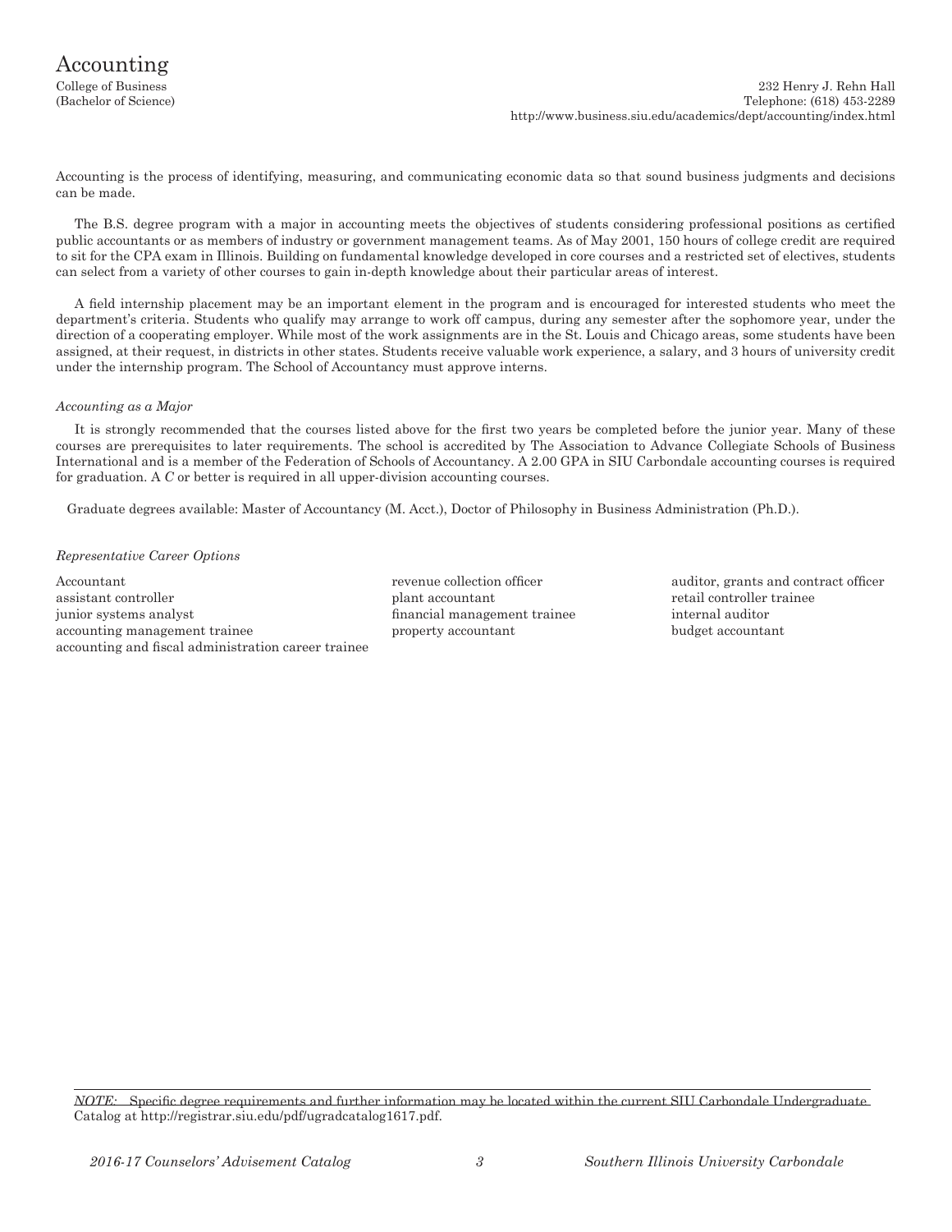# Accounting

College of Business
(Bachelor of Science)

232 Henry J. Rehn Hall
Telephone: (618) 453-2289
http://www.business.siu.edu/academics/dept/accounting/index.html

Accounting is the process of identifying, measuring, and communicating economic data so that sound business judgments and decisions can be made.

The B.S. degree program with a major in accounting meets the objectives of students considering professional positions as certified public accountants or as members of industry or government management teams. As of May 2001, 150 hours of college credit are required to sit for the CPA exam in Illinois. Building on fundamental knowledge developed in core courses and a restricted set of electives, students can select from a variety of other courses to gain in-depth knowledge about their particular areas of interest.

A field internship placement may be an important element in the program and is encouraged for interested students who meet the department's criteria. Students who qualify may arrange to work off campus, during any semester after the sophomore year, under the direction of a cooperating employer. While most of the work assignments are in the St. Louis and Chicago areas, some students have been assigned, at their request, in districts in other states. Students receive valuable work experience, a salary, and 3 hours of university credit under the internship program. The School of Accountancy must approve interns.

*Accounting as a Major*

It is strongly recommended that the courses listed above for the first two years be completed before the junior year. Many of these courses are prerequisites to later requirements. The school is accredited by The Association to Advance Collegiate Schools of Business International and is a member of the Federation of Schools of Accountancy. A 2.00 GPA in SIU Carbondale accounting courses is required for graduation. A *C* or better is required in all upper-division accounting courses.

Graduate degrees available: Master of Accountancy (M. Acct.), Doctor of Philosophy in Business Administration (Ph.D.).

*Representative Career Options*

Accountant
assistant controller
junior systems analyst
accounting management trainee
accounting and fiscal administration career trainee
revenue collection officer
plant accountant
financial management trainee
property accountant
auditor, grants and contract officer
retail controller trainee
internal auditor
budget accountant

*NOTE:* Specific degree requirements and further information may be located within the current SIU Carbondale Undergraduate Catalog at http://registrar.siu.edu/pdf/ugradcatalog1617.pdf.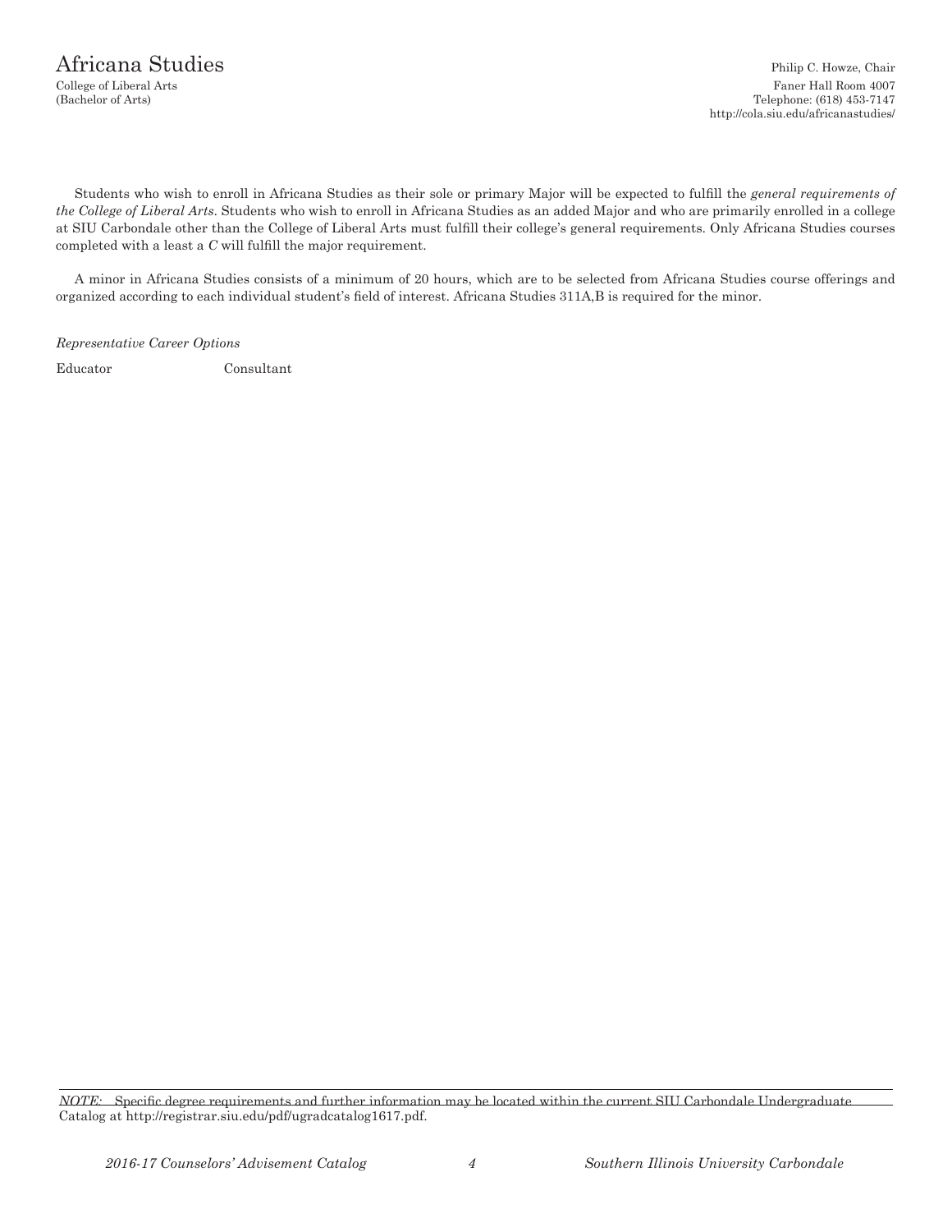# Africana Studies

College of Liberal Arts
(Bachelor of Arts)

Philip C. Howze, Chair
Faner Hall Room 4007
Telephone: (618) 453-7147
http://cola.siu.edu/africanastudies/

Students who wish to enroll in Africana Studies as their sole or primary Major will be expected to fulfill the *general requirements of the College of Liberal Arts*. Students who wish to enroll in Africana Studies as an added Major and who are primarily enrolled in a college at SIU Carbondale other than the College of Liberal Arts must fulfill their college's general requirements. Only Africana Studies courses completed with a least a *C* will fulfill the major requirement.

A minor in Africana Studies consists of a minimum of 20 hours, which are to be selected from Africana Studies course offerings and organized according to each individual student's field of interest. Africana Studies 311A,B is required for the minor.

*Representative Career Options*

Educator
Consultant

*NOTE:* Specific degree requirements and further information may be located within the current SIU Carbondale Undergraduate Catalog at http://registrar.siu.edu/pdf/ugradcatalog1617.pdf.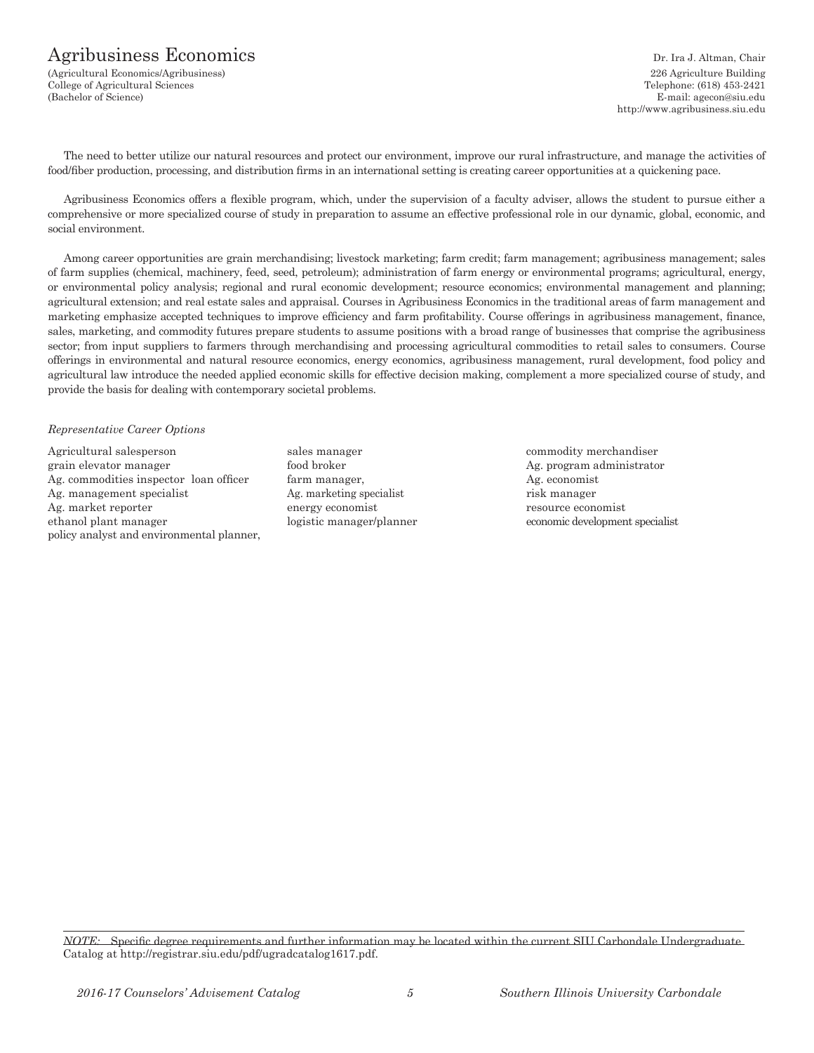# Agribusiness Economics

(Agricultural Economics/Agribusiness)
College of Agricultural Sciences
(Bachelor of Science)

Dr. Ira J. Altman, Chair
226 Agriculture Building
Telephone: (618) 453-2421
E-mail: agecon@siu.edu
http://www.agribusiness.siu.edu

The need to better utilize our natural resources and protect our environment, improve our rural infrastructure, and manage the activities of food/fiber production, processing, and distribution firms in an international setting is creating career opportunities at a quickening pace.

Agribusiness Economics offers a flexible program, which, under the supervision of a faculty adviser, allows the student to pursue either a comprehensive or more specialized course of study in preparation to assume an effective professional role in our dynamic, global, economic, and social environment.

Among career opportunities are grain merchandising; livestock marketing; farm credit; farm management; agribusiness management; sales of farm supplies (chemical, machinery, feed, seed, petroleum); administration of farm energy or environmental programs; agricultural, energy, or environmental policy analysis; regional and rural economic development; resource economics; environmental management and planning; agricultural extension; and real estate sales and appraisal. Courses in Agribusiness Economics in the traditional areas of farm management and marketing emphasize accepted techniques to improve efficiency and farm profitability. Course offerings in agribusiness management, finance, sales, marketing, and commodity futures prepare students to assume positions with a broad range of businesses that comprise the agribusiness sector; from input suppliers to farmers through merchandising and processing agricultural commodities to retail sales to consumers. Course offerings in environmental and natural resource economics, energy economics, agribusiness management, rural development, food policy and agricultural law introduce the needed applied economic skills for effective decision making, complement a more specialized course of study, and provide the basis for dealing with contemporary societal problems.

*Representative Career Options*

Agricultural salesperson
grain elevator manager
Ag. commodities inspector loan officer
Ag. management specialist
Ag. market reporter
ethanol plant manager
policy analyst and environmental planner,
sales manager
food broker
farm manager,
Ag. marketing specialist
energy economist
logistic manager/planner
commodity merchandiser
Ag. program administrator
Ag. economist
risk manager
resource economist
economic development specialist

*NOTE:* Specific degree requirements and further information may be located within the current SIU Carbondale Undergraduate Catalog at http://registrar.siu.edu/pdf/ugradcatalog1617.pdf.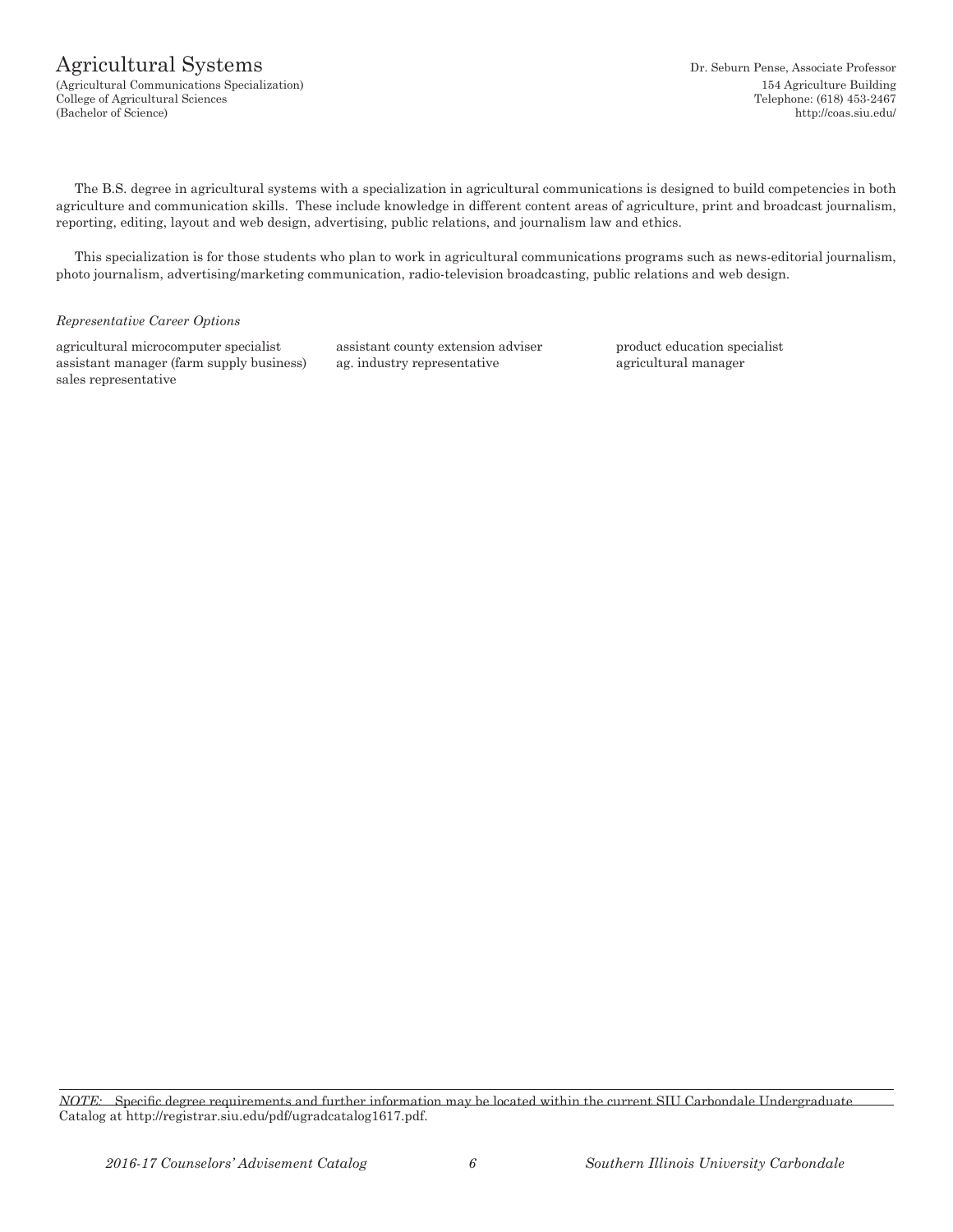# Agricultural Systems

(Agricultural Communications Specialization)
College of Agricultural Sciences
(Bachelor of Science)

Dr. Seburn Pense, Associate Professor
154 Agriculture Building
Telephone: (618) 453-2467
http://coas.siu.edu/

The B.S. degree in agricultural systems with a specialization in agricultural communications is designed to build competencies in both agriculture and communication skills. These include knowledge in different content areas of agriculture, print and broadcast journalism, reporting, editing, layout and web design, advertising, public relations, and journalism law and ethics.

This specialization is for those students who plan to work in agricultural communications programs such as news-editorial journalism, photo journalism, advertising/marketing communication, radio-television broadcasting, public relations and web design.

*Representative Career Options*

- agricultural microcomputer specialist
- assistant manager (farm supply business)
- sales representative
- assistant county extension adviser
- ag. industry representative
- product education specialist
- agricultural manager

*NOTE:* Specific degree requirements and further information may be located within the current SIU Carbondale Undergraduate Catalog at http://registrar.siu.edu/pdf/ugradcatalog1617.pdf.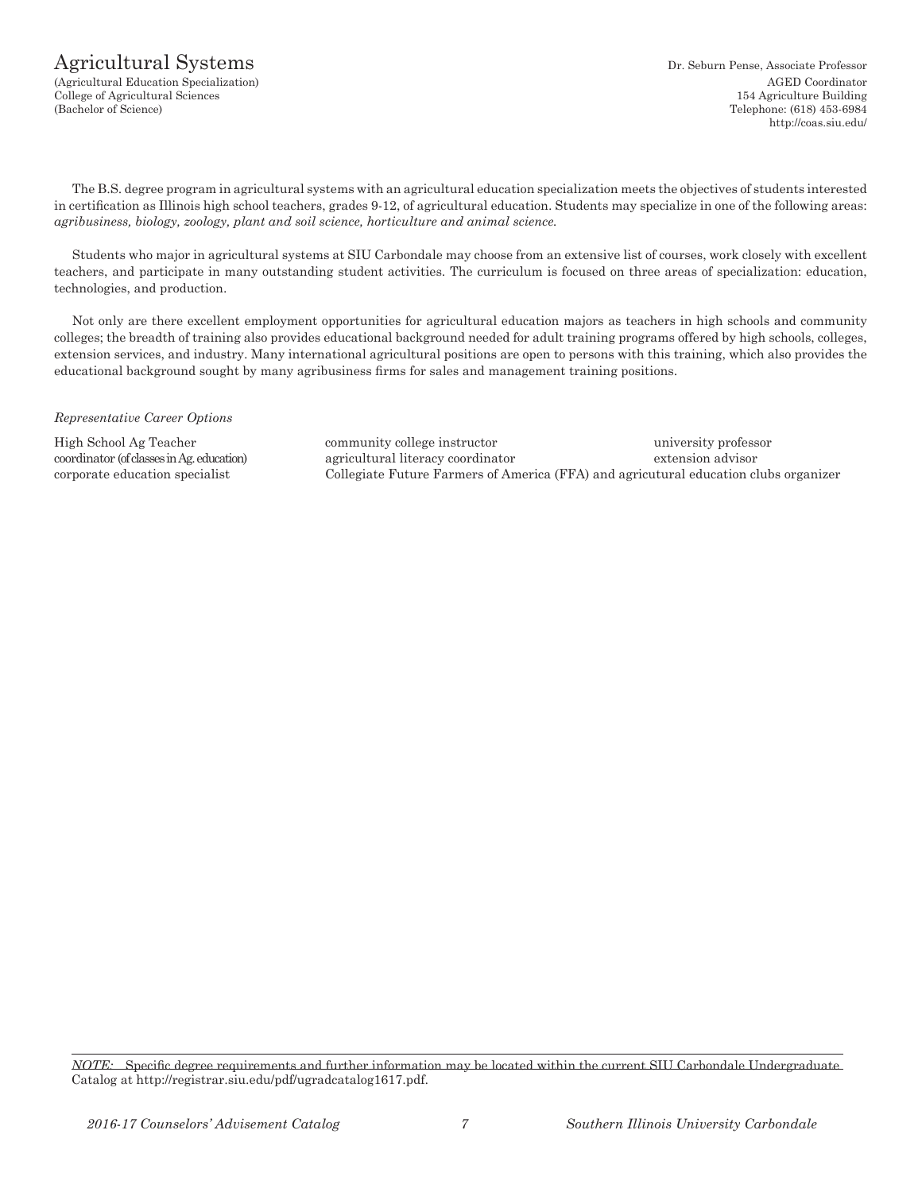# Agricultural Systems

(Agricultural Education Specialization)
College of Agricultural Sciences
(Bachelor of Science)

Dr. Seburn Pense, Associate Professor
AGED Coordinator
154 Agriculture Building
Telephone: (618) 453-6984
http://coas.siu.edu/

The B.S. degree program in agricultural systems with an agricultural education specialization meets the objectives of students interested in certification as Illinois high school teachers, grades 9-12, of agricultural education. Students may specialize in one of the following areas: *agribusiness, biology, zoology, plant and soil science, horticulture and animal science.*

Students who major in agricultural systems at SIU Carbondale may choose from an extensive list of courses, work closely with excellent teachers, and participate in many outstanding student activities. The curriculum is focused on three areas of specialization: education, technologies, and production.

Not only are there excellent employment opportunities for agricultural education majors as teachers in high schools and community colleges; the breadth of training also provides educational background needed for adult training programs offered by high schools, colleges, extension services, and industry. Many international agricultural positions are open to persons with this training, which also provides the educational background sought by many agribusiness firms for sales and management training positions.

*Representative Career Options*

- High School Ag Teacher
- community college instructor
- university professor
- coordinator (of classes in Ag. education)
- agricultural literacy coordinator
- extension advisor
- corporate education specialist
- Collegiate Future Farmers of America (FFA) and agricutural education clubs organizer

*NOTE:* Specific degree requirements and further information may be located within the current SIU Carbondale Undergraduate Catalog at http://registrar.siu.edu/pdf/ugradcatalog1617.pdf.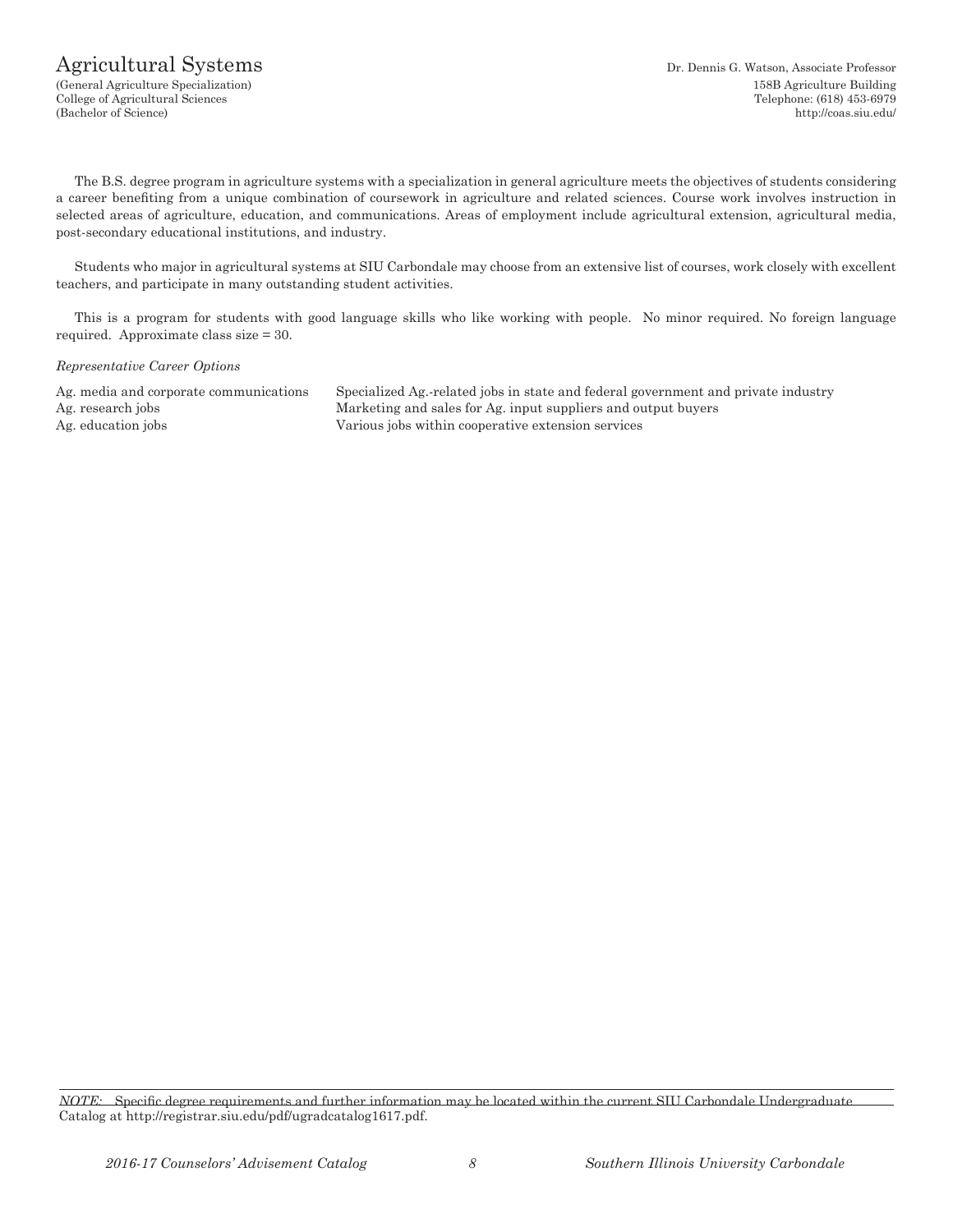# Agricultural Systems

(General Agriculture Specialization)
College of Agricultural Sciences
(Bachelor of Science)

Dr. Dennis G. Watson, Associate Professor
158B Agriculture Building
Telephone: (618) 453-6979
http://coas.siu.edu/

The B.S. degree program in agriculture systems with a specialization in general agriculture meets the objectives of students considering a career benefiting from a unique combination of coursework in agriculture and related sciences. Course work involves instruction in selected areas of agriculture, education, and communications. Areas of employment include agricultural extension, agricultural media, post-secondary educational institutions, and industry.

Students who major in agricultural systems at SIU Carbondale may choose from an extensive list of courses, work closely with excellent teachers, and participate in many outstanding student activities.

This is a program for students with good language skills who like working with people. No minor required. No foreign language required. Approximate class size = 30.

*Representative Career Options*

| | |
|---|---|
| Ag. media and corporate communications | Specialized Ag.-related jobs in state and federal government and private industry |
| Ag. research jobs | Marketing and sales for Ag. input suppliers and output buyers |
| Ag. education jobs | Various jobs within cooperative extension services |

*NOTE:* Specific degree requirements and further information may be located within the current SIU Carbondale Undergraduate Catalog at http://registrar.siu.edu/pdf/ugradcatalog1617.pdf.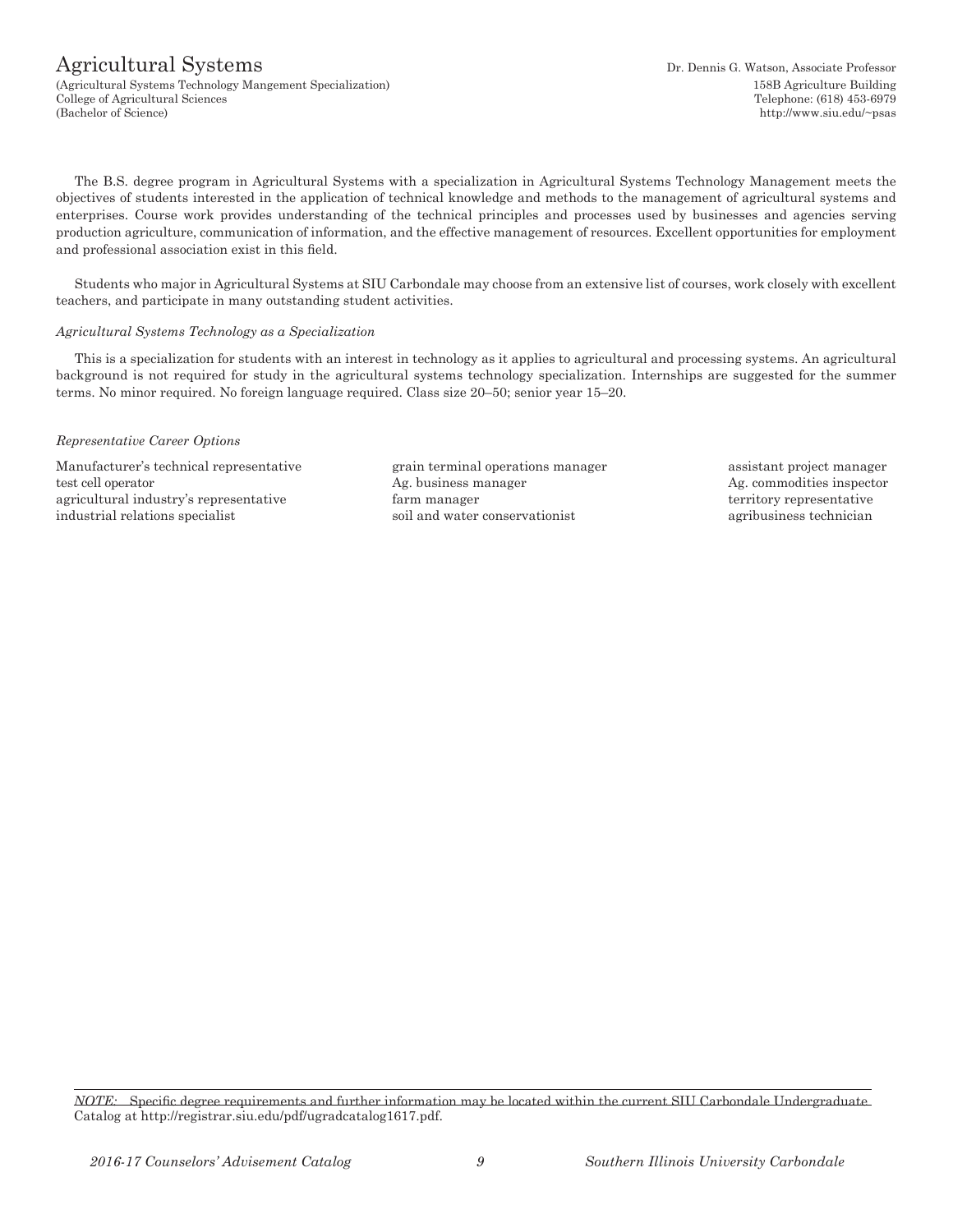# Agricultural Systems

(Agricultural Systems Technology Mangement Specialization)
College of Agricultural Sciences
(Bachelor of Science)

Dr. Dennis G. Watson, Associate Professor
158B Agriculture Building
Telephone: (618) 453-6979
http://www.siu.edu/~psas

The B.S. degree program in Agricultural Systems with a specialization in Agricultural Systems Technology Management meets the objectives of students interested in the application of technical knowledge and methods to the management of agricultural systems and enterprises. Course work provides understanding of the technical principles and processes used by businesses and agencies serving production agriculture, communication of information, and the effective management of resources. Excellent opportunities for employment and professional association exist in this field.

Students who major in Agricultural Systems at SIU Carbondale may choose from an extensive list of courses, work closely with excellent teachers, and participate in many outstanding student activities.

*Agricultural Systems Technology as a Specialization*

This is a specialization for students with an interest in technology as it applies to agricultural and processing systems. An agricultural background is not required for study in the agricultural systems technology specialization. Internships are suggested for the summer terms. No minor required. No foreign language required. Class size 20–50; senior year 15–20.

*Representative Career Options*

Manufacturer's technical representative
test cell operator
agricultural industry's representative
industrial relations specialist
grain terminal operations manager
Ag. business manager
farm manager
soil and water conservationist
assistant project manager
Ag. commodities inspector
territory representative
agribusiness technician

*NOTE:* Specific degree requirements and further information may be located within the current SIU Carbondale Undergraduate Catalog at http://registrar.siu.edu/pdf/ugradcatalog1617.pdf.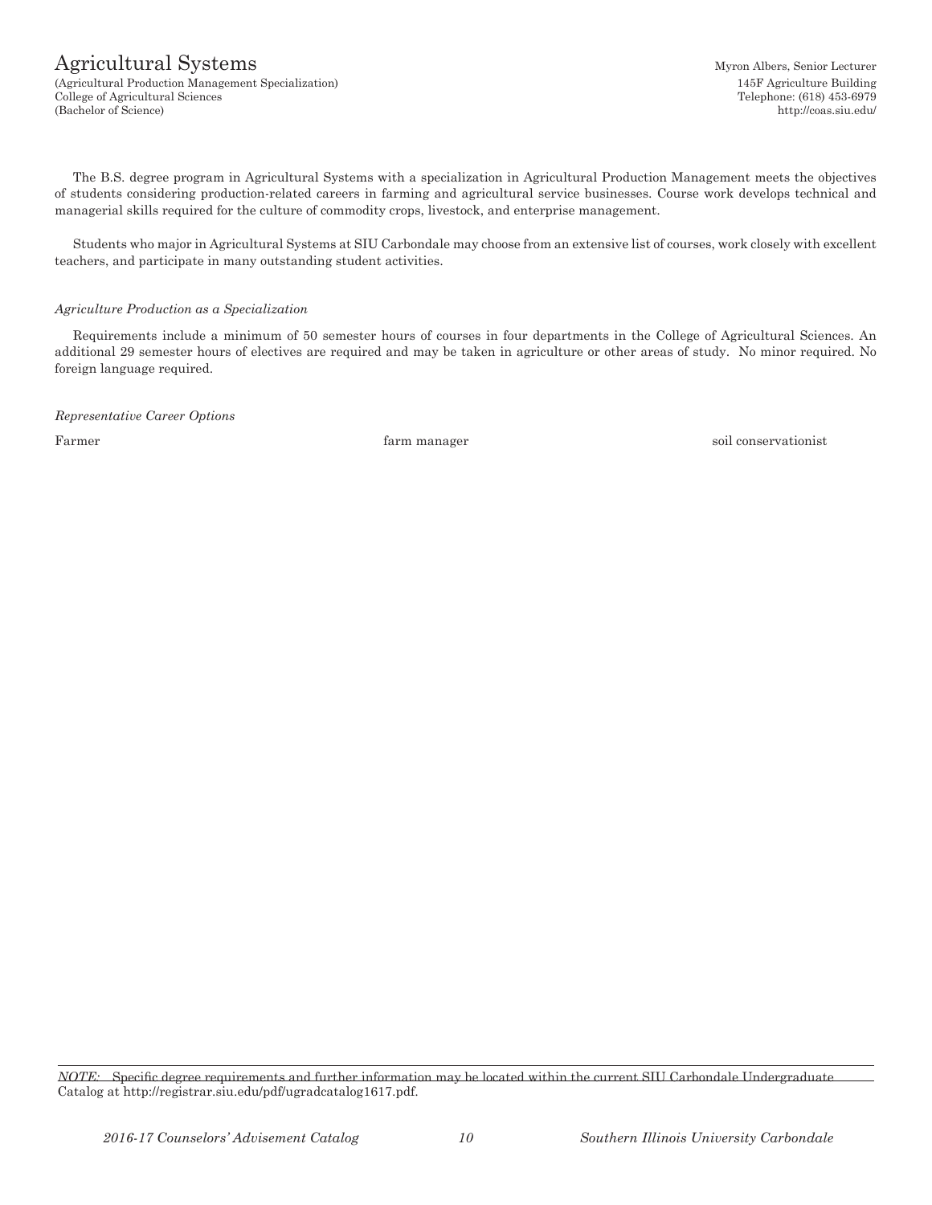# Agricultural Systems

(Agricultural Production Management Specialization)
College of Agricultural Sciences
(Bachelor of Science)

Myron Albers, Senior Lecturer
145F Agriculture Building
Telephone: (618) 453-6979
http://coas.siu.edu/

The B.S. degree program in Agricultural Systems with a specialization in Agricultural Production Management meets the objectives of students considering production-related careers in farming and agricultural service businesses. Course work develops technical and managerial skills required for the culture of commodity crops, livestock, and enterprise management.

Students who major in Agricultural Systems at SIU Carbondale may choose from an extensive list of courses, work closely with excellent teachers, and participate in many outstanding student activities.

*Agriculture Production as a Specialization*

Requirements include a minimum of 50 semester hours of courses in four departments in the College of Agricultural Sciences. An additional 29 semester hours of electives are required and may be taken in agriculture or other areas of study. No minor required. No foreign language required.

*Representative Career Options*

Farmer

farm manager

soil conservationist

*NOTE:* Specific degree requirements and further information may be located within the current SIU Carbondale Undergraduate Catalog at http://registrar.siu.edu/pdf/ugradcatalog1617.pdf.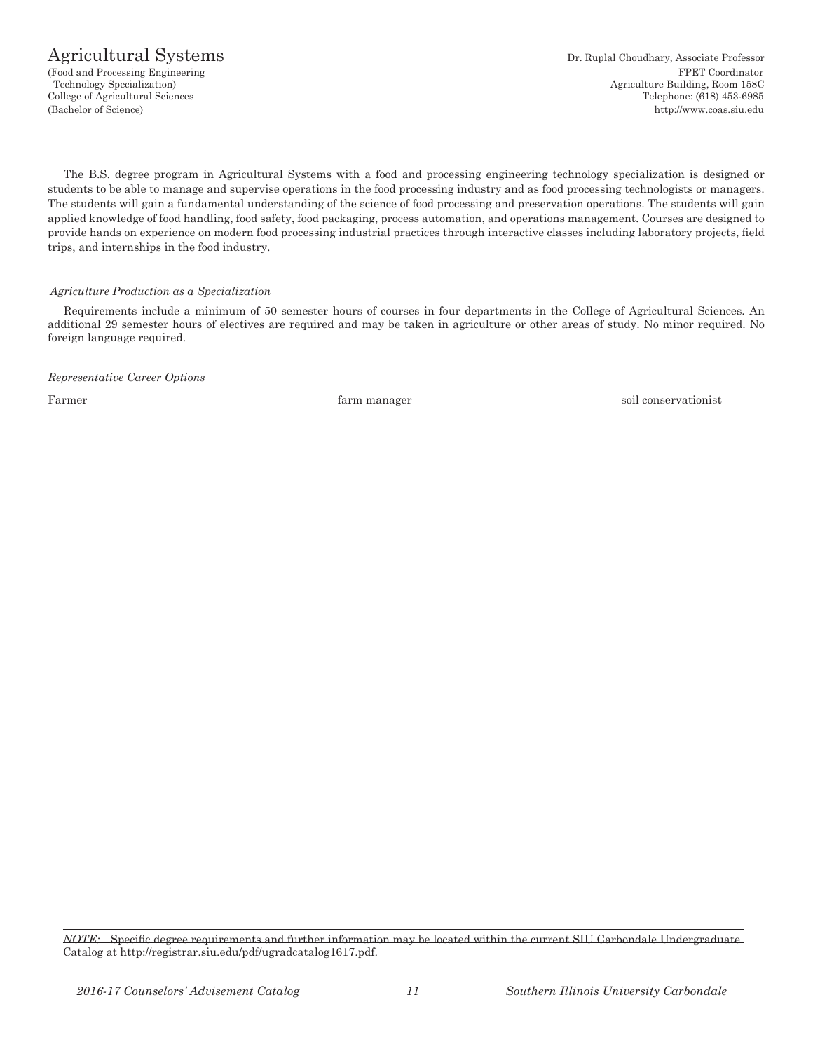# Agricultural Systems

(Food and Processing Engineering Technology Specialization)
College of Agricultural Sciences
(Bachelor of Science)

Dr. Ruplal Choudhary, Associate Professor
FPET Coordinator
Agriculture Building, Room 158C
Telephone: (618) 453-6985
http://www.coas.siu.edu

The B.S. degree program in Agricultural Systems with a food and processing engineering technology specialization is designed or students to be able to manage and supervise operations in the food processing industry and as food processing technologists or managers. The students will gain a fundamental understanding of the science of food processing and preservation operations. The students will gain applied knowledge of food handling, food safety, food packaging, process automation, and operations management. Courses are designed to provide hands on experience on modern food processing industrial practices through interactive classes including laboratory projects, field trips, and internships in the food industry.

*Agriculture Production as a Specialization*

Requirements include a minimum of 50 semester hours of courses in four departments in the College of Agricultural Sciences. An additional 29 semester hours of electives are required and may be taken in agriculture or other areas of study. No minor required. No foreign language required.

*Representative Career Options*

Farmer

farm manager

soil conservationist

*NOTE:* Specific degree requirements and further information may be located within the current SIU Carbondale Undergraduate Catalog at http://registrar.siu.edu/pdf/ugradcatalog1617.pdf.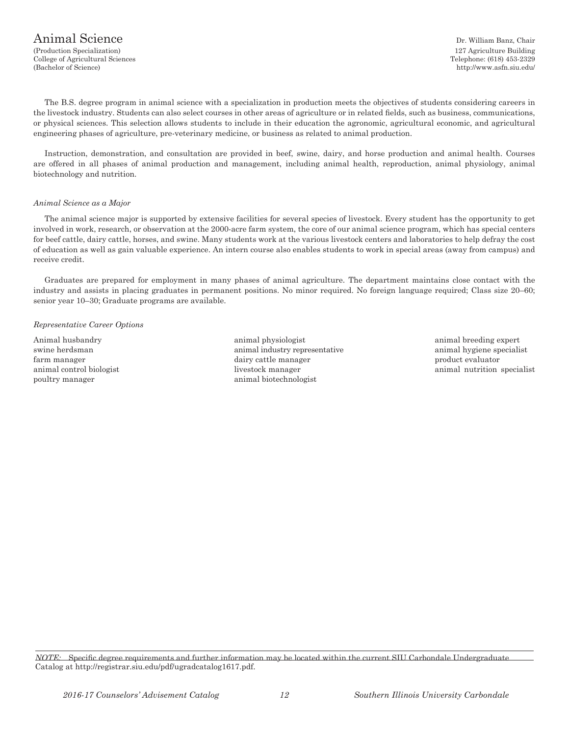# Animal Science

(Production Specialization)
College of Agricultural Sciences
(Bachelor of Science)

Dr. William Banz, Chair
127 Agriculture Building
Telephone: (618) 453-2329
http://www.asfn.siu.edu/

The B.S. degree program in animal science with a specialization in production meets the objectives of students considering careers in the livestock industry. Students can also select courses in other areas of agriculture or in related fields, such as business, communications, or physical sciences. This selection allows students to include in their education the agronomic, agricultural economic, and agricultural engineering phases of agriculture, pre-veterinary medicine, or business as related to animal production.

Instruction, demonstration, and consultation are provided in beef, swine, dairy, and horse production and animal health. Courses are offered in all phases of animal production and management, including animal health, reproduction, animal physiology, animal biotechnology and nutrition.

*Animal Science as a Major*

The animal science major is supported by extensive facilities for several species of livestock. Every student has the opportunity to get involved in work, research, or observation at the 2000-acre farm system, the core of our animal science program, which has special centers for beef cattle, dairy cattle, horses, and swine. Many students work at the various livestock centers and laboratories to help defray the cost of education as well as gain valuable experience. An intern course also enables students to work in special areas (away from campus) and receive credit.

Graduates are prepared for employment in many phases of animal agriculture. The department maintains close contact with the industry and assists in placing graduates in permanent positions. No minor required. No foreign language required; Class size 20–60; senior year 10–30; Graduate programs are available.

*Representative Career Options*

- Animal husbandry
- swine herdsman
- farm manager
- animal control biologist
- poultry manager
- animal physiologist
- animal industry representative
- dairy cattle manager
- livestock manager
- animal biotechnologist
- animal breeding expert
- animal hygiene specialist
- product evaluator
- animal nutrition specialist

*NOTE:* Specific degree requirements and further information may be located within the current SIU Carbondale Undergraduate Catalog at http://registrar.siu.edu/pdf/ugradcatalog1617.pdf.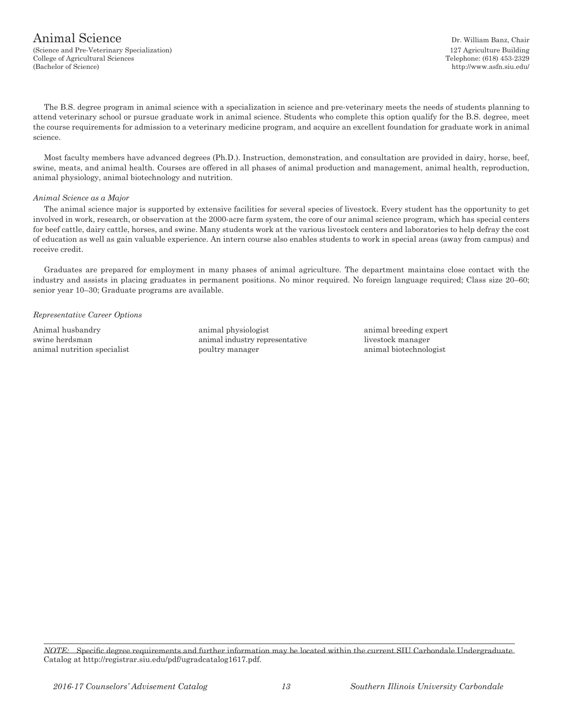# Animal Science

(Science and Pre-Veterinary Specialization)
College of Agricultural Sciences
(Bachelor of Science)

Dr. William Banz, Chair
127 Agriculture Building
Telephone: (618) 453-2329
http://www.asfn.siu.edu/

The B.S. degree program in animal science with a specialization in science and pre-veterinary meets the needs of students planning to attend veterinary school or pursue graduate work in animal science. Students who complete this option qualify for the B.S. degree, meet the course requirements for admission to a veterinary medicine program, and acquire an excellent foundation for graduate work in animal science.

Most faculty members have advanced degrees (Ph.D.). Instruction, demonstration, and consultation are provided in dairy, horse, beef, swine, meats, and animal health. Courses are offered in all phases of animal production and management, animal health, reproduction, animal physiology, animal biotechnology and nutrition.

*Animal Science as a Major*

The animal science major is supported by extensive facilities for several species of livestock. Every student has the opportunity to get involved in work, research, or observation at the 2000-acre farm system, the core of our animal science program, which has special centers for beef cattle, dairy cattle, horses, and swine. Many students work at the various livestock centers and laboratories to help defray the cost of education as well as gain valuable experience. An intern course also enables students to work in special areas (away from campus) and receive credit.

Graduates are prepared for employment in many phases of animal agriculture. The department maintains close contact with the industry and assists in placing graduates in permanent positions. No minor required. No foreign language required; Class size 20–60; senior year 10–30; Graduate programs are available.

*Representative Career Options*

Animal husbandry
swine herdsman
animal nutrition specialist
animal physiologist
animal industry representative
poultry manager
animal breeding expert
livestock manager
animal biotechnologist

*NOTE:* Specific degree requirements and further information may be located within the current SIU Carbondale Undergraduate Catalog at http://registrar.siu.edu/pdf/ugradcatalog1617.pdf.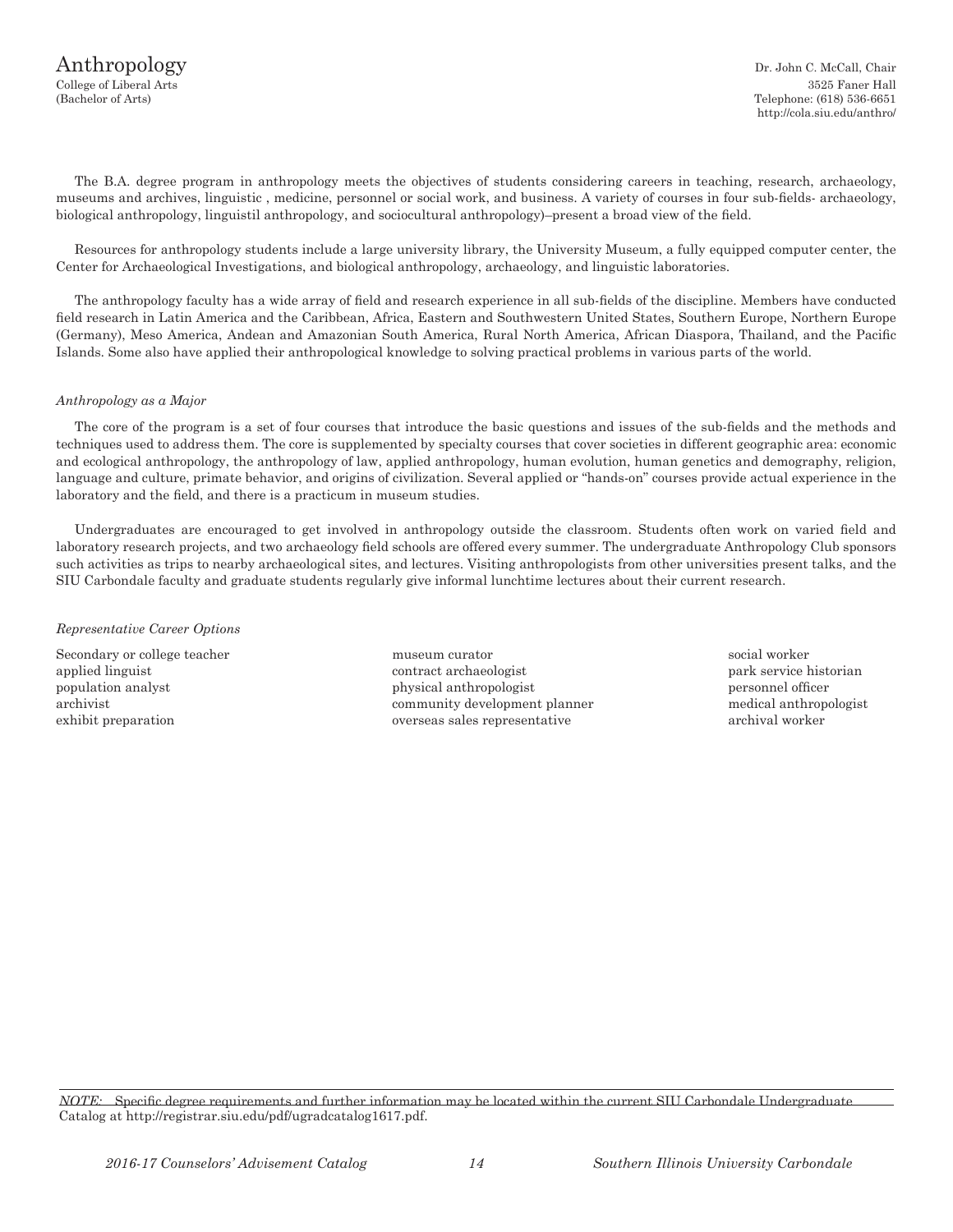# Anthropology

College of Liberal Arts
(Bachelor of Arts)

Dr. John C. McCall, Chair
3525 Faner Hall
Telephone: (618) 536-6651
http://cola.siu.edu/anthro/

The B.A. degree program in anthropology meets the objectives of students considering careers in teaching, research, archaeology, museums and archives, linguistic , medicine, personnel or social work, and business. A variety of courses in four sub-fields- archaeology, biological anthropology, linguistil anthropology, and sociocultural anthropology)–present a broad view of the field.

Resources for anthropology students include a large university library, the University Museum, a fully equipped computer center, the Center for Archaeological Investigations, and biological anthropology, archaeology, and linguistic laboratories.

The anthropology faculty has a wide array of field and research experience in all sub-fields of the discipline. Members have conducted field research in Latin America and the Caribbean, Africa, Eastern and Southwestern United States, Southern Europe, Northern Europe (Germany), Meso America, Andean and Amazonian South America, Rural North America, African Diaspora, Thailand, and the Pacific Islands. Some also have applied their anthropological knowledge to solving practical problems in various parts of the world.

*Anthropology as a Major*

The core of the program is a set of four courses that introduce the basic questions and issues of the sub-fields and the methods and techniques used to address them. The core is supplemented by specialty courses that cover societies in different geographic area: economic and ecological anthropology, the anthropology of law, applied anthropology, human evolution, human genetics and demography, religion, language and culture, primate behavior, and origins of civilization. Several applied or "hands-on" courses provide actual experience in the laboratory and the field, and there is a practicum in museum studies.

Undergraduates are encouraged to get involved in anthropology outside the classroom. Students often work on varied field and laboratory research projects, and two archaeology field schools are offered every summer. The undergraduate Anthropology Club sponsors such activities as trips to nearby archaeological sites, and lectures. Visiting anthropologists from other universities present talks, and the SIU Carbondale faculty and graduate students regularly give informal lunchtime lectures about their current research.

*Representative Career Options*

- Secondary or college teacher
- applied linguist
- population analyst
- archivist
- exhibit preparation
- museum curator
- contract archaeologist
- physical anthropologist
- community development planner
- overseas sales representative
- social worker
- park service historian
- personnel officer
- medical anthropologist
- archival worker

*NOTE:* Specific degree requirements and further information may be located within the current SIU Carbondale Undergraduate Catalog at http://registrar.siu.edu/pdf/ugradcatalog1617.pdf.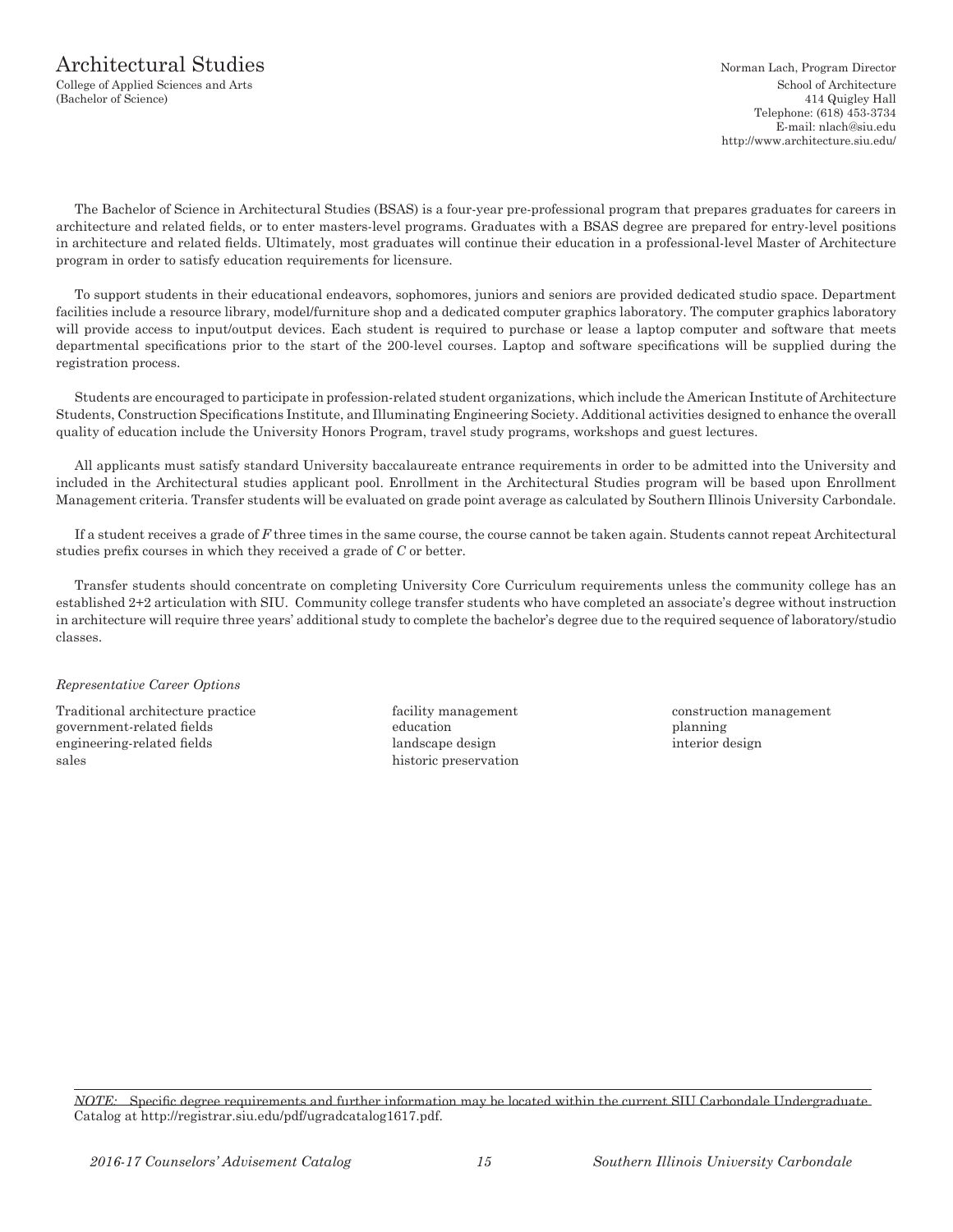# Architectural Studies

College of Applied Sciences and Arts
(Bachelor of Science)

Norman Lach, Program Director
School of Architecture
414 Quigley Hall
Telephone: (618) 453-3734
E-mail: nlach@siu.edu
http://www.architecture.siu.edu/

The Bachelor of Science in Architectural Studies (BSAS) is a four-year pre-professional program that prepares graduates for careers in architecture and related fields, or to enter masters-level programs. Graduates with a BSAS degree are prepared for entry-level positions in architecture and related fields. Ultimately, most graduates will continue their education in a professional-level Master of Architecture program in order to satisfy education requirements for licensure.

To support students in their educational endeavors, sophomores, juniors and seniors are provided dedicated studio space. Department facilities include a resource library, model/furniture shop and a dedicated computer graphics laboratory. The computer graphics laboratory will provide access to input/output devices. Each student is required to purchase or lease a laptop computer and software that meets departmental specifications prior to the start of the 200-level courses. Laptop and software specifications will be supplied during the registration process.

Students are encouraged to participate in profession-related student organizations, which include the American Institute of Architecture Students, Construction Specifications Institute, and Illuminating Engineering Society. Additional activities designed to enhance the overall quality of education include the University Honors Program, travel study programs, workshops and guest lectures.

All applicants must satisfy standard University baccalaureate entrance requirements in order to be admitted into the University and included in the Architectural studies applicant pool. Enrollment in the Architectural Studies program will be based upon Enrollment Management criteria. Transfer students will be evaluated on grade point average as calculated by Southern Illinois University Carbondale.

If a student receives a grade of *F* three times in the same course, the course cannot be taken again. Students cannot repeat Architectural studies prefix courses in which they received a grade of *C* or better.

Transfer students should concentrate on completing University Core Curriculum requirements unless the community college has an established 2+2 articulation with SIU. Community college transfer students who have completed an associate's degree without instruction in architecture will require three years' additional study to complete the bachelor's degree due to the required sequence of laboratory/studio classes.

*Representative Career Options*

Traditional architecture practice
government-related fields
engineering-related fields
sales
facility management
education
landscape design
historic preservation
construction management
planning
interior design

*NOTE:* Specific degree requirements and further information may be located within the current SIU Carbondale Undergraduate Catalog at http://registrar.siu.edu/pdf/ugradcatalog1617.pdf.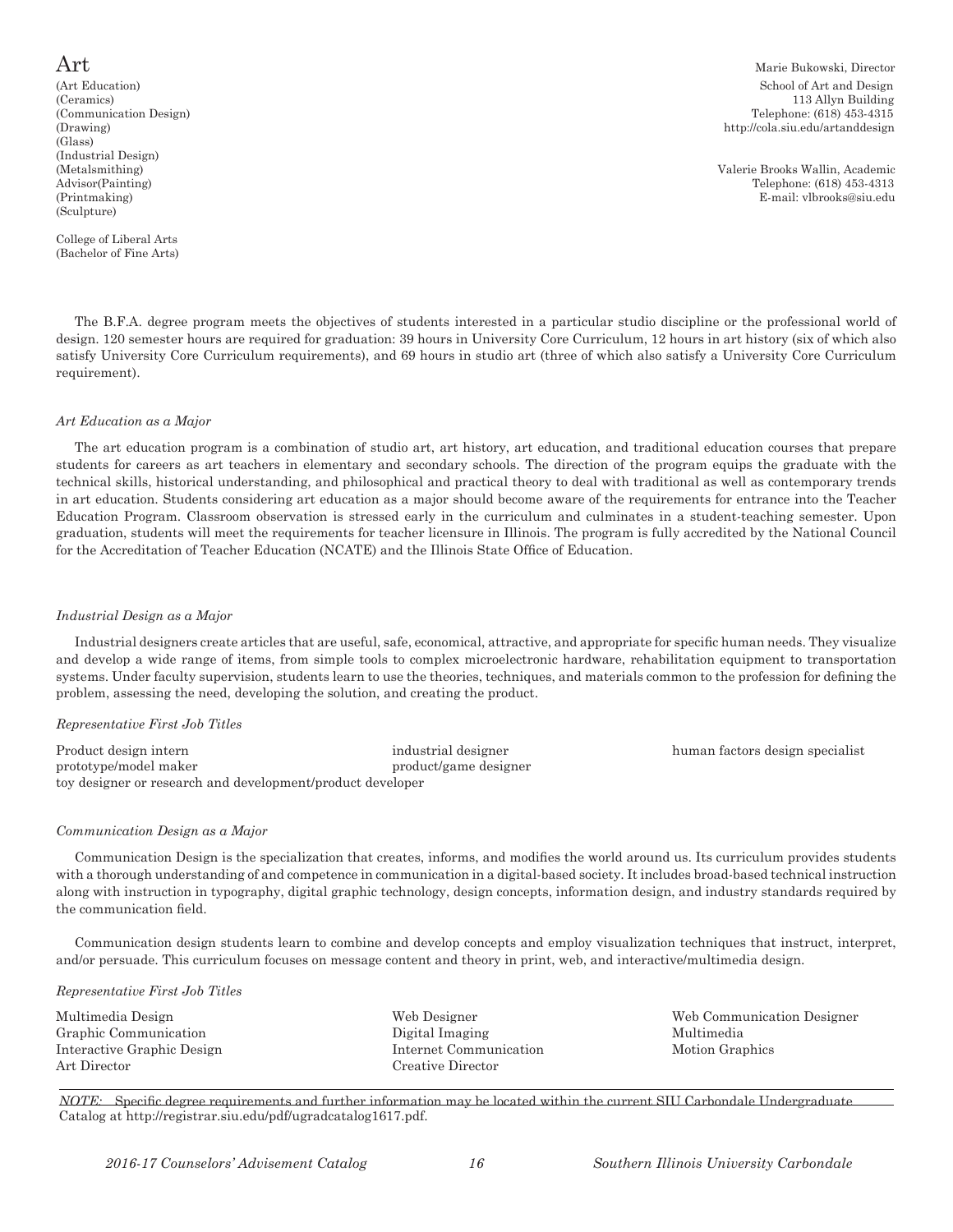# Art

(Art Education)
(Ceramics)
(Communication Design)
(Drawing)
(Glass)
(Industrial Design)
(Metalsmithing)
Advisor(Painting)
(Printmaking)
(Sculpture)

College of Liberal Arts
(Bachelor of Fine Arts)

Marie Bukowski, Director
School of Art and Design
113 Allyn Building
Telephone: (618) 453-4315
http://cola.siu.edu/artanddesign

Valerie Brooks Wallin, Academic
Telephone: (618) 453-4313
E-mail: vlbrooks@siu.edu

The B.F.A. degree program meets the objectives of students interested in a particular studio discipline or the professional world of design. 120 semester hours are required for graduation: 39 hours in University Core Curriculum, 12 hours in art history (six of which also satisfy University Core Curriculum requirements), and 69 hours in studio art (three of which also satisfy a University Core Curriculum requirement).

*Art Education as a Major*

The art education program is a combination of studio art, art history, art education, and traditional education courses that prepare students for careers as art teachers in elementary and secondary schools. The direction of the program equips the graduate with the technical skills, historical understanding, and philosophical and practical theory to deal with traditional as well as contemporary trends in art education. Students considering art education as a major should become aware of the requirements for entrance into the Teacher Education Program. Classroom observation is stressed early in the curriculum and culminates in a student-teaching semester. Upon graduation, students will meet the requirements for teacher licensure in Illinois. The program is fully accredited by the National Council for the Accreditation of Teacher Education (NCATE) and the Illinois State Office of Education.

*Industrial Design as a Major*

Industrial designers create articles that are useful, safe, economical, attractive, and appropriate for specific human needs. They visualize and develop a wide range of items, from simple tools to complex microelectronic hardware, rehabilitation equipment to transportation systems. Under faculty supervision, students learn to use the theories, techniques, and materials common to the profession for defining the problem, assessing the need, developing the solution, and creating the product.

*Representative First Job Titles*

Product design intern
industrial designer
human factors design specialist
prototype/model maker
product/game designer
toy designer or research and development/product developer

*Communication Design as a Major*

Communication Design is the specialization that creates, informs, and modifies the world around us. Its curriculum provides students with a thorough understanding of and competence in communication in a digital-based society. It includes broad-based technical instruction along with instruction in typography, digital graphic technology, design concepts, information design, and industry standards required by the communication field.

Communication design students learn to combine and develop concepts and employ visualization techniques that instruct, interpret, and/or persuade. This curriculum focuses on message content and theory in print, web, and interactive/multimedia design.

*Representative First Job Titles*

Multimedia Design
Web Designer
Web Communication Designer
Graphic Communication
Digital Imaging
Multimedia
Interactive Graphic Design
Internet Communication
Motion Graphics
Art Director
Creative Director

*NOTE:* Specific degree requirements and further information may be located within the current SIU Carbondale Undergraduate Catalog at http://registrar.siu.edu/pdf/ugradcatalog1617.pdf.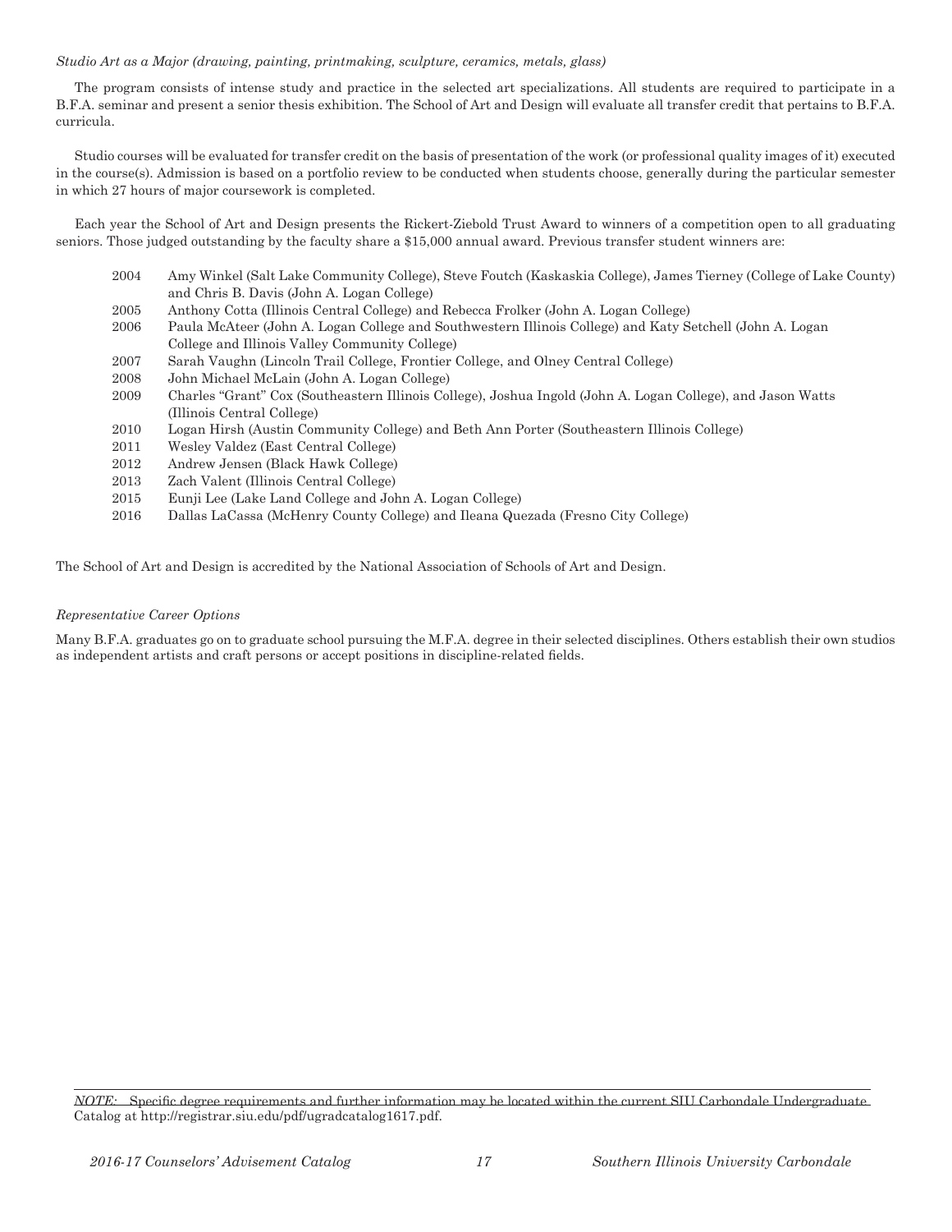*Studio Art as a Major (drawing, painting, printmaking, sculpture, ceramics, metals, glass)*

The program consists of intense study and practice in the selected art specializations. All students are required to participate in a B.F.A. seminar and present a senior thesis exhibition. The School of Art and Design will evaluate all transfer credit that pertains to B.F.A. curricula.

Studio courses will be evaluated for transfer credit on the basis of presentation of the work (or professional quality images of it) executed in the course(s). Admission is based on a portfolio review to be conducted when students choose, generally during the particular semester in which 27 hours of major coursework is completed.

Each year the School of Art and Design presents the Rickert-Ziebold Trust Award to winners of a competition open to all graduating seniors. Those judged outstanding by the faculty share a $15,000 annual award. Previous transfer student winners are:

- 2004 Amy Winkel (Salt Lake Community College), Steve Foutch (Kaskaskia College), James Tierney (College of Lake County) and Chris B. Davis (John A. Logan College)
- 2005 Anthony Cotta (Illinois Central College) and Rebecca Frolker (John A. Logan College)
- 2006 Paula McAteer (John A. Logan College and Southwestern Illinois College) and Katy Setchell (John A. Logan College and Illinois Valley Community College)
- 2007 Sarah Vaughn (Lincoln Trail College, Frontier College, and Olney Central College)
- 2008 John Michael McLain (John A. Logan College)
- 2009 Charles "Grant" Cox (Southeastern Illinois College), Joshua Ingold (John A. Logan College), and Jason Watts (Illinois Central College)
- 2010 Logan Hirsh (Austin Community College) and Beth Ann Porter (Southeastern Illinois College)
- 2011 Wesley Valdez (East Central College)
- 2012 Andrew Jensen (Black Hawk College)
- 2013 Zach Valent (Illinois Central College)
- 2015 Eunji Lee (Lake Land College and John A. Logan College)
- 2016 Dallas LaCassa (McHenry County College) and Ileana Quezada (Fresno City College)

The School of Art and Design is accredited by the National Association of Schools of Art and Design.

*Representative Career Options*

Many B.F.A. graduates go on to graduate school pursuing the M.F.A. degree in their selected disciplines. Others establish their own studios as independent artists and craft persons or accept positions in discipline-related fields.

*NOTE:* Specific degree requirements and further information may be located within the current SIU Carbondale Undergraduate Catalog at http://registrar.siu.edu/pdf/ugradcatalog1617.pdf.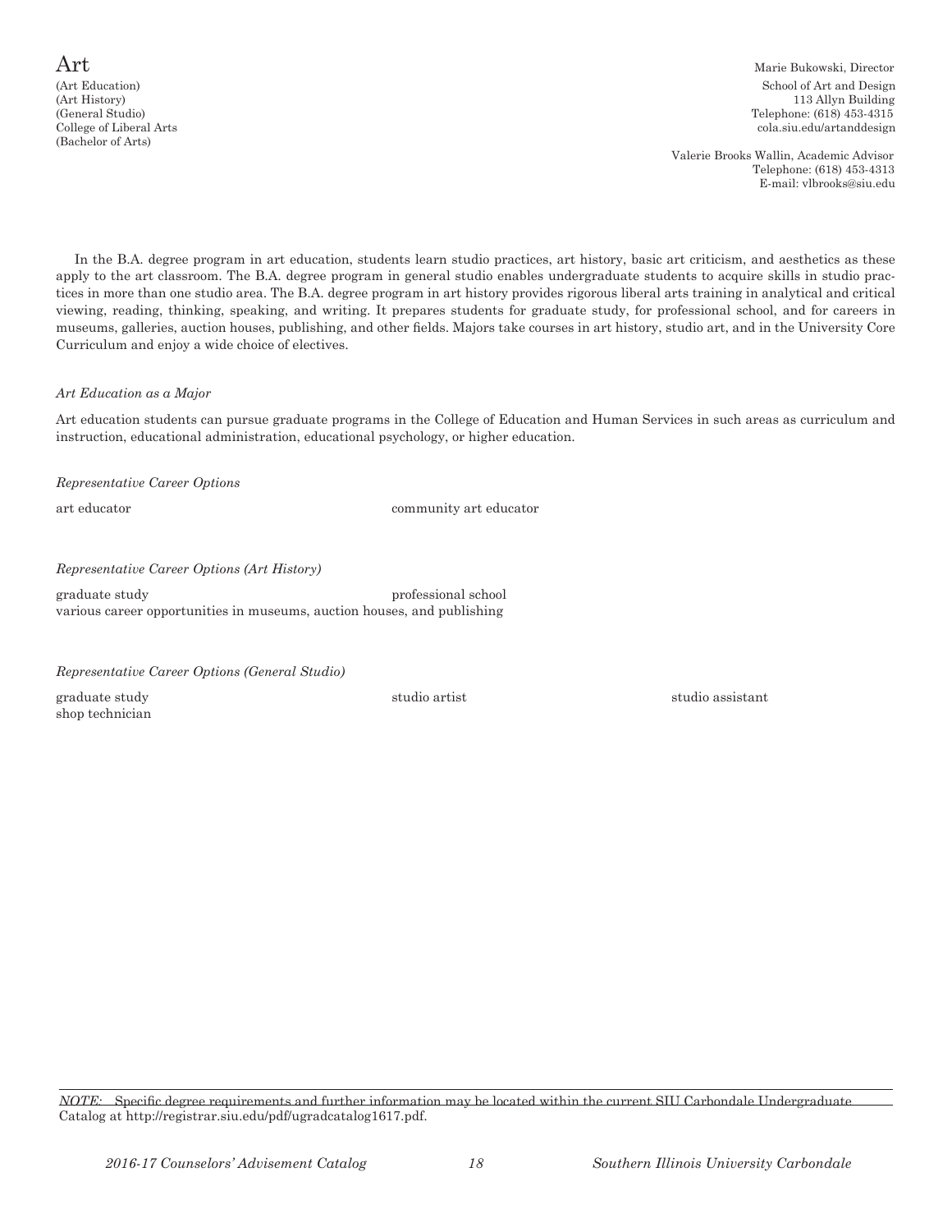# Art

(Art Education)
(Art History)
(General Studio)
College of Liberal Arts
(Bachelor of Arts)

Marie Bukowski, Director
School of Art and Design
113 Allyn Building
Telephone: (618) 453-4315
cola.siu.edu/artanddesign

Valerie Brooks Wallin, Academic Advisor
Telephone: (618) 453-4313
E-mail: vlbrooks@siu.edu

In the B.A. degree program in art education, students learn studio practices, art history, basic art criticism, and aesthetics as these apply to the art classroom. The B.A. degree program in general studio enables undergraduate students to acquire skills in studio practices in more than one studio area. The B.A. degree program in art history provides rigorous liberal arts training in analytical and critical viewing, reading, thinking, speaking, and writing. It prepares students for graduate study, for professional school, and for careers in museums, galleries, auction houses, publishing, and other fields. Majors take courses in art history, studio art, and in the University Core Curriculum and enjoy a wide choice of electives.

*Art Education as a Major*

Art education students can pursue graduate programs in the College of Education and Human Services in such areas as curriculum and instruction, educational administration, educational psychology, or higher education.

*Representative Career Options*

art educator
community art educator

*Representative Career Options (Art History)*

graduate study
professional school
various career opportunities in museums, auction houses, and publishing

*Representative Career Options (General Studio)*

graduate study
studio artist
studio assistant
shop technician

*NOTE:* Specific degree requirements and further information may be located within the current SIU Carbondale Undergraduate Catalog at http://registrar.siu.edu/pdf/ugradcatalog1617.pdf.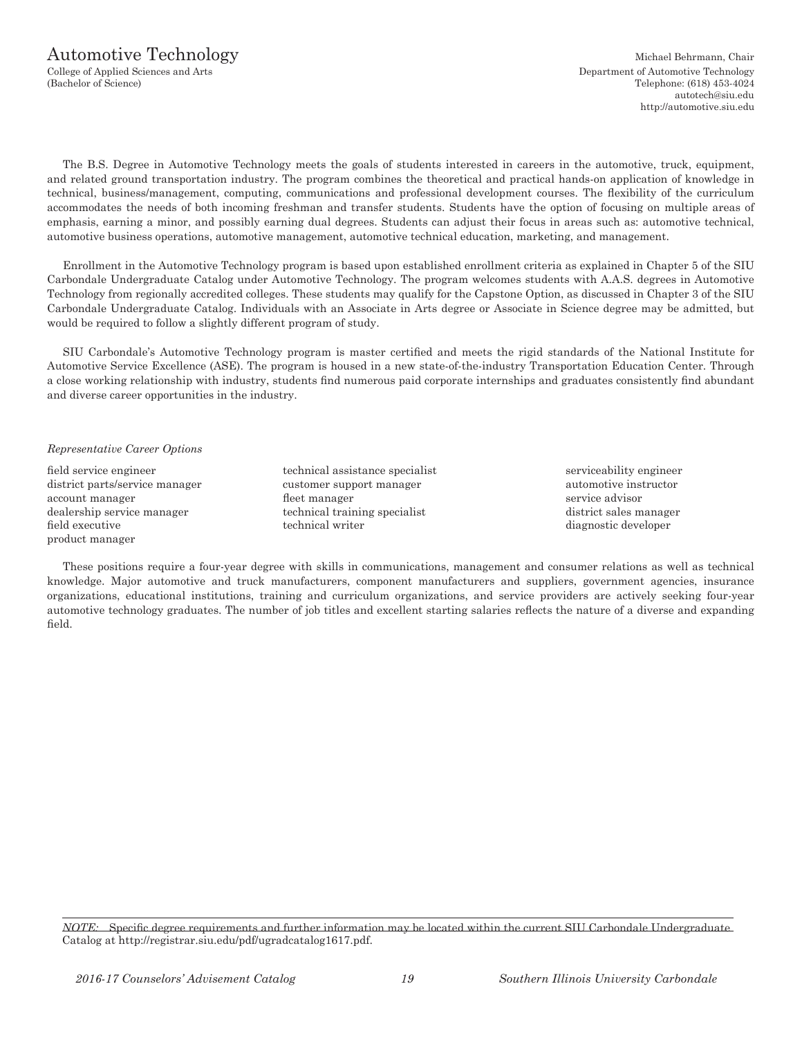# Automotive Technology

College of Applied Sciences and Arts
(Bachelor of Science)

Michael Behrmann, Chair
Department of Automotive Technology
Telephone: (618) 453-4024
autotech@siu.edu
http://automotive.siu.edu

The B.S. Degree in Automotive Technology meets the goals of students interested in careers in the automotive, truck, equipment, and related ground transportation industry. The program combines the theoretical and practical hands-on application of knowledge in technical, business/management, computing, communications and professional development courses. The flexibility of the curriculum accommodates the needs of both incoming freshman and transfer students. Students have the option of focusing on multiple areas of emphasis, earning a minor, and possibly earning dual degrees. Students can adjust their focus in areas such as: automotive technical, automotive business operations, automotive management, automotive technical education, marketing, and management.

Enrollment in the Automotive Technology program is based upon established enrollment criteria as explained in Chapter 5 of the SIU Carbondale Undergraduate Catalog under Automotive Technology. The program welcomes students with A.A.S. degrees in Automotive Technology from regionally accredited colleges. These students may qualify for the Capstone Option, as discussed in Chapter 3 of the SIU Carbondale Undergraduate Catalog. Individuals with an Associate in Arts degree or Associate in Science degree may be admitted, but would be required to follow a slightly different program of study.

SIU Carbondale's Automotive Technology program is master certified and meets the rigid standards of the National Institute for Automotive Service Excellence (ASE). The program is housed in a new state-of-the-industry Transportation Education Center. Through a close working relationship with industry, students find numerous paid corporate internships and graduates consistently find abundant and diverse career opportunities in the industry.

*Representative Career Options*

field service engineer
district parts/service manager
account manager
dealership service manager
field executive
product manager
technical assistance specialist
customer support manager
fleet manager
technical training specialist
technical writer
serviceability engineer
automotive instructor
service advisor
district sales manager
diagnostic developer

These positions require a four-year degree with skills in communications, management and consumer relations as well as technical knowledge. Major automotive and truck manufacturers, component manufacturers and suppliers, government agencies, insurance organizations, educational institutions, training and curriculum organizations, and service providers are actively seeking four-year automotive technology graduates. The number of job titles and excellent starting salaries reflects the nature of a diverse and expanding field.

*NOTE:* Specific degree requirements and further information may be located within the current SIU Carbondale Undergraduate Catalog at http://registrar.siu.edu/pdf/ugradcatalog1617.pdf.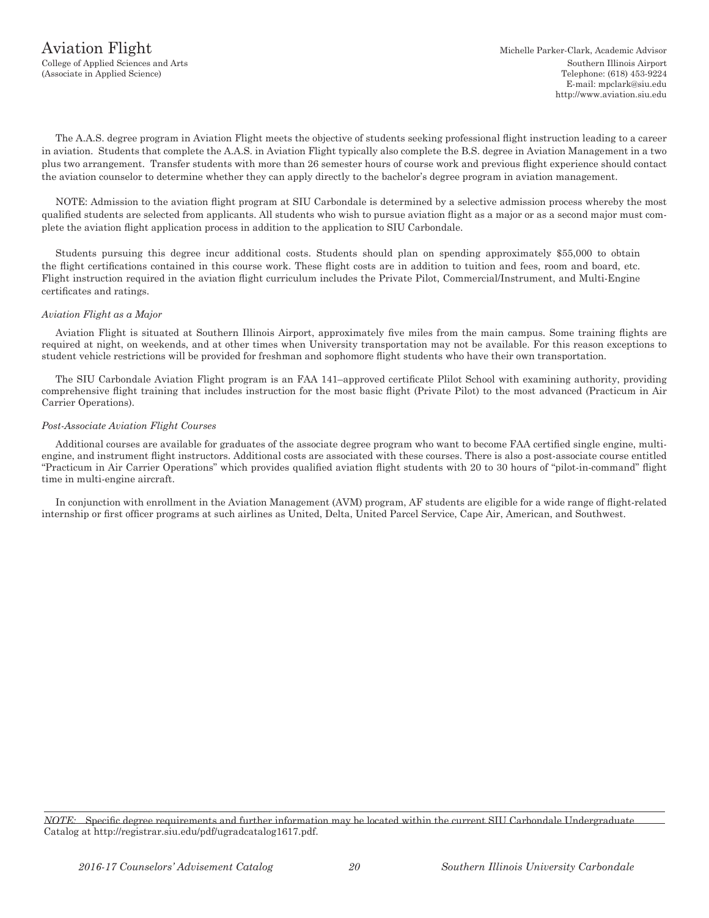# Aviation Flight

College of Applied Sciences and Arts
(Associate in Applied Science)

Michelle Parker-Clark, Academic Advisor
Southern Illinois Airport
Telephone: (618) 453-9224
E-mail: mpclark@siu.edu
http://www.aviation.siu.edu

The A.A.S. degree program in Aviation Flight meets the objective of students seeking professional flight instruction leading to a career in aviation. Students that complete the A.A.S. in Aviation Flight typically also complete the B.S. degree in Aviation Management in a two plus two arrangement. Transfer students with more than 26 semester hours of course work and previous flight experience should contact the aviation counselor to determine whether they can apply directly to the bachelor's degree program in aviation management.

NOTE: Admission to the aviation flight program at SIU Carbondale is determined by a selective admission process whereby the most qualified students are selected from applicants. All students who wish to pursue aviation flight as a major or as a second major must complete the aviation flight application process in addition to the application to SIU Carbondale.

Students pursuing this degree incur additional costs. Students should plan on spending approximately $55,000 to obtain the flight certifications contained in this course work. These flight costs are in addition to tuition and fees, room and board, etc. Flight instruction required in the aviation flight curriculum includes the Private Pilot, Commercial/Instrument, and Multi-Engine certificates and ratings.

*Aviation Flight as a Major*

Aviation Flight is situated at Southern Illinois Airport, approximately five miles from the main campus. Some training flights are required at night, on weekends, and at other times when University transportation may not be available. For this reason exceptions to student vehicle restrictions will be provided for freshman and sophomore flight students who have their own transportation.

The SIU Carbondale Aviation Flight program is an FAA 141–approved certificate Plilot School with examining authority, providing comprehensive flight training that includes instruction for the most basic flight (Private Pilot) to the most advanced (Practicum in Air Carrier Operations).

*Post-Associate Aviation Flight Courses*

Additional courses are available for graduates of the associate degree program who want to become FAA certified single engine, multi-engine, and instrument flight instructors. Additional costs are associated with these courses. There is also a post-associate course entitled "Practicum in Air Carrier Operations" which provides qualified aviation flight students with 20 to 30 hours of "pilot-in-command" flight time in multi-engine aircraft.

In conjunction with enrollment in the Aviation Management (AVM) program, AF students are eligible for a wide range of flight-related internship or first officer programs at such airlines as United, Delta, United Parcel Service, Cape Air, American, and Southwest.

*NOTE:* Specific degree requirements and further information may be located within the current SIU Carbondale Undergraduate Catalog at http://registrar.siu.edu/pdf/ugradcatalog1617.pdf.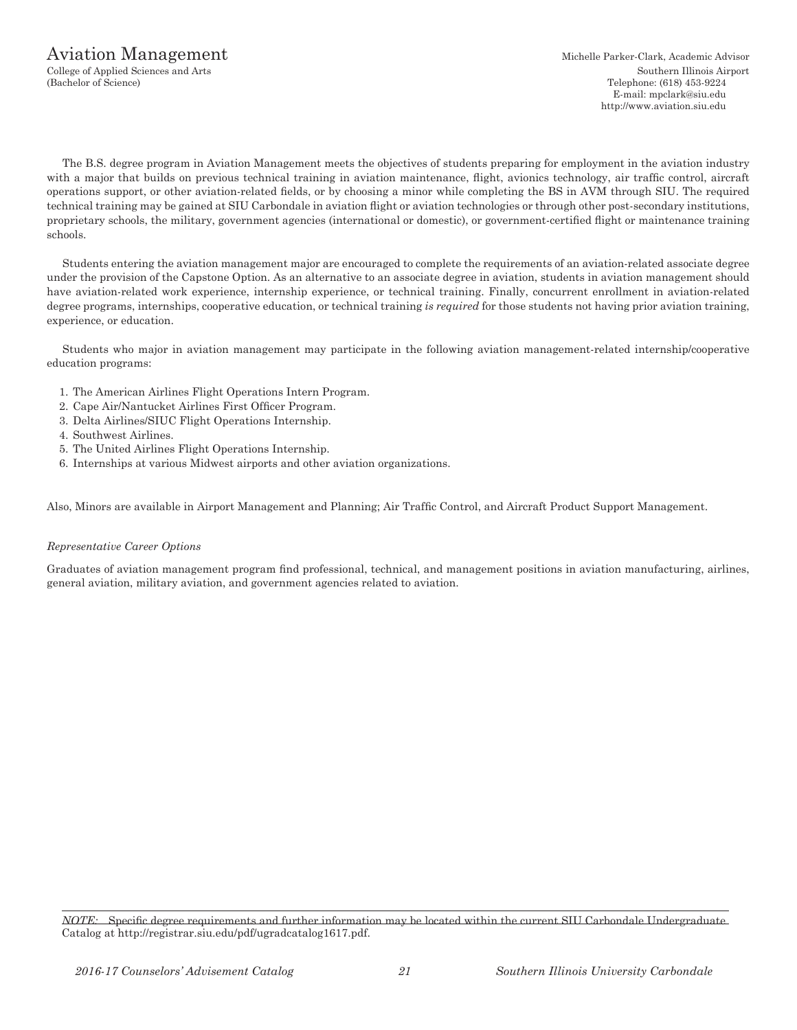# Aviation Management

College of Applied Sciences and Arts
(Bachelor of Science)

Michelle Parker-Clark, Academic Advisor
Southern Illinois Airport
Telephone: (618) 453-9224
E-mail: mpclark@siu.edu
http://www.aviation.siu.edu

The B.S. degree program in Aviation Management meets the objectives of students preparing for employment in the aviation industry with a major that builds on previous technical training in aviation maintenance, flight, avionics technology, air traffic control, aircraft operations support, or other aviation-related fields, or by choosing a minor while completing the BS in AVM through SIU. The required technical training may be gained at SIU Carbondale in aviation flight or aviation technologies or through other post-secondary institutions, proprietary schools, the military, government agencies (international or domestic), or government-certified flight or maintenance training schools.

Students entering the aviation management major are encouraged to complete the requirements of an aviation-related associate degree under the provision of the Capstone Option. As an alternative to an associate degree in aviation, students in aviation management should have aviation-related work experience, internship experience, or technical training. Finally, concurrent enrollment in aviation-related degree programs, internships, cooperative education, or technical training *is required* for those students not having prior aviation training, experience, or education.

Students who major in aviation management may participate in the following aviation management-related internship/cooperative education programs:

1. The American Airlines Flight Operations Intern Program.
2. Cape Air/Nantucket Airlines First Officer Program.
3. Delta Airlines/SIUC Flight Operations Internship.
4. Southwest Airlines.
5. The United Airlines Flight Operations Internship.
6. Internships at various Midwest airports and other aviation organizations.

Also, Minors are available in Airport Management and Planning; Air Traffic Control, and Aircraft Product Support Management.

*Representative Career Options*

Graduates of aviation management program find professional, technical, and management positions in aviation manufacturing, airlines, general aviation, military aviation, and government agencies related to aviation.

*NOTE:* Specific degree requirements and further information may be located within the current SIU Carbondale Undergraduate Catalog at http://registrar.siu.edu/pdf/ugradcatalog1617.pdf.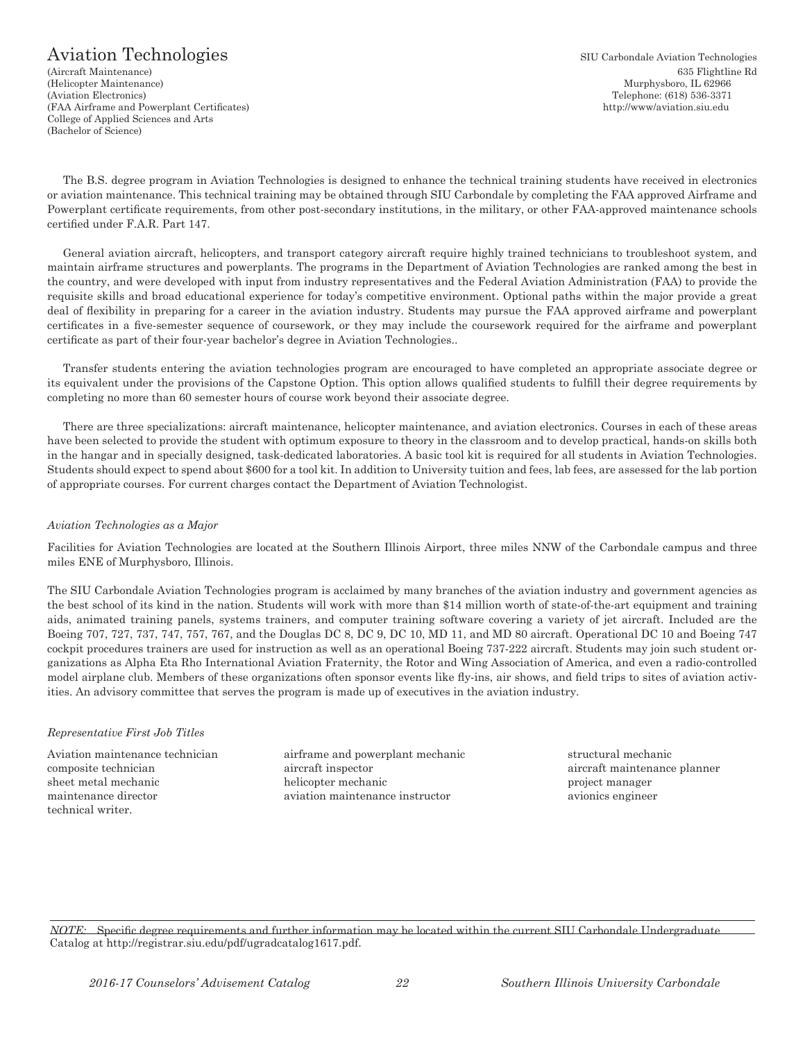# Aviation Technologies

(Aircraft Maintenance)
(Helicopter Maintenance)
(Aviation Electronics)
(FAA Airframe and Powerplant Certificates)
College of Applied Sciences and Arts
(Bachelor of Science)

SIU Carbondale Aviation Technologies
635 Flightline Rd
Murphysboro, IL 62966
Telephone: (618) 536-3371
http://www/aviation.siu.edu

The B.S. degree program in Aviation Technologies is designed to enhance the technical training students have received in electronics or aviation maintenance. This technical training may be obtained through SIU Carbondale by completing the FAA approved Airframe and Powerplant certificate requirements, from other post-secondary institutions, in the military, or other FAA-approved maintenance schools certified under F.A.R. Part 147.

General aviation aircraft, helicopters, and transport category aircraft require highly trained technicians to troubleshoot system, and maintain airframe structures and powerplants. The programs in the Department of Aviation Technologies are ranked among the best in the country, and were developed with input from industry representatives and the Federal Aviation Administration (FAA) to provide the requisite skills and broad educational experience for today's competitive environment. Optional paths within the major provide a great deal of flexibility in preparing for a career in the aviation industry. Students may pursue the FAA approved airframe and powerplant certificates in a five-semester sequence of coursework, or they may include the coursework required for the airframe and powerplant certificate as part of their four-year bachelor's degree in Aviation Technologies..

Transfer students entering the aviation technologies program are encouraged to have completed an appropriate associate degree or its equivalent under the provisions of the Capstone Option. This option allows qualified students to fulfill their degree requirements by completing no more than 60 semester hours of course work beyond their associate degree.

There are three specializations: aircraft maintenance, helicopter maintenance, and aviation electronics. Courses in each of these areas have been selected to provide the student with optimum exposure to theory in the classroom and to develop practical, hands-on skills both in the hangar and in specially designed, task-dedicated laboratories. A basic tool kit is required for all students in Aviation Technologies. Students should expect to spend about $600 for a tool kit. In addition to University tuition and fees, lab fees, are assessed for the lab portion of appropriate courses. For current charges contact the Department of Aviation Technologist.

*Aviation Technologies as a Major*

Facilities for Aviation Technologies are located at the Southern Illinois Airport, three miles NNW of the Carbondale campus and three miles ENE of Murphysboro, Illinois.

The SIU Carbondale Aviation Technologies program is acclaimed by many branches of the aviation industry and government agencies as the best school of its kind in the nation. Students will work with more than $14 million worth of state-of-the-art equipment and training aids, animated training panels, systems trainers, and computer training software covering a variety of jet aircraft. Included are the Boeing 707, 727, 737, 747, 757, 767, and the Douglas DC 8, DC 9, DC 10, MD 11, and MD 80 aircraft. Operational DC 10 and Boeing 747 cockpit procedures trainers are used for instruction as well as an operational Boeing 737-222 aircraft. Students may join such student organizations as Alpha Eta Rho International Aviation Fraternity, the Rotor and Wing Association of America, and even a radio-controlled model airplane club. Members of these organizations often sponsor events like fly-ins, air shows, and field trips to sites of aviation activities. An advisory committee that serves the program is made up of executives in the aviation industry.

*Representative First Job Titles*

Aviation maintenance technician
composite technician
sheet metal mechanic
maintenance director
technical writer.
airframe and powerplant mechanic
aircraft inspector
helicopter mechanic
aviation maintenance instructor
structural mechanic
aircraft maintenance planner
project manager
avionics engineer

*NOTE:* Specific degree requirements and further information may be located within the current SIU Carbondale Undergraduate Catalog at http://registrar.siu.edu/pdf/ugradcatalog1617.pdf.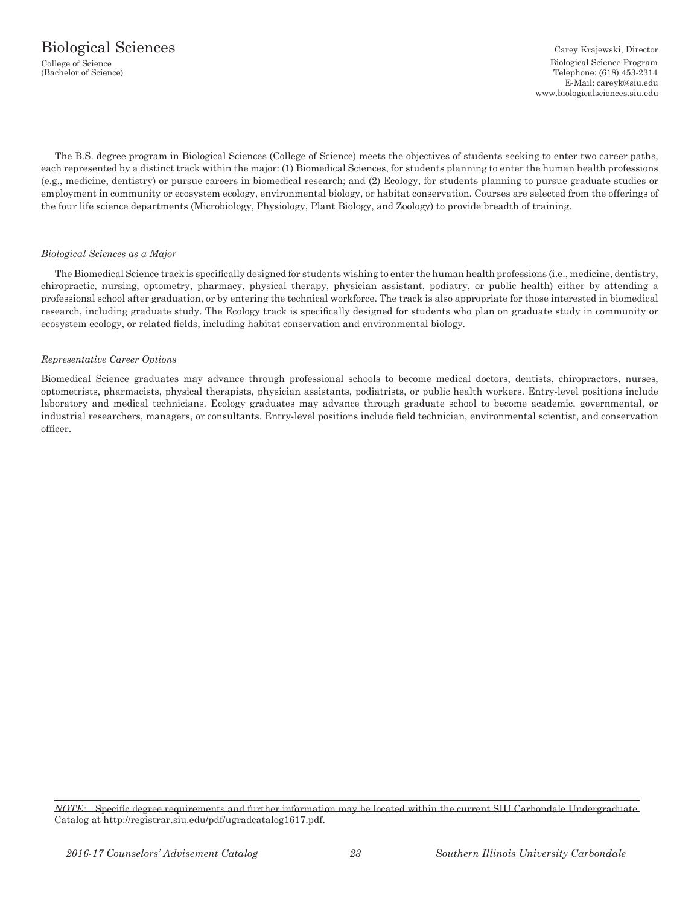# Biological Sciences

College of Science
(Bachelor of Science)

Carey Krajewski, Director
Biological Science Program
Telephone: (618) 453-2314
E-Mail: careyk@siu.edu
www.biologicalsciences.siu.edu

The B.S. degree program in Biological Sciences (College of Science) meets the objectives of students seeking to enter two career paths, each represented by a distinct track within the major: (1) Biomedical Sciences, for students planning to enter the human health professions (e.g., medicine, dentistry) or pursue careers in biomedical research; and (2) Ecology, for students planning to pursue graduate studies or employment in community or ecosystem ecology, environmental biology, or habitat conservation. Courses are selected from the offerings of the four life science departments (Microbiology, Physiology, Plant Biology, and Zoology) to provide breadth of training.

*Biological Sciences as a Major*

The Biomedical Science track is specifically designed for students wishing to enter the human health professions (i.e., medicine, dentistry, chiropractic, nursing, optometry, pharmacy, physical therapy, physician assistant, podiatry, or public health) either by attending a professional school after graduation, or by entering the technical workforce. The track is also appropriate for those interested in biomedical research, including graduate study. The Ecology track is specifically designed for students who plan on graduate study in community or ecosystem ecology, or related fields, including habitat conservation and environmental biology.

*Representative Career Options*

Biomedical Science graduates may advance through professional schools to become medical doctors, dentists, chiropractors, nurses, optometrists, pharmacists, physical therapists, physician assistants, podiatrists, or public health workers. Entry-level positions include laboratory and medical technicians. Ecology graduates may advance through graduate school to become academic, governmental, or industrial researchers, managers, or consultants. Entry-level positions include field technician, environmental scientist, and conservation officer.

*NOTE:* Specific degree requirements and further information may be located within the current SIU Carbondale Undergraduate Catalog at http://registrar.siu.edu/pdf/ugradcatalog1617.pdf.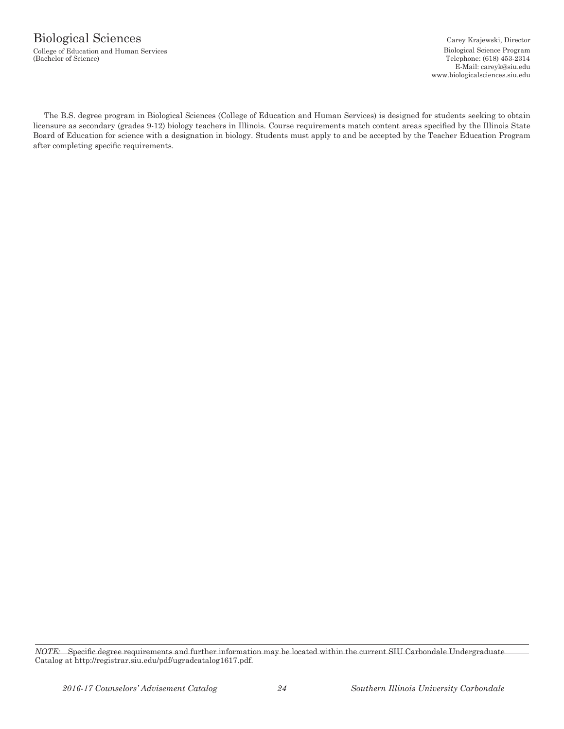# Biological Sciences

College of Education and Human Services
(Bachelor of Science)

Carey Krajewski, Director
Biological Science Program
Telephone: (618) 453-2314
E-Mail: careyk@siu.edu
www.biologicalsciences.siu.edu

The B.S. degree program in Biological Sciences (College of Education and Human Services) is designed for students seeking to obtain licensure as secondary (grades 9-12) biology teachers in Illinois. Course requirements match content areas specified by the Illinois State Board of Education for science with a designation in biology. Students must apply to and be accepted by the Teacher Education Program after completing specific requirements.

*NOTE:* Specific degree requirements and further information may be located within the current SIU Carbondale Undergraduate Catalog at http://registrar.siu.edu/pdf/ugradcatalog1617.pdf.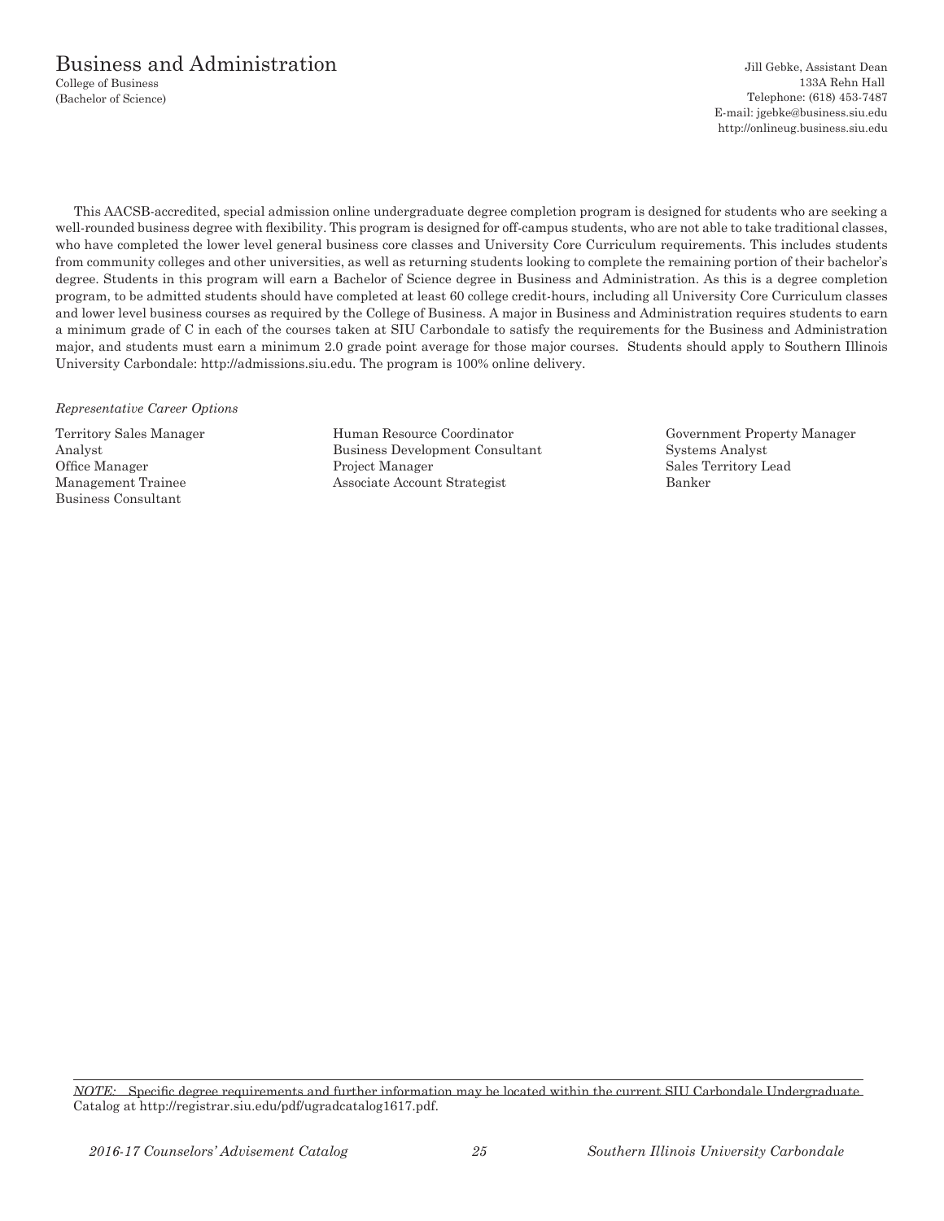# Business and Administration

College of Business
(Bachelor of Science)

Jill Gebke, Assistant Dean
133A Rehn Hall
Telephone: (618) 453-7487
E-mail: jgebke@business.siu.edu
http://onlineug.business.siu.edu

This AACSB-accredited, special admission online undergraduate degree completion program is designed for students who are seeking a well-rounded business degree with flexibility. This program is designed for off-campus students, who are not able to take traditional classes, who have completed the lower level general business core classes and University Core Curriculum requirements. This includes students from community colleges and other universities, as well as returning students looking to complete the remaining portion of their bachelor's degree. Students in this program will earn a Bachelor of Science degree in Business and Administration. As this is a degree completion program, to be admitted students should have completed at least 60 college credit-hours, including all University Core Curriculum classes and lower level business courses as required by the College of Business. A major in Business and Administration requires students to earn a minimum grade of C in each of the courses taken at SIU Carbondale to satisfy the requirements for the Business and Administration major, and students must earn a minimum 2.0 grade point average for those major courses. Students should apply to Southern Illinois University Carbondale: http://admissions.siu.edu. The program is 100% online delivery.

*Representative Career Options*

Territory Sales Manager
Analyst
Office Manager
Management Trainee
Business Consultant
Human Resource Coordinator
Business Development Consultant
Project Manager
Associate Account Strategist
Government Property Manager
Systems Analyst
Sales Territory Lead
Banker

*NOTE:* Specific degree requirements and further information may be located within the current SIU Carbondale Undergraduate Catalog at http://registrar.siu.edu/pdf/ugradcatalog1617.pdf.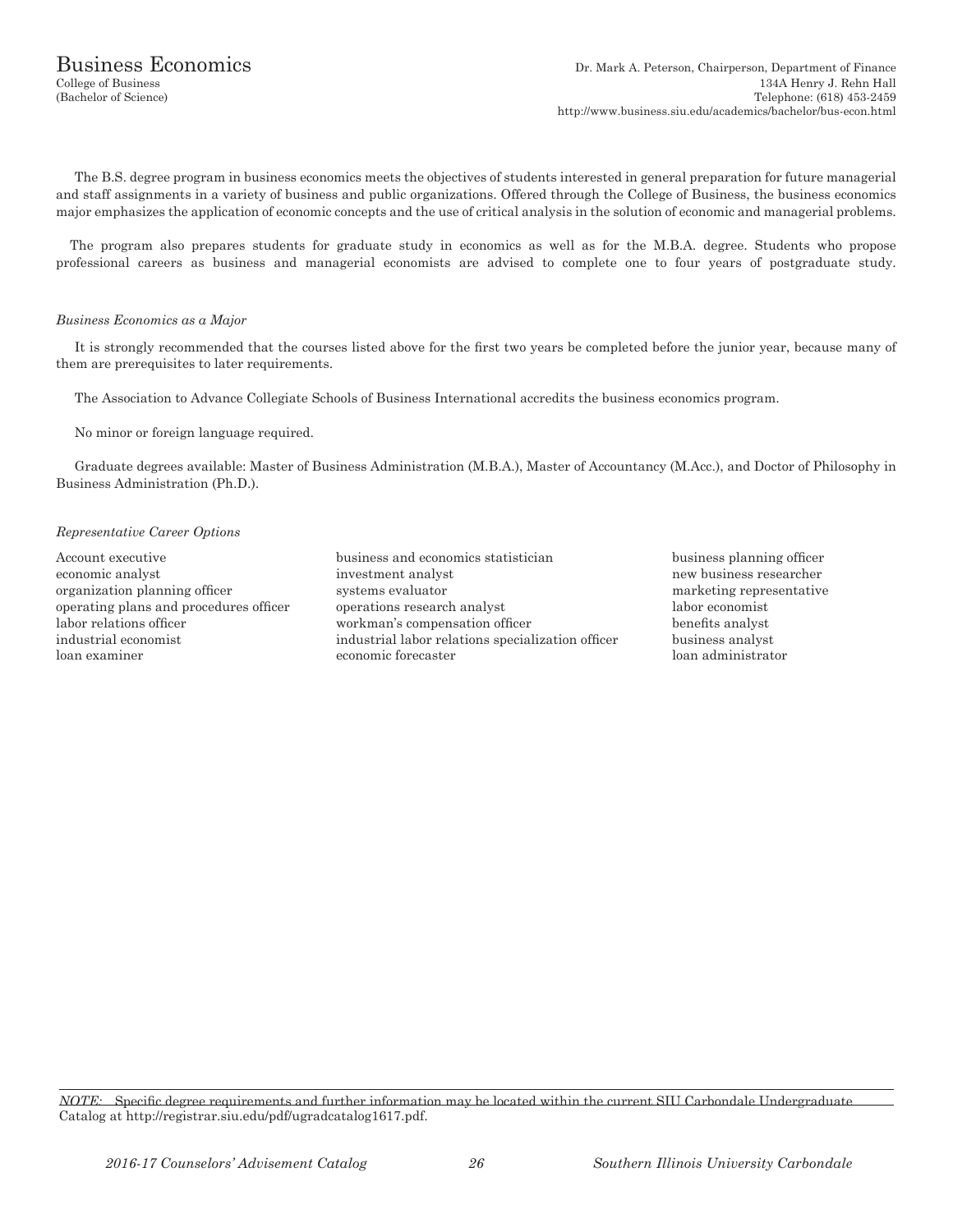# Business Economics

College of Business
(Bachelor of Science)

Dr. Mark A. Peterson, Chairperson, Department of Finance
134A Henry J. Rehn Hall
Telephone: (618) 453-2459
http://www.business.siu.edu/academics/bachelor/bus-econ.html

The B.S. degree program in business economics meets the objectives of students interested in general preparation for future managerial and staff assignments in a variety of business and public organizations. Offered through the College of Business, the business economics major emphasizes the application of economic concepts and the use of critical analysis in the solution of economic and managerial problems.

The program also prepares students for graduate study in economics as well as for the M.B.A. degree. Students who propose professional careers as business and managerial economists are advised to complete one to four years of postgraduate study.

*Business Economics as a Major*

It is strongly recommended that the courses listed above for the first two years be completed before the junior year, because many of them are prerequisites to later requirements.

The Association to Advance Collegiate Schools of Business International accredits the business economics program.

No minor or foreign language required.

Graduate degrees available: Master of Business Administration (M.B.A.), Master of Accountancy (M.Acc.), and Doctor of Philosophy in Business Administration (Ph.D.).

*Representative Career Options*

Account executive
economic analyst
organization planning officer
operating plans and procedures officer
labor relations officer
industrial economist
loan examiner
business and economics statistician
investment analyst
systems evaluator
operations research analyst
workman's compensation officer
industrial labor relations specialization officer
economic forecaster
business planning officer
new business researcher
marketing representative
labor economist
benefits analyst
business analyst
loan administrator

*NOTE:* Specific degree requirements and further information may be located within the current SIU Carbondale Undergraduate Catalog at http://registrar.siu.edu/pdf/ugradcatalog1617.pdf.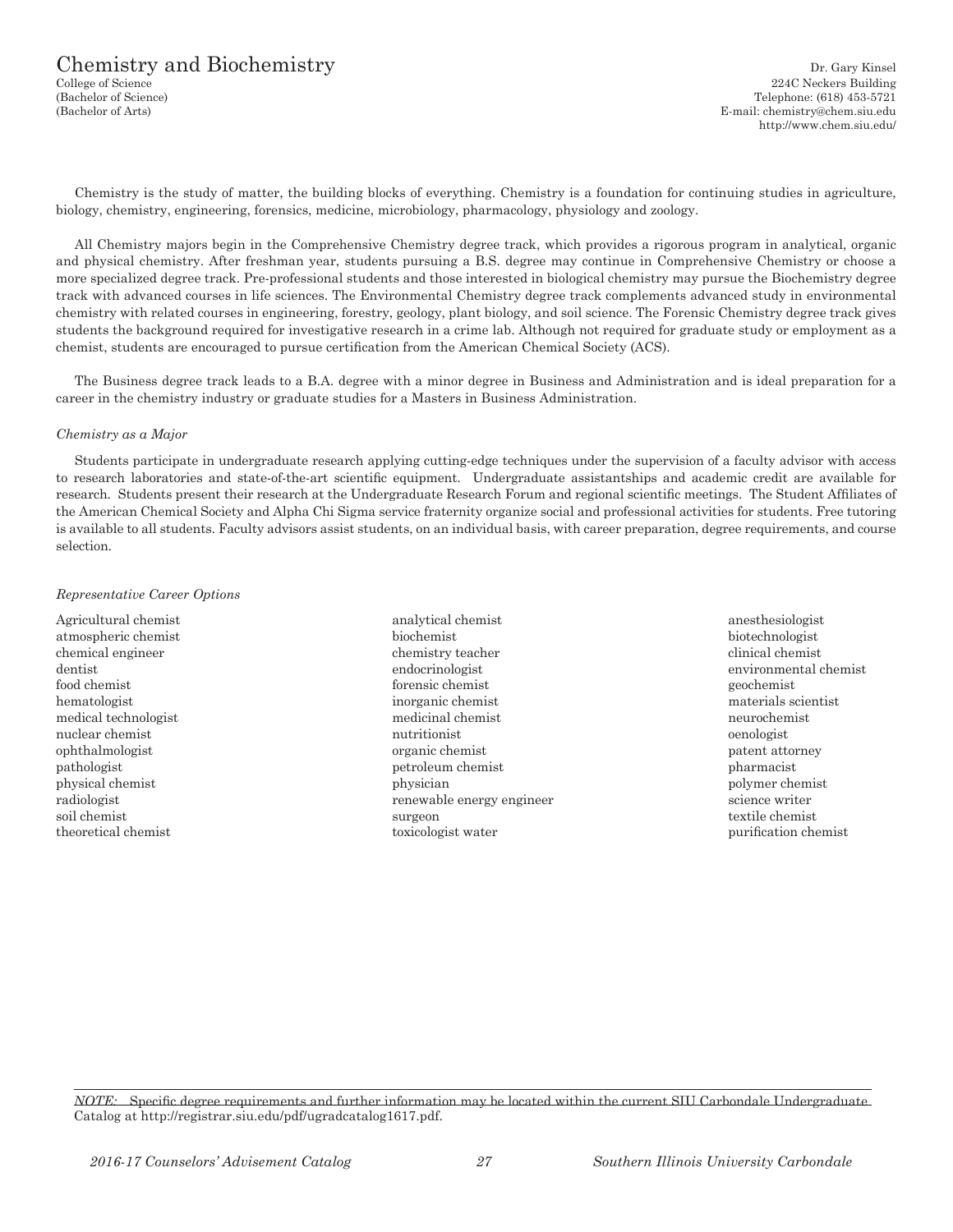# Chemistry and Biochemistry

College of Science
(Bachelor of Science)
(Bachelor of Arts)

Dr. Gary Kinsel
224C Neckers Building
Telephone: (618) 453-5721
E-mail: chemistry@chem.siu.edu
http://www.chem.siu.edu/

Chemistry is the study of matter, the building blocks of everything. Chemistry is a foundation for continuing studies in agriculture, biology, chemistry, engineering, forensics, medicine, microbiology, pharmacology, physiology and zoology.

All Chemistry majors begin in the Comprehensive Chemistry degree track, which provides a rigorous program in analytical, organic and physical chemistry. After freshman year, students pursuing a B.S. degree may continue in Comprehensive Chemistry or choose a more specialized degree track. Pre-professional students and those interested in biological chemistry may pursue the Biochemistry degree track with advanced courses in life sciences. The Environmental Chemistry degree track complements advanced study in environmental chemistry with related courses in engineering, forestry, geology, plant biology, and soil science. The Forensic Chemistry degree track gives students the background required for investigative research in a crime lab. Although not required for graduate study or employment as a chemist, students are encouraged to pursue certification from the American Chemical Society (ACS).

The Business degree track leads to a B.A. degree with a minor degree in Business and Administration and is ideal preparation for a career in the chemistry industry or graduate studies for a Masters in Business Administration.

*Chemistry as a Major*

Students participate in undergraduate research applying cutting-edge techniques under the supervision of a faculty advisor with access to research laboratories and state-of-the-art scientific equipment. Undergraduate assistantships and academic credit are available for research. Students present their research at the Undergraduate Research Forum and regional scientific meetings. The Student Affiliates of the American Chemical Society and Alpha Chi Sigma service fraternity organize social and professional activities for students. Free tutoring is available to all students. Faculty advisors assist students, on an individual basis, with career preparation, degree requirements, and course selection.

*Representative Career Options*

Agricultural chemist
analytical chemist
anesthesiologist
atmospheric chemist
biochemist
biotechnologist
chemical engineer
chemistry teacher
clinical chemist
dentist
endocrinologist
environmental chemist
food chemist
forensic chemist
geochemist
hematologist
inorganic chemist
materials scientist
medical technologist
medicinal chemist
neurochemist
nuclear chemist
nutritionist
oenologist
ophthalmologist
organic chemist
patent attorney
pathologist
petroleum chemist
pharmacist
physical chemist
physician
polymer chemist
radiologist
renewable energy engineer
science writer
soil chemist
surgeon
textile chemist
theoretical chemist
toxicologist water
purification chemist

*NOTE:* Specific degree requirements and further information may be located within the current SIU Carbondale Undergraduate Catalog at http://registrar.siu.edu/pdf/ugradcatalog1617.pdf.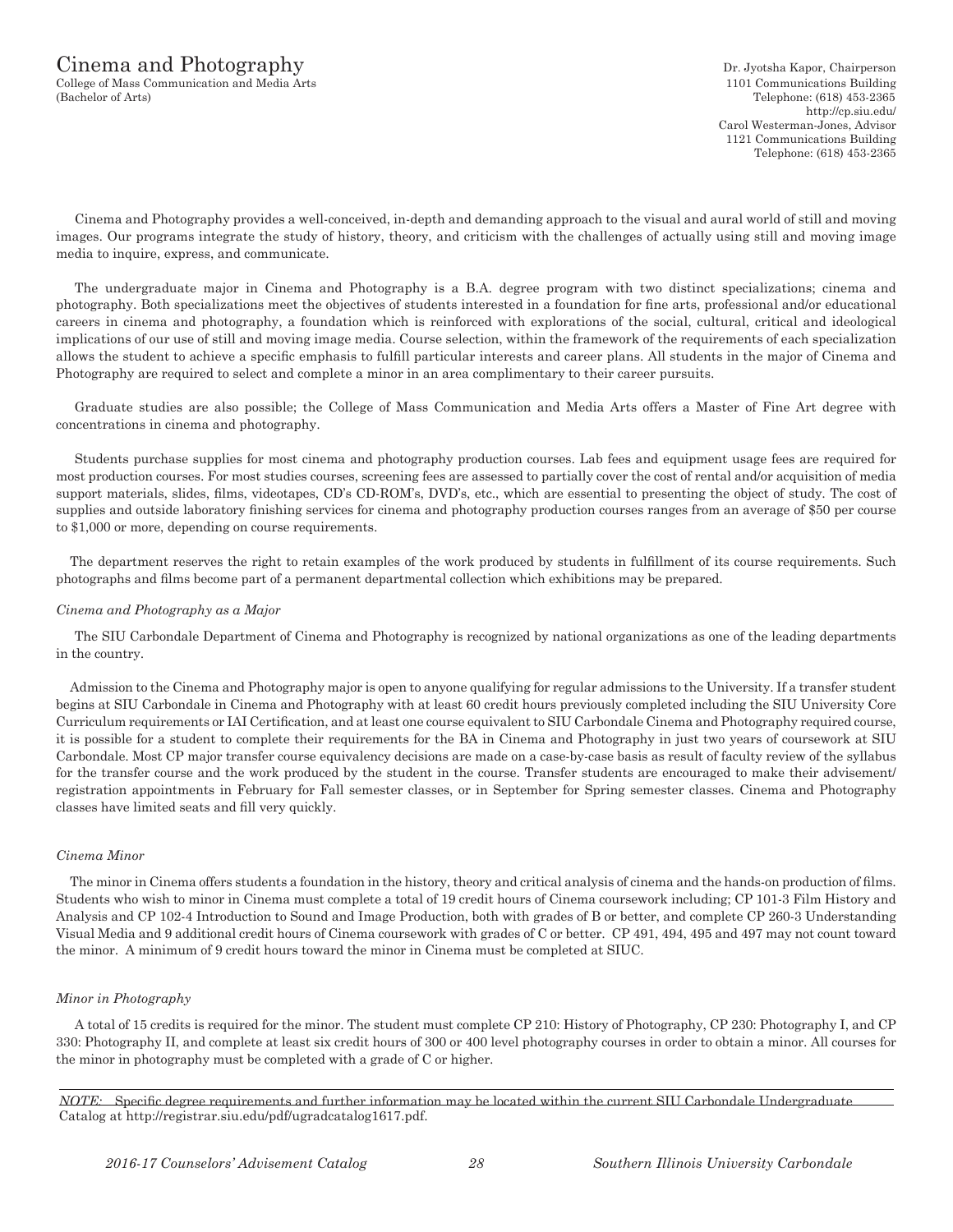# Cinema and Photography

College of Mass Communication and Media Arts
(Bachelor of Arts)

Dr. Jyotsha Kapor, Chairperson
1101 Communications Building
Telephone: (618) 453-2365
http://cp.siu.edu/
Carol Westerman-Jones, Advisor
1121 Communications Building
Telephone: (618) 453-2365

Cinema and Photography provides a well-conceived, in-depth and demanding approach to the visual and aural world of still and moving images. Our programs integrate the study of history, theory, and criticism with the challenges of actually using still and moving image media to inquire, express, and communicate.

The undergraduate major in Cinema and Photography is a B.A. degree program with two distinct specializations; cinema and photography. Both specializations meet the objectives of students interested in a foundation for fine arts, professional and/or educational careers in cinema and photography, a foundation which is reinforced with explorations of the social, cultural, critical and ideological implications of our use of still and moving image media. Course selection, within the framework of the requirements of each specialization allows the student to achieve a specific emphasis to fulfill particular interests and career plans. All students in the major of Cinema and Photography are required to select and complete a minor in an area complimentary to their career pursuits.

Graduate studies are also possible; the College of Mass Communication and Media Arts offers a Master of Fine Art degree with concentrations in cinema and photography.

Students purchase supplies for most cinema and photography production courses. Lab fees and equipment usage fees are required for most production courses. For most studies courses, screening fees are assessed to partially cover the cost of rental and/or acquisition of media support materials, slides, films, videotapes, CD's CD-ROM's, DVD's, etc., which are essential to presenting the object of study. The cost of supplies and outside laboratory finishing services for cinema and photography production courses ranges from an average of $50 per course to $1,000 or more, depending on course requirements.

The department reserves the right to retain examples of the work produced by students in fulfillment of its course requirements. Such photographs and films become part of a permanent departmental collection which exhibitions may be prepared.

*Cinema and Photography as a Major*

The SIU Carbondale Department of Cinema and Photography is recognized by national organizations as one of the leading departments in the country.

Admission to the Cinema and Photography major is open to anyone qualifying for regular admissions to the University. If a transfer student begins at SIU Carbondale in Cinema and Photography with at least 60 credit hours previously completed including the SIU University Core Curriculum requirements or IAI Certification, and at least one course equivalent to SIU Carbondale Cinema and Photography required course, it is possible for a student to complete their requirements for the BA in Cinema and Photography in just two years of coursework at SIU Carbondale. Most CP major transfer course equivalency decisions are made on a case-by-case basis as result of faculty review of the syllabus for the transfer course and the work produced by the student in the course. Transfer students are encouraged to make their advisement/ registration appointments in February for Fall semester classes, or in September for Spring semester classes. Cinema and Photography classes have limited seats and fill very quickly.

*Cinema Minor*

The minor in Cinema offers students a foundation in the history, theory and critical analysis of cinema and the hands-on production of films. Students who wish to minor in Cinema must complete a total of 19 credit hours of Cinema coursework including; CP 101-3 Film History and Analysis and CP 102-4 Introduction to Sound and Image Production, both with grades of B or better, and complete CP 260-3 Understanding Visual Media and 9 additional credit hours of Cinema coursework with grades of C or better. CP 491, 494, 495 and 497 may not count toward the minor. A minimum of 9 credit hours toward the minor in Cinema must be completed at SIUC.

*Minor in Photography*

A total of 15 credits is required for the minor. The student must complete CP 210: History of Photography, CP 230: Photography I, and CP 330: Photography II, and complete at least six credit hours of 300 or 400 level photography courses in order to obtain a minor. All courses for the minor in photography must be completed with a grade of C or higher.

*NOTE:* Specific degree requirements and further information may be located within the current SIU Carbondale Undergraduate Catalog at http://registrar.siu.edu/pdf/ugradcatalog1617.pdf.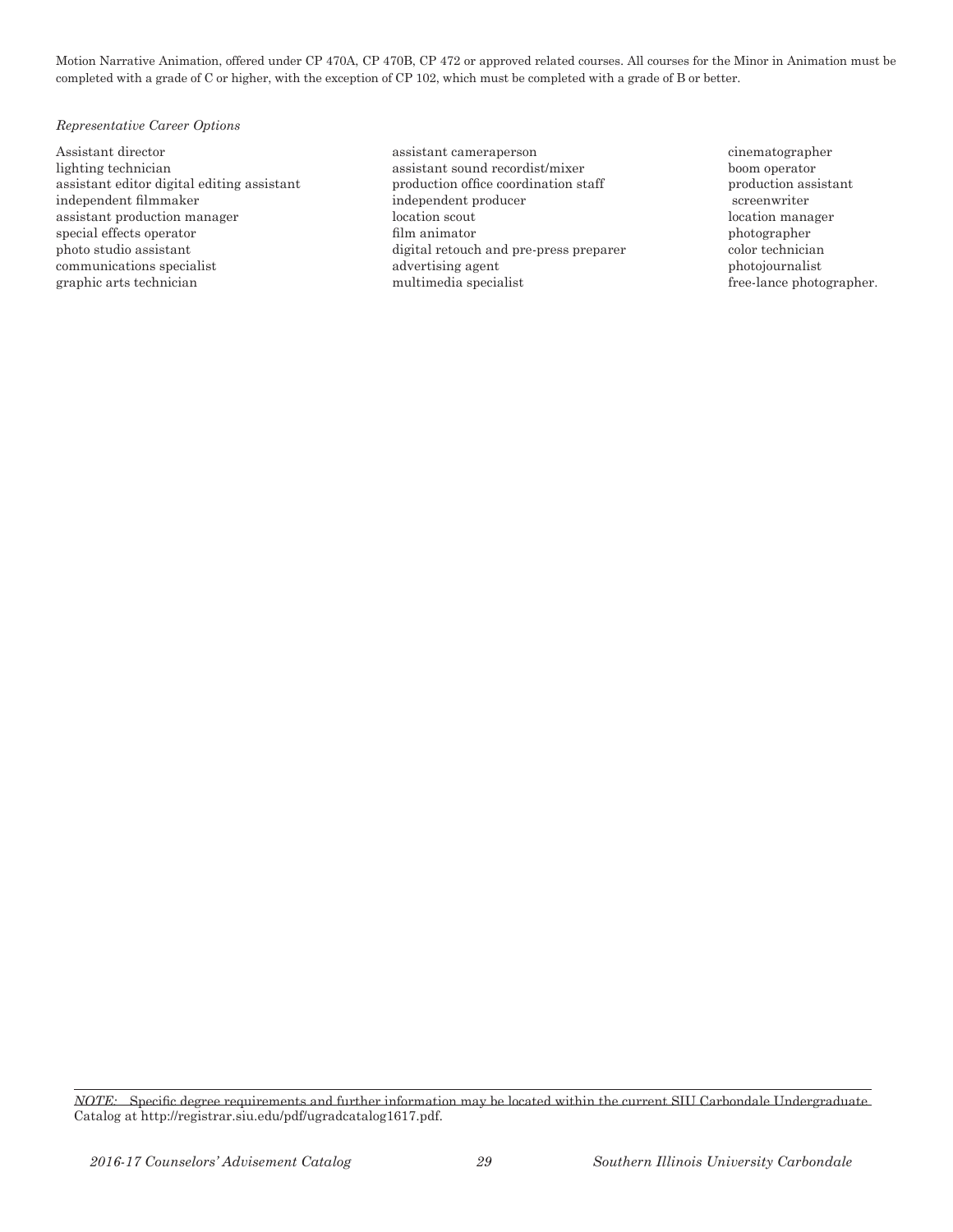Motion Narrative Animation, offered under CP 470A, CP 470B, CP 472 or approved related courses. All courses for the Minor in Animation must be completed with a grade of C or higher, with the exception of CP 102, which must be completed with a grade of B or better.

*Representative Career Options*

Assistant director
lighting technician
assistant editor digital editing assistant
independent filmmaker
assistant production manager
special effects operator
photo studio assistant
communications specialist
graphic arts technician
assistant cameraperson
assistant sound recordist/mixer
production office coordination staff
independent producer
location scout
film animator
digital retouch and pre-press preparer
advertising agent
multimedia specialist
cinematographer
boom operator
production assistant
screenwriter
location manager
photographer
color technician
photojournalist
free-lance photographer.

*NOTE:* Specific degree requirements and further information may be located within the current SIU Carbondale Undergraduate Catalog at http://registrar.siu.edu/pdf/ugradcatalog1617.pdf.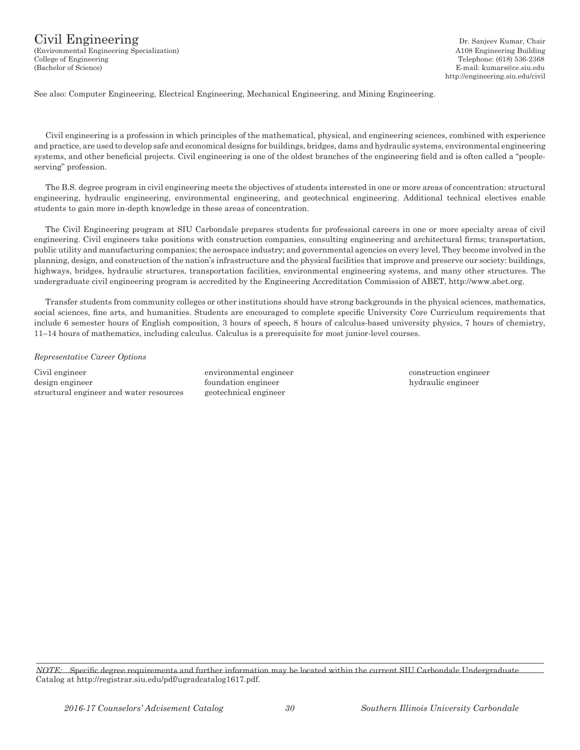# Civil Engineering

(Environmental Engineering Specialization)
College of Engineering
(Bachelor of Science)

Dr. Sanjeev Kumar, Chair
A108 Engineering Building
Telephone: (618) 536-2368
E-mail: kumars@ce.siu.edu
http://engineering.siu.edu/civil

See also: Computer Engineering, Electrical Engineering, Mechanical Engineering, and Mining Engineering.

Civil engineering is a profession in which principles of the mathematical, physical, and engineering sciences, combined with experience and practice, are used to develop safe and economical designs for buildings, bridges, dams and hydraulic systems, environmental engineering systems, and other beneficial projects. Civil engineering is one of the oldest branches of the engineering field and is often called a "people-serving" profession.

The B.S. degree program in civil engineering meets the objectives of students interested in one or more areas of concentration: structural engineering, hydraulic engineering, environmental engineering, and geotechnical engineering. Additional technical electives enable students to gain more in-depth knowledge in these areas of concentration.

The Civil Engineering program at SIU Carbondale prepares students for professional careers in one or more specialty areas of civil engineering. Civil engineers take positions with construction companies, consulting engineering and architectural firms; transportation, public utility and manufacturing companies; the aerospace industry; and governmental agencies on every level. They become involved in the planning, design, and construction of the nation's infrastructure and the physical facilities that improve and preserve our society: buildings, highways, bridges, hydraulic structures, transportation facilities, environmental engineering systems, and many other structures. The undergraduate civil engineering program is accredited by the Engineering Accreditation Commission of ABET, http://www.abet.org.

Transfer students from community colleges or other institutions should have strong backgrounds in the physical sciences, mathematics, social sciences, fine arts, and humanities. Students are encouraged to complete specific University Core Curriculum requirements that include 6 semester hours of English composition, 3 hours of speech, 8 hours of calculus-based university physics, 7 hours of chemistry, 11–14 hours of mathematics, including calculus. Calculus is a prerequisite for most junior-level courses.

*Representative Career Options*

Civil engineer
design engineer
structural engineer and water resources
environmental engineer
foundation engineer
geotechnical engineer
construction engineer
hydraulic engineer

*NOTE:* Specific degree requirements and further information may be located within the current SIU Carbondale Undergraduate Catalog at http://registrar.siu.edu/pdf/ugradcatalog1617.pdf.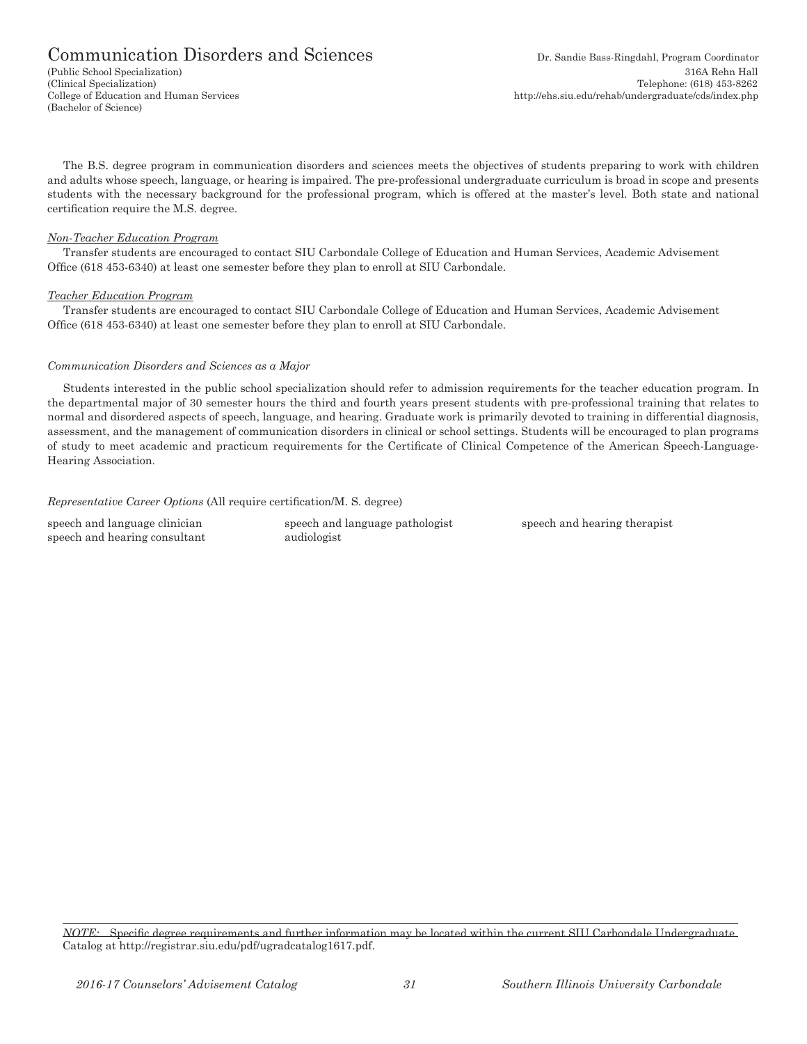# Communication Disorders and Sciences

(Public School Specialization)
(Clinical Specialization)
College of Education and Human Services
(Bachelor of Science)

Dr. Sandie Bass-Ringdahl, Program Coordinator
316A Rehn Hall
Telephone: (618) 453-8262
http://ehs.siu.edu/rehab/undergraduate/cds/index.php

The B.S. degree program in communication disorders and sciences meets the objectives of students preparing to work with children and adults whose speech, language, or hearing is impaired. The pre-professional undergraduate curriculum is broad in scope and presents students with the necessary background for the professional program, which is offered at the master's level. Both state and national certification require the M.S. degree.

*Non-Teacher Education Program*

Transfer students are encouraged to contact SIU Carbondale College of Education and Human Services, Academic Advisement Office (618 453-6340) at least one semester before they plan to enroll at SIU Carbondale.

*Teacher Education Program*

Transfer students are encouraged to contact SIU Carbondale College of Education and Human Services, Academic Advisement Office (618 453-6340) at least one semester before they plan to enroll at SIU Carbondale.

*Communication Disorders and Sciences as a Major*

Students interested in the public school specialization should refer to admission requirements for the teacher education program. In the departmental major of 30 semester hours the third and fourth years present students with pre-professional training that relates to normal and disordered aspects of speech, language, and hearing. Graduate work is primarily devoted to training in differential diagnosis, assessment, and the management of communication disorders in clinical or school settings. Students will be encouraged to plan programs of study to meet academic and practicum requirements for the Certificate of Clinical Competence of the American Speech-Language-Hearing Association.

*Representative Career Options* (All require certification/M. S. degree)

speech and language clinician
speech and hearing consultant
speech and language pathologist
audiologist
speech and hearing therapist

*NOTE:* Specific degree requirements and further information may be located within the current SIU Carbondale Undergraduate Catalog at http://registrar.siu.edu/pdf/ugradcatalog1617.pdf.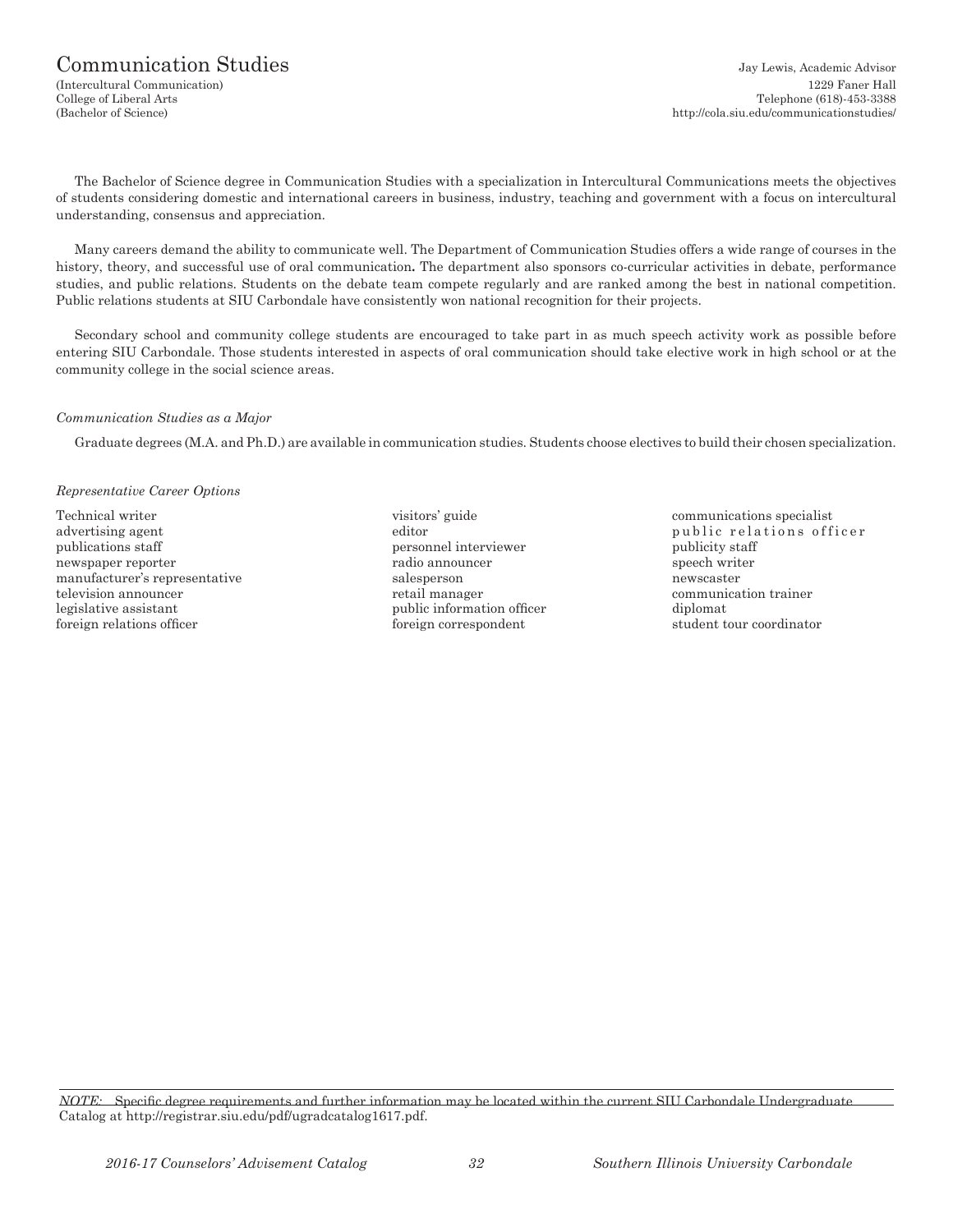# Communication Studies

(Intercultural Communication)
College of Liberal Arts
(Bachelor of Science)

Jay Lewis, Academic Advisor
1229 Faner Hall
Telephone (618)-453-3388
http://cola.siu.edu/communicationstudies/

The Bachelor of Science degree in Communication Studies with a specialization in Intercultural Communications meets the objectives of students considering domestic and international careers in business, industry, teaching and government with a focus on intercultural understanding, consensus and appreciation.

Many careers demand the ability to communicate well. The Department of Communication Studies offers a wide range of courses in the history, theory, and successful use of oral communication**.** The department also sponsors co-curricular activities in debate, performance studies, and public relations. Students on the debate team compete regularly and are ranked among the best in national competition. Public relations students at SIU Carbondale have consistently won national recognition for their projects.

Secondary school and community college students are encouraged to take part in as much speech activity work as possible before entering SIU Carbondale. Those students interested in aspects of oral communication should take elective work in high school or at the community college in the social science areas.

*Communication Studies as a Major*

Graduate degrees (M.A. and Ph.D.) are available in communication studies. Students choose electives to build their chosen specialization.

*Representative Career Options*

- Technical writer
- advertising agent
- publications staff
- newspaper reporter
- manufacturer's representative
- television announcer
- legislative assistant
- foreign relations officer
- visitors' guide
- editor
- personnel interviewer
- radio announcer
- salesperson
- retail manager
- public information officer
- foreign correspondent
- communications specialist
- public relations officer
- publicity staff
- speech writer
- newscaster
- communication trainer
- diplomat
- student tour coordinator

*NOTE:* Specific degree requirements and further information may be located within the current SIU Carbondale Undergraduate Catalog at http://registrar.siu.edu/pdf/ugradcatalog1617.pdf.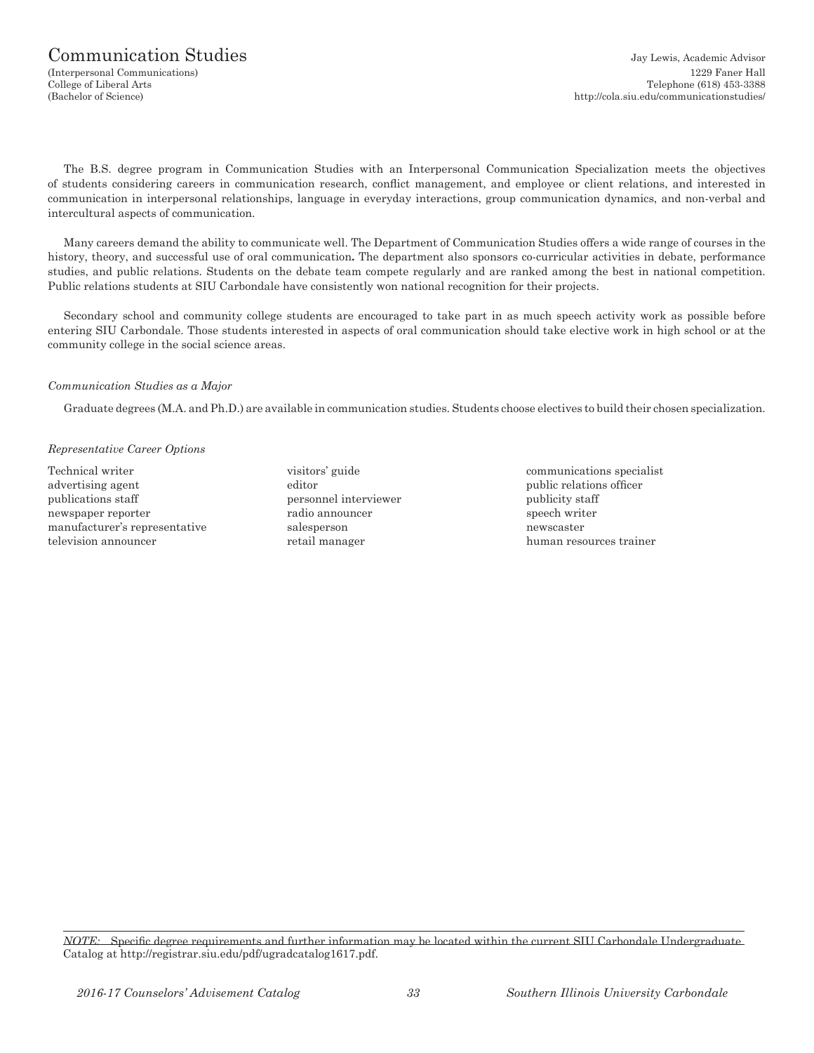# Communication Studies

(Interpersonal Communications)
College of Liberal Arts
(Bachelor of Science)

Jay Lewis, Academic Advisor
1229 Faner Hall
Telephone (618) 453-3388
http://cola.siu.edu/communicationstudies/

The B.S. degree program in Communication Studies with an Interpersonal Communication Specialization meets the objectives of students considering careers in communication research, conflict management, and employee or client relations, and interested in communication in interpersonal relationships, language in everyday interactions, group communication dynamics, and non-verbal and intercultural aspects of communication.

Many careers demand the ability to communicate well. The Department of Communication Studies offers a wide range of courses in the history, theory, and successful use of oral communication**.** The department also sponsors co-curricular activities in debate, performance studies, and public relations. Students on the debate team compete regularly and are ranked among the best in national competition. Public relations students at SIU Carbondale have consistently won national recognition for their projects.

Secondary school and community college students are encouraged to take part in as much speech activity work as possible before entering SIU Carbondale. Those students interested in aspects of oral communication should take elective work in high school or at the community college in the social science areas.

*Communication Studies as a Major*

Graduate degrees (M.A. and Ph.D.) are available in communication studies. Students choose electives to build their chosen specialization.

*Representative Career Options*

Technical writer
advertising agent
publications staff
newspaper reporter
manufacturer's representative
television announcer
visitors' guide
editor
personnel interviewer
radio announcer
salesperson
retail manager
communications specialist
public relations officer
publicity staff
speech writer
newscaster
human resources trainer

*NOTE:* Specific degree requirements and further information may be located within the current SIU Carbondale Undergraduate Catalog at http://registrar.siu.edu/pdf/ugradcatalog1617.pdf.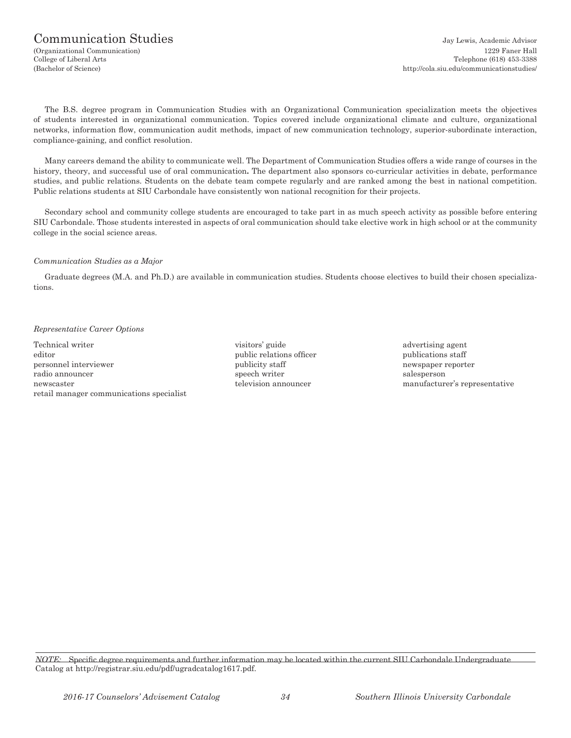# Communication Studies

(Organizational Communication)
College of Liberal Arts
(Bachelor of Science)

Jay Lewis, Academic Advisor
1229 Faner Hall
Telephone (618) 453-3388
http://cola.siu.edu/communicationstudies/

The B.S. degree program in Communication Studies with an Organizational Communication specialization meets the objectives of students interested in organizational communication. Topics covered include organizational climate and culture, organizational networks, information flow, communication audit methods, impact of new communication technology, superior-subordinate interaction, compliance-gaining, and conflict resolution.

Many careers demand the ability to communicate well. The Department of Communication Studies offers a wide range of courses in the history, theory, and successful use of oral communication**.** The department also sponsors co-curricular activities in debate, performance studies, and public relations. Students on the debate team compete regularly and are ranked among the best in national competition. Public relations students at SIU Carbondale have consistently won national recognition for their projects.

Secondary school and community college students are encouraged to take part in as much speech activity as possible before entering SIU Carbondale. Those students interested in aspects of oral communication should take elective work in high school or at the community college in the social science areas.

*Communication Studies as a Major*

Graduate degrees (M.A. and Ph.D.) are available in communication studies. Students choose electives to build their chosen specializations.

*Representative Career Options*

Technical writer
editor
personnel interviewer
radio announcer
newscaster
retail manager communications specialist
visitors' guide
public relations officer
publicity staff
speech writer
television announcer
advertising agent
publications staff
newspaper reporter
salesperson
manufacturer's representative

*NOTE:* Specific degree requirements and further information may be located within the current SIU Carbondale Undergraduate Catalog at http://registrar.siu.edu/pdf/ugradcatalog1617.pdf.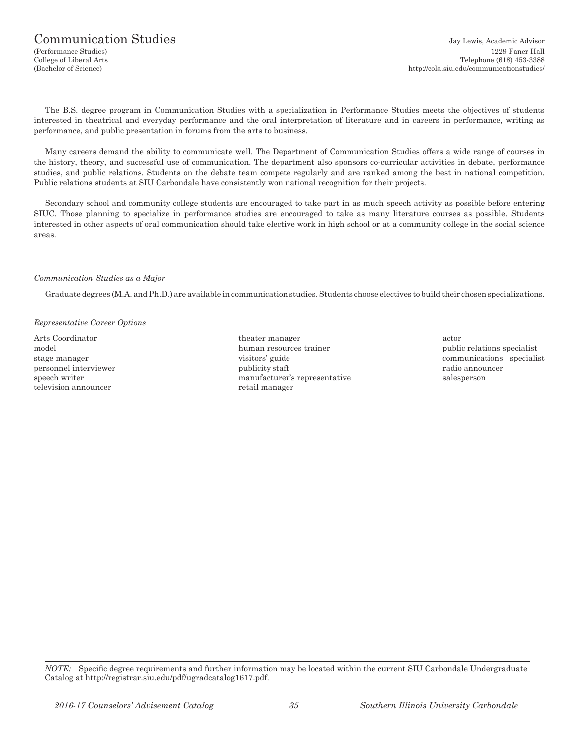# Communication Studies

(Performance Studies)
College of Liberal Arts
(Bachelor of Science)

Jay Lewis, Academic Advisor
1229 Faner Hall
Telephone (618) 453-3388
http://cola.siu.edu/communicationstudies/

The B.S. degree program in Communication Studies with a specialization in Performance Studies meets the objectives of students interested in theatrical and everyday performance and the oral interpretation of literature and in careers in performance, writing as performance, and public presentation in forums from the arts to business.

Many careers demand the ability to communicate well. The Department of Communication Studies offers a wide range of courses in the history, theory, and successful use of communication. The department also sponsors co-curricular activities in debate, performance studies, and public relations. Students on the debate team compete regularly and are ranked among the best in national competition. Public relations students at SIU Carbondale have consistently won national recognition for their projects.

Secondary school and community college students are encouraged to take part in as much speech activity as possible before entering SIUC. Those planning to specialize in performance studies are encouraged to take as many literature courses as possible. Students interested in other aspects of oral communication should take elective work in high school or at a community college in the social science areas.

*Communication Studies as a Major*

Graduate degrees (M.A. and Ph.D.) are available in communication studies. Students choose electives to build their chosen specializations.

*Representative Career Options*

Arts Coordinator
model
stage manager
personnel interviewer
speech writer
television announcer
theater manager
human resources trainer
visitors' guide
publicity staff
manufacturer's representative
retail manager
actor
public relations specialist
communications specialist
radio announcer
salesperson

*NOTE:* Specific degree requirements and further information may be located within the current SIU Carbondale Undergraduate Catalog at http://registrar.siu.edu/pdf/ugradcatalog1617.pdf.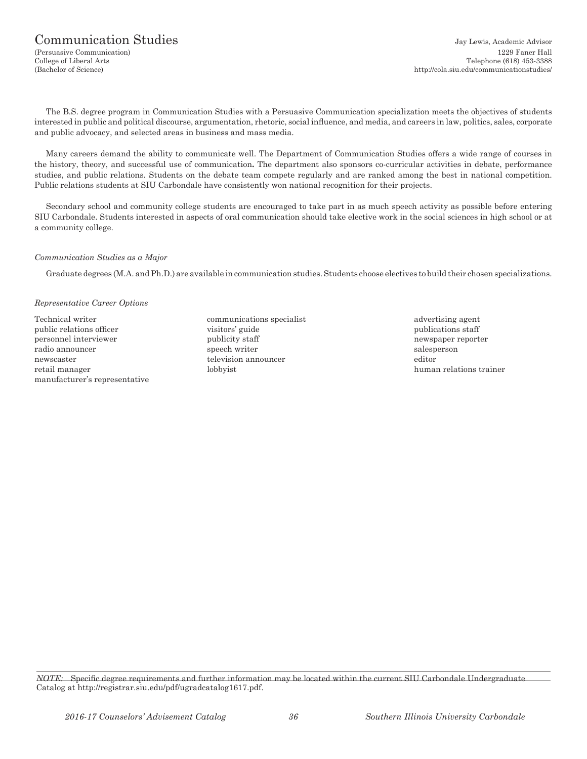# Communication Studies

(Persuasive Communication)
College of Liberal Arts
(Bachelor of Science)

Jay Lewis, Academic Advisor
1229 Faner Hall
Telephone (618) 453-3388
http://cola.siu.edu/communicationstudies/

The B.S. degree program in Communication Studies with a Persuasive Communication specialization meets the objectives of students interested in public and political discourse, argumentation, rhetoric, social influence, and media, and careers in law, politics, sales, corporate and public advocacy, and selected areas in business and mass media.

Many careers demand the ability to communicate well. The Department of Communication Studies offers a wide range of courses in the history, theory, and successful use of communication**.** The department also sponsors co-curricular activities in debate, performance studies, and public relations. Students on the debate team compete regularly and are ranked among the best in national competition. Public relations students at SIU Carbondale have consistently won national recognition for their projects.

Secondary school and community college students are encouraged to take part in as much speech activity as possible before entering SIU Carbondale. Students interested in aspects of oral communication should take elective work in the social sciences in high school or at a community college.

*Communication Studies as a Major*

Graduate degrees (M.A. and Ph.D.) are available in communication studies. Students choose electives to build their chosen specializations.

*Representative Career Options*

- Technical writer
- public relations officer
- personnel interviewer
- radio announcer
- newscaster
- retail manager
- manufacturer's representative
- communications specialist
- visitors' guide
- publicity staff
- speech writer
- television announcer
- lobbyist
- advertising agent
- publications staff
- newspaper reporter
- salesperson
- editor
- human relations trainer

*NOTE:* Specific degree requirements and further information may be located within the current SIU Carbondale Undergraduate Catalog at http://registrar.siu.edu/pdf/ugradcatalog1617.pdf.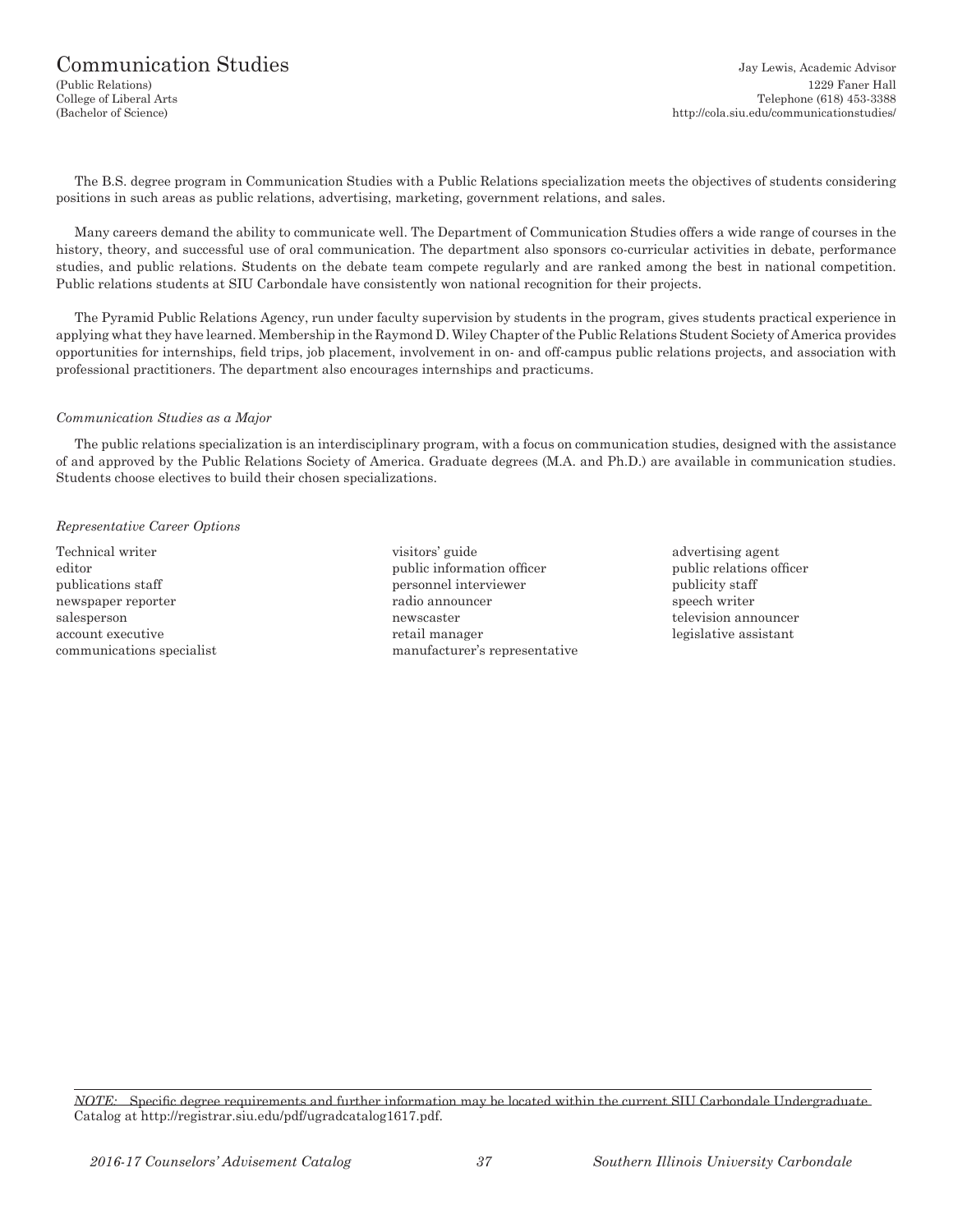# Communication Studies

(Public Relations)
College of Liberal Arts
(Bachelor of Science)

Jay Lewis, Academic Advisor
1229 Faner Hall
Telephone (618) 453-3388
http://cola.siu.edu/communicationstudies/

The B.S. degree program in Communication Studies with a Public Relations specialization meets the objectives of students considering positions in such areas as public relations, advertising, marketing, government relations, and sales.

Many careers demand the ability to communicate well. The Department of Communication Studies offers a wide range of courses in the history, theory, and successful use of oral communication. The department also sponsors co-curricular activities in debate, performance studies, and public relations. Students on the debate team compete regularly and are ranked among the best in national competition. Public relations students at SIU Carbondale have consistently won national recognition for their projects.

The Pyramid Public Relations Agency, run under faculty supervision by students in the program, gives students practical experience in applying what they have learned. Membership in the Raymond D. Wiley Chapter of the Public Relations Student Society of America provides opportunities for internships, field trips, job placement, involvement in on- and off-campus public relations projects, and association with professional practitioners. The department also encourages internships and practicums.

*Communication Studies as a Major*

The public relations specialization is an interdisciplinary program, with a focus on communication studies, designed with the assistance of and approved by the Public Relations Society of America. Graduate degrees (M.A. and Ph.D.) are available in communication studies. Students choose electives to build their chosen specializations.

*Representative Career Options*

Technical writer
editor
publications staff
newspaper reporter
salesperson
account executive
communications specialist
visitors' guide
public information officer
personnel interviewer
radio announcer
newscaster
retail manager
manufacturer's representative
advertising agent
public relations officer
publicity staff
speech writer
television announcer
legislative assistant

*NOTE:* Specific degree requirements and further information may be located within the current SIU Carbondale Undergraduate Catalog at http://registrar.siu.edu/pdf/ugradcatalog1617.pdf.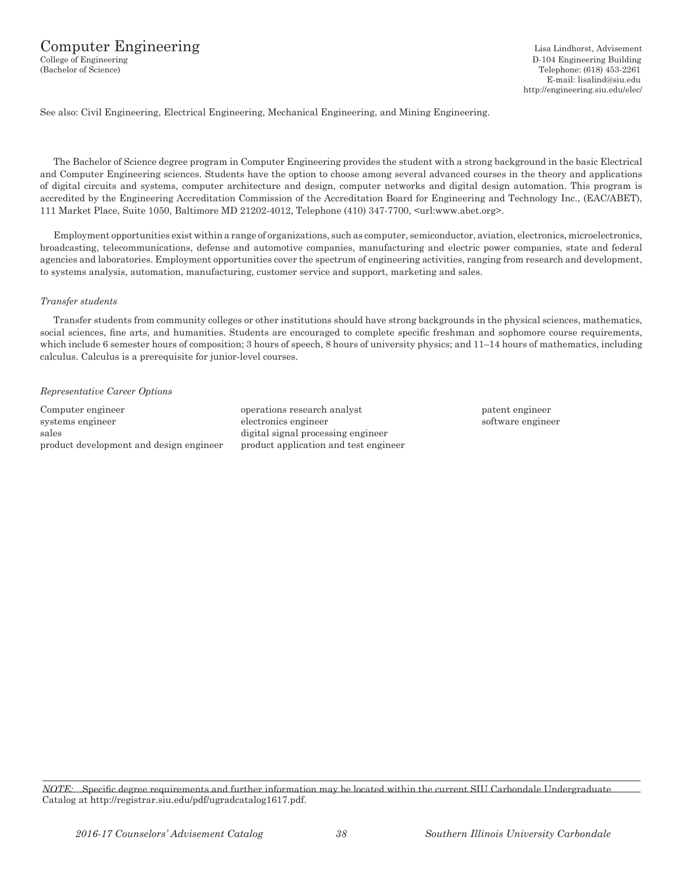# Computer Engineering

College of Engineering
(Bachelor of Science)

Lisa Lindhorst, Advisement
D-104 Engineering Building
Telephone: (618) 453-2261
E-mail: lisalind@siu.edu
http://engineering.siu.edu/elec/

See also: Civil Engineering, Electrical Engineering, Mechanical Engineering, and Mining Engineering.

The Bachelor of Science degree program in Computer Engineering provides the student with a strong background in the basic Electrical and Computer Engineering sciences. Students have the option to choose among several advanced courses in the theory and applications of digital circuits and systems, computer architecture and design, computer networks and digital design automation. This program is accredited by the Engineering Accreditation Commission of the Accreditation Board for Engineering and Technology Inc., (EAC/ABET), 111 Market Place, Suite 1050, Baltimore MD 21202-4012, Telephone (410) 347-7700, <url:www.abet.org>.

Employment opportunities exist within a range of organizations, such as computer, semiconductor, aviation, electronics, microelectronics, broadcasting, telecommunications, defense and automotive companies, manufacturing and electric power companies, state and federal agencies and laboratories. Employment opportunities cover the spectrum of engineering activities, ranging from research and development, to systems analysis, automation, manufacturing, customer service and support, marketing and sales.

*Transfer students*

Transfer students from community colleges or other institutions should have strong backgrounds in the physical sciences, mathematics, social sciences, fine arts, and humanities. Students are encouraged to complete specific freshman and sophomore course requirements, which include 6 semester hours of composition; 3 hours of speech, 8 hours of university physics; and 11–14 hours of mathematics, including calculus. Calculus is a prerequisite for junior-level courses.

*Representative Career Options*

- Computer engineer
- systems engineer
- sales
- product development and design engineer
- operations research analyst
- electronics engineer
- digital signal processing engineer
- product application and test engineer
- patent engineer
- software engineer

*NOTE:* Specific degree requirements and further information may be located within the current SIU Carbondale Undergraduate Catalog at http://registrar.siu.edu/pdf/ugradcatalog1617.pdf.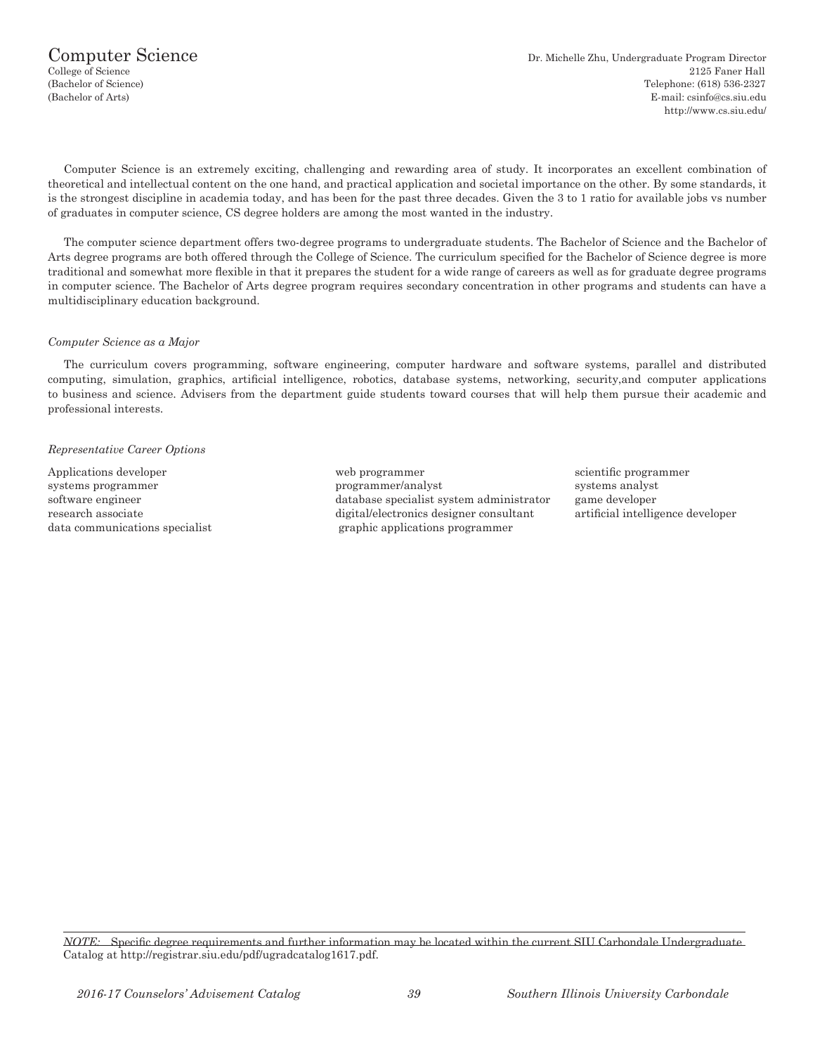# Computer Science

College of Science
(Bachelor of Science)
(Bachelor of Arts)

Dr. Michelle Zhu, Undergraduate Program Director
2125 Faner Hall
Telephone: (618) 536-2327
E-mail: csinfo@cs.siu.edu
http://www.cs.siu.edu/

Computer Science is an extremely exciting, challenging and rewarding area of study. It incorporates an excellent combination of theoretical and intellectual content on the one hand, and practical application and societal importance on the other. By some standards, it is the strongest discipline in academia today, and has been for the past three decades. Given the 3 to 1 ratio for available jobs vs number of graduates in computer science, CS degree holders are among the most wanted in the industry.

The computer science department offers two-degree programs to undergraduate students. The Bachelor of Science and the Bachelor of Arts degree programs are both offered through the College of Science. The curriculum specified for the Bachelor of Science degree is more traditional and somewhat more flexible in that it prepares the student for a wide range of careers as well as for graduate degree programs in computer science. The Bachelor of Arts degree program requires secondary concentration in other programs and students can have a multidisciplinary education background.

*Computer Science as a Major*

The curriculum covers programming, software engineering, computer hardware and software systems, parallel and distributed computing, simulation, graphics, artificial intelligence, robotics, database systems, networking, security,and computer applications to business and science. Advisers from the department guide students toward courses that will help them pursue their academic and professional interests.

*Representative Career Options*

Applications developer
systems programmer
software engineer
research associate
data communications specialist
web programmer
programmer/analyst
database specialist system administrator
digital/electronics designer consultant
graphic applications programmer
scientific programmer
systems analyst
game developer
artificial intelligence developer

*NOTE:* Specific degree requirements and further information may be located within the current SIU Carbondale Undergraduate Catalog at http://registrar.siu.edu/pdf/ugradcatalog1617.pdf.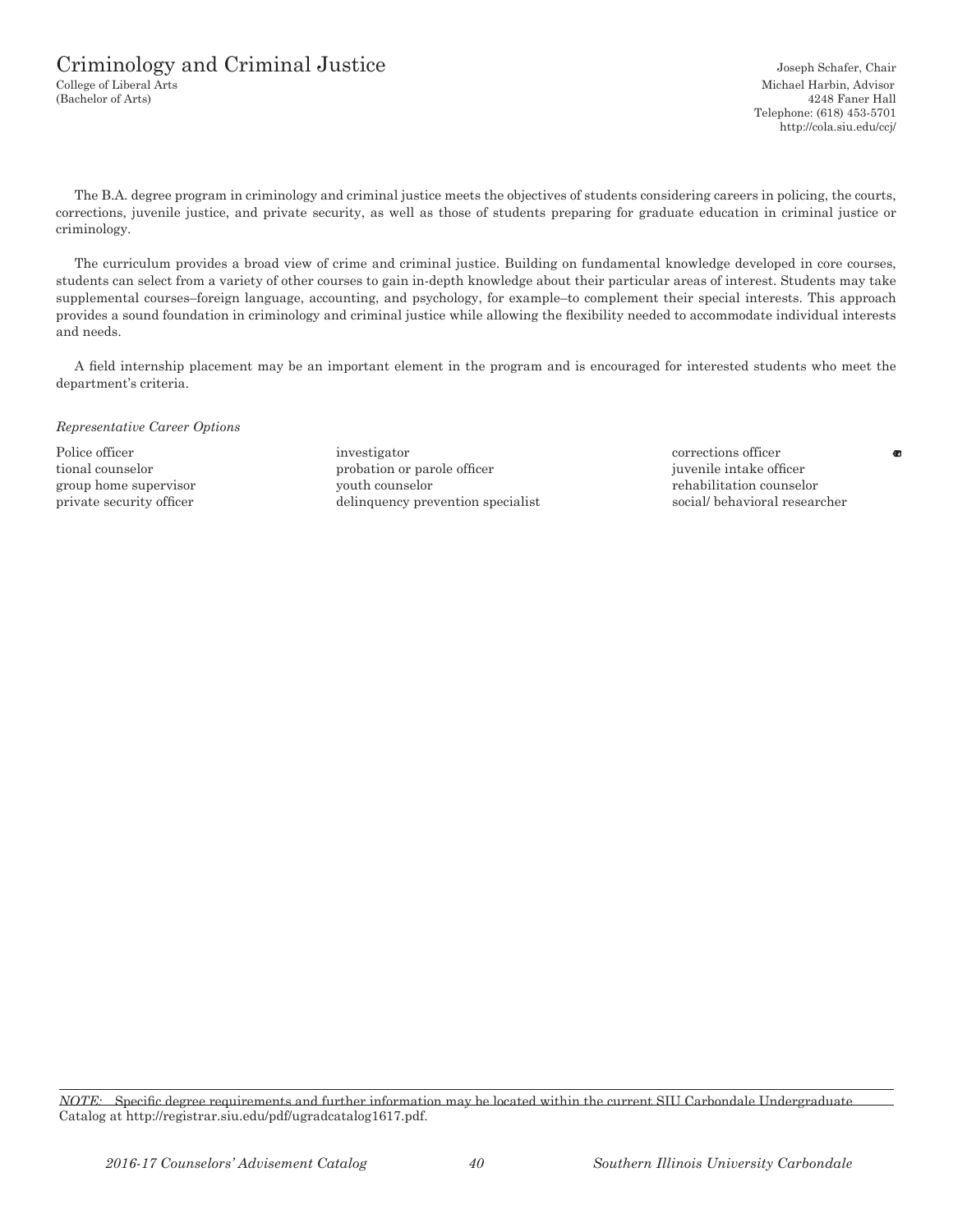# Criminology and Criminal Justice

College of Liberal Arts
(Bachelor of Arts)

Joseph Schafer, Chair
Michael Harbin, Advisor
4248 Faner Hall
Telephone: (618) 453-5701
http://cola.siu.edu/ccj/

The B.A. degree program in criminology and criminal justice meets the objectives of students considering careers in policing, the courts, corrections, juvenile justice, and private security, as well as those of students preparing for graduate education in criminal justice or criminology.

The curriculum provides a broad view of crime and criminal justice. Building on fundamental knowledge developed in core courses, students can select from a variety of other courses to gain in-depth knowledge about their particular areas of interest. Students may take supplemental courses–foreign language, accounting, and psychology, for example–to complement their special interests. This approach provides a sound foundation in criminology and criminal justice while allowing the flexibility needed to accommodate individual interests and needs.

A field internship placement may be an important element in the program and is encouraged for interested students who meet the department's criteria.

*Representative Career Options*

Police officer
tional counselor
group home supervisor
private security officer
investigator
probation or parole officer
youth counselor
delinquency prevention specialist
corrections officer
juvenile intake officer
rehabilitation counselor
social/ behavioral researcher

*NOTE:* Specific degree requirements and further information may be located within the current SIU Carbondale Undergraduate Catalog at http://registrar.siu.edu/pdf/ugradcatalog1617.pdf.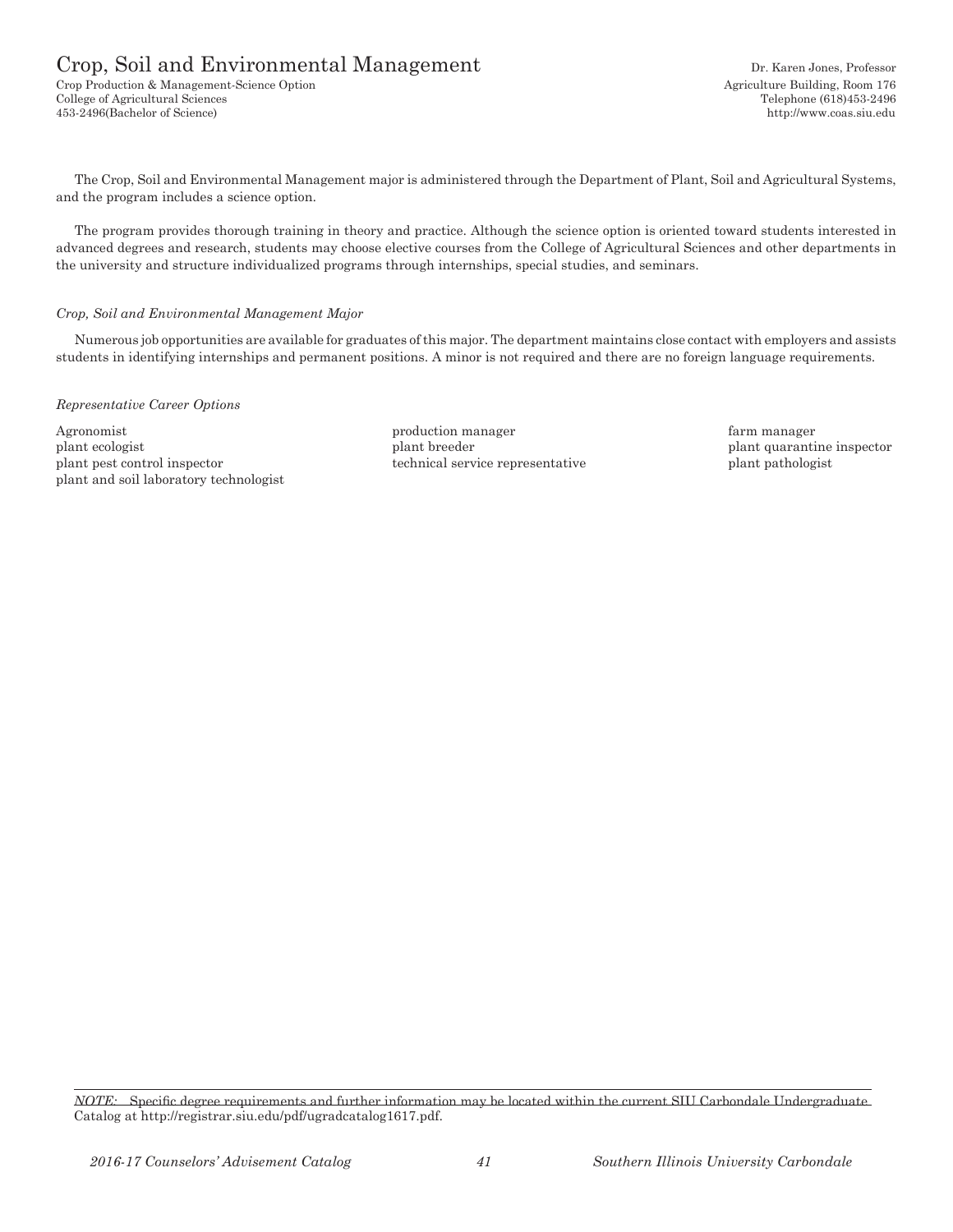# Crop, Soil and Environmental Management

Crop Production & Management-Science Option
College of Agricultural Sciences
453-2496(Bachelor of Science)

Dr. Karen Jones, Professor
Agriculture Building, Room 176
Telephone (618)453-2496
http://www.coas.siu.edu

The Crop, Soil and Environmental Management major is administered through the Department of Plant, Soil and Agricultural Systems, and the program includes a science option.

The program provides thorough training in theory and practice. Although the science option is oriented toward students interested in advanced degrees and research, students may choose elective courses from the College of Agricultural Sciences and other departments in the university and structure individualized programs through internships, special studies, and seminars.

*Crop, Soil and Environmental Management Major*

Numerous job opportunities are available for graduates of this major. The department maintains close contact with employers and assists students in identifying internships and permanent positions. A minor is not required and there are no foreign language requirements.

*Representative Career Options*

Agronomist
plant ecologist
plant pest control inspector
plant and soil laboratory technologist
production manager
plant breeder
technical service representative
farm manager
plant quarantine inspector
plant pathologist

*NOTE:* Specific degree requirements and further information may be located within the current SIU Carbondale Undergraduate Catalog at http://registrar.siu.edu/pdf/ugradcatalog1617.pdf.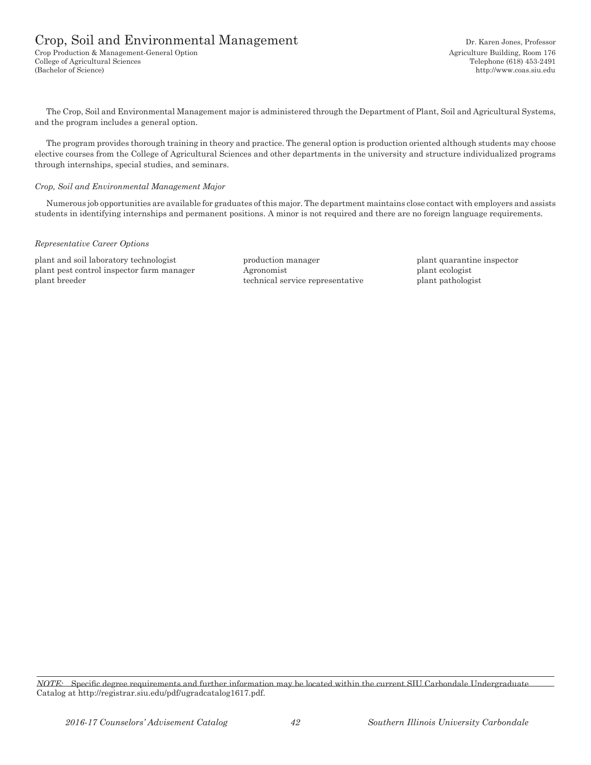# Crop, Soil and Environmental Management

Crop Production & Management-General Option
College of Agricultural Sciences
(Bachelor of Science)

Dr. Karen Jones, Professor
Agriculture Building, Room 176
Telephone (618) 453-2491
http://www.coas.siu.edu

The Crop, Soil and Environmental Management major is administered through the Department of Plant, Soil and Agricultural Systems, and the program includes a general option.

The program provides thorough training in theory and practice. The general option is production oriented although students may choose elective courses from the College of Agricultural Sciences and other departments in the university and structure individualized programs through internships, special studies, and seminars.

*Crop, Soil and Environmental Management Major*

Numerous job opportunities are available for graduates of this major. The department maintains close contact with employers and assists students in identifying internships and permanent positions. A minor is not required and there are no foreign language requirements.

*Representative Career Options*

plant and soil laboratory technologist
plant pest control inspector farm manager
plant breeder
production manager
Agronomist
technical service representative
plant quarantine inspector
plant ecologist
plant pathologist

*NOTE:* Specific degree requirements and further information may be located within the current SIU Carbondale Undergraduate Catalog at http://registrar.siu.edu/pdf/ugradcatalog1617.pdf.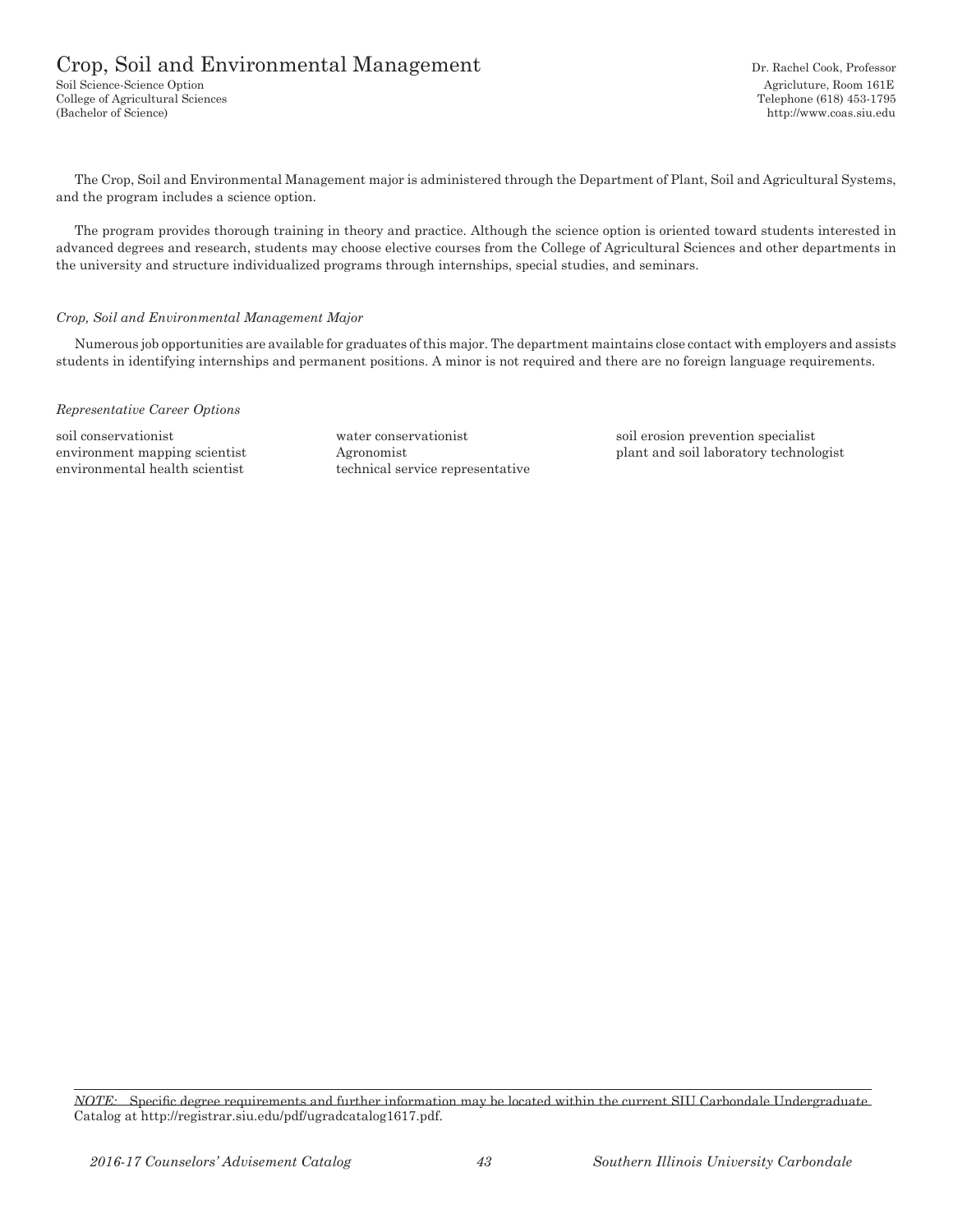# Crop, Soil and Environmental Management

Soil Science-Science Option
College of Agricultural Sciences
(Bachelor of Science)

Dr. Rachel Cook, Professor
Agricluture, Room 161E
Telephone (618) 453-1795
http://www.coas.siu.edu

The Crop, Soil and Environmental Management major is administered through the Department of Plant, Soil and Agricultural Systems, and the program includes a science option.

The program provides thorough training in theory and practice. Although the science option is oriented toward students interested in advanced degrees and research, students may choose elective courses from the College of Agricultural Sciences and other departments in the university and structure individualized programs through internships, special studies, and seminars.

*Crop, Soil and Environmental Management Major*

Numerous job opportunities are available for graduates of this major. The department maintains close contact with employers and assists students in identifying internships and permanent positions. A minor is not required and there are no foreign language requirements.

*Representative Career Options*

soil conservationist
environment mapping scientist
environmental health scientist
water conservationist
Agronomist
technical service representative
soil erosion prevention specialist
plant and soil laboratory technologist

*NOTE:* Specific degree requirements and further information may be located within the current SIU Carbondale Undergraduate Catalog at http://registrar.siu.edu/pdf/ugradcatalog1617.pdf.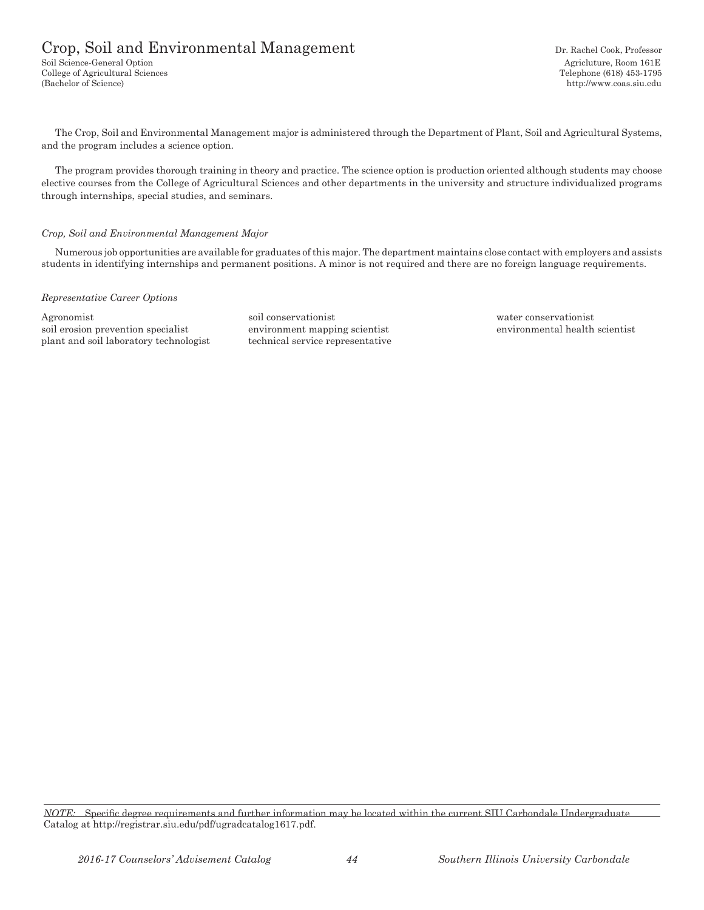# Crop, Soil and Environmental Management

Soil Science-General Option
College of Agricultural Sciences
(Bachelor of Science)

Dr. Rachel Cook, Professor
Agricluture, Room 161E
Telephone (618) 453-1795
http://www.coas.siu.edu

The Crop, Soil and Environmental Management major is administered through the Department of Plant, Soil and Agricultural Systems, and the program includes a science option.

The program provides thorough training in theory and practice. The science option is production oriented although students may choose elective courses from the College of Agricultural Sciences and other departments in the university and structure individualized programs through internships, special studies, and seminars.

*Crop, Soil and Environmental Management Major*

Numerous job opportunities are available for graduates of this major. The department maintains close contact with employers and assists students in identifying internships and permanent positions. A minor is not required and there are no foreign language requirements.

*Representative Career Options*

Agronomist
soil erosion prevention specialist
plant and soil laboratory technologist
soil conservationist
environment mapping scientist
technical service representative
water conservationist
environmental health scientist

*NOTE:* Specific degree requirements and further information may be located within the current SIU Carbondale Undergraduate Catalog at http://registrar.siu.edu/pdf/ugradcatalog1617.pdf.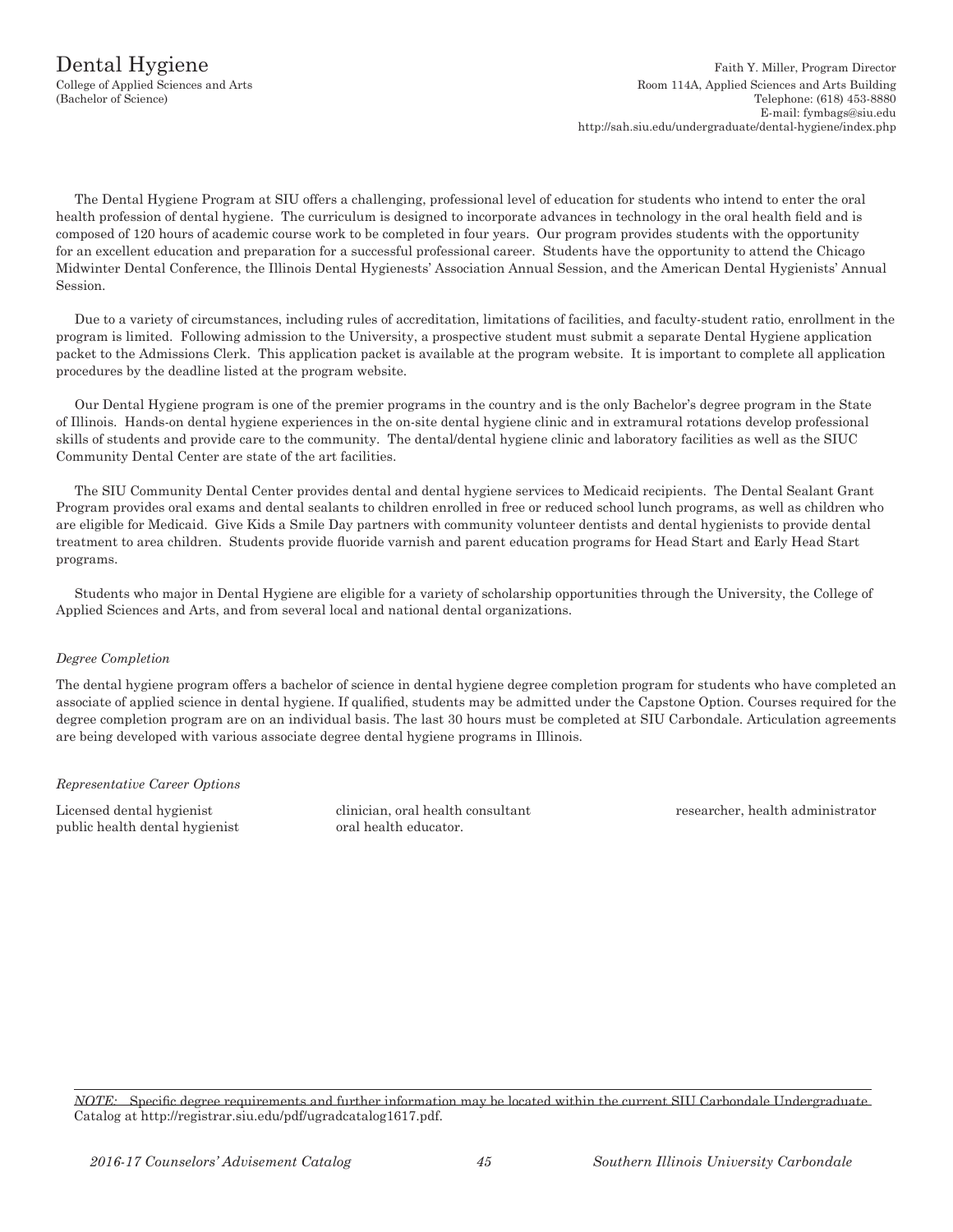# Dental Hygiene

College of Applied Sciences and Arts
(Bachelor of Science)

Faith Y. Miller, Program Director
Room 114A, Applied Sciences and Arts Building
Telephone: (618) 453-8880
E-mail: fymbags@siu.edu
http://sah.siu.edu/undergraduate/dental-hygiene/index.php

The Dental Hygiene Program at SIU offers a challenging, professional level of education for students who intend to enter the oral health profession of dental hygiene. The curriculum is designed to incorporate advances in technology in the oral health field and is composed of 120 hours of academic course work to be completed in four years. Our program provides students with the opportunity for an excellent education and preparation for a successful professional career. Students have the opportunity to attend the Chicago Midwinter Dental Conference, the Illinois Dental Hygienests' Association Annual Session, and the American Dental Hygienists' Annual Session.

Due to a variety of circumstances, including rules of accreditation, limitations of facilities, and faculty-student ratio, enrollment in the program is limited. Following admission to the University, a prospective student must submit a separate Dental Hygiene application packet to the Admissions Clerk. This application packet is available at the program website. It is important to complete all application procedures by the deadline listed at the program website.

Our Dental Hygiene program is one of the premier programs in the country and is the only Bachelor's degree program in the State of Illinois. Hands-on dental hygiene experiences in the on-site dental hygiene clinic and in extramural rotations develop professional skills of students and provide care to the community. The dental/dental hygiene clinic and laboratory facilities as well as the SIUC Community Dental Center are state of the art facilities.

The SIU Community Dental Center provides dental and dental hygiene services to Medicaid recipients. The Dental Sealant Grant Program provides oral exams and dental sealants to children enrolled in free or reduced school lunch programs, as well as children who are eligible for Medicaid. Give Kids a Smile Day partners with community volunteer dentists and dental hygienists to provide dental treatment to area children. Students provide fluoride varnish and parent education programs for Head Start and Early Head Start programs.

Students who major in Dental Hygiene are eligible for a variety of scholarship opportunities through the University, the College of Applied Sciences and Arts, and from several local and national dental organizations.

*Degree Completion*

The dental hygiene program offers a bachelor of science in dental hygiene degree completion program for students who have completed an associate of applied science in dental hygiene. If qualified, students may be admitted under the Capstone Option. Courses required for the degree completion program are on an individual basis. The last 30 hours must be completed at SIU Carbondale. Articulation agreements are being developed with various associate degree dental hygiene programs in Illinois.

*Representative Career Options*

Licensed dental hygienist
public health dental hygienist
clinician, oral health consultant
oral health educator.
researcher, health administrator

*NOTE:* Specific degree requirements and further information may be located within the current SIU Carbondale Undergraduate Catalog at http://registrar.siu.edu/pdf/ugradcatalog1617.pdf.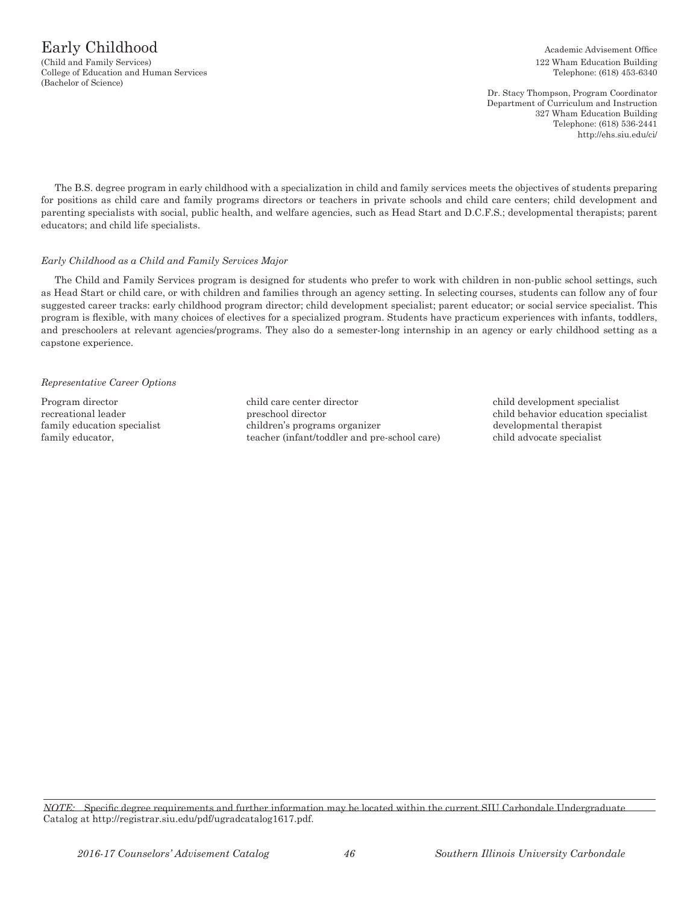# Early Childhood

(Child and Family Services)
College of Education and Human Services
(Bachelor of Science)

Academic Advisement Office
122 Wham Education Building
Telephone: (618) 453-6340

Dr. Stacy Thompson, Program Coordinator
Department of Curriculum and Instruction
327 Wham Education Building
Telephone: (618) 536-2441
http://ehs.siu.edu/ci/

The B.S. degree program in early childhood with a specialization in child and family services meets the objectives of students preparing for positions as child care and family programs directors or teachers in private schools and child care centers; child development and parenting specialists with social, public health, and welfare agencies, such as Head Start and D.C.F.S.; developmental therapists; parent educators; and child life specialists.

*Early Childhood as a Child and Family Services Major*

The Child and Family Services program is designed for students who prefer to work with children in non-public school settings, such as Head Start or child care, or with children and families through an agency setting. In selecting courses, students can follow any of four suggested career tracks: early childhood program director; child development specialist; parent educator; or social service specialist. This program is flexible, with many choices of electives for a specialized program. Students have practicum experiences with infants, toddlers, and preschoolers at relevant agencies/programs. They also do a semester-long internship in an agency or early childhood setting as a capstone experience.

*Representative Career Options*

Program director
recreational leader
family education specialist
family educator,
child care center director
preschool director
children's programs organizer
teacher (infant/toddler and pre-school care)
child development specialist
child behavior education specialist
developmental therapist
child advocate specialist

*NOTE:* Specific degree requirements and further information may be located within the current SIU Carbondale Undergraduate Catalog at http://registrar.siu.edu/pdf/ugradcatalog1617.pdf.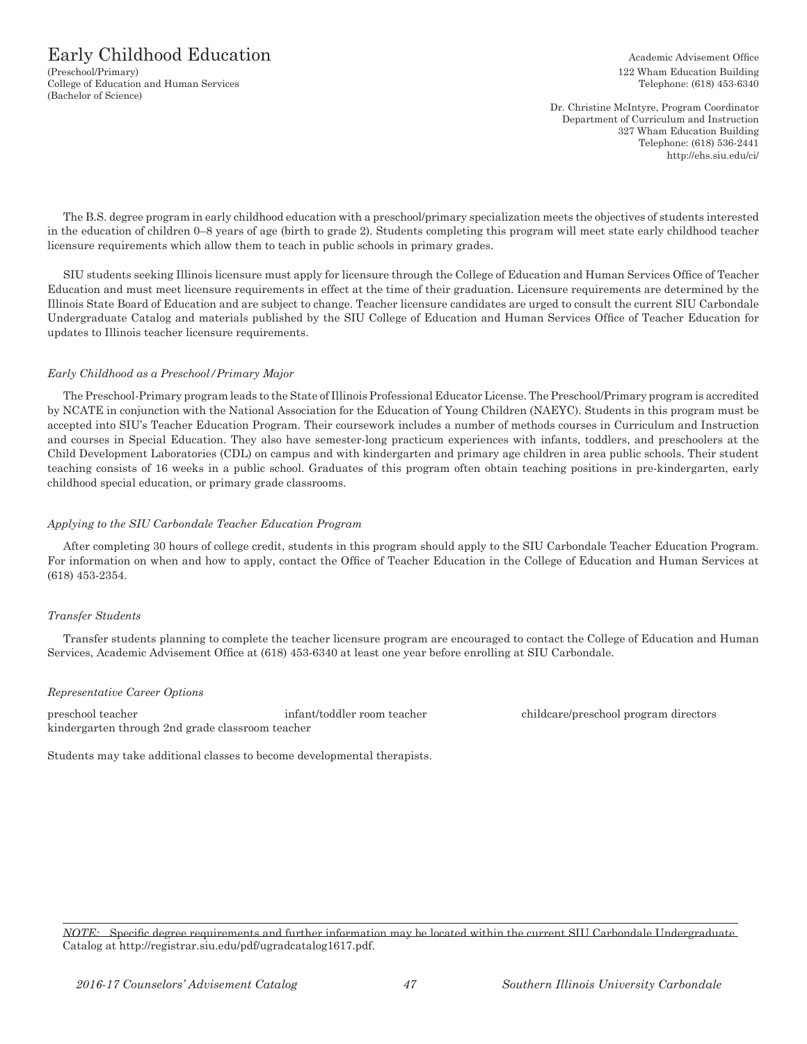# Early Childhood Education

(Preschool/Primary)
College of Education and Human Services
(Bachelor of Science)

Academic Advisement Office
122 Wham Education Building
Telephone: (618) 453-6340

Dr. Christine McIntyre, Program Coordinator
Department of Curriculum and Instruction
327 Wham Education Building
Telephone: (618) 536-2441
http://ehs.siu.edu/ci/

The B.S. degree program in early childhood education with a preschool/primary specialization meets the objectives of students interested in the education of children 0–8 years of age (birth to grade 2). Students completing this program will meet state early childhood teacher licensure requirements which allow them to teach in public schools in primary grades.

SIU students seeking Illinois licensure must apply for licensure through the College of Education and Human Services Office of Teacher Education and must meet licensure requirements in effect at the time of their graduation. Licensure requirements are determined by the Illinois State Board of Education and are subject to change. Teacher licensure candidates are urged to consult the current SIU Carbondale Undergraduate Catalog and materials published by the SIU College of Education and Human Services Office of Teacher Education for updates to Illinois teacher licensure requirements.

*Early Childhood as a Preschool/Primary Major*

The Preschool-Primary program leads to the State of Illinois Professional Educator License. The Preschool/Primary program is accredited by NCATE in conjunction with the National Association for the Education of Young Children (NAEYC). Students in this program must be accepted into SIU's Teacher Education Program. Their coursework includes a number of methods courses in Curriculum and Instruction and courses in Special Education. They also have semester-long practicum experiences with infants, toddlers, and preschoolers at the Child Development Laboratories (CDL) on campus and with kindergarten and primary age children in area public schools. Their student teaching consists of 16 weeks in a public school. Graduates of this program often obtain teaching positions in pre-kindergarten, early childhood special education, or primary grade classrooms.

*Applying to the SIU Carbondale Teacher Education Program*

After completing 30 hours of college credit, students in this program should apply to the SIU Carbondale Teacher Education Program. For information on when and how to apply, contact the Office of Teacher Education in the College of Education and Human Services at (618) 453-2354.

*Transfer Students*

Transfer students planning to complete the teacher licensure program are encouraged to contact the College of Education and Human Services, Academic Advisement Office at (618) 453-6340 at least one year before enrolling at SIU Carbondale.

*Representative Career Options*

preschool teacher
infant/toddler room teacher
childcare/preschool program directors
kindergarten through 2nd grade classroom teacher

Students may take additional classes to become developmental therapists.

*NOTE:* Specific degree requirements and further information may be located within the current SIU Carbondale Undergraduate Catalog at http://registrar.siu.edu/pdf/ugradcatalog1617.pdf.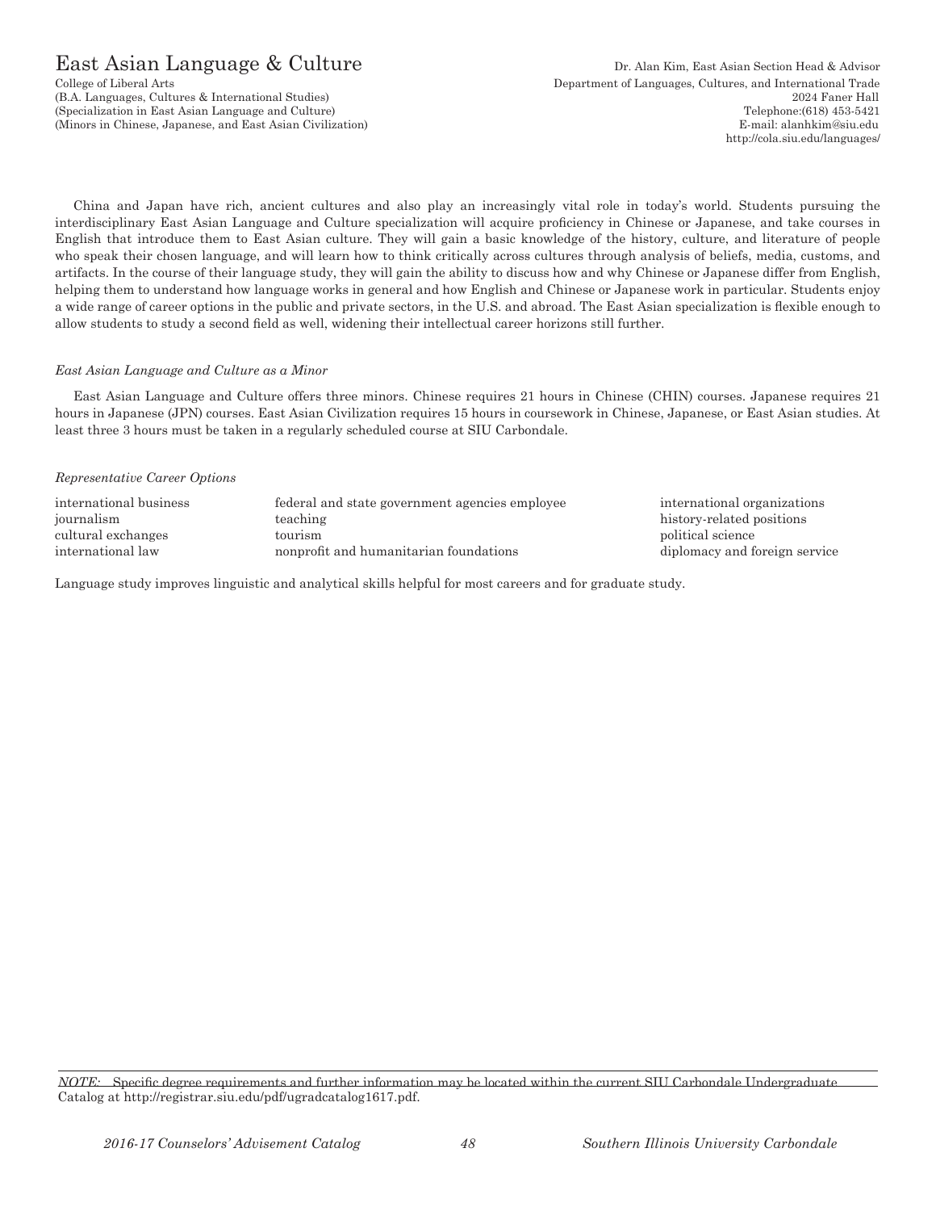# East Asian Language & Culture

College of Liberal Arts
(B.A. Languages, Cultures & International Studies)
(Specialization in East Asian Language and Culture)
(Minors in Chinese, Japanese, and East Asian Civilization)

Dr. Alan Kim, East Asian Section Head & Advisor
Department of Languages, Cultures, and International Trade
2024 Faner Hall
Telephone:(618) 453-5421
E-mail: alanhkim@siu.edu
http://cola.siu.edu/languages/

China and Japan have rich, ancient cultures and also play an increasingly vital role in today's world. Students pursuing the interdisciplinary East Asian Language and Culture specialization will acquire proficiency in Chinese or Japanese, and take courses in English that introduce them to East Asian culture. They will gain a basic knowledge of the history, culture, and literature of people who speak their chosen language, and will learn how to think critically across cultures through analysis of beliefs, media, customs, and artifacts. In the course of their language study, they will gain the ability to discuss how and why Chinese or Japanese differ from English, helping them to understand how language works in general and how English and Chinese or Japanese work in particular. Students enjoy a wide range of career options in the public and private sectors, in the U.S. and abroad. The East Asian specialization is flexible enough to allow students to study a second field as well, widening their intellectual career horizons still further.

*East Asian Language and Culture as a Minor*

East Asian Language and Culture offers three minors. Chinese requires 21 hours in Chinese (CHIN) courses. Japanese requires 21 hours in Japanese (JPN) courses. East Asian Civilization requires 15 hours in coursework in Chinese, Japanese, or East Asian studies. At least three 3 hours must be taken in a regularly scheduled course at SIU Carbondale.

*Representative Career Options*

international business
journalism
cultural exchanges
international law
federal and state government agencies employee
teaching
tourism
nonprofit and humanitarian foundations
international organizations
history-related positions
political science
diplomacy and foreign service

Language study improves linguistic and analytical skills helpful for most careers and for graduate study.

*NOTE:* Specific degree requirements and further information may be located within the current SIU Carbondale Undergraduate Catalog at http://registrar.siu.edu/pdf/ugradcatalog1617.pdf.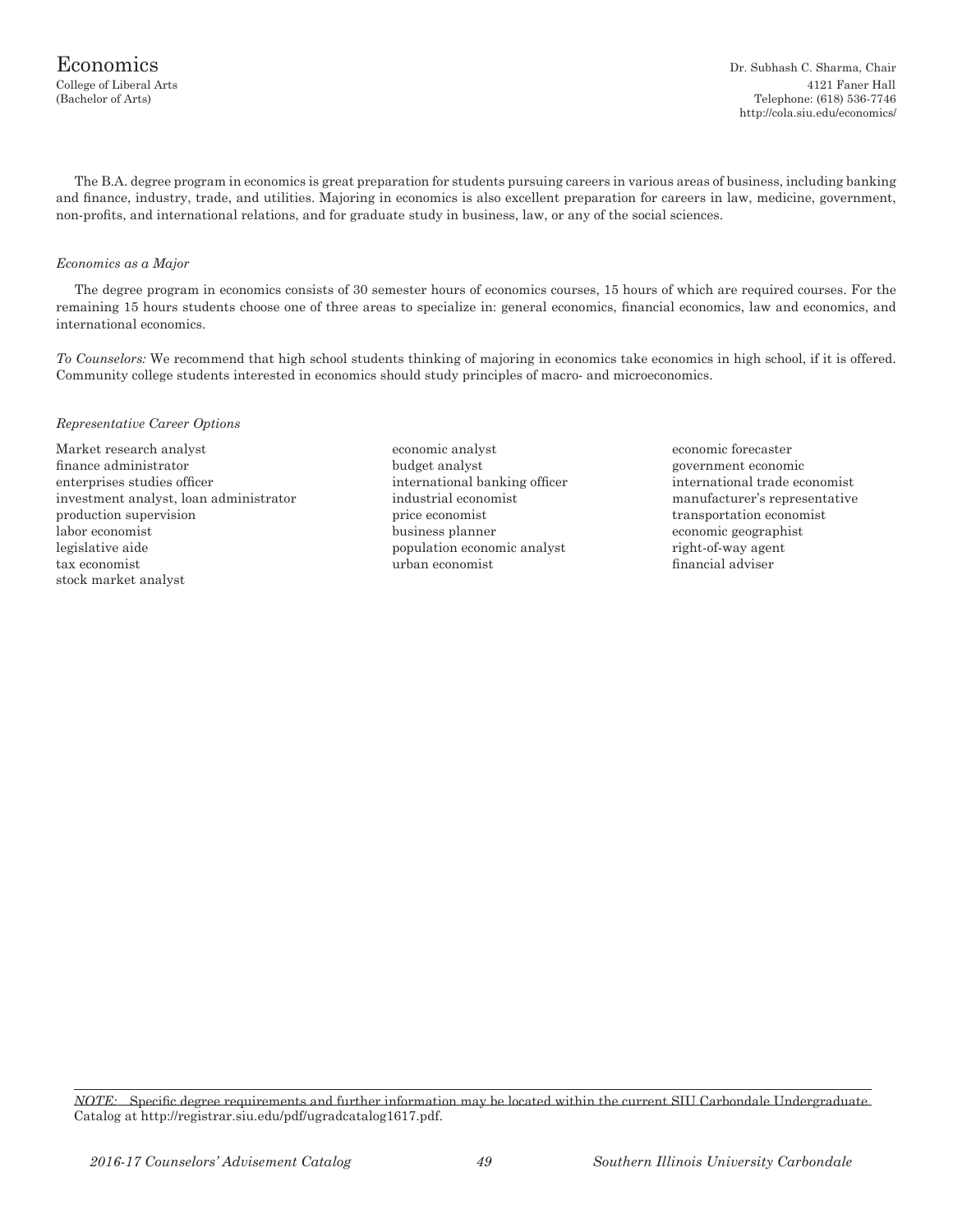// Economics

College of Liberal Arts
(Bachelor of Arts)

Dr. Subhash C. Sharma, Chair
4121 Faner Hall
Telephone: (618) 536-7746
http://cola.siu.edu/economics/

The B.A. degree program in economics is great preparation for students pursuing careers in various areas of business, including banking and finance, industry, trade, and utilities. Majoring in economics is also excellent preparation for careers in law, medicine, government, non-profits, and international relations, and for graduate study in business, law, or any of the social sciences.

*Economics as a Major*

The degree program in economics consists of 30 semester hours of economics courses, 15 hours of which are required courses. For the remaining 15 hours students choose one of three areas to specialize in: general economics, financial economics, law and economics, and international economics.

*To Counselors:* We recommend that high school students thinking of majoring in economics take economics in high school, if it is offered. Community college students interested in economics should study principles of macro- and microeconomics.

*Representative Career Options*

Market research analyst
finance administrator
enterprises studies officer
investment analyst, loan administrator
production supervision
labor economist
legislative aide
tax economist
stock market analyst
economic analyst
budget analyst
international banking officer
industrial economist
price economist
business planner
population economic analyst
urban economist
economic forecaster
government economic
international trade economist
manufacturer's representative
transportation economist
economic geographist
right-of-way agent
financial adviser

*NOTE:* Specific degree requirements and further information may be located within the current SIU Carbondale Undergraduate Catalog at http://registrar.siu.edu/pdf/ugradcatalog1617.pdf.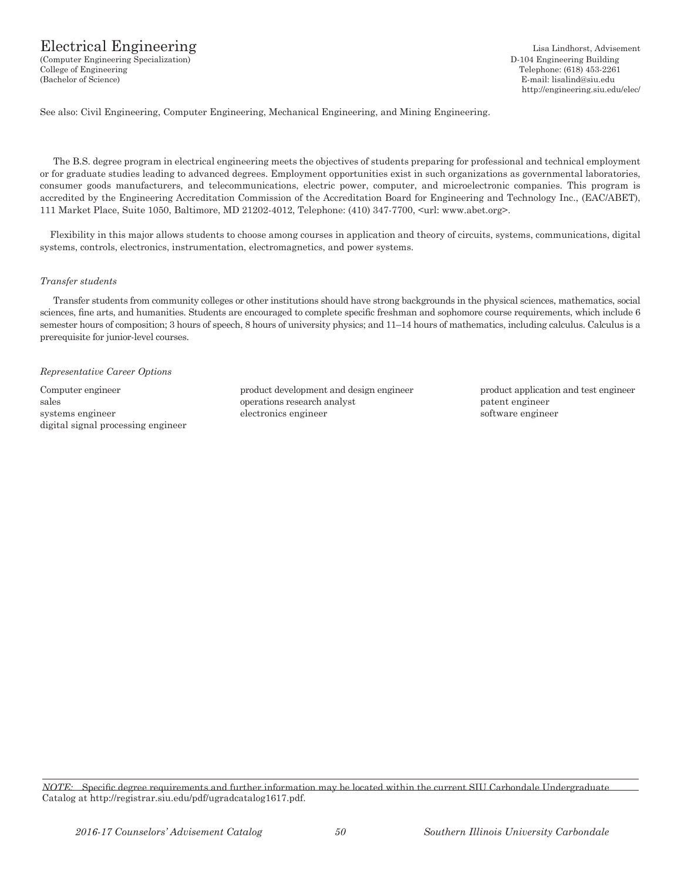# Electrical Engineering

(Computer Engineering Specialization)
College of Engineering
(Bachelor of Science)

Lisa Lindhorst, Advisement
D-104 Engineering Building
Telephone: (618) 453-2261
E-mail: lisalind@siu.edu
http://engineering.siu.edu/elec/

See also: Civil Engineering, Computer Engineering, Mechanical Engineering, and Mining Engineering.

The B.S. degree program in electrical engineering meets the objectives of students preparing for professional and technical employment or for graduate studies leading to advanced degrees. Employment opportunities exist in such organizations as governmental laboratories, consumer goods manufacturers, and telecommunications, electric power, computer, and microelectronic companies. This program is accredited by the Engineering Accreditation Commission of the Accreditation Board for Engineering and Technology Inc., (EAC/ABET), 111 Market Place, Suite 1050, Baltimore, MD 21202-4012, Telephone: (410) 347-7700, <url: www.abet.org>.

Flexibility in this major allows students to choose among courses in application and theory of circuits, systems, communications, digital systems, controls, electronics, instrumentation, electromagnetics, and power systems.

*Transfer students*

Transfer students from community colleges or other institutions should have strong backgrounds in the physical sciences, mathematics, social sciences, fine arts, and humanities. Students are encouraged to complete specific freshman and sophomore course requirements, which include 6 semester hours of composition; 3 hours of speech, 8 hours of university physics; and 11–14 hours of mathematics, including calculus. Calculus is a prerequisite for junior-level courses.

*Representative Career Options*

- Computer engineer
- sales
- systems engineer
- digital signal processing engineer
- product development and design engineer
- operations research analyst
- electronics engineer
- product application and test engineer
- patent engineer
- software engineer

*NOTE:* Specific degree requirements and further information may be located within the current SIU Carbondale Undergraduate Catalog at http://registrar.siu.edu/pdf/ugradcatalog1617.pdf.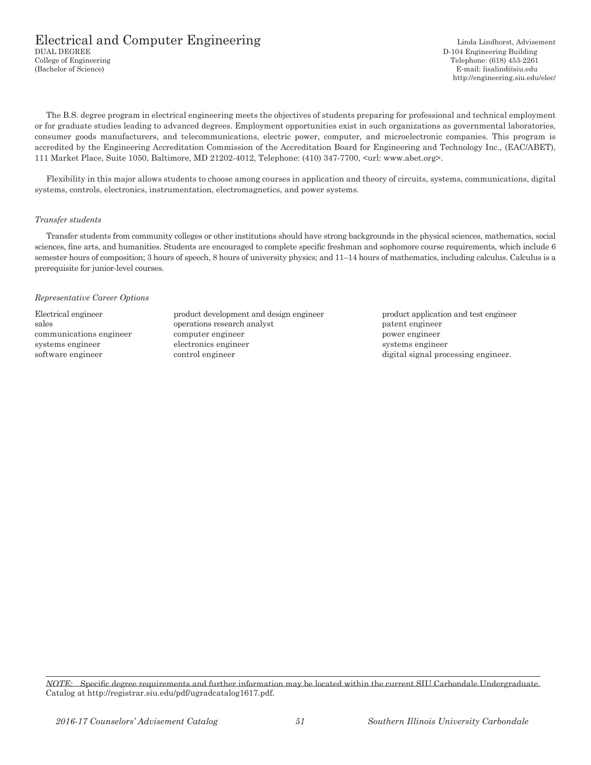# Electrical and Computer Engineering

DUAL DEGREE
College of Engineering
(Bachelor of Science)

Linda Lindhorst, Advisement
D-104 Engineering Building
Telephone: (618) 453-2261
E-mail: lisalind@siu.edu
http://engineering.siu.edu/elec/

The B.S. degree program in electrical engineering meets the objectives of students preparing for professional and technical employment or for graduate studies leading to advanced degrees. Employment opportunities exist in such organizations as governmental laboratories, consumer goods manufacturers, and telecommunications, electric power, computer, and microelectronic companies. This program is accredited by the Engineering Accreditation Commission of the Accreditation Board for Engineering and Technology Inc., (EAC/ABET), 111 Market Place, Suite 1050, Baltimore, MD 21202-4012, Telephone: (410) 347-7700, <url: www.abet.org>.

Flexibility in this major allows students to choose among courses in application and theory of circuits, systems, communications, digital systems, controls, electronics, instrumentation, electromagnetics, and power systems.

*Transfer students*

Transfer students from community colleges or other institutions should have strong backgrounds in the physical sciences, mathematics, social sciences, fine arts, and humanities. Students are encouraged to complete specific freshman and sophomore course requirements, which include 6 semester hours of composition; 3 hours of speech, 8 hours of university physics; and 11–14 hours of mathematics, including calculus. Calculus is a prerequisite for junior-level courses.

*Representative Career Options*

Electrical engineer
sales
communications engineer
systems engineer
software engineer
product development and design engineer
operations research analyst
computer engineer
electronics engineer
control engineer
product application and test engineer
patent engineer
power engineer
systems engineer
digital signal processing engineer.

*NOTE:* Specific degree requirements and further information may be located within the current SIU Carbondale Undergraduate Catalog at http://registrar.siu.edu/pdf/ugradcatalog1617.pdf.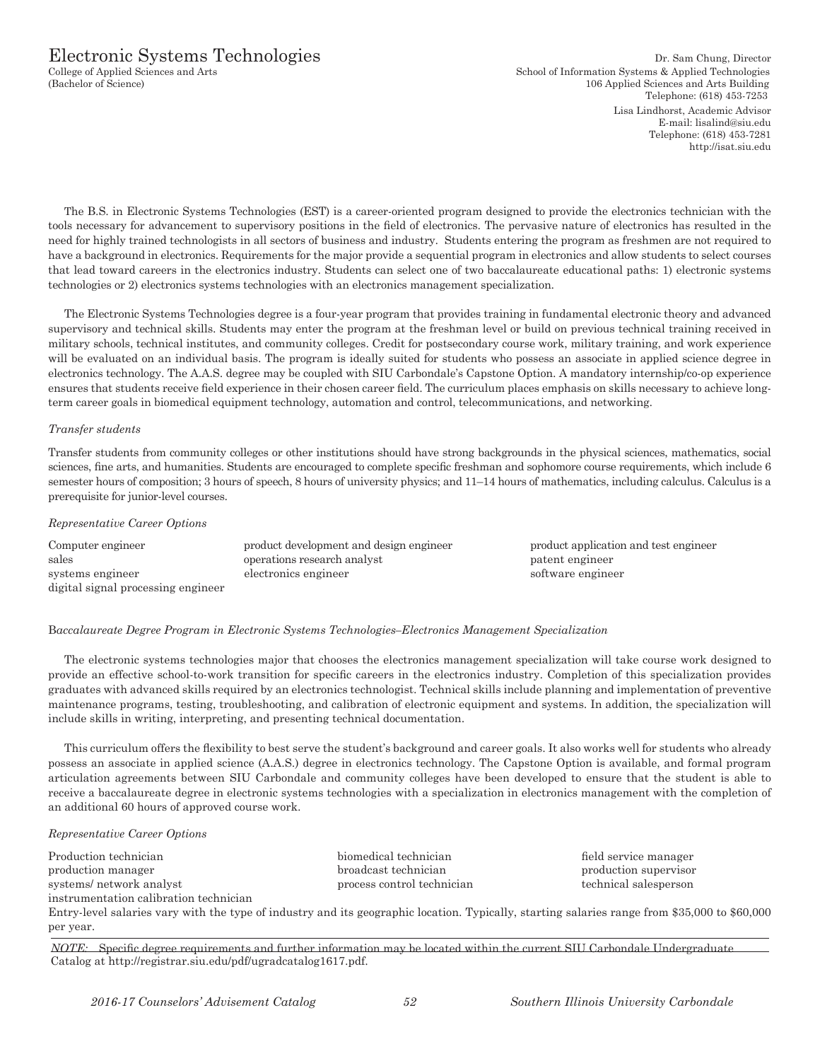# Electronic Systems Technologies

College of Applied Sciences and Arts
(Bachelor of Science)

Dr. Sam Chung, Director
School of Information Systems & Applied Technologies
106 Applied Sciences and Arts Building
Telephone: (618) 453-7253

Lisa Lindhorst, Academic Advisor
E-mail: lisalind@siu.edu
Telephone: (618) 453-7281
http://isat.siu.edu

The B.S. in Electronic Systems Technologies (EST) is a career-oriented program designed to provide the electronics technician with the tools necessary for advancement to supervisory positions in the field of electronics. The pervasive nature of electronics has resulted in the need for highly trained technologists in all sectors of business and industry. Students entering the program as freshmen are not required to have a background in electronics. Requirements for the major provide a sequential program in electronics and allow students to select courses that lead toward careers in the electronics industry. Students can select one of two baccalaureate educational paths: 1) electronic systems technologies or 2) electronics systems technologies with an electronics management specialization.

The Electronic Systems Technologies degree is a four-year program that provides training in fundamental electronic theory and advanced supervisory and technical skills. Students may enter the program at the freshman level or build on previous technical training received in military schools, technical institutes, and community colleges. Credit for postsecondary course work, military training, and work experience will be evaluated on an individual basis. The program is ideally suited for students who possess an associate in applied science degree in electronics technology. The A.A.S. degree may be coupled with SIU Carbondale's Capstone Option. A mandatory internship/co-op experience ensures that students receive field experience in their chosen career field. The curriculum places emphasis on skills necessary to achieve long-term career goals in biomedical equipment technology, automation and control, telecommunications, and networking.

*Transfer students*

Transfer students from community colleges or other institutions should have strong backgrounds in the physical sciences, mathematics, social sciences, fine arts, and humanities. Students are encouraged to complete specific freshman and sophomore course requirements, which include 6 semester hours of composition; 3 hours of speech, 8 hours of university physics; and 11–14 hours of mathematics, including calculus. Calculus is a prerequisite for junior-level courses.

*Representative Career Options*

Computer engineer
sales
systems engineer
digital signal processing engineer
product development and design engineer
operations research analyst
electronics engineer
product application and test engineer
patent engineer
software engineer

*Baccalaureate Degree Program in Electronic Systems Technologies–Electronics Management Specialization*

The electronic systems technologies major that chooses the electronics management specialization will take course work designed to provide an effective school-to-work transition for specific careers in the electronics industry. Completion of this specialization provides graduates with advanced skills required by an electronics technologist. Technical skills include planning and implementation of preventive maintenance programs, testing, troubleshooting, and calibration of electronic equipment and systems. In addition, the specialization will include skills in writing, interpreting, and presenting technical documentation.

This curriculum offers the flexibility to best serve the student's background and career goals. It also works well for students who already possess an associate in applied science (A.A.S.) degree in electronics technology. The Capstone Option is available, and formal program articulation agreements between SIU Carbondale and community colleges have been developed to ensure that the student is able to receive a baccalaureate degree in electronic systems technologies with a specialization in electronics management with the completion of an additional 60 hours of approved course work.

*Representative Career Options*

Production technician
production manager
systems/ network analyst
instrumentation calibration technician
biomedical technician
broadcast technician
process control technician
field service manager
production supervisor
technical salesperson

Entry-level salaries vary with the type of industry and its geographic location. Typically, starting salaries range from $35,000 to $60,000 per year.

*NOTE:* Specific degree requirements and further information may be located within the current SIU Carbondale Undergraduate Catalog at http://registrar.siu.edu/pdf/ugradcatalog1617.pdf.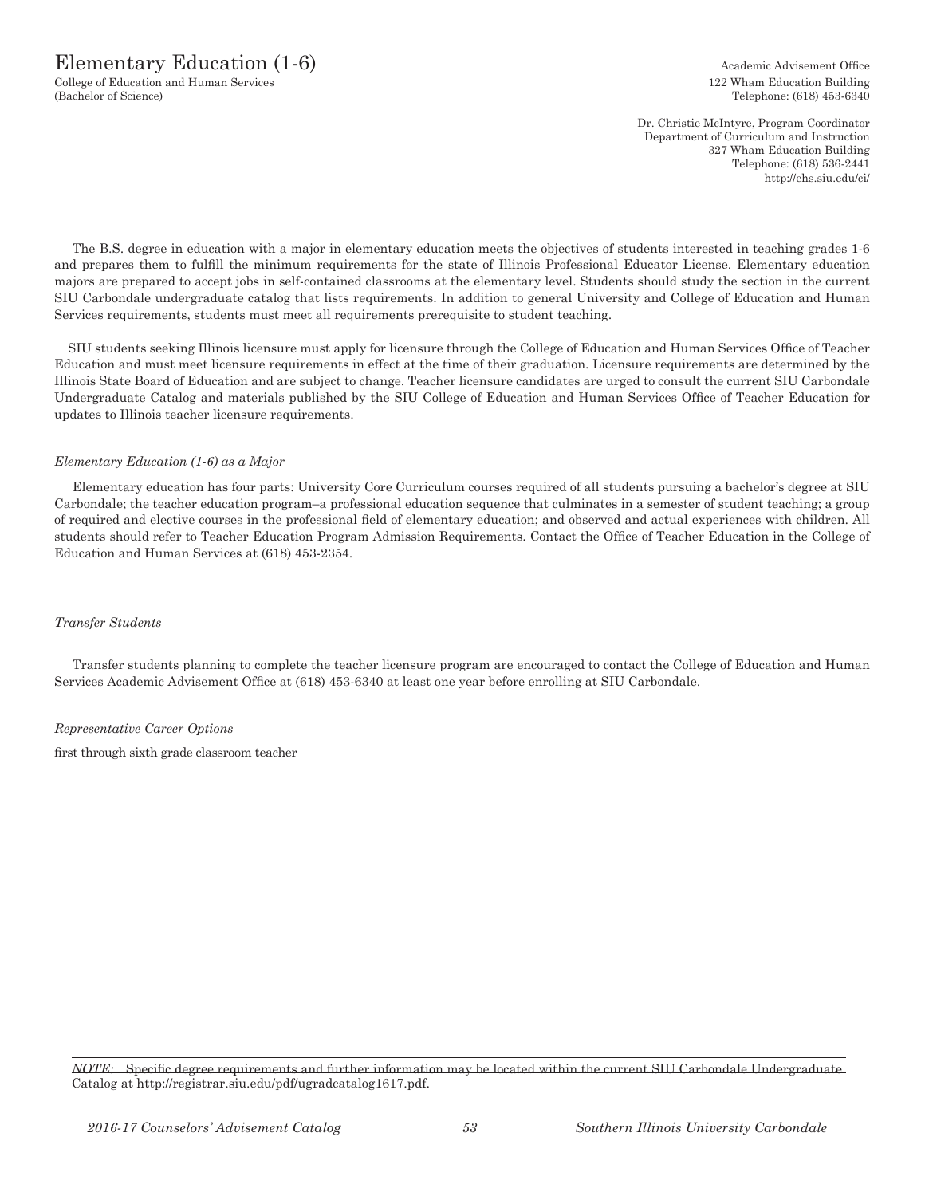# Elementary Education (1-6)

College of Education and Human Services
(Bachelor of Science)

Academic Advisement Office
122 Wham Education Building
Telephone: (618) 453-6340

Dr. Christie McIntyre, Program Coordinator
Department of Curriculum and Instruction
327 Wham Education Building
Telephone: (618) 536-2441
http://ehs.siu.edu/ci/

The B.S. degree in education with a major in elementary education meets the objectives of students interested in teaching grades 1-6 and prepares them to fulfill the minimum requirements for the state of Illinois Professional Educator License. Elementary education majors are prepared to accept jobs in self-contained classrooms at the elementary level. Students should study the section in the current SIU Carbondale undergraduate catalog that lists requirements. In addition to general University and College of Education and Human Services requirements, students must meet all requirements prerequisite to student teaching.

SIU students seeking Illinois licensure must apply for licensure through the College of Education and Human Services Office of Teacher Education and must meet licensure requirements in effect at the time of their graduation. Licensure requirements are determined by the Illinois State Board of Education and are subject to change. Teacher licensure candidates are urged to consult the current SIU Carbondale Undergraduate Catalog and materials published by the SIU College of Education and Human Services Office of Teacher Education for updates to Illinois teacher licensure requirements.

*Elementary Education (1-6) as a Major*

Elementary education has four parts: University Core Curriculum courses required of all students pursuing a bachelor's degree at SIU Carbondale; the teacher education program–a professional education sequence that culminates in a semester of student teaching; a group of required and elective courses in the professional field of elementary education; and observed and actual experiences with children. All students should refer to Teacher Education Program Admission Requirements. Contact the Office of Teacher Education in the College of Education and Human Services at (618) 453-2354.

*Transfer Students*

Transfer students planning to complete the teacher licensure program are encouraged to contact the College of Education and Human Services Academic Advisement Office at (618) 453-6340 at least one year before enrolling at SIU Carbondale.

*Representative Career Options*

first through sixth grade classroom teacher

*NOTE:* Specific degree requirements and further information may be located within the current SIU Carbondale Undergraduate Catalog at http://registrar.siu.edu/pdf/ugradcatalog1617.pdf.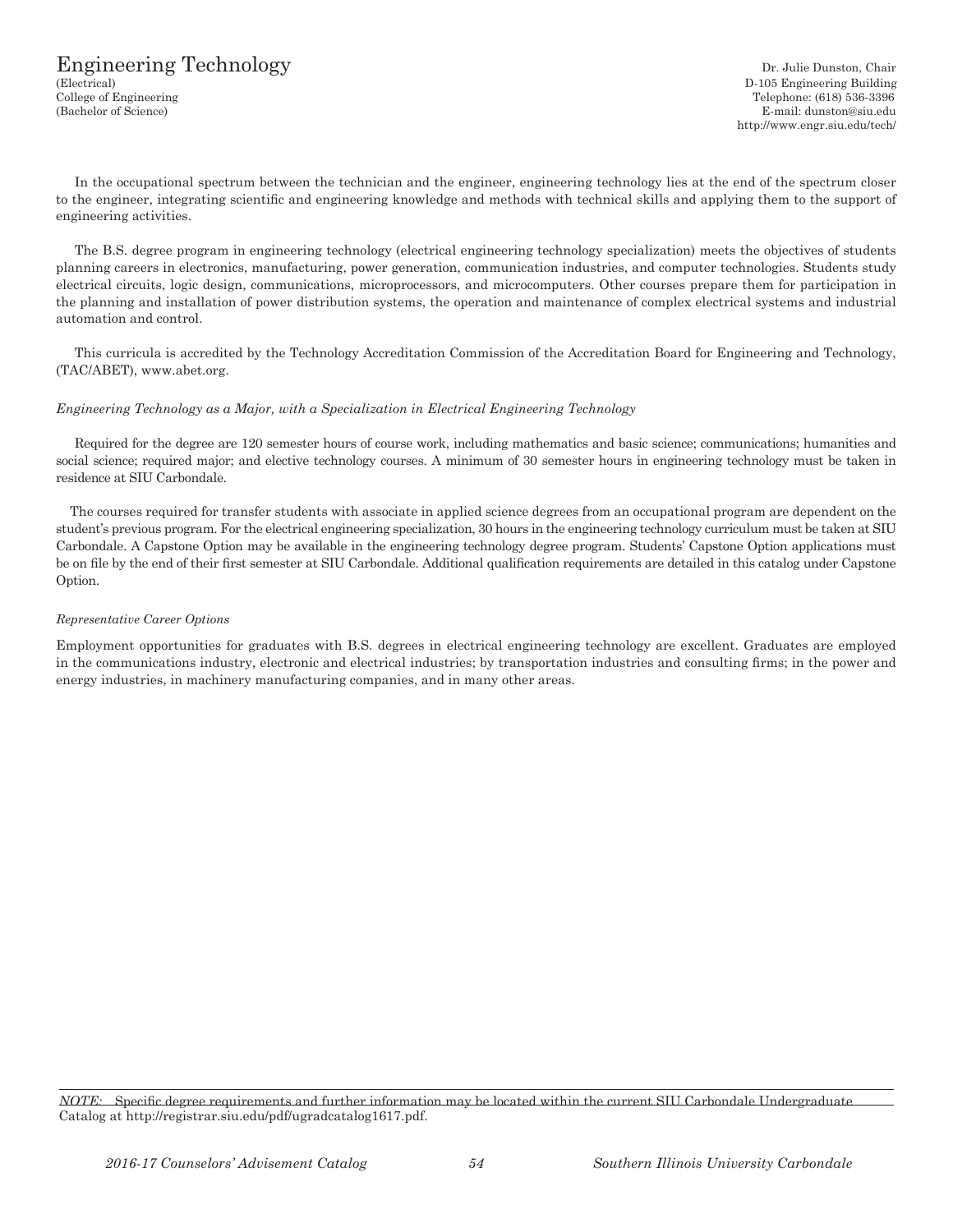# Engineering Technology

(Electrical)
College of Engineering
(Bachelor of Science)

Dr. Julie Dunston, Chair
D-105 Engineering Building
Telephone: (618) 536-3396
E-mail: dunston@siu.edu
http://www.engr.siu.edu/tech/

In the occupational spectrum between the technician and the engineer, engineering technology lies at the end of the spectrum closer to the engineer, integrating scientific and engineering knowledge and methods with technical skills and applying them to the support of engineering activities.

The B.S. degree program in engineering technology (electrical engineering technology specialization) meets the objectives of students planning careers in electronics, manufacturing, power generation, communication industries, and computer technologies. Students study electrical circuits, logic design, communications, microprocessors, and microcomputers. Other courses prepare them for participation in the planning and installation of power distribution systems, the operation and maintenance of complex electrical systems and industrial automation and control.

This curricula is accredited by the Technology Accreditation Commission of the Accreditation Board for Engineering and Technology, (TAC/ABET), www.abet.org.

*Engineering Technology as a Major, with a Specialization in Electrical Engineering Technology*

Required for the degree are 120 semester hours of course work, including mathematics and basic science; communications; humanities and social science; required major; and elective technology courses. A minimum of 30 semester hours in engineering technology must be taken in residence at SIU Carbondale.

The courses required for transfer students with associate in applied science degrees from an occupational program are dependent on the student's previous program. For the electrical engineering specialization, 30 hours in the engineering technology curriculum must be taken at SIU Carbondale. A Capstone Option may be available in the engineering technology degree program. Students' Capstone Option applications must be on file by the end of their first semester at SIU Carbondale. Additional qualification requirements are detailed in this catalog under Capstone Option.

*Representative Career Options*

Employment opportunities for graduates with B.S. degrees in electrical engineering technology are excellent. Graduates are employed in the communications industry, electronic and electrical industries; by transportation industries and consulting firms; in the power and energy industries, in machinery manufacturing companies, and in many other areas.

*NOTE:* Specific degree requirements and further information may be located within the current SIU Carbondale Undergraduate Catalog at http://registrar.siu.edu/pdf/ugradcatalog1617.pdf.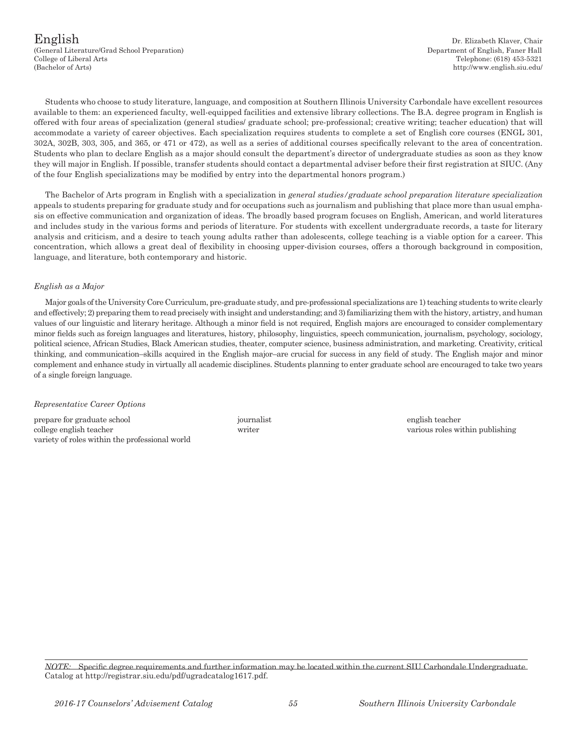# English

(General Literature/Grad School Preparation)
College of Liberal Arts
(Bachelor of Arts)

Dr. Elizabeth Klaver, Chair
Department of English, Faner Hall
Telephone: (618) 453-5321
http://www.english.siu.edu/

Students who choose to study literature, language, and composition at Southern Illinois University Carbondale have excellent resources available to them: an experienced faculty, well-equipped facilities and extensive library collections. The B.A. degree program in English is offered with four areas of specialization (general studies/ graduate school; pre-professional; creative writing; teacher education) that will accommodate a variety of career objectives. Each specialization requires students to complete a set of English core courses (ENGL 301, 302A, 302B, 303, 305, and 365, or 471 or 472), as well as a series of additional courses specifically relevant to the area of concentration. Students who plan to declare English as a major should consult the department's director of undergraduate studies as soon as they know they will major in English. If possible, transfer students should contact a departmental adviser before their first registration at SIUC. (Any of the four English specializations may be modified by entry into the departmental honors program.)

The Bachelor of Arts program in English with a specialization in *general studies/graduate school preparation literature specialization* appeals to students preparing for graduate study and for occupations such as journalism and publishing that place more than usual emphasis on effective communication and organization of ideas. The broadly based program focuses on English, American, and world literatures and includes study in the various forms and periods of literature. For students with excellent undergraduate records, a taste for literary analysis and criticism, and a desire to teach young adults rather than adolescents, college teaching is a viable option for a career. This concentration, which allows a great deal of flexibility in choosing upper-division courses, offers a thorough background in composition, language, and literature, both contemporary and historic.

*English as a Major*

Major goals of the University Core Curriculum, pre-graduate study, and pre-professional specializations are 1) teaching students to write clearly and effectively; 2) preparing them to read precisely with insight and understanding; and 3) familiarizing them with the history, artistry, and human values of our linguistic and literary heritage. Although a minor field is not required, English majors are encouraged to consider complementary minor fields such as foreign languages and literatures, history, philosophy, linguistics, speech communication, journalism, psychology, sociology, political science, African Studies, Black American studies, theater, computer science, business administration, and marketing. Creativity, critical thinking, and communication–skills acquired in the English major–are crucial for success in any field of study. The English major and minor complement and enhance study in virtually all academic disciplines. Students planning to enter graduate school are encouraged to take two years of a single foreign language.

*Representative Career Options*

- prepare for graduate school
- college english teacher
- variety of roles within the professional world
- journalist
- writer
- english teacher
- various roles within publishing

*NOTE:* Specific degree requirements and further information may be located within the current SIU Carbondale Undergraduate Catalog at http://registrar.siu.edu/pdf/ugradcatalog1617.pdf.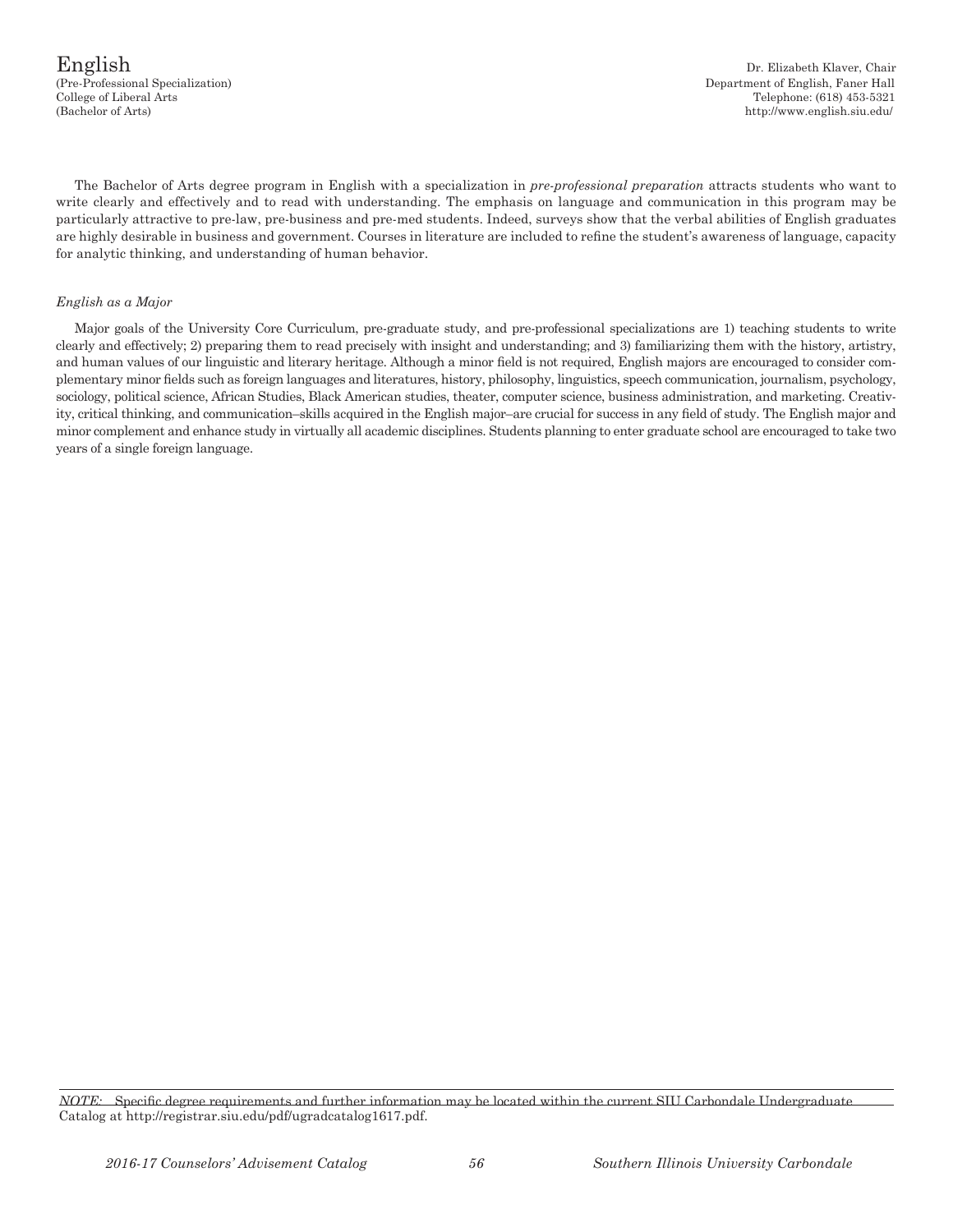# English

(Pre-Professional Specialization)
College of Liberal Arts
(Bachelor of Arts)

Dr. Elizabeth Klaver, Chair
Department of English, Faner Hall
Telephone: (618) 453-5321
http://www.english.siu.edu/

The Bachelor of Arts degree program in English with a specialization in *pre-professional preparation* attracts students who want to write clearly and effectively and to read with understanding. The emphasis on language and communication in this program may be particularly attractive to pre-law, pre-business and pre-med students. Indeed, surveys show that the verbal abilities of English graduates are highly desirable in business and government. Courses in literature are included to refine the student's awareness of language, capacity for analytic thinking, and understanding of human behavior.

*English as a Major*

Major goals of the University Core Curriculum, pre-graduate study, and pre-professional specializations are 1) teaching students to write clearly and effectively; 2) preparing them to read precisely with insight and understanding; and 3) familiarizing them with the history, artistry, and human values of our linguistic and literary heritage. Although a minor field is not required, English majors are encouraged to consider complementary minor fields such as foreign languages and literatures, history, philosophy, linguistics, speech communication, journalism, psychology, sociology, political science, African Studies, Black American studies, theater, computer science, business administration, and marketing. Creativity, critical thinking, and communication–skills acquired in the English major–are crucial for success in any field of study. The English major and minor complement and enhance study in virtually all academic disciplines. Students planning to enter graduate school are encouraged to take two years of a single foreign language.

*NOTE:* Specific degree requirements and further information may be located within the current SIU Carbondale Undergraduate Catalog at http://registrar.siu.edu/pdf/ugradcatalog1617.pdf.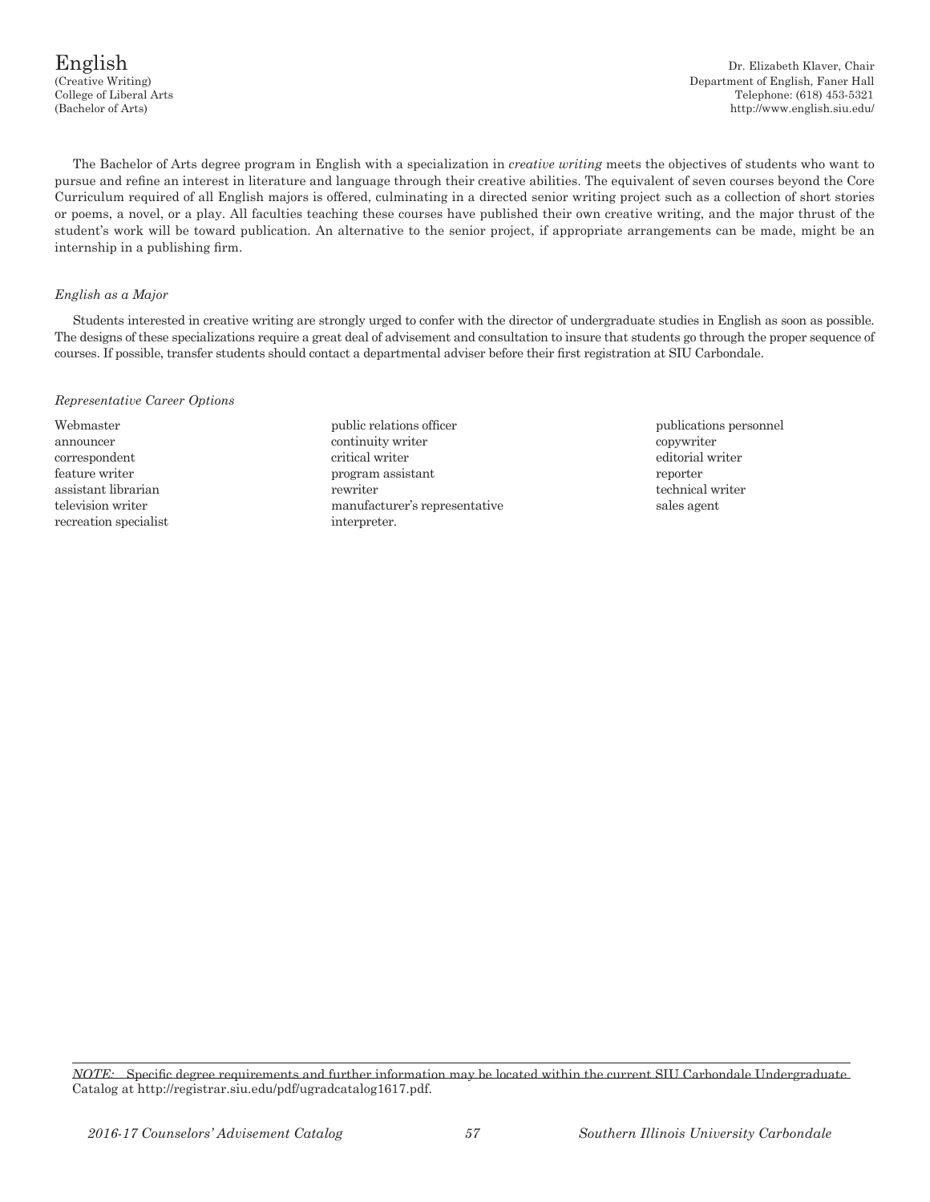# English

(Creative Writing)
College of Liberal Arts
(Bachelor of Arts)

Dr. Elizabeth Klaver, Chair
Department of English, Faner Hall
Telephone: (618) 453-5321
http://www.english.siu.edu/

The Bachelor of Arts degree program in English with a specialization in *creative writing* meets the objectives of students who want to pursue and refine an interest in literature and language through their creative abilities. The equivalent of seven courses beyond the Core Curriculum required of all English majors is offered, culminating in a directed senior writing project such as a collection of short stories or poems, a novel, or a play. All faculties teaching these courses have published their own creative writing, and the major thrust of the student's work will be toward publication. An alternative to the senior project, if appropriate arrangements can be made, might be an internship in a publishing firm.

*English as a Major*

Students interested in creative writing are strongly urged to confer with the director of undergraduate studies in English as soon as possible. The designs of these specializations require a great deal of advisement and consultation to insure that students go through the proper sequence of courses. If possible, transfer students should contact a departmental adviser before their first registration at SIU Carbondale.

*Representative Career Options*

Webmaster
announcer
correspondent
feature writer
assistant librarian
television writer
recreation specialist
public relations officer
continuity writer
critical writer
program assistant
rewriter
manufacturer's representative
interpreter.
publications personnel
copywriter
editorial writer
reporter
technical writer
sales agent

*NOTE:* Specific degree requirements and further information may be located within the current SIU Carbondale Undergraduate Catalog at http://registrar.siu.edu/pdf/ugradcatalog1617.pdf.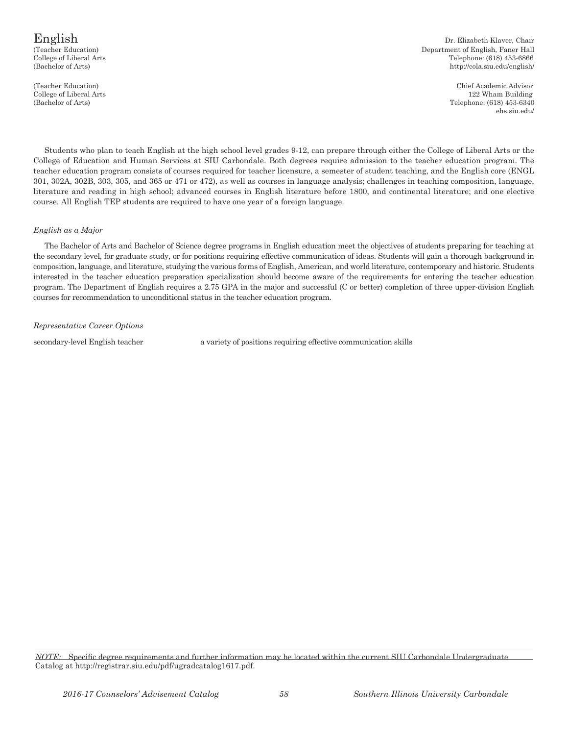# English

(Teacher Education)
College of Liberal Arts
(Bachelor of Arts)

Dr. Elizabeth Klaver, Chair
Department of English, Faner Hall
Telephone: (618) 453-6866
http://cola.siu.edu/english/

(Teacher Education)
College of Liberal Arts
(Bachelor of Arts)

Chief Academic Advisor
122 Wham Building
Telephone: (618) 453-6340
ehs.siu.edu/

Students who plan to teach English at the high school level grades 9-12, can prepare through either the College of Liberal Arts or the College of Education and Human Services at SIU Carbondale. Both degrees require admission to the teacher education program. The teacher education program consists of courses required for teacher licensure, a semester of student teaching, and the English core (ENGL 301, 302A, 302B, 303, 305, and 365 or 471 or 472), as well as courses in language analysis; challenges in teaching composition, language, literature and reading in high school; advanced courses in English literature before 1800, and continental literature; and one elective course. All English TEP students are required to have one year of a foreign language.

*English as a Major*

The Bachelor of Arts and Bachelor of Science degree programs in English education meet the objectives of students preparing for teaching at the secondary level, for graduate study, or for positions requiring effective communication of ideas. Students will gain a thorough background in composition, language, and literature, studying the various forms of English, American, and world literature, contemporary and historic. Students interested in the teacher education preparation specialization should become aware of the requirements for entering the teacher education program. The Department of English requires a 2.75 GPA in the major and successful (C or better) completion of three upper-division English courses for recommendation to unconditional status in the teacher education program.

*Representative Career Options*

secondary-level English teacher

a variety of positions requiring effective communication skills

*NOTE:* Specific degree requirements and further information may be located within the current SIU Carbondale Undergraduate Catalog at http://registrar.siu.edu/pdf/ugradcatalog1617.pdf.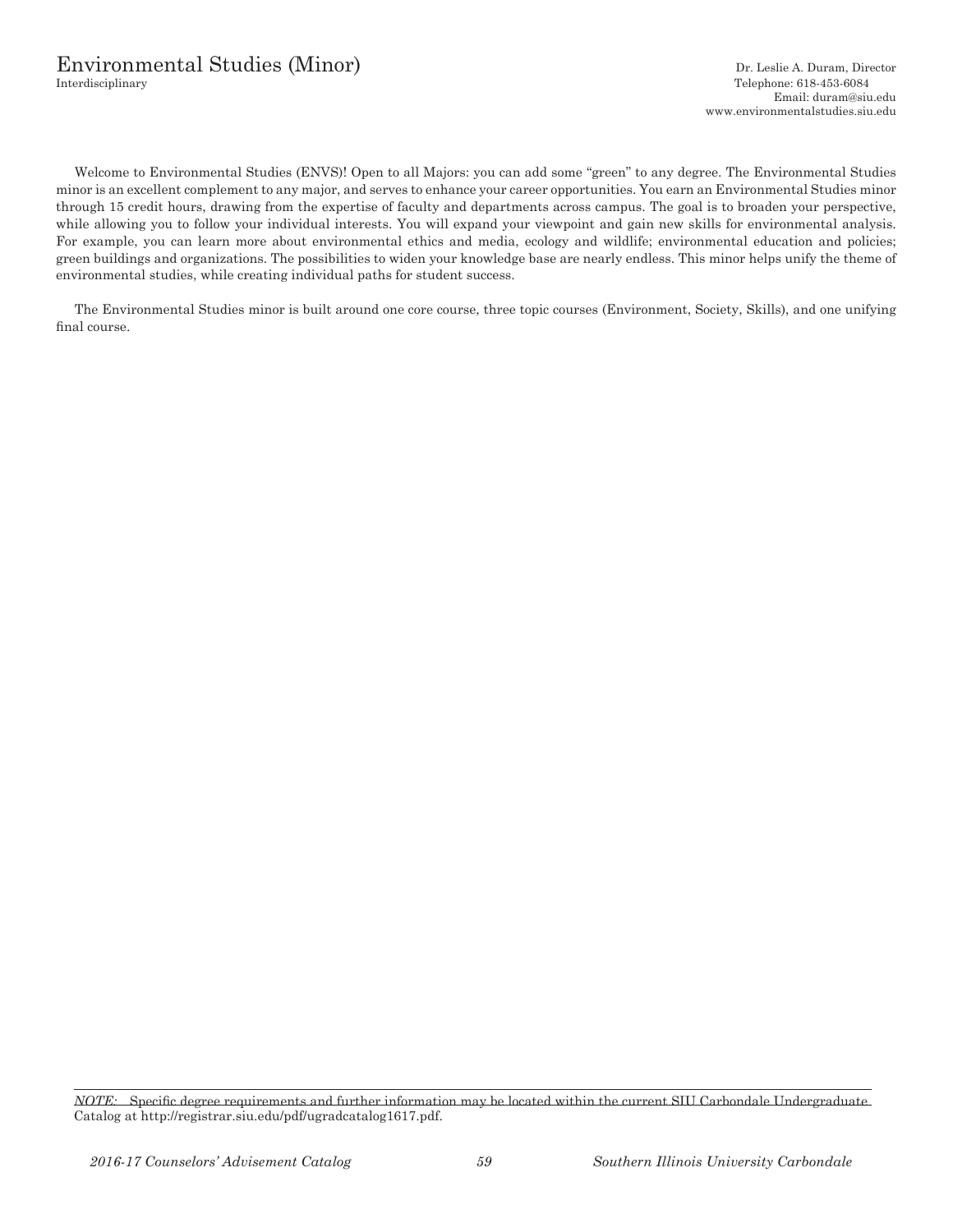# Environmental Studies (Minor)

Interdisciplinary

Dr. Leslie A. Duram, Director
Telephone: 618-453-6084
Email: duram@siu.edu
www.environmentalstudies.siu.edu

Welcome to Environmental Studies (ENVS)! Open to all Majors: you can add some "green" to any degree. The Environmental Studies minor is an excellent complement to any major, and serves to enhance your career opportunities. You earn an Environmental Studies minor through 15 credit hours, drawing from the expertise of faculty and departments across campus. The goal is to broaden your perspective, while allowing you to follow your individual interests. You will expand your viewpoint and gain new skills for environmental analysis. For example, you can learn more about environmental ethics and media, ecology and wildlife; environmental education and policies; green buildings and organizations. The possibilities to widen your knowledge base are nearly endless. This minor helps unify the theme of environmental studies, while creating individual paths for student success.

The Environmental Studies minor is built around one core course, three topic courses (Environment, Society, Skills), and one unifying final course.

*NOTE:* Specific degree requirements and further information may be located within the current SIU Carbondale Undergraduate Catalog at http://registrar.siu.edu/pdf/ugradcatalog1617.pdf.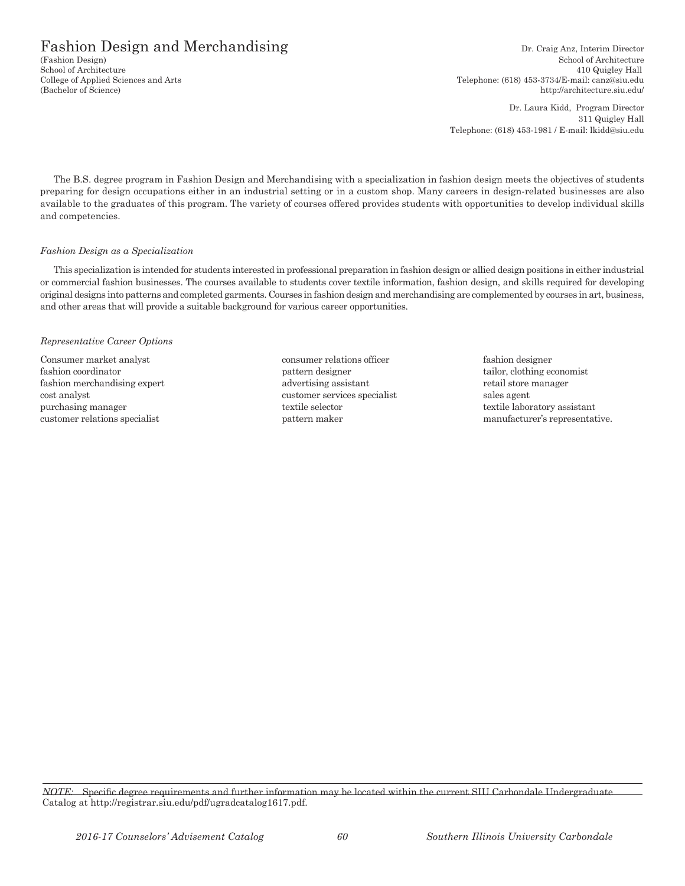# Fashion Design and Merchandising

(Fashion Design)
School of Architecture
College of Applied Sciences and Arts
(Bachelor of Science)

Dr. Craig Anz, Interim Director
School of Architecture
410 Quigley Hall
Telephone: (618) 453-3734/E-mail: canz@siu.edu
http://architecture.siu.edu/

Dr. Laura Kidd, Program Director
311 Quigley Hall
Telephone: (618) 453-1981 / E-mail: lkidd@siu.edu

The B.S. degree program in Fashion Design and Merchandising with a specialization in fashion design meets the objectives of students preparing for design occupations either in an industrial setting or in a custom shop. Many careers in design-related businesses are also available to the graduates of this program. The variety of courses offered provides students with opportunities to develop individual skills and competencies.

*Fashion Design as a Specialization*

This specialization is intended for students interested in professional preparation in fashion design or allied design positions in either industrial or commercial fashion businesses. The courses available to students cover textile information, fashion design, and skills required for developing original designs into patterns and completed garments. Courses in fashion design and merchandising are complemented by courses in art, business, and other areas that will provide a suitable background for various career opportunities.

*Representative Career Options*

Consumer market analyst
fashion coordinator
fashion merchandising expert
cost analyst
purchasing manager
customer relations specialist
consumer relations officer
pattern designer
advertising assistant
customer services specialist
textile selector
pattern maker
fashion designer
tailor, clothing economist
retail store manager
sales agent
textile laboratory assistant
manufacturer's representative.

*NOTE:* Specific degree requirements and further information may be located within the current SIU Carbondale Undergraduate Catalog at http://registrar.siu.edu/pdf/ugradcatalog1617.pdf.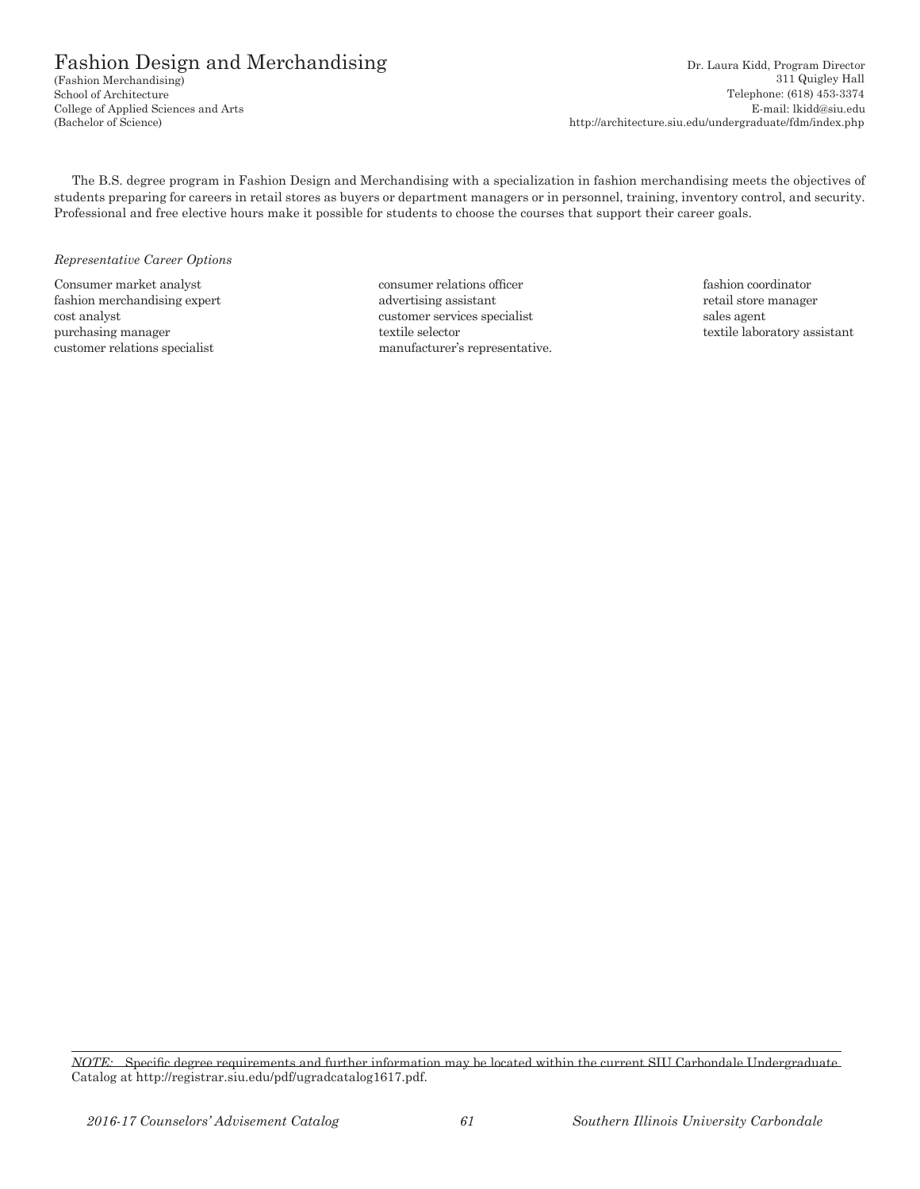# Fashion Design and Merchandising

(Fashion Merchandising)
School of Architecture
College of Applied Sciences and Arts
(Bachelor of Science)

Dr. Laura Kidd, Program Director
311 Quigley Hall
Telephone: (618) 453-3374
E-mail: lkidd@siu.edu
http://architecture.siu.edu/undergraduate/fdm/index.php

The B.S. degree program in Fashion Design and Merchandising with a specialization in fashion merchandising meets the objectives of students preparing for careers in retail stores as buyers or department managers or in personnel, training, inventory control, and security. Professional and free elective hours make it possible for students to choose the courses that support their career goals.

*Representative Career Options*

Consumer market analyst
fashion merchandising expert
cost analyst
purchasing manager
customer relations specialist
consumer relations officer
advertising assistant
customer services specialist
textile selector
manufacturer's representative.
fashion coordinator
retail store manager
sales agent
textile laboratory assistant

*NOTE:* Specific degree requirements and further information may be located within the current SIU Carbondale Undergraduate Catalog at http://registrar.siu.edu/pdf/ugradcatalog1617.pdf.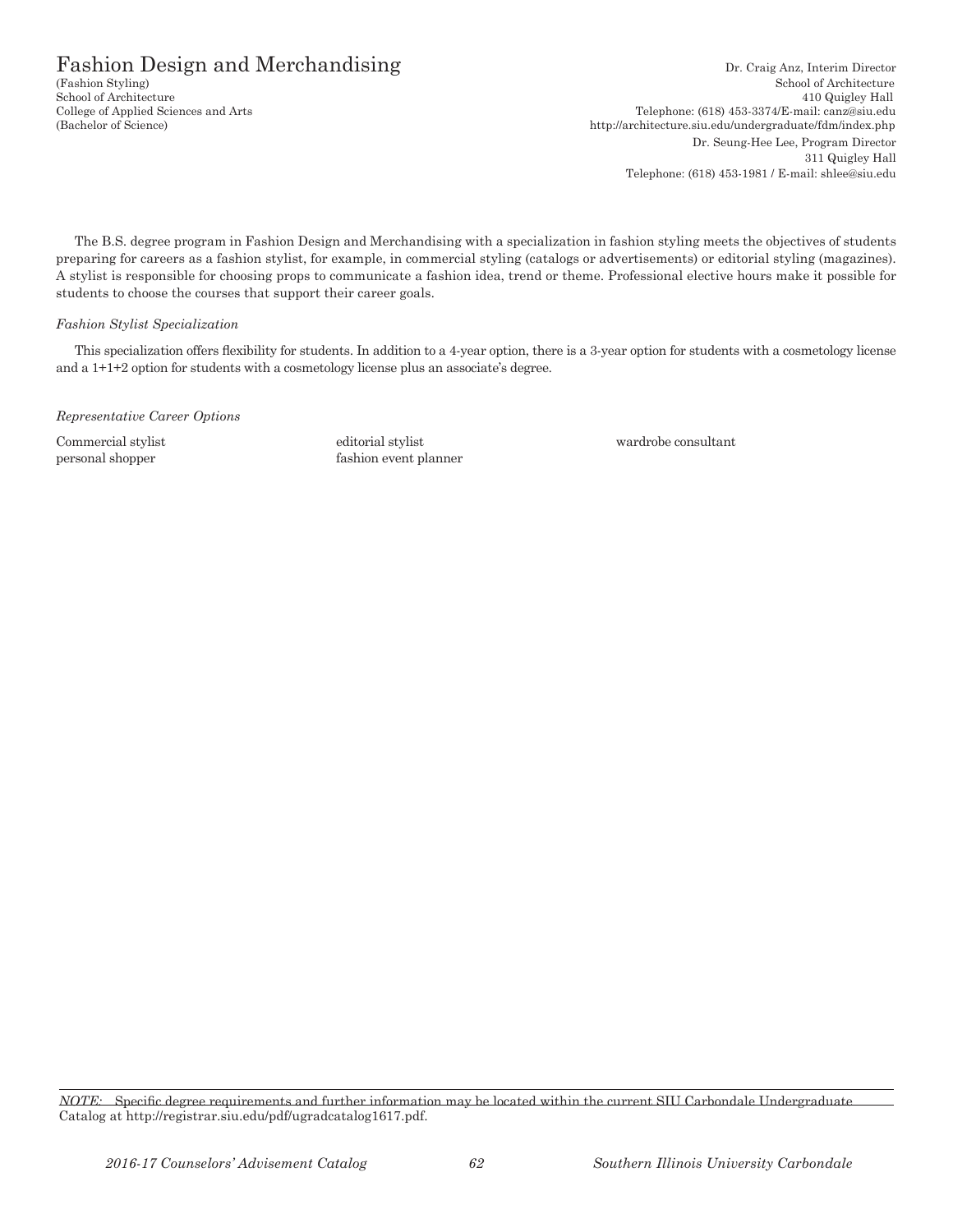# Fashion Design and Merchandising

(Fashion Styling)
School of Architecture
College of Applied Sciences and Arts
(Bachelor of Science)

Dr. Craig Anz, Interim Director
School of Architecture
410 Quigley Hall
Telephone: (618) 453-3374/E-mail: canz@siu.edu
http://architecture.siu.edu/undergraduate/fdm/index.php

Dr. Seung-Hee Lee, Program Director
311 Quigley Hall
Telephone: (618) 453-1981 / E-mail: shlee@siu.edu

The B.S. degree program in Fashion Design and Merchandising with a specialization in fashion styling meets the objectives of students preparing for careers as a fashion stylist, for example, in commercial styling (catalogs or advertisements) or editorial styling (magazines). A stylist is responsible for choosing props to communicate a fashion idea, trend or theme. Professional elective hours make it possible for students to choose the courses that support their career goals.

*Fashion Stylist Specialization*

This specialization offers flexibility for students. In addition to a 4-year option, there is a 3-year option for students with a cosmetology license and a 1+1+2 option for students with a cosmetology license plus an associate's degree.

*Representative Career Options*

Commercial stylist
personal shopper
editorial stylist
fashion event planner
wardrobe consultant

*NOTE:* Specific degree requirements and further information may be located within the current SIU Carbondale Undergraduate Catalog at http://registrar.siu.edu/pdf/ugradcatalog1617.pdf.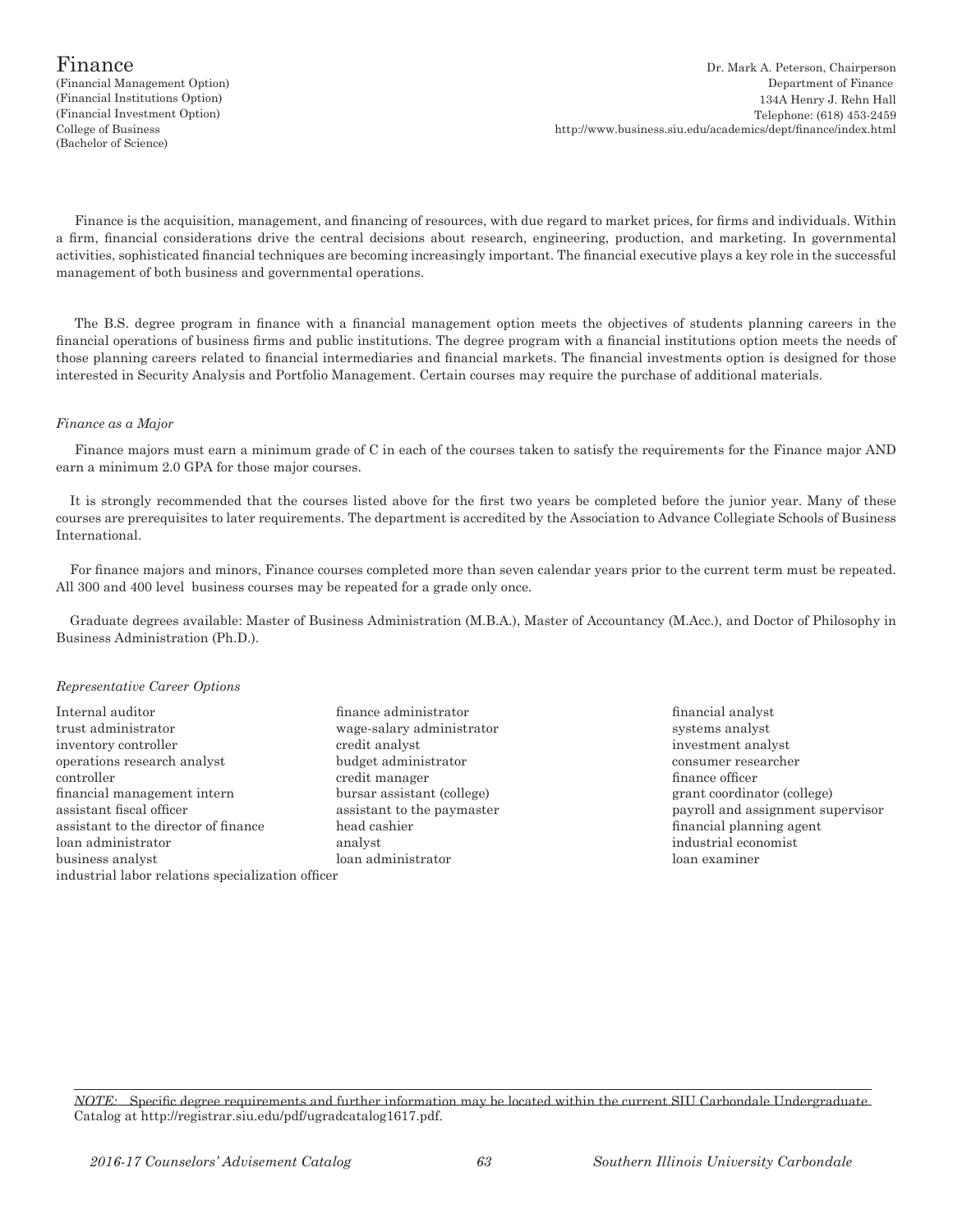# Finance

(Financial Management Option)
(Financial Institutions Option)
(Financial Investment Option)
College of Business
(Bachelor of Science)

Dr. Mark A. Peterson, Chairperson
Department of Finance
134A Henry J. Rehn Hall
Telephone: (618) 453-2459
http://www.business.siu.edu/academics/dept/finance/index.html

Finance is the acquisition, management, and financing of resources, with due regard to market prices, for firms and individuals. Within a firm, financial considerations drive the central decisions about research, engineering, production, and marketing. In governmental activities, sophisticated financial techniques are becoming increasingly important. The financial executive plays a key role in the successful management of both business and governmental operations.

The B.S. degree program in finance with a financial management option meets the objectives of students planning careers in the financial operations of business firms and public institutions. The degree program with a financial institutions option meets the needs of those planning careers related to financial intermediaries and financial markets. The financial investments option is designed for those interested in Security Analysis and Portfolio Management. Certain courses may require the purchase of additional materials.

*Finance as a Major*

Finance majors must earn a minimum grade of C in each of the courses taken to satisfy the requirements for the Finance major AND earn a minimum 2.0 GPA for those major courses.

It is strongly recommended that the courses listed above for the first two years be completed before the junior year. Many of these courses are prerequisites to later requirements. The department is accredited by the Association to Advance Collegiate Schools of Business International.

For finance majors and minors, Finance courses completed more than seven calendar years prior to the current term must be repeated. All 300 and 400 level business courses may be repeated for a grade only once.

Graduate degrees available: Master of Business Administration (M.B.A.), Master of Accountancy (M.Acc.), and Doctor of Philosophy in Business Administration (Ph.D.).

*Representative Career Options*

Internal auditor
trust administrator
inventory controller
operations research analyst
controller
financial management intern
assistant fiscal officer
assistant to the director of finance
loan administrator
business analyst
industrial labor relations specialization officer
finance administrator
wage-salary administrator
credit analyst
budget administrator
credit manager
bursar assistant (college)
assistant to the paymaster
head cashier
analyst
loan administrator
financial analyst
systems analyst
investment analyst
consumer researcher
finance officer
grant coordinator (college)
payroll and assignment supervisor
financial planning agent
industrial economist
loan examiner

*NOTE:* Specific degree requirements and further information may be located within the current SIU Carbondale Undergraduate Catalog at http://registrar.siu.edu/pdf/ugradcatalog1617.pdf.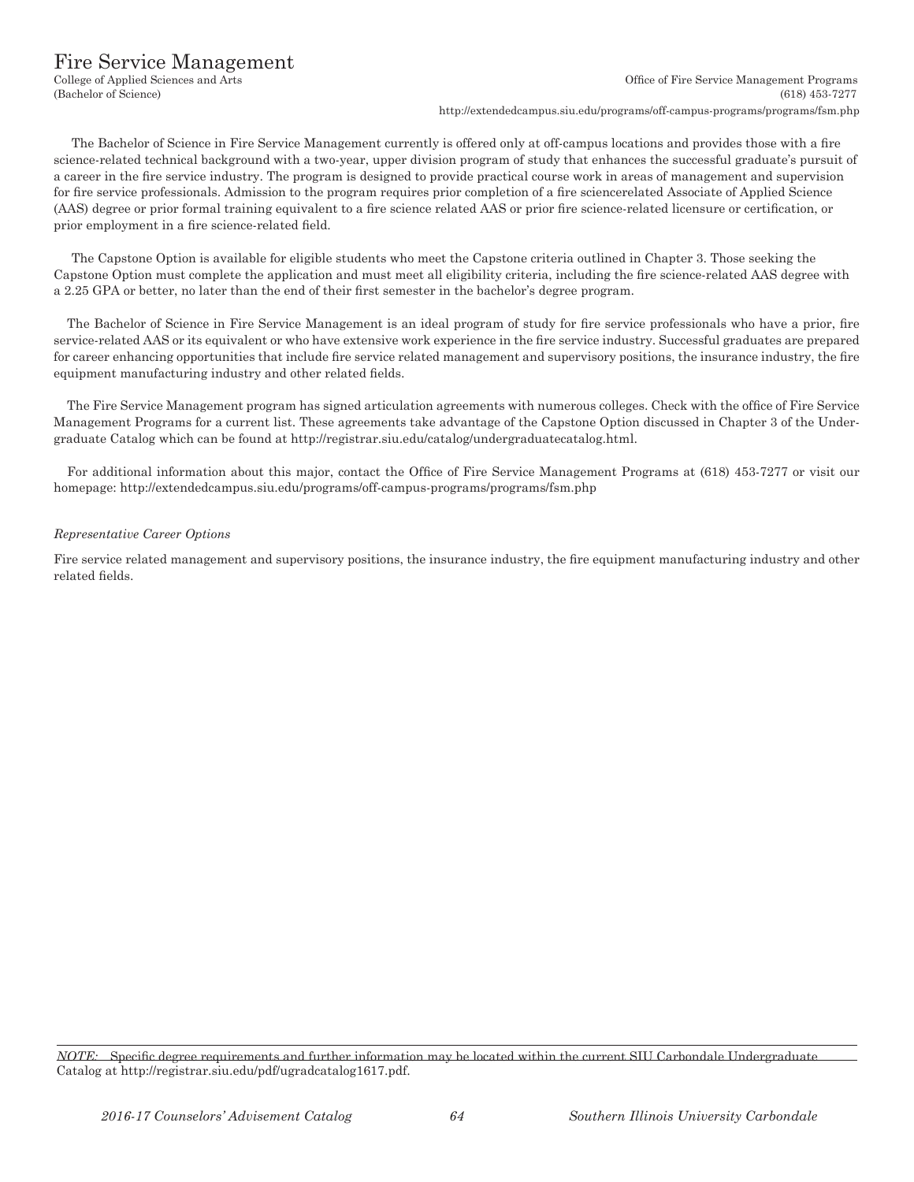# Fire Service Management

College of Applied Sciences and Arts
(Bachelor of Science)

Office of Fire Service Management Programs
(618) 453-7277
http://extendedcampus.siu.edu/programs/off-campus-programs/programs/fsm.php

The Bachelor of Science in Fire Service Management currently is offered only at off-campus locations and provides those with a fire science-related technical background with a two-year, upper division program of study that enhances the successful graduate's pursuit of a career in the fire service industry. The program is designed to provide practical course work in areas of management and supervision for fire service professionals. Admission to the program requires prior completion of a fire sciencerelated Associate of Applied Science (AAS) degree or prior formal training equivalent to a fire science related AAS or prior fire science-related licensure or certification, or prior employment in a fire science-related field.

The Capstone Option is available for eligible students who meet the Capstone criteria outlined in Chapter 3. Those seeking the Capstone Option must complete the application and must meet all eligibility criteria, including the fire science-related AAS degree with a 2.25 GPA or better, no later than the end of their first semester in the bachelor's degree program.

The Bachelor of Science in Fire Service Management is an ideal program of study for fire service professionals who have a prior, fire service-related AAS or its equivalent or who have extensive work experience in the fire service industry. Successful graduates are prepared for career enhancing opportunities that include fire service related management and supervisory positions, the insurance industry, the fire equipment manufacturing industry and other related fields.

The Fire Service Management program has signed articulation agreements with numerous colleges. Check with the office of Fire Service Management Programs for a current list. These agreements take advantage of the Capstone Option discussed in Chapter 3 of the Undergraduate Catalog which can be found at http://registrar.siu.edu/catalog/undergraduatecatalog.html.

For additional information about this major, contact the Office of Fire Service Management Programs at (618) 453-7277 or visit our homepage: http://extendedcampus.siu.edu/programs/off-campus-programs/programs/fsm.php

*Representative Career Options*

Fire service related management and supervisory positions, the insurance industry, the fire equipment manufacturing industry and other related fields.

*NOTE:* Specific degree requirements and further information may be located within the current SIU Carbondale Undergraduate Catalog at http://registrar.siu.edu/pdf/ugradcatalog1617.pdf.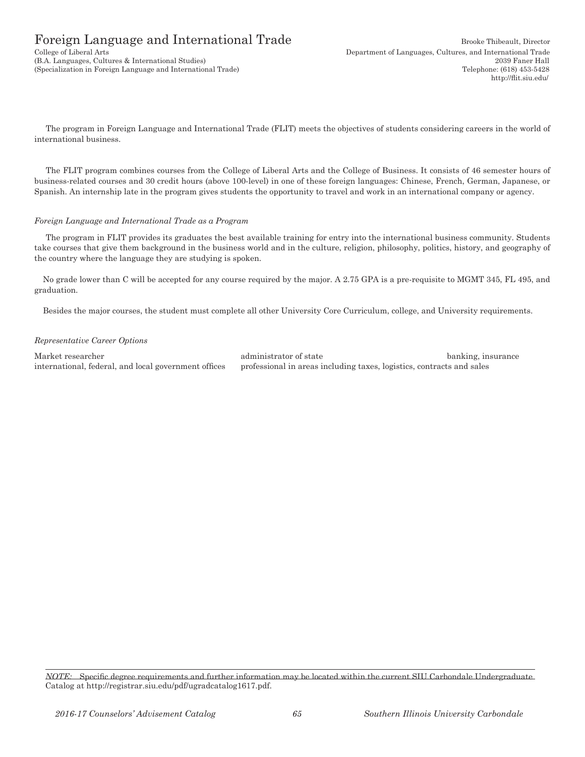# Foreign Language and International Trade

College of Liberal Arts
(B.A. Languages, Cultures & International Studies)
(Specialization in Foreign Language and International Trade)

Brooke Thibeault, Director
Department of Languages, Cultures, and International Trade
2039 Faner Hall
Telephone: (618) 453-5428
http://flit.siu.edu/

The program in Foreign Language and International Trade (FLIT) meets the objectives of students considering careers in the world of international business.

The FLIT program combines courses from the College of Liberal Arts and the College of Business. It consists of 46 semester hours of business-related courses and 30 credit hours (above 100-level) in one of these foreign languages: Chinese, French, German, Japanese, or Spanish. An internship late in the program gives students the opportunity to travel and work in an international company or agency.

*Foreign Language and International Trade as a Program*

The program in FLIT provides its graduates the best available training for entry into the international business community. Students take courses that give them background in the business world and in the culture, religion, philosophy, politics, history, and geography of the country where the language they are studying is spoken.

No grade lower than C will be accepted for any course required by the major. A 2.75 GPA is a pre-requisite to MGMT 345, FL 495, and graduation.

Besides the major courses, the student must complete all other University Core Curriculum, college, and University requirements.

*Representative Career Options*

Market researcher
administrator of state
banking, insurance
international, federal, and local government offices
professional in areas including taxes, logistics, contracts and sales

*NOTE:* Specific degree requirements and further information may be located within the current SIU Carbondale Undergraduate Catalog at http://registrar.siu.edu/pdf/ugradcatalog1617.pdf.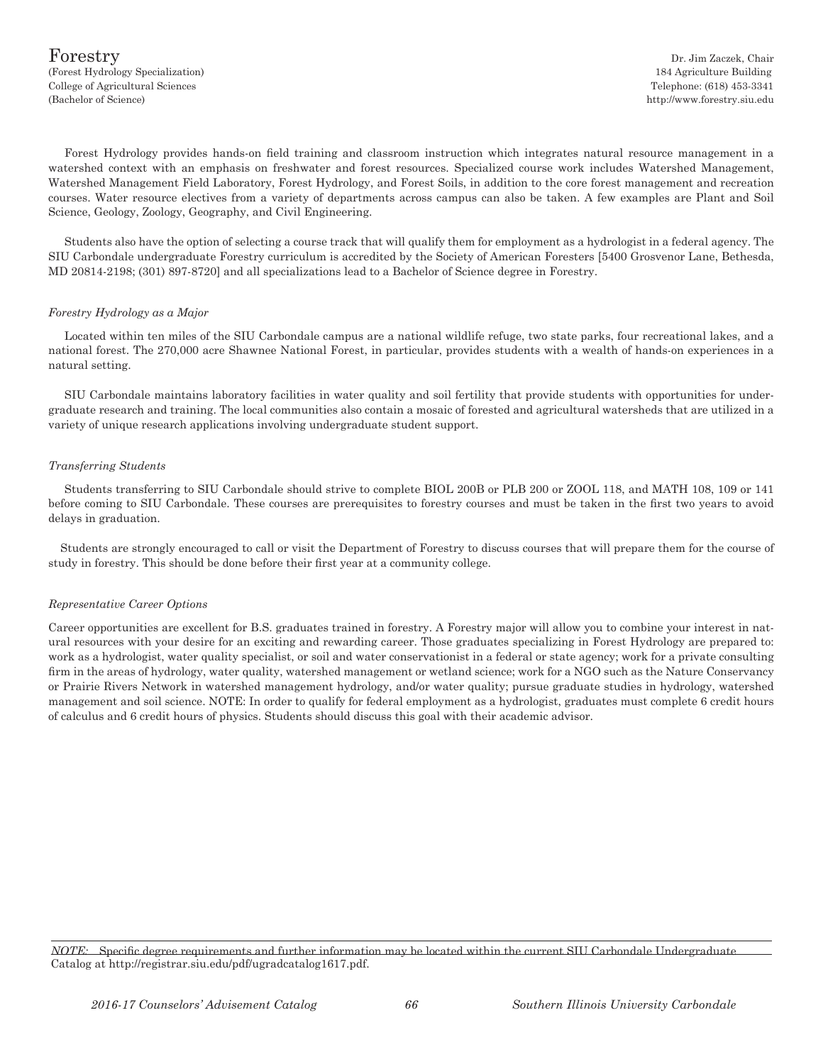# Forestry

(Forest Hydrology Specialization)
College of Agricultural Sciences
(Bachelor of Science)

Dr. Jim Zaczek, Chair
184 Agriculture Building
Telephone: (618) 453-3341
http://www.forestry.siu.edu

Forest Hydrology provides hands-on field training and classroom instruction which integrates natural resource management in a watershed context with an emphasis on freshwater and forest resources. Specialized course work includes Watershed Management, Watershed Management Field Laboratory, Forest Hydrology, and Forest Soils, in addition to the core forest management and recreation courses. Water resource electives from a variety of departments across campus can also be taken. A few examples are Plant and Soil Science, Geology, Zoology, Geography, and Civil Engineering.

Students also have the option of selecting a course track that will qualify them for employment as a hydrologist in a federal agency. The SIU Carbondale undergraduate Forestry curriculum is accredited by the Society of American Foresters [5400 Grosvenor Lane, Bethesda, MD 20814-2198; (301) 897-8720] and all specializations lead to a Bachelor of Science degree in Forestry.

*Forestry Hydrology as a Major*

Located within ten miles of the SIU Carbondale campus are a national wildlife refuge, two state parks, four recreational lakes, and a national forest. The 270,000 acre Shawnee National Forest, in particular, provides students with a wealth of hands-on experiences in a natural setting.

SIU Carbondale maintains laboratory facilities in water quality and soil fertility that provide students with opportunities for undergraduate research and training. The local communities also contain a mosaic of forested and agricultural watersheds that are utilized in a variety of unique research applications involving undergraduate student support.

*Transferring Students*

Students transferring to SIU Carbondale should strive to complete BIOL 200B or PLB 200 or ZOOL 118, and MATH 108, 109 or 141 before coming to SIU Carbondale. These courses are prerequisites to forestry courses and must be taken in the first two years to avoid delays in graduation.

Students are strongly encouraged to call or visit the Department of Forestry to discuss courses that will prepare them for the course of study in forestry. This should be done before their first year at a community college.

*Representative Career Options*

Career opportunities are excellent for B.S. graduates trained in forestry. A Forestry major will allow you to combine your interest in natural resources with your desire for an exciting and rewarding career. Those graduates specializing in Forest Hydrology are prepared to: work as a hydrologist, water quality specialist, or soil and water conservationist in a federal or state agency; work for a private consulting firm in the areas of hydrology, water quality, watershed management or wetland science; work for a NGO such as the Nature Conservancy or Prairie Rivers Network in watershed management hydrology, and/or water quality; pursue graduate studies in hydrology, watershed management and soil science. NOTE: In order to qualify for federal employment as a hydrologist, graduates must complete 6 credit hours of calculus and 6 credit hours of physics. Students should discuss this goal with their academic advisor.

*NOTE:* Specific degree requirements and further information may be located within the current SIU Carbondale Undergraduate Catalog at http://registrar.siu.edu/pdf/ugradcatalog1617.pdf.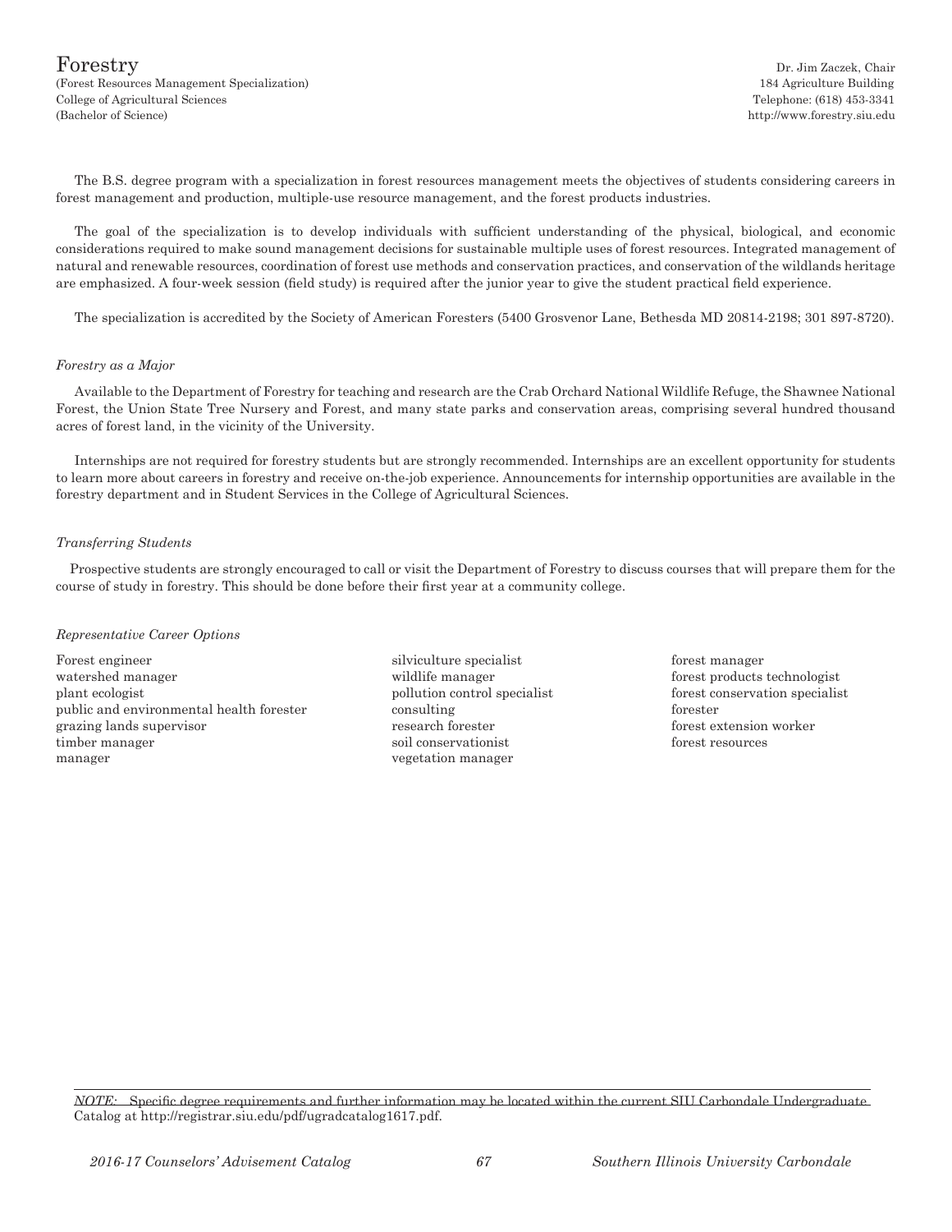# Forestry

(Forest Resources Management Specialization)
College of Agricultural Sciences
(Bachelor of Science)

Dr. Jim Zaczek, Chair
184 Agriculture Building
Telephone: (618) 453-3341
http://www.forestry.siu.edu

The B.S. degree program with a specialization in forest resources management meets the objectives of students considering careers in forest management and production, multiple-use resource management, and the forest products industries.

The goal of the specialization is to develop individuals with sufficient understanding of the physical, biological, and economic considerations required to make sound management decisions for sustainable multiple uses of forest resources. Integrated management of natural and renewable resources, coordination of forest use methods and conservation practices, and conservation of the wildlands heritage are emphasized. A four-week session (field study) is required after the junior year to give the student practical field experience.

The specialization is accredited by the Society of American Foresters (5400 Grosvenor Lane, Bethesda MD 20814-2198; 301 897-8720).

*Forestry as a Major*

Available to the Department of Forestry for teaching and research are the Crab Orchard National Wildlife Refuge, the Shawnee National Forest, the Union State Tree Nursery and Forest, and many state parks and conservation areas, comprising several hundred thousand acres of forest land, in the vicinity of the University.

Internships are not required for forestry students but are strongly recommended. Internships are an excellent opportunity for students to learn more about careers in forestry and receive on-the-job experience. Announcements for internship opportunities are available in the forestry department and in Student Services in the College of Agricultural Sciences.

*Transferring Students*

Prospective students are strongly encouraged to call or visit the Department of Forestry to discuss courses that will prepare them for the course of study in forestry. This should be done before their first year at a community college.

*Representative Career Options*

Forest engineer
watershed manager
plant ecologist
public and environmental health forester
grazing lands supervisor
timber manager
manager
silviculture specialist
wildlife manager
pollution control specialist
consulting
research forester
soil conservationist
vegetation manager
forest manager
forest products technologist
forest conservation specialist
forester
forest extension worker
forest resources

*NOTE:* Specific degree requirements and further information may be located within the current SIU Carbondale Undergraduate Catalog at http://registrar.siu.edu/pdf/ugradcatalog1617.pdf.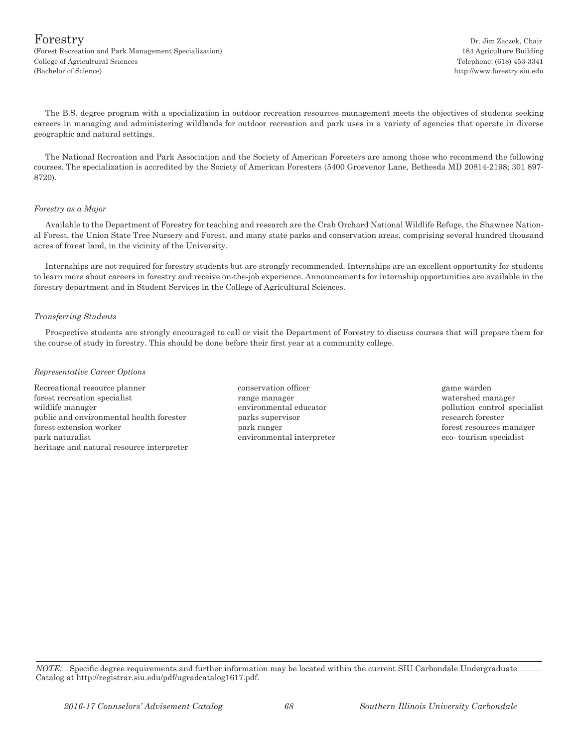# Forestry

(Forest Recreation and Park Management Specialization)
College of Agricultural Sciences
(Bachelor of Science)

Dr. Jim Zaczek, Chair
184 Agriculture Building
Telephone: (618) 453-3341
http://www.forestry.siu.edu

The B.S. degree program with a specialization in outdoor recreation resources management meets the objectives of students seeking careers in managing and administering wildlands for outdoor recreation and park uses in a variety of agencies that operate in diverse geographic and natural settings.

The National Recreation and Park Association and the Society of American Foresters are among those who recommend the following courses. The specialization is accredited by the Society of American Foresters (5400 Grosvenor Lane, Bethesda MD 20814-2198; 301 897-8720).

*Forestry as a Major*

Available to the Department of Forestry for teaching and research are the Crab Orchard National Wildlife Refuge, the Shawnee National Forest, the Union State Tree Nursery and Forest, and many state parks and conservation areas, comprising several hundred thousand acres of forest land, in the vicinity of the University.

Internships are not required for forestry students but are strongly recommended. Internships are an excellent opportunity for students to learn more about careers in forestry and receive on-the-job experience. Announcements for internship opportunities are available in the forestry department and in Student Services in the College of Agricultural Sciences.

*Transferring Students*

Prospective students are strongly encouraged to call or visit the Department of Forestry to discuss courses that will prepare them for the course of study in forestry. This should be done before their first year at a community college.

*Representative Career Options*

Recreational resource planner
forest recreation specialist
wildlife manager
public and environmental health forester
forest extension worker
park naturalist
heritage and natural resource interpreter
conservation officer
range manager
environmental educator
parks supervisor
park ranger
environmental interpreter
game warden
watershed manager
pollution control specialist
research forester
forest resources manager
eco- tourism specialist

*NOTE:* Specific degree requirements and further information may be located within the current SIU Carbondale Undergraduate Catalog at http://registrar.siu.edu/pdf/ugradcatalog1617.pdf.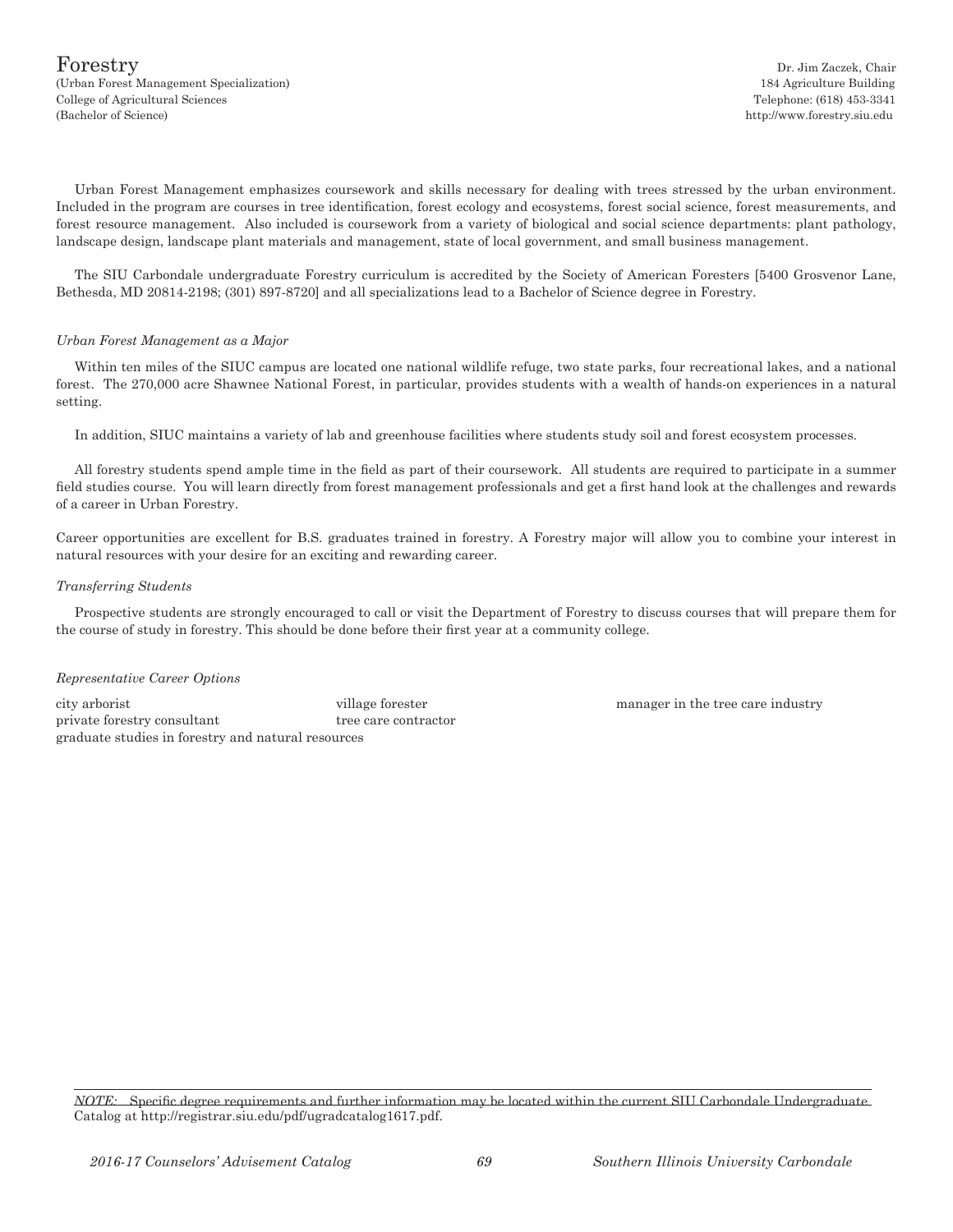# Forestry

(Urban Forest Management Specialization)
College of Agricultural Sciences
(Bachelor of Science)

Dr. Jim Zaczek, Chair
184 Agriculture Building
Telephone: (618) 453-3341
http://www.forestry.siu.edu

Urban Forest Management emphasizes coursework and skills necessary for dealing with trees stressed by the urban environment. Included in the program are courses in tree identification, forest ecology and ecosystems, forest social science, forest measurements, and forest resource management. Also included is coursework from a variety of biological and social science departments: plant pathology, landscape design, landscape plant materials and management, state of local government, and small business management.

The SIU Carbondale undergraduate Forestry curriculum is accredited by the Society of American Foresters [5400 Grosvenor Lane, Bethesda, MD 20814-2198; (301) 897-8720] and all specializations lead to a Bachelor of Science degree in Forestry.

*Urban Forest Management as a Major*

Within ten miles of the SIUC campus are located one national wildlife refuge, two state parks, four recreational lakes, and a national forest. The 270,000 acre Shawnee National Forest, in particular, provides students with a wealth of hands-on experiences in a natural setting.

In addition, SIUC maintains a variety of lab and greenhouse facilities where students study soil and forest ecosystem processes.

All forestry students spend ample time in the field as part of their coursework. All students are required to participate in a summer field studies course. You will learn directly from forest management professionals and get a first hand look at the challenges and rewards of a career in Urban Forestry.

Career opportunities are excellent for B.S. graduates trained in forestry. A Forestry major will allow you to combine your interest in natural resources with your desire for an exciting and rewarding career.

*Transferring Students*

Prospective students are strongly encouraged to call or visit the Department of Forestry to discuss courses that will prepare them for the course of study in forestry. This should be done before their first year at a community college.

*Representative Career Options*

city arborist
village forester
manager in the tree care industry
private forestry consultant
tree care contractor
graduate studies in forestry and natural resources

*NOTE:* Specific degree requirements and further information may be located within the current SIU Carbondale Undergraduate Catalog at http://registrar.siu.edu/pdf/ugradcatalog1617.pdf.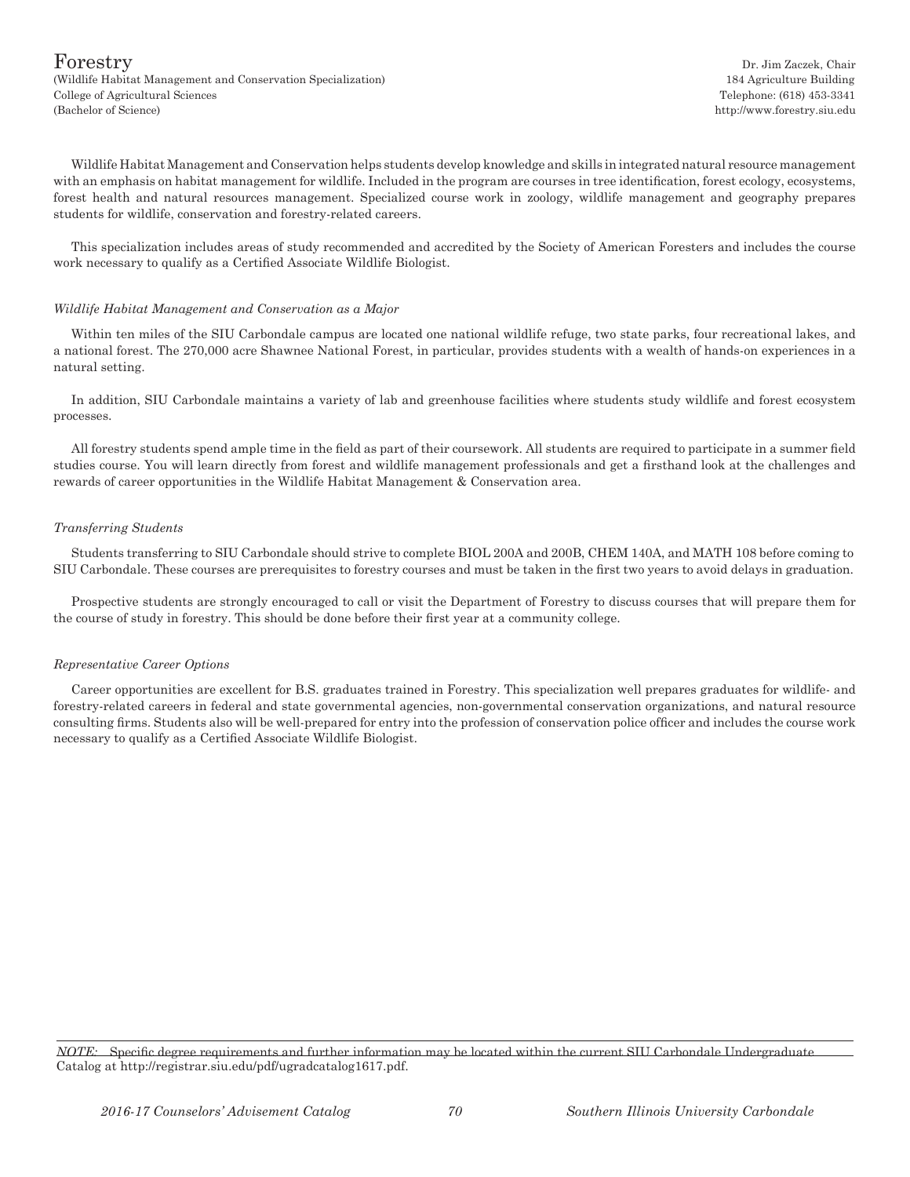# Forestry

(Wildlife Habitat Management and Conservation Specialization)
College of Agricultural Sciences
(Bachelor of Science)

Dr. Jim Zaczek, Chair
184 Agriculture Building
Telephone: (618) 453-3341
http://www.forestry.siu.edu

Wildlife Habitat Management and Conservation helps students develop knowledge and skills in integrated natural resource management with an emphasis on habitat management for wildlife. Included in the program are courses in tree identification, forest ecology, ecosystems, forest health and natural resources management. Specialized course work in zoology, wildlife management and geography prepares students for wildlife, conservation and forestry-related careers.

This specialization includes areas of study recommended and accredited by the Society of American Foresters and includes the course work necessary to qualify as a Certified Associate Wildlife Biologist.

*Wildlife Habitat Management and Conservation as a Major*

Within ten miles of the SIU Carbondale campus are located one national wildlife refuge, two state parks, four recreational lakes, and a national forest. The 270,000 acre Shawnee National Forest, in particular, provides students with a wealth of hands-on experiences in a natural setting.

In addition, SIU Carbondale maintains a variety of lab and greenhouse facilities where students study wildlife and forest ecosystem processes.

All forestry students spend ample time in the field as part of their coursework. All students are required to participate in a summer field studies course. You will learn directly from forest and wildlife management professionals and get a firsthand look at the challenges and rewards of career opportunities in the Wildlife Habitat Management & Conservation area.

*Transferring Students*

Students transferring to SIU Carbondale should strive to complete BIOL 200A and 200B, CHEM 140A, and MATH 108 before coming to SIU Carbondale. These courses are prerequisites to forestry courses and must be taken in the first two years to avoid delays in graduation.

Prospective students are strongly encouraged to call or visit the Department of Forestry to discuss courses that will prepare them for the course of study in forestry. This should be done before their first year at a community college.

*Representative Career Options*

Career opportunities are excellent for B.S. graduates trained in Forestry. This specialization well prepares graduates for wildlife- and forestry-related careers in federal and state governmental agencies, non-governmental conservation organizations, and natural resource consulting firms. Students also will be well-prepared for entry into the profession of conservation police officer and includes the course work necessary to qualify as a Certified Associate Wildlife Biologist.

*NOTE:* Specific degree requirements and further information may be located within the current SIU Carbondale Undergraduate Catalog at http://registrar.siu.edu/pdf/ugradcatalog1617.pdf.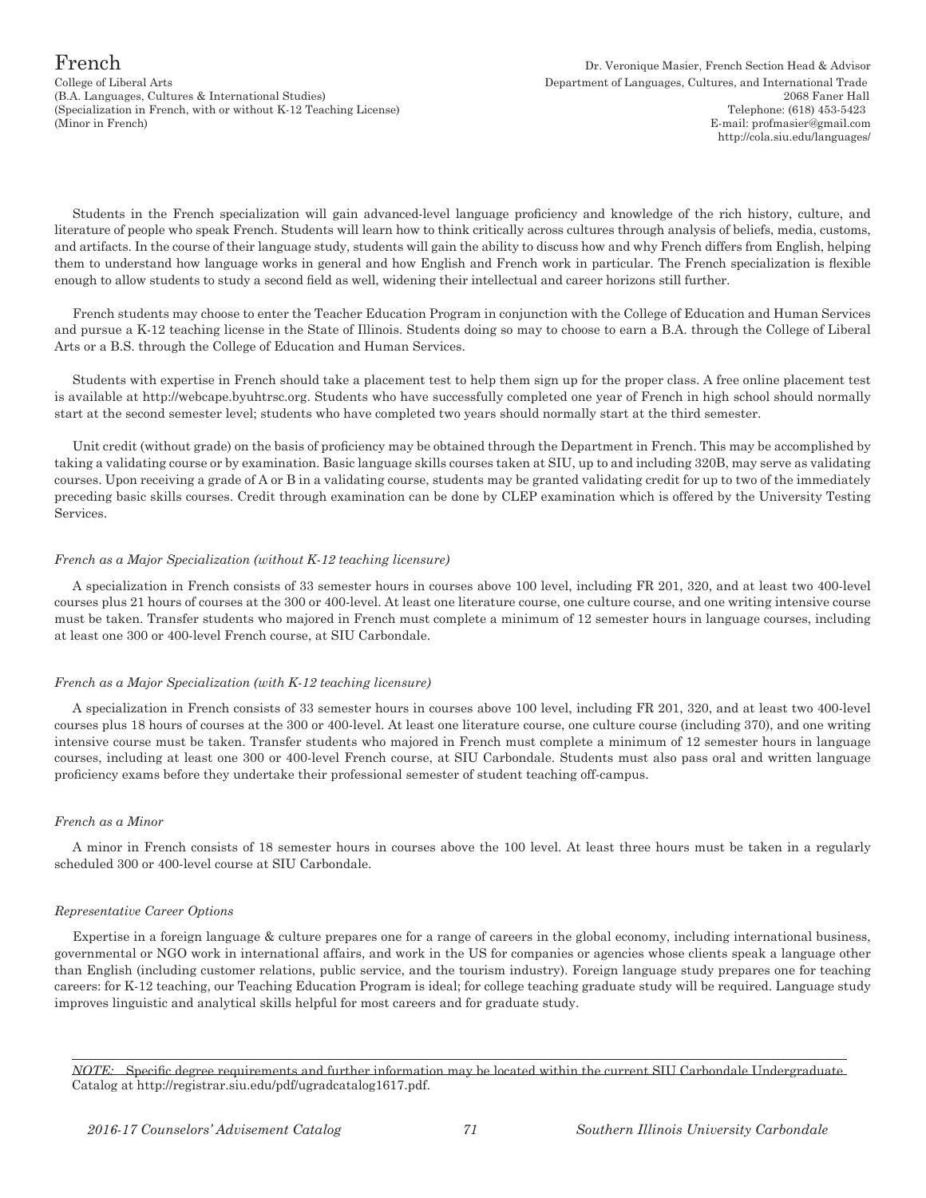# French

College of Liberal Arts
(B.A. Languages, Cultures & International Studies)
(Specialization in French, with or without K-12 Teaching License)
(Minor in French)

Dr. Veronique Masier, French Section Head & Advisor
Department of Languages, Cultures, and International Trade
2068 Faner Hall
Telephone: (618) 453-5423
E-mail: profmasier@gmail.com
http://cola.siu.edu/languages/

Students in the French specialization will gain advanced-level language proficiency and knowledge of the rich history, culture, and literature of people who speak French. Students will learn how to think critically across cultures through analysis of beliefs, media, customs, and artifacts. In the course of their language study, students will gain the ability to discuss how and why French differs from English, helping them to understand how language works in general and how English and French work in particular. The French specialization is flexible enough to allow students to study a second field as well, widening their intellectual and career horizons still further.

French students may choose to enter the Teacher Education Program in conjunction with the College of Education and Human Services and pursue a K-12 teaching license in the State of Illinois. Students doing so may to choose to earn a B.A. through the College of Liberal Arts or a B.S. through the College of Education and Human Services.

Students with expertise in French should take a placement test to help them sign up for the proper class. A free online placement test is available at http://webcape.byuhtrsc.org. Students who have successfully completed one year of French in high school should normally start at the second semester level; students who have completed two years should normally start at the third semester.

Unit credit (without grade) on the basis of proficiency may be obtained through the Department in French. This may be accomplished by taking a validating course or by examination. Basic language skills courses taken at SIU, up to and including 320B, may serve as validating courses. Upon receiving a grade of A or B in a validating course, students may be granted validating credit for up to two of the immediately preceding basic skills courses. Credit through examination can be done by CLEP examination which is offered by the University Testing Services.

*French as a Major Specialization (without K-12 teaching licensure)*

A specialization in French consists of 33 semester hours in courses above 100 level, including FR 201, 320, and at least two 400-level courses plus 21 hours of courses at the 300 or 400-level. At least one literature course, one culture course, and one writing intensive course must be taken. Transfer students who majored in French must complete a minimum of 12 semester hours in language courses, including at least one 300 or 400-level French course, at SIU Carbondale.

*French as a Major Specialization (with K-12 teaching licensure)*

A specialization in French consists of 33 semester hours in courses above 100 level, including FR 201, 320, and at least two 400-level courses plus 18 hours of courses at the 300 or 400-level. At least one literature course, one culture course (including 370), and one writing intensive course must be taken. Transfer students who majored in French must complete a minimum of 12 semester hours in language courses, including at least one 300 or 400-level French course, at SIU Carbondale. Students must also pass oral and written language proficiency exams before they undertake their professional semester of student teaching off-campus.

*French as a Minor*

A minor in French consists of 18 semester hours in courses above the 100 level. At least three hours must be taken in a regularly scheduled 300 or 400-level course at SIU Carbondale.

*Representative Career Options*

Expertise in a foreign language & culture prepares one for a range of careers in the global economy, including international business, governmental or NGO work in international affairs, and work in the US for companies or agencies whose clients speak a language other than English (including customer relations, public service, and the tourism industry). Foreign language study prepares one for teaching careers: for K-12 teaching, our Teaching Education Program is ideal; for college teaching graduate study will be required. Language study improves linguistic and analytical skills helpful for most careers and for graduate study.

---

*NOTE:* Specific degree requirements and further information may be located within the current SIU Carbondale Undergraduate Catalog at http://registrar.siu.edu/pdf/ugradcatalog1617.pdf.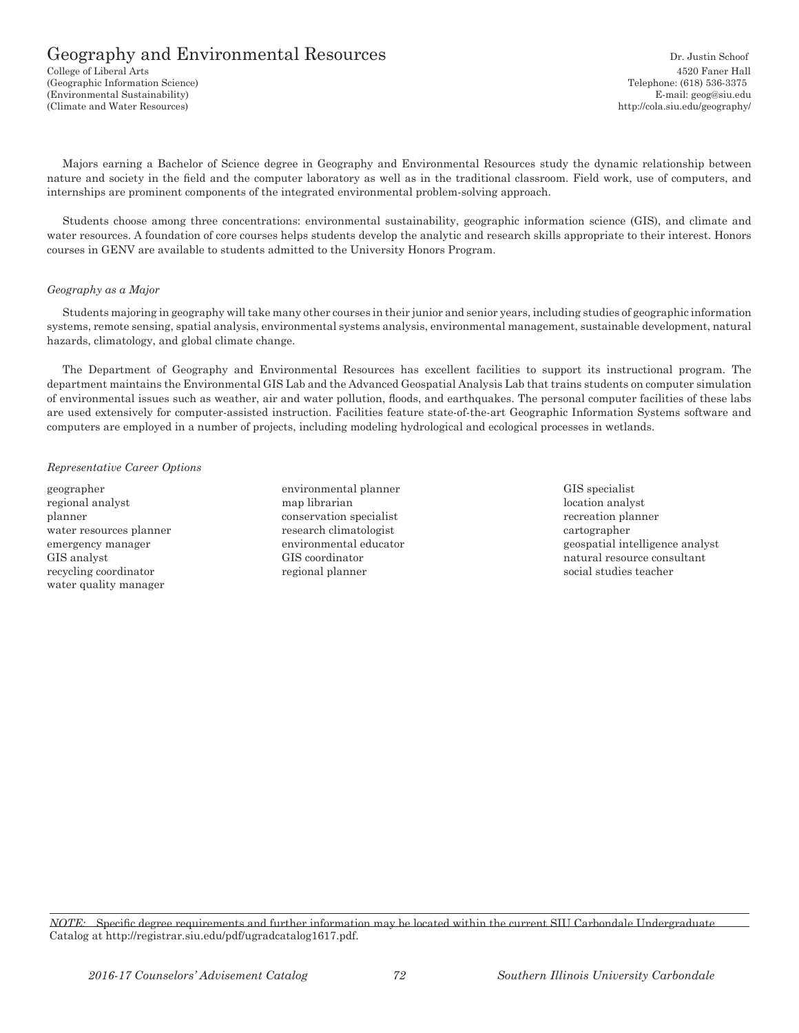# Geography and Environmental Resources

College of Liberal Arts
(Geographic Information Science)
(Environmental Sustainability)
(Climate and Water Resources)

Dr. Justin Schoof
4520 Faner Hall
Telephone: (618) 536-3375
E-mail: geog@siu.edu
http://cola.siu.edu/geography/

Majors earning a Bachelor of Science degree in Geography and Environmental Resources study the dynamic relationship between nature and society in the field and the computer laboratory as well as in the traditional classroom. Field work, use of computers, and internships are prominent components of the integrated environmental problem-solving approach.

Students choose among three concentrations: environmental sustainability, geographic information science (GIS), and climate and water resources. A foundation of core courses helps students develop the analytic and research skills appropriate to their interest. Honors courses in GENV are available to students admitted to the University Honors Program.

*Geography as a Major*

Students majoring in geography will take many other courses in their junior and senior years, including studies of geographic information systems, remote sensing, spatial analysis, environmental systems analysis, environmental management, sustainable development, natural hazards, climatology, and global climate change.

The Department of Geography and Environmental Resources has excellent facilities to support its instructional program. The department maintains the Environmental GIS Lab and the Advanced Geospatial Analysis Lab that trains students on computer simulation of environmental issues such as weather, air and water pollution, floods, and earthquakes. The personal computer facilities of these labs are used extensively for computer-assisted instruction. Facilities feature state-of-the-art Geographic Information Systems software and computers are employed in a number of projects, including modeling hydrological and ecological processes in wetlands.

*Representative Career Options*

geographer
regional analyst
planner
water resources planner
emergency manager
GIS analyst
recycling coordinator
water quality manager
environmental planner
map librarian
conservation specialist
research climatologist
environmental educator
GIS coordinator
regional planner
GIS specialist
location analyst
recreation planner
cartographer
geospatial intelligence analyst
natural resource consultant
social studies teacher

*NOTE:* Specific degree requirements and further information may be located within the current SIU Carbondale Undergraduate Catalog at http://registrar.siu.edu/pdf/ugradcatalog1617.pdf.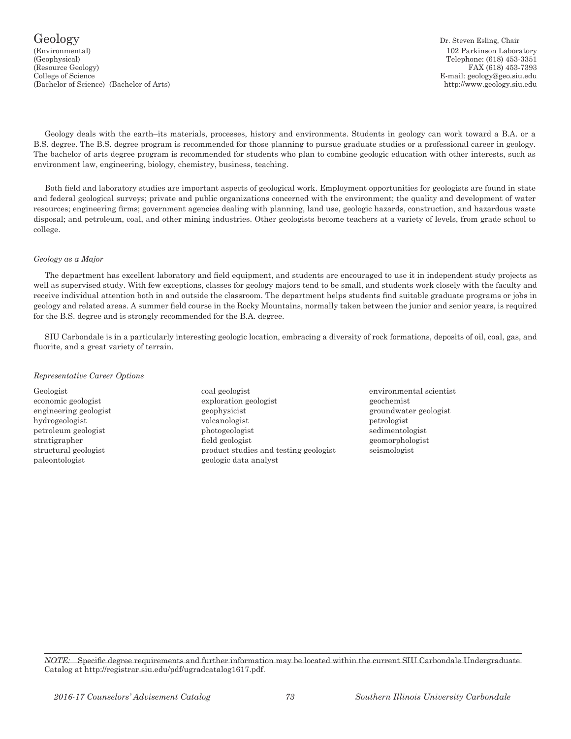# Geology

(Environmental)
(Geophysical)
(Resource Geology)
College of Science
(Bachelor of Science) (Bachelor of Arts)

Dr. Steven Esling, Chair
102 Parkinson Laboratory
Telephone: (618) 453-3351
FAX (618) 453-7393
E-mail: geology@geo.siu.edu
http://www.geology.siu.edu

Geology deals with the earth–its materials, processes, history and environments. Students in geology can work toward a B.A. or a B.S. degree. The B.S. degree program is recommended for those planning to pursue graduate studies or a professional career in geology. The bachelor of arts degree program is recommended for students who plan to combine geologic education with other interests, such as environment law, engineering, biology, chemistry, business, teaching.

Both field and laboratory studies are important aspects of geological work. Employment opportunities for geologists are found in state and federal geological surveys; private and public organizations concerned with the environment; the quality and development of water resources; engineering firms; government agencies dealing with planning, land use, geologic hazards, construction, and hazardous waste disposal; and petroleum, coal, and other mining industries. Other geologists become teachers at a variety of levels, from grade school to college.

*Geology as a Major*

The department has excellent laboratory and field equipment, and students are encouraged to use it in independent study projects as well as supervised study. With few exceptions, classes for geology majors tend to be small, and students work closely with the faculty and receive individual attention both in and outside the classroom. The department helps students find suitable graduate programs or jobs in geology and related areas. A summer field course in the Rocky Mountains, normally taken between the junior and senior years, is required for the B.S. degree and is strongly recommended for the B.A. degree.

SIU Carbondale is in a particularly interesting geologic location, embracing a diversity of rock formations, deposits of oil, coal, gas, and fluorite, and a great variety of terrain.

*Representative Career Options*

Geologist
economic geologist
engineering geologist
hydrogeologist
petroleum geologist
stratigrapher
structural geologist
paleontologist
coal geologist
exploration geologist
geophysicist
volcanologist
photogeologist
field geologist
product studies and testing geologist
geologic data analyst
environmental scientist
geochemist
groundwater geologist
petrologist
sedimentologist
geomorphologist
seismologist

*NOTE:* Specific degree requirements and further information may be located within the current SIU Carbondale Undergraduate Catalog at http://registrar.siu.edu/pdf/ugradcatalog1617.pdf.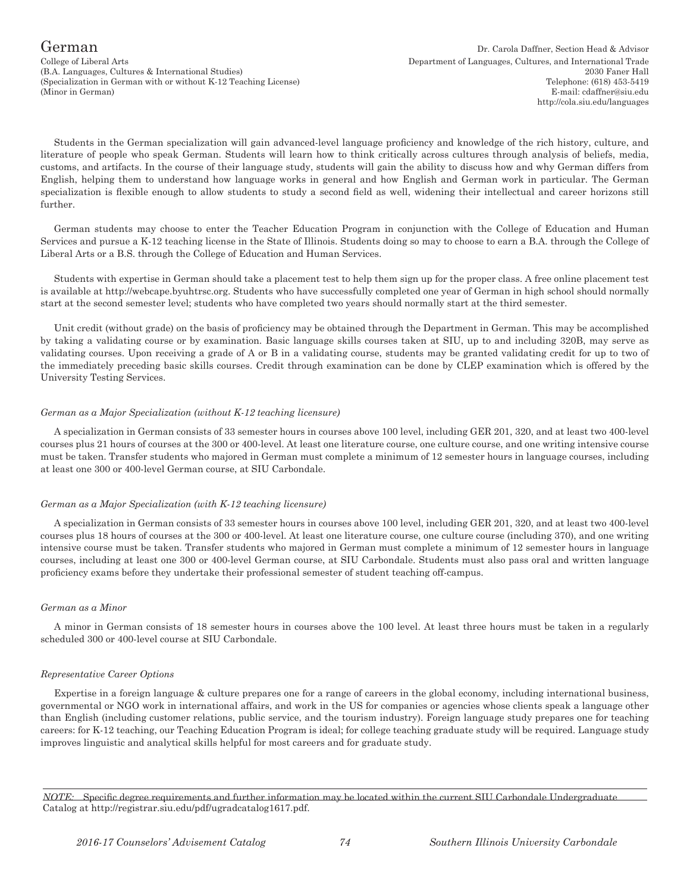# German

College of Liberal Arts
(B.A. Languages, Cultures & International Studies)
(Specialization in German with or without K-12 Teaching License)
(Minor in German)

Dr. Carola Daffner, Section Head & Advisor
Department of Languages, Cultures, and International Trade
2030 Faner Hall
Telephone: (618) 453-5419
E-mail: cdaffner@siu.edu
http://cola.siu.edu/languages

Students in the German specialization will gain advanced-level language proficiency and knowledge of the rich history, culture, and literature of people who speak German. Students will learn how to think critically across cultures through analysis of beliefs, media, customs, and artifacts. In the course of their language study, students will gain the ability to discuss how and why German differs from English, helping them to understand how language works in general and how English and German work in particular. The German specialization is flexible enough to allow students to study a second field as well, widening their intellectual and career horizons still further.

German students may choose to enter the Teacher Education Program in conjunction with the College of Education and Human Services and pursue a K-12 teaching license in the State of Illinois. Students doing so may to choose to earn a B.A. through the College of Liberal Arts or a B.S. through the College of Education and Human Services.

Students with expertise in German should take a placement test to help them sign up for the proper class. A free online placement test is available at http://webcape.byuhtrsc.org. Students who have successfully completed one year of German in high school should normally start at the second semester level; students who have completed two years should normally start at the third semester.

Unit credit (without grade) on the basis of proficiency may be obtained through the Department in German. This may be accomplished by taking a validating course or by examination. Basic language skills courses taken at SIU, up to and including 320B, may serve as validating courses. Upon receiving a grade of A or B in a validating course, students may be granted validating credit for up to two of the immediately preceding basic skills courses. Credit through examination can be done by CLEP examination which is offered by the University Testing Services.

*German as a Major Specialization (without K-12 teaching licensure)*

A specialization in German consists of 33 semester hours in courses above 100 level, including GER 201, 320, and at least two 400-level courses plus 21 hours of courses at the 300 or 400-level. At least one literature course, one culture course, and one writing intensive course must be taken. Transfer students who majored in German must complete a minimum of 12 semester hours in language courses, including at least one 300 or 400-level German course, at SIU Carbondale.

*German as a Major Specialization (with K-12 teaching licensure)*

A specialization in German consists of 33 semester hours in courses above 100 level, including GER 201, 320, and at least two 400-level courses plus 18 hours of courses at the 300 or 400-level. At least one literature course, one culture course (including 370), and one writing intensive course must be taken. Transfer students who majored in German must complete a minimum of 12 semester hours in language courses, including at least one 300 or 400-level German course, at SIU Carbondale. Students must also pass oral and written language proficiency exams before they undertake their professional semester of student teaching off-campus.

*German as a Minor*

A minor in German consists of 18 semester hours in courses above the 100 level. At least three hours must be taken in a regularly scheduled 300 or 400-level course at SIU Carbondale.

*Representative Career Options*

Expertise in a foreign language & culture prepares one for a range of careers in the global economy, including international business, governmental or NGO work in international affairs, and work in the US for companies or agencies whose clients speak a language other than English (including customer relations, public service, and the tourism industry). Foreign language study prepares one for teaching careers: for K-12 teaching, our Teaching Education Program is ideal; for college teaching graduate study will be required. Language study improves linguistic and analytical skills helpful for most careers and for graduate study.

*NOTE:* Specific degree requirements and further information may be located within the current SIU Carbondale Undergraduate Catalog at http://registrar.siu.edu/pdf/ugradcatalog1617.pdf.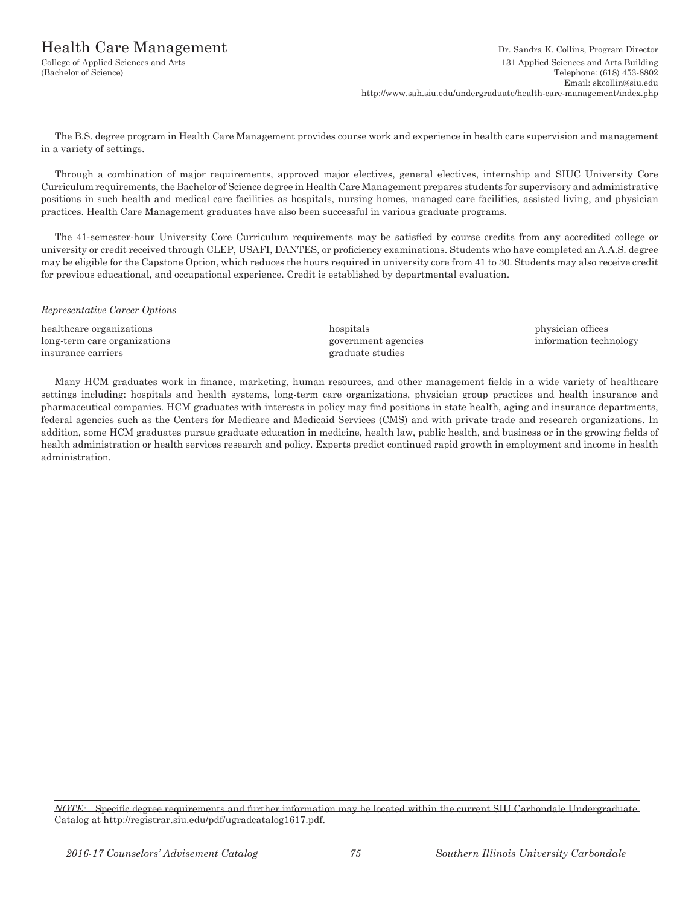# Health Care Management

College of Applied Sciences and Arts
(Bachelor of Science)

Dr. Sandra K. Collins, Program Director
131 Applied Sciences and Arts Building
Telephone: (618) 453-8802
Email: skcollin@siu.edu
http://www.sah.siu.edu/undergraduate/health-care-management/index.php

The B.S. degree program in Health Care Management provides course work and experience in health care supervision and management in a variety of settings.

Through a combination of major requirements, approved major electives, general electives, internship and SIUC University Core Curriculum requirements, the Bachelor of Science degree in Health Care Management prepares students for supervisory and administrative positions in such health and medical care facilities as hospitals, nursing homes, managed care facilities, assisted living, and physician practices. Health Care Management graduates have also been successful in various graduate programs.

The 41-semester-hour University Core Curriculum requirements may be satisfied by course credits from any accredited college or university or credit received through CLEP, USAFI, DANTES, or proficiency examinations. Students who have completed an A.A.S. degree may be eligible for the Capstone Option, which reduces the hours required in university core from 41 to 30. Students may also receive credit for previous educational, and occupational experience. Credit is established by departmental evaluation.

*Representative Career Options*

- healthcare organizations
- long-term care organizations
- insurance carriers
- hospitals
- government agencies
- graduate studies
- physician offices
- information technology

Many HCM graduates work in finance, marketing, human resources, and other management fields in a wide variety of healthcare settings including: hospitals and health systems, long-term care organizations, physician group practices and health insurance and pharmaceutical companies. HCM graduates with interests in policy may find positions in state health, aging and insurance departments, federal agencies such as the Centers for Medicare and Medicaid Services (CMS) and with private trade and research organizations. In addition, some HCM graduates pursue graduate education in medicine, health law, public health, and business or in the growing fields of health administration or health services research and policy. Experts predict continued rapid growth in employment and income in health administration.

*NOTE:* Specific degree requirements and further information may be located within the current SIU Carbondale Undergraduate Catalog at http://registrar.siu.edu/pdf/ugradcatalog1617.pdf.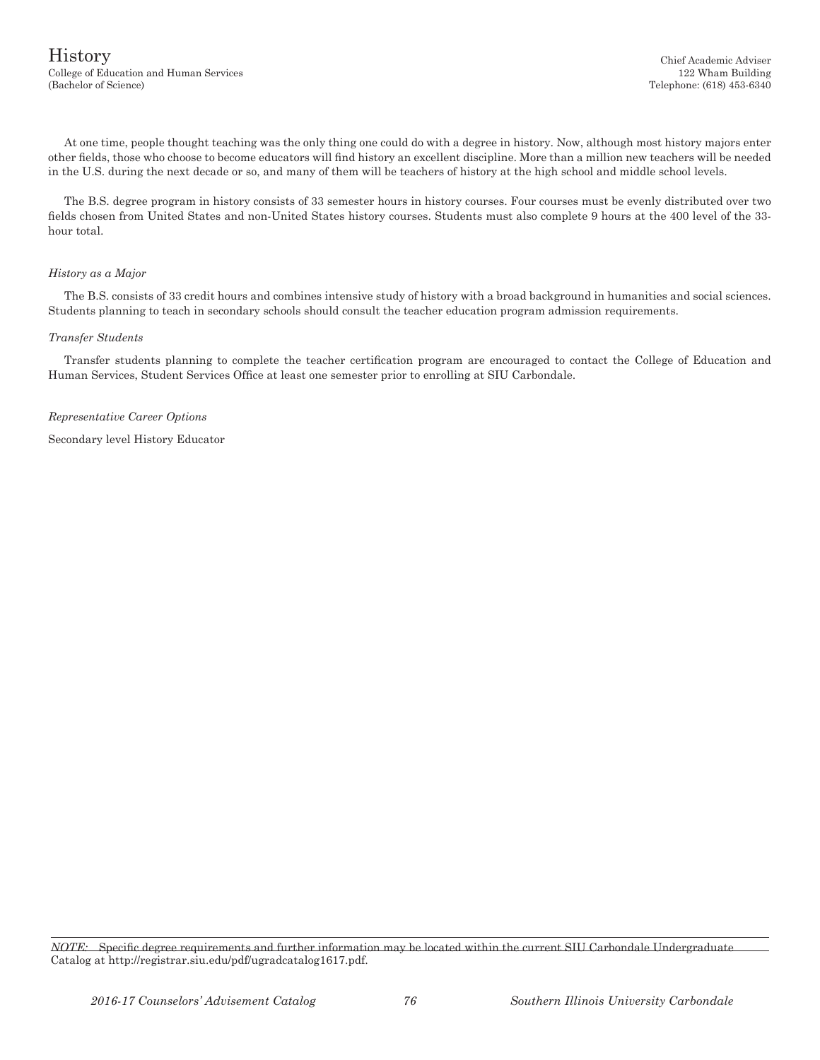# History

College of Education and Human Services
(Bachelor of Science)

Chief Academic Adviser
122 Wham Building
Telephone: (618) 453-6340

At one time, people thought teaching was the only thing one could do with a degree in history. Now, although most history majors enter other fields, those who choose to become educators will find history an excellent discipline. More than a million new teachers will be needed in the U.S. during the next decade or so, and many of them will be teachers of history at the high school and middle school levels.

The B.S. degree program in history consists of 33 semester hours in history courses. Four courses must be evenly distributed over two fields chosen from United States and non-United States history courses. Students must also complete 9 hours at the 400 level of the 33-hour total.

*History as a Major*

The B.S. consists of 33 credit hours and combines intensive study of history with a broad background in humanities and social sciences. Students planning to teach in secondary schools should consult the teacher education program admission requirements.

*Transfer Students*

Transfer students planning to complete the teacher certification program are encouraged to contact the College of Education and Human Services, Student Services Office at least one semester prior to enrolling at SIU Carbondale.

*Representative Career Options*

Secondary level History Educator

*NOTE:* Specific degree requirements and further information may be located within the current SIU Carbondale Undergraduate Catalog at http://registrar.siu.edu/pdf/ugradcatalog1617.pdf.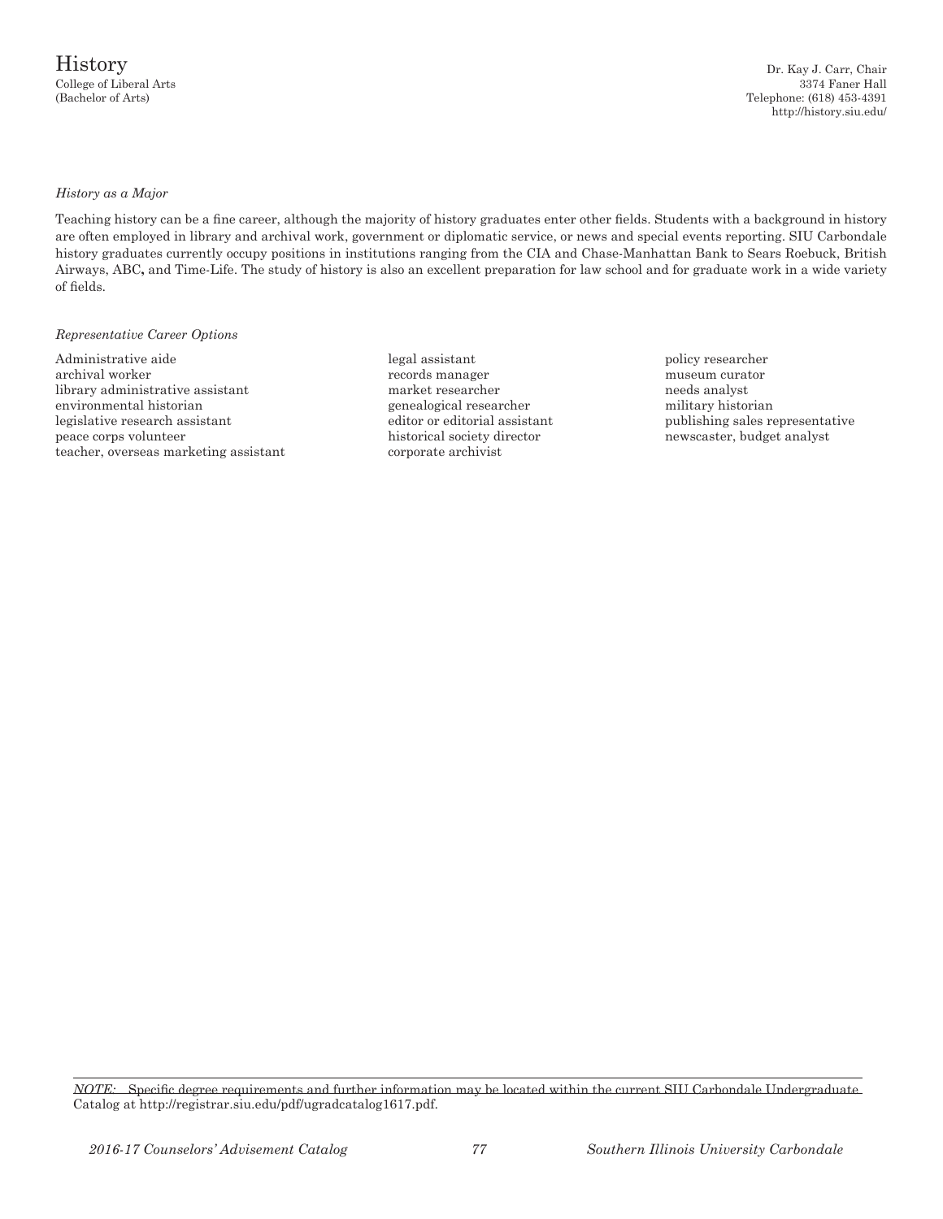# History

College of Liberal Arts
(Bachelor of Arts)

Dr. Kay J. Carr, Chair
3374 Faner Hall
Telephone: (618) 453-4391
http://history.siu.edu/

*History as a Major*

Teaching history can be a fine career, although the majority of history graduates enter other fields. Students with a background in history are often employed in library and archival work, government or diplomatic service, or news and special events reporting. SIU Carbondale history graduates currently occupy positions in institutions ranging from the CIA and Chase-Manhattan Bank to Sears Roebuck, British Airways, ABC**,** and Time-Life. The study of history is also an excellent preparation for law school and for graduate work in a wide variety of fields.

*Representative Career Options*

Administrative aide
archival worker
library administrative assistant
environmental historian
legislative research assistant
peace corps volunteer
teacher, overseas marketing assistant
legal assistant
records manager
market researcher
genealogical researcher
editor or editorial assistant
historical society director
corporate archivist
policy researcher
museum curator
needs analyst
military historian
publishing sales representative
newscaster, budget analyst

*NOTE:* Specific degree requirements and further information may be located within the current SIU Carbondale Undergraduate Catalog at http://registrar.siu.edu/pdf/ugradcatalog1617.pdf.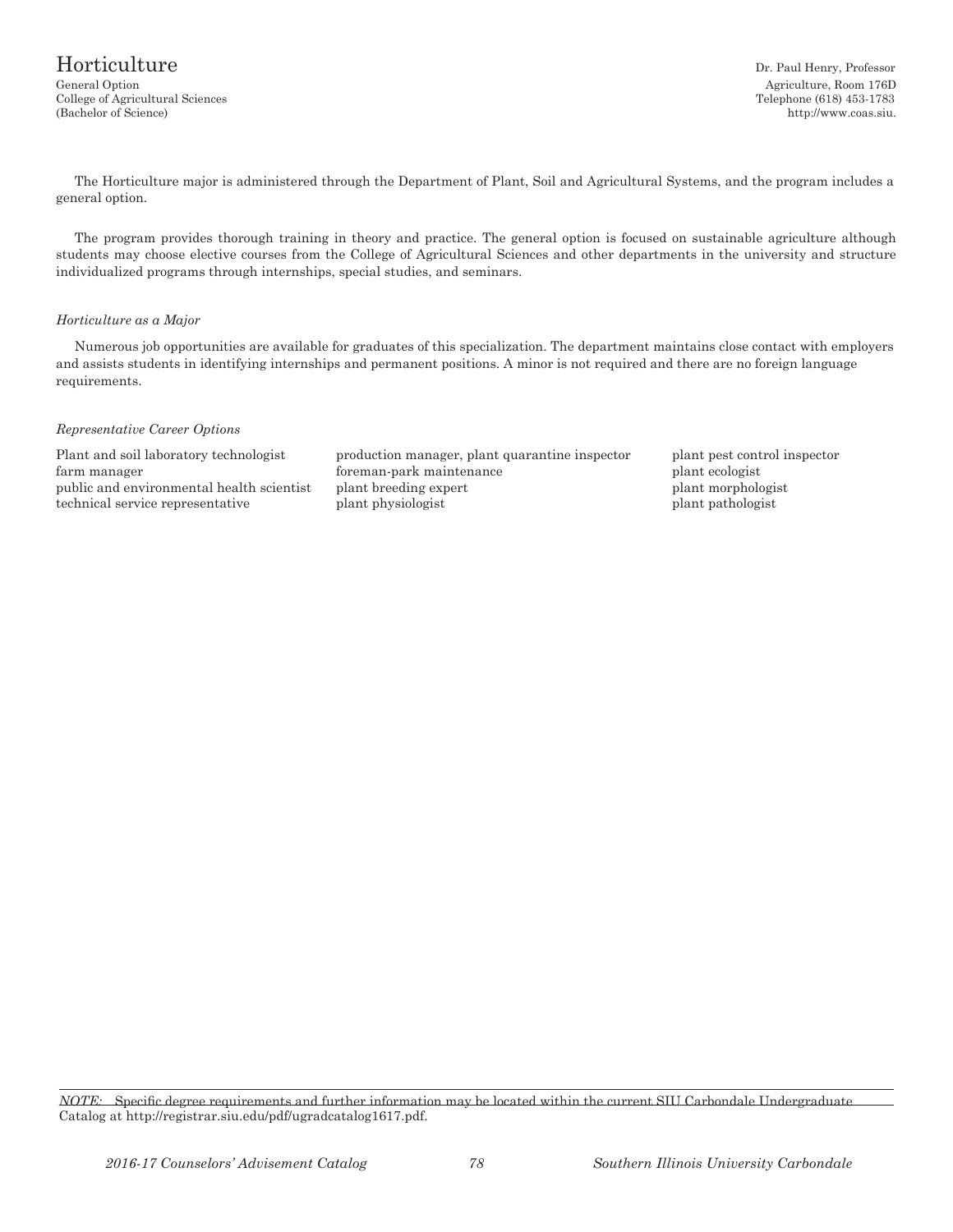# Horticulture

General Option
College of Agricultural Sciences
(Bachelor of Science)

Dr. Paul Henry, Professor
Agriculture, Room 176D
Telephone (618) 453-1783
http://www.coas.siu.

The Horticulture major is administered through the Department of Plant, Soil and Agricultural Systems, and the program includes a general option.

The program provides thorough training in theory and practice. The general option is focused on sustainable agriculture although students may choose elective courses from the College of Agricultural Sciences and other departments in the university and structure individualized programs through internships, special studies, and seminars.

*Horticulture as a Major*

Numerous job opportunities are available for graduates of this specialization. The department maintains close contact with employers and assists students in identifying internships and permanent positions. A minor is not required and there are no foreign language requirements.

*Representative Career Options*

Plant and soil laboratory technologist
farm manager
public and environmental health scientist
technical service representative
production manager, plant quarantine inspector
foreman-park maintenance
plant breeding expert
plant physiologist
plant pest control inspector
plant ecologist
plant morphologist
plant pathologist

*NOTE:* Specific degree requirements and further information may be located within the current SIU Carbondale Undergraduate Catalog at http://registrar.siu.edu/pdf/ugradcatalog1617.pdf.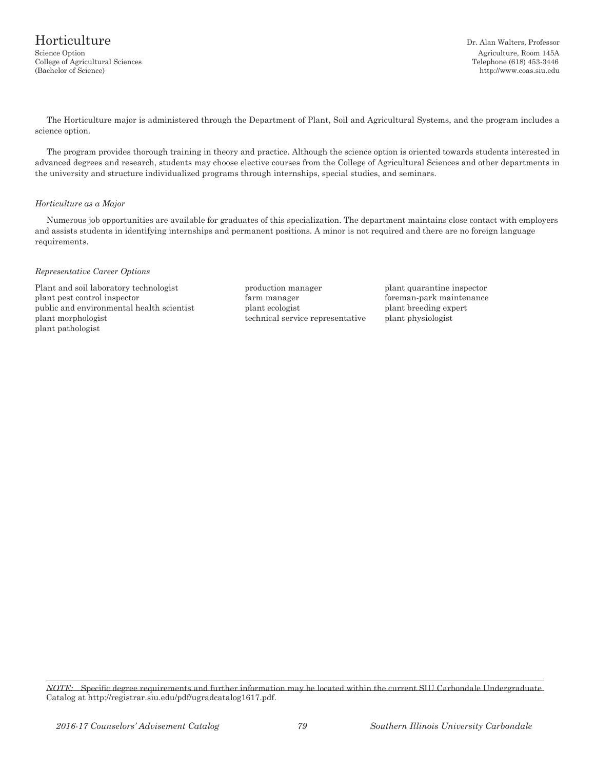# Horticulture

Science Option
College of Agricultural Sciences
(Bachelor of Science)

Dr. Alan Walters, Professor
Agriculture, Room 145A
Telephone (618) 453-3446
http://www.coas.siu.edu

The Horticulture major is administered through the Department of Plant, Soil and Agricultural Systems, and the program includes a science option.

The program provides thorough training in theory and practice. Although the science option is oriented towards students interested in advanced degrees and research, students may choose elective courses from the College of Agricultural Sciences and other departments in the university and structure individualized programs through internships, special studies, and seminars.

*Horticulture as a Major*

Numerous job opportunities are available for graduates of this specialization. The department maintains close contact with employers and assists students in identifying internships and permanent positions. A minor is not required and there are no foreign language requirements.

*Representative Career Options*

- Plant and soil laboratory technologist
- plant pest control inspector
- public and environmental health scientist
- plant morphologist
- plant pathologist
- production manager
- farm manager
- plant ecologist
- technical service representative
- plant quarantine inspector
- foreman-park maintenance
- plant breeding expert
- plant physiologist

*NOTE:* Specific degree requirements and further information may be located within the current SIU Carbondale Undergraduate Catalog at http://registrar.siu.edu/pdf/ugradcatalog1617.pdf.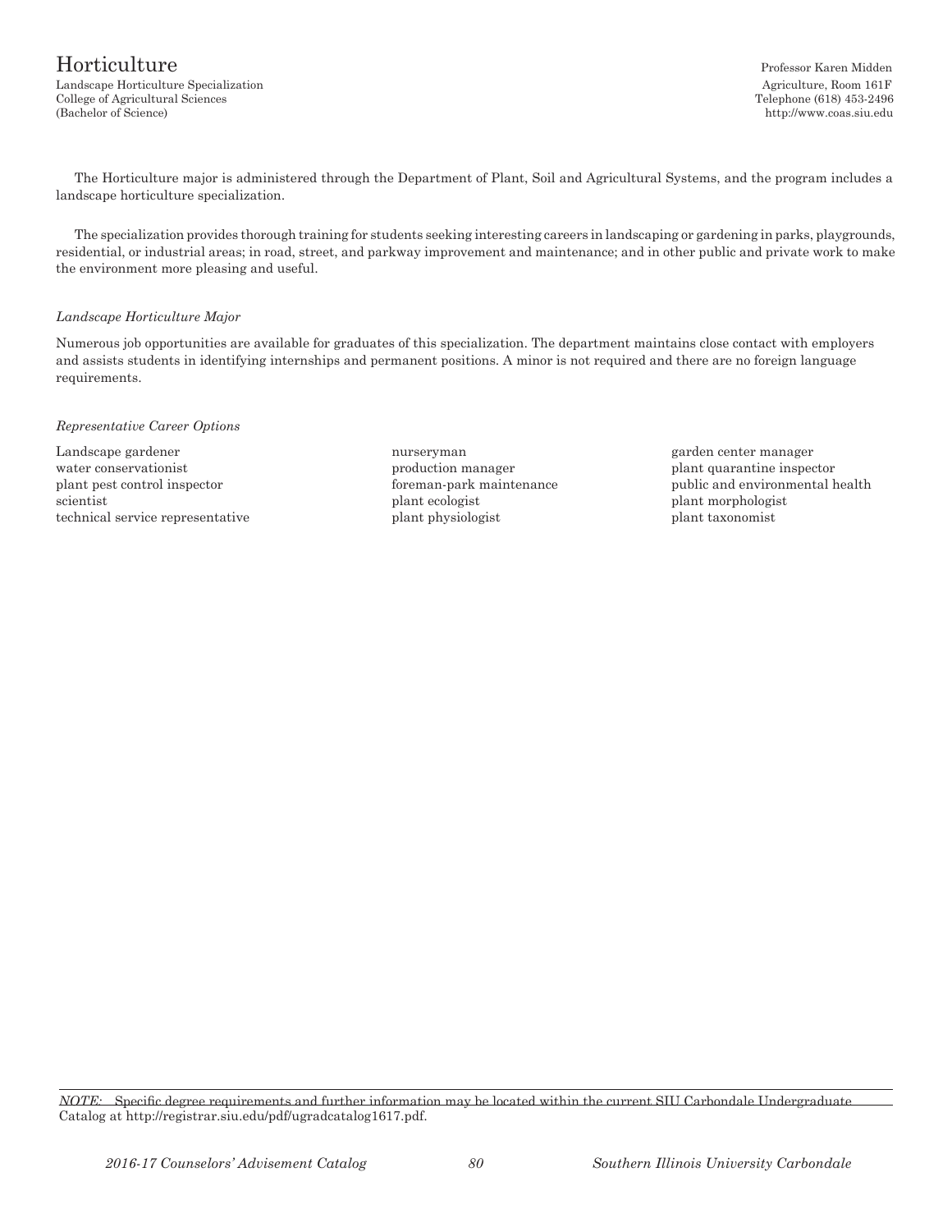# Horticulture

Landscape Horticulture Specialization
College of Agricultural Sciences
(Bachelor of Science)

Professor Karen Midden
Agriculture, Room 161F
Telephone (618) 453-2496
http://www.coas.siu.edu

The Horticulture major is administered through the Department of Plant, Soil and Agricultural Systems, and the program includes a landscape horticulture specialization.

The specialization provides thorough training for students seeking interesting careers in landscaping or gardening in parks, playgrounds, residential, or industrial areas; in road, street, and parkway improvement and maintenance; and in other public and private work to make the environment more pleasing and useful.

*Landscape Horticulture Major*

Numerous job opportunities are available for graduates of this specialization. The department maintains close contact with employers and assists students in identifying internships and permanent positions. A minor is not required and there are no foreign language requirements.

*Representative Career Options*

- Landscape gardener
- water conservationist
- plant pest control inspector
- scientist
- technical service representative
- nurseryman
- production manager
- foreman-park maintenance
- plant ecologist
- plant physiologist
- garden center manager
- plant quarantine inspector
- public and environmental health
- plant morphologist
- plant taxonomist

*NOTE:* Specific degree requirements and further information may be located within the current SIU Carbondale Undergraduate Catalog at http://registrar.siu.edu/pdf/ugradcatalog1617.pdf.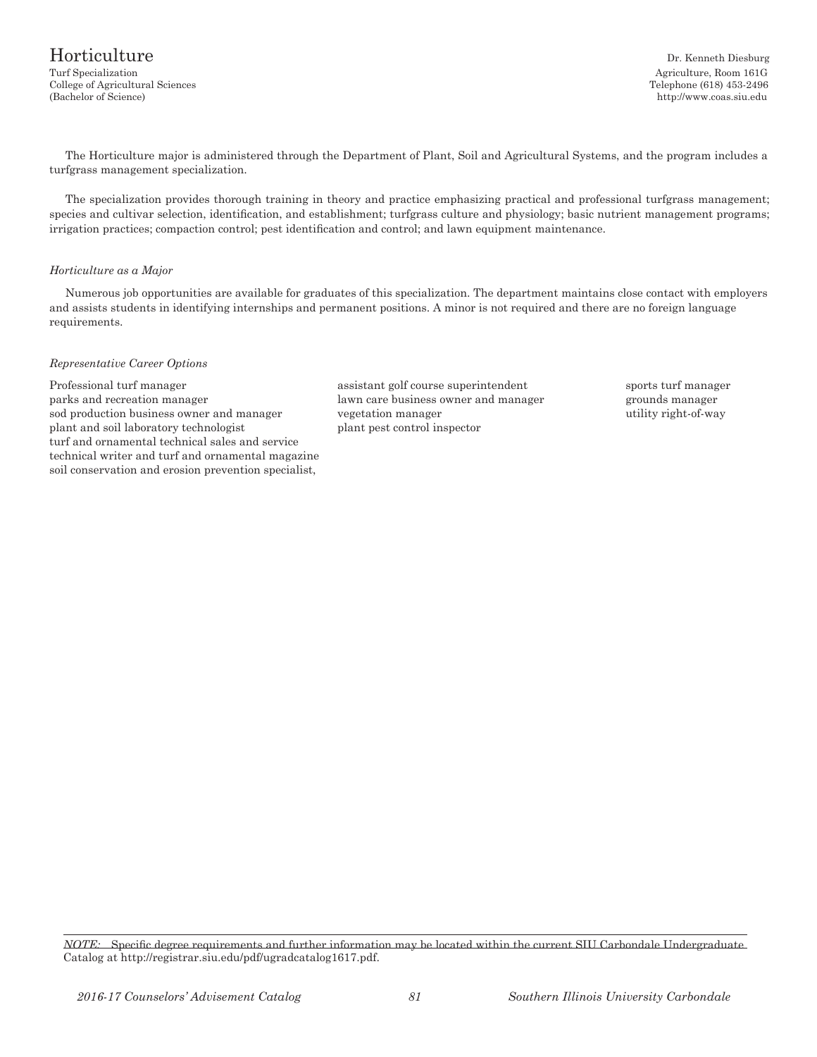# Horticulture

Turf Specialization
College of Agricultural Sciences
(Bachelor of Science)

Dr. Kenneth Diesburg
Agriculture, Room 161G
Telephone (618) 453-2496
http://www.coas.siu.edu

The Horticulture major is administered through the Department of Plant, Soil and Agricultural Systems, and the program includes a turfgrass management specialization.

The specialization provides thorough training in theory and practice emphasizing practical and professional turfgrass management; species and cultivar selection, identification, and establishment; turfgrass culture and physiology; basic nutrient management programs; irrigation practices; compaction control; pest identification and control; and lawn equipment maintenance.

*Horticulture as a Major*

Numerous job opportunities are available for graduates of this specialization. The department maintains close contact with employers and assists students in identifying internships and permanent positions. A minor is not required and there are no foreign language requirements.

*Representative Career Options*

Professional turf manager
parks and recreation manager
sod production business owner and manager
plant and soil laboratory technologist
turf and ornamental technical sales and service
technical writer and turf and ornamental magazine
soil conservation and erosion prevention specialist,
assistant golf course superintendent
lawn care business owner and manager
vegetation manager
plant pest control inspector
sports turf manager
grounds manager
utility right-of-way

*NOTE:* Specific degree requirements and further information may be located within the current SIU Carbondale Undergraduate Catalog at http://registrar.siu.edu/pdf/ugradcatalog1617.pdf.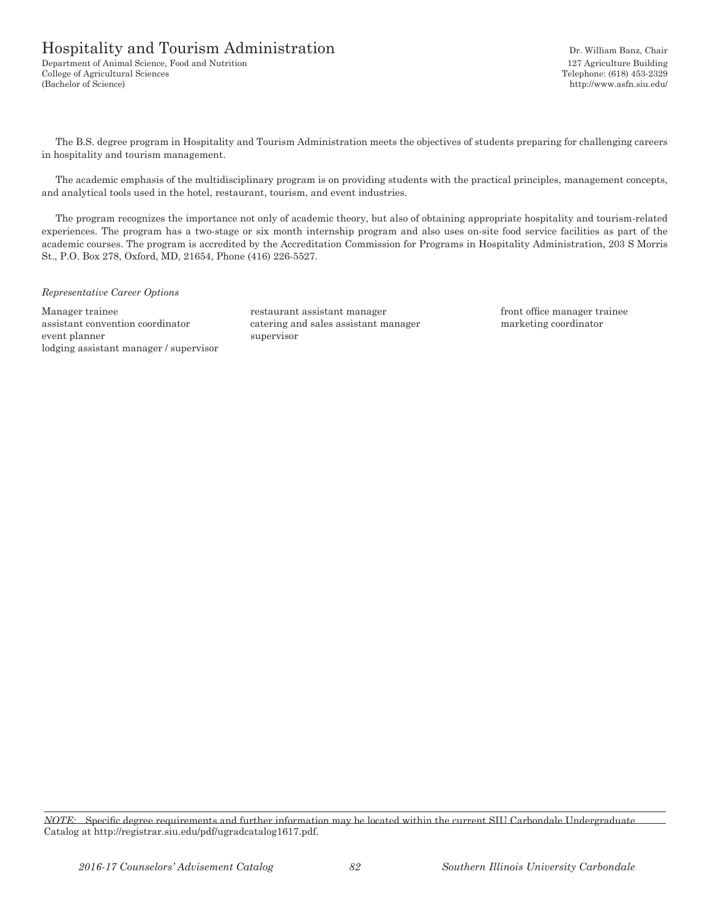# Hospitality and Tourism Administration

Department of Animal Science, Food and Nutrition
College of Agricultural Sciences
(Bachelor of Science)

Dr. William Banz, Chair
127 Agriculture Building
Telephone: (618) 453-2329
http://www.asfn.siu.edu/

The B.S. degree program in Hospitality and Tourism Administration meets the objectives of students preparing for challenging careers in hospitality and tourism management.

The academic emphasis of the multidisciplinary program is on providing students with the practical principles, management concepts, and analytical tools used in the hotel, restaurant, tourism, and event industries.

The program recognizes the importance not only of academic theory, but also of obtaining appropriate hospitality and tourism-related experiences. The program has a two-stage or six month internship program and also uses on-site food service facilities as part of the academic courses. The program is accredited by the Accreditation Commission for Programs in Hospitality Administration, 203 S Morris St., P.O. Box 278, Oxford, MD, 21654, Phone (416) 226-5527.

*Representative Career Options*

Manager trainee
assistant convention coordinator
event planner
lodging assistant manager / supervisor
restaurant assistant manager
catering and sales assistant manager
supervisor
front office manager trainee
marketing coordinator

*NOTE:* Specific degree requirements and further information may be located within the current SIU Carbondale Undergraduate Catalog at http://registrar.siu.edu/pdf/ugradcatalog1617.pdf.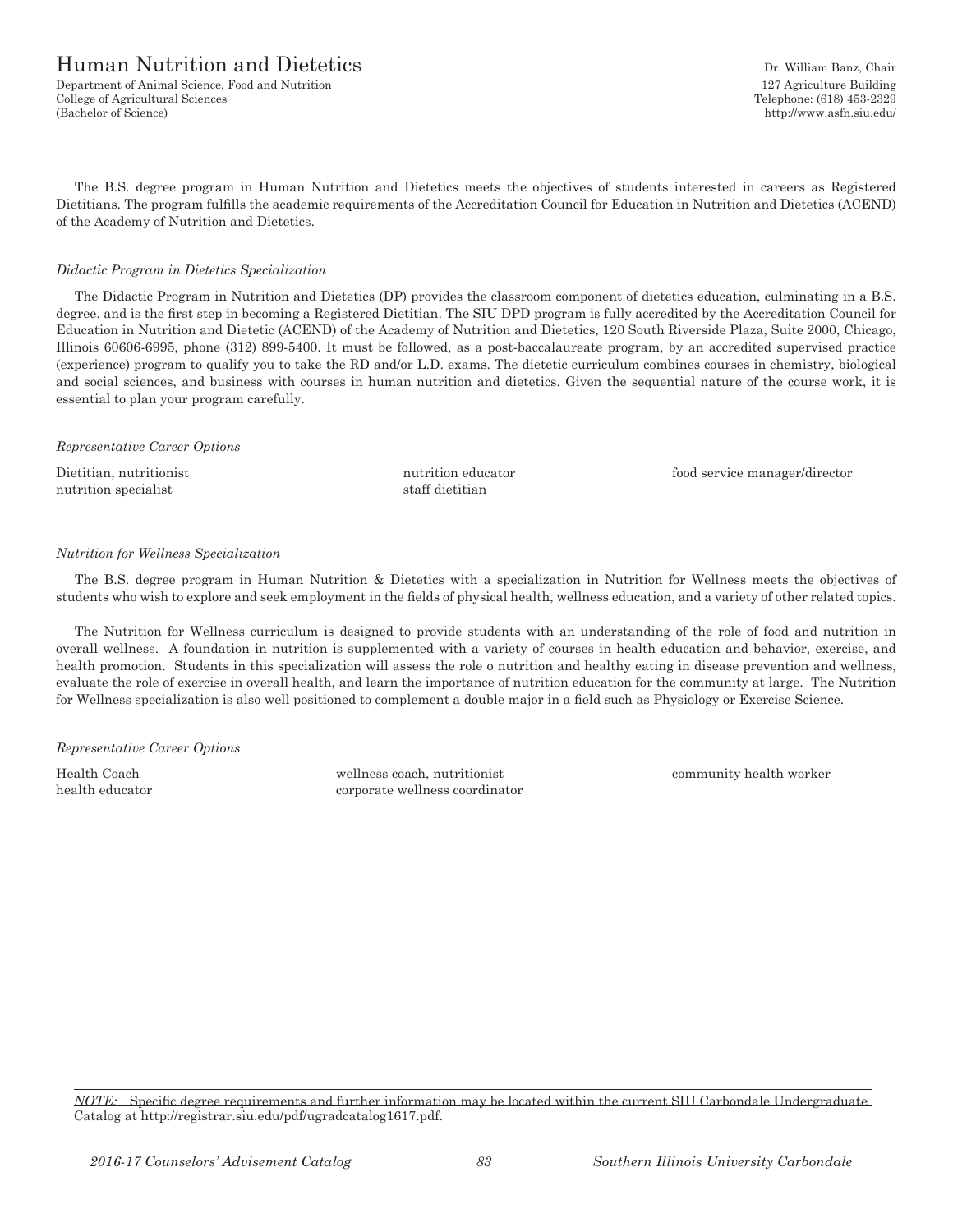# Human Nutrition and Dietetics

Department of Animal Science, Food and Nutrition
College of Agricultural Sciences
(Bachelor of Science)

Dr. William Banz, Chair
127 Agriculture Building
Telephone: (618) 453-2329
http://www.asfn.siu.edu/

The B.S. degree program in Human Nutrition and Dietetics meets the objectives of students interested in careers as Registered Dietitians. The program fulfills the academic requirements of the Accreditation Council for Education in Nutrition and Dietetics (ACEND) of the Academy of Nutrition and Dietetics.

*Didactic Program in Dietetics Specialization*

The Didactic Program in Nutrition and Dietetics (DP) provides the classroom component of dietetics education, culminating in a B.S. degree. and is the first step in becoming a Registered Dietitian. The SIU DPD program is fully accredited by the Accreditation Council for Education in Nutrition and Dietetic (ACEND) of the Academy of Nutrition and Dietetics, 120 South Riverside Plaza, Suite 2000, Chicago, Illinois 60606-6995, phone (312) 899-5400. It must be followed, as a post-baccalaureate program, by an accredited supervised practice (experience) program to qualify you to take the RD and/or L.D. exams. The dietetic curriculum combines courses in chemistry, biological and social sciences, and business with courses in human nutrition and dietetics. Given the sequential nature of the course work, it is essential to plan your program carefully.

*Representative Career Options*

Dietitian, nutritionist
nutrition specialist
nutrition educator
staff dietitian
food service manager/director

*Nutrition for Wellness Specialization*

The B.S. degree program in Human Nutrition & Dietetics with a specialization in Nutrition for Wellness meets the objectives of students who wish to explore and seek employment in the fields of physical health, wellness education, and a variety of other related topics.

The Nutrition for Wellness curriculum is designed to provide students with an understanding of the role of food and nutrition in overall wellness. A foundation in nutrition is supplemented with a variety of courses in health education and behavior, exercise, and health promotion. Students in this specialization will assess the role o nutrition and healthy eating in disease prevention and wellness, evaluate the role of exercise in overall health, and learn the importance of nutrition education for the community at large. The Nutrition for Wellness specialization is also well positioned to complement a double major in a field such as Physiology or Exercise Science.

*Representative Career Options*

Health Coach
health educator
wellness coach, nutritionist
corporate wellness coordinator
community health worker

*NOTE:* Specific degree requirements and further information may be located within the current SIU Carbondale Undergraduate Catalog at http://registrar.siu.edu/pdf/ugradcatalog1617.pdf.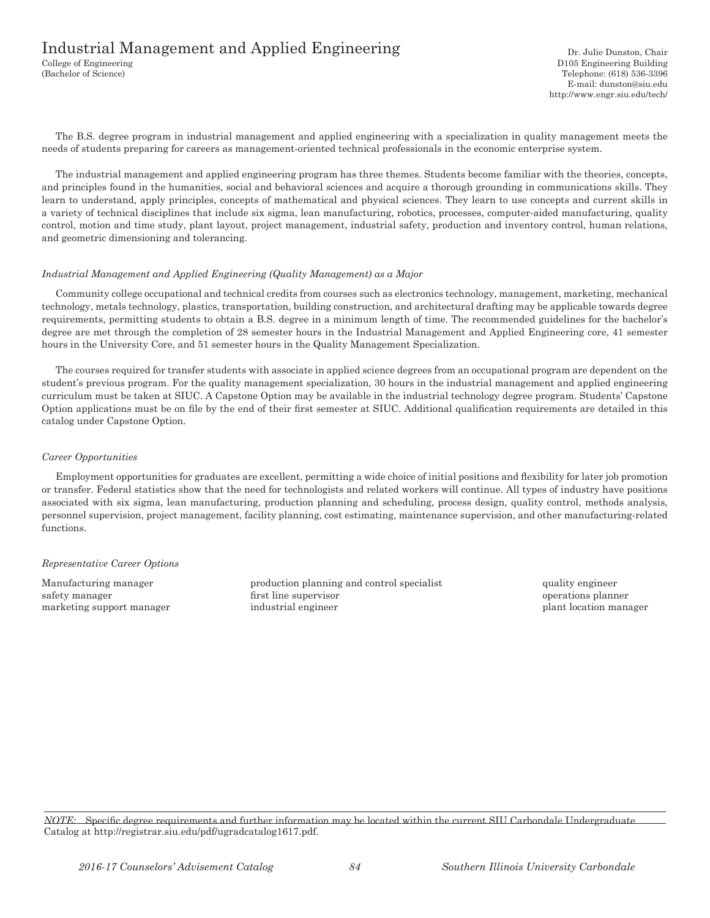# Industrial Management and Applied Engineering

College of Engineering
(Bachelor of Science)

Dr. Julie Dunston, Chair
D105 Engineering Building
Telephone: (618) 536-3396
E-mail: dunston@siu.edu
http://www.engr.siu.edu/tech/

The B.S. degree program in industrial management and applied engineering with a specialization in quality management meets the needs of students preparing for careers as management-oriented technical professionals in the economic enterprise system.

The industrial management and applied engineering program has three themes. Students become familiar with the theories, concepts, and principles found in the humanities, social and behavioral sciences and acquire a thorough grounding in communications skills. They learn to understand, apply principles, concepts of mathematical and physical sciences. They learn to use concepts and current skills in a variety of technical disciplines that include six sigma, lean manufacturing, robotics, processes, computer-aided manufacturing, quality control, motion and time study, plant layout, project management, industrial safety, production and inventory control, human relations, and geometric dimensioning and tolerancing.

*Industrial Management and Applied Engineering (Quality Management) as a Major*

Community college occupational and technical credits from courses such as electronics technology, management, marketing, mechanical technology, metals technology, plastics, transportation, building construction, and architectural drafting may be applicable towards degree requirements, permitting students to obtain a B.S. degree in a minimum length of time. The recommended guidelines for the bachelor's degree are met through the completion of 28 semester hours in the Industrial Management and Applied Engineering core, 41 semester hours in the University Core, and 51 semester hours in the Quality Management Specialization.

The courses required for transfer students with associate in applied science degrees from an occupational program are dependent on the student's previous program. For the quality management specialization, 30 hours in the industrial management and applied engineering curriculum must be taken at SIUC. A Capstone Option may be available in the industrial technology degree program. Students' Capstone Option applications must be on file by the end of their first semester at SIUC. Additional qualification requirements are detailed in this catalog under Capstone Option.

*Career Opportunities*

Employment opportunities for graduates are excellent, permitting a wide choice of initial positions and flexibility for later job promotion or transfer. Federal statistics show that the need for technologists and related workers will continue. All types of industry have positions associated with six sigma, lean manufacturing, production planning and scheduling, process design, quality control, methods analysis, personnel supervision, project management, facility planning, cost estimating, maintenance supervision, and other manufacturing-related functions.

*Representative Career Options*

Manufacturing manager
safety manager
marketing support manager
production planning and control specialist
first line supervisor
industrial engineer
quality engineer
operations planner
plant location manager

*NOTE:* Specific degree requirements and further information may be located within the current SIU Carbondale Undergraduate Catalog at http://registrar.siu.edu/pdf/ugradcatalog1617.pdf.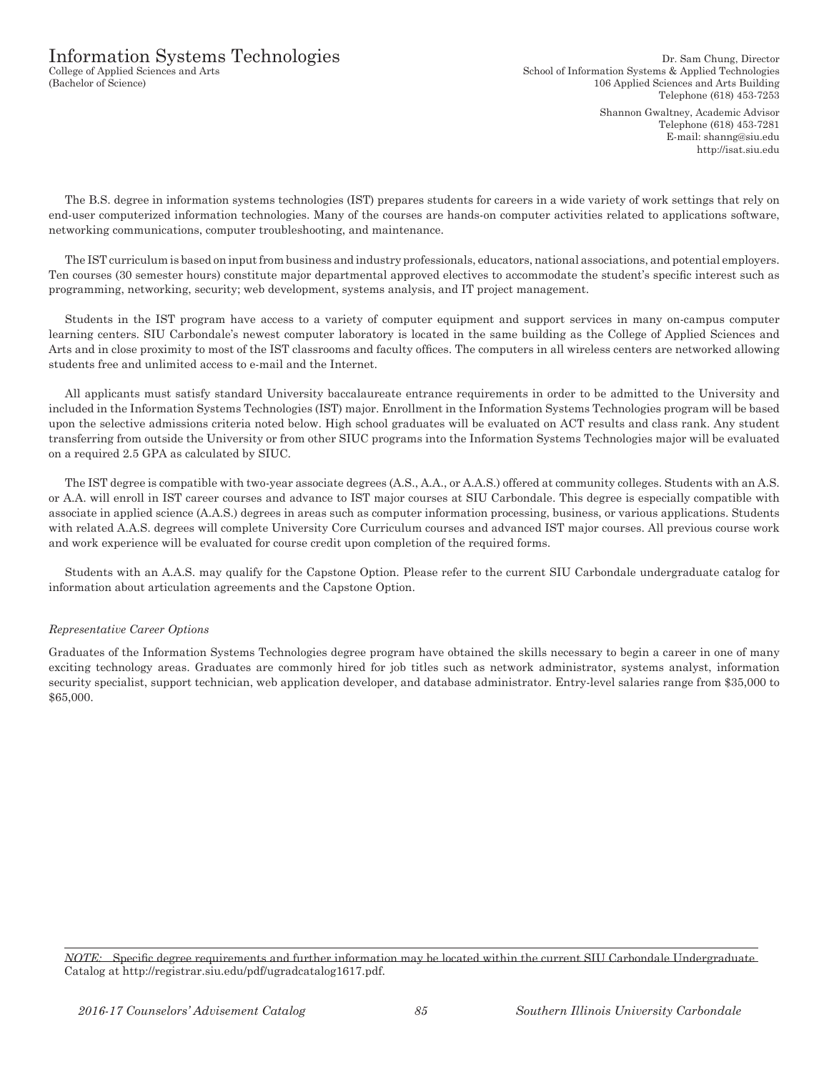# Information Systems Technologies

College of Applied Sciences and Arts
(Bachelor of Science)

Dr. Sam Chung, Director
School of Information Systems & Applied Technologies
106 Applied Sciences and Arts Building
Telephone (618) 453-7253

Shannon Gwaltney, Academic Advisor
Telephone (618) 453-7281
E-mail: shanng@siu.edu
http://isat.siu.edu

The B.S. degree in information systems technologies (IST) prepares students for careers in a wide variety of work settings that rely on end-user computerized information technologies. Many of the courses are hands-on computer activities related to applications software, networking communications, computer troubleshooting, and maintenance.

The IST curriculum is based on input from business and industry professionals, educators, national associations, and potential employers. Ten courses (30 semester hours) constitute major departmental approved electives to accommodate the student's specific interest such as programming, networking, security; web development, systems analysis, and IT project management.

Students in the IST program have access to a variety of computer equipment and support services in many on-campus computer learning centers. SIU Carbondale's newest computer laboratory is located in the same building as the College of Applied Sciences and Arts and in close proximity to most of the IST classrooms and faculty offices. The computers in all wireless centers are networked allowing students free and unlimited access to e-mail and the Internet.

All applicants must satisfy standard University baccalaureate entrance requirements in order to be admitted to the University and included in the Information Systems Technologies (IST) major. Enrollment in the Information Systems Technologies program will be based upon the selective admissions criteria noted below. High school graduates will be evaluated on ACT results and class rank. Any student transferring from outside the University or from other SIUC programs into the Information Systems Technologies major will be evaluated on a required 2.5 GPA as calculated by SIUC.

The IST degree is compatible with two-year associate degrees (A.S., A.A., or A.A.S.) offered at community colleges. Students with an A.S. or A.A. will enroll in IST career courses and advance to IST major courses at SIU Carbondale. This degree is especially compatible with associate in applied science (A.A.S.) degrees in areas such as computer information processing, business, or various applications. Students with related A.A.S. degrees will complete University Core Curriculum courses and advanced IST major courses. All previous course work and work experience will be evaluated for course credit upon completion of the required forms.

Students with an A.A.S. may qualify for the Capstone Option. Please refer to the current SIU Carbondale undergraduate catalog for information about articulation agreements and the Capstone Option.

*Representative Career Options*

Graduates of the Information Systems Technologies degree program have obtained the skills necessary to begin a career in one of many exciting technology areas. Graduates are commonly hired for job titles such as network administrator, systems analyst, information security specialist, support technician, web application developer, and database administrator. Entry-level salaries range from $35,000 to $65,000.

*NOTE:* Specific degree requirements and further information may be located within the current SIU Carbondale Undergraduate Catalog at http://registrar.siu.edu/pdf/ugradcatalog1617.pdf.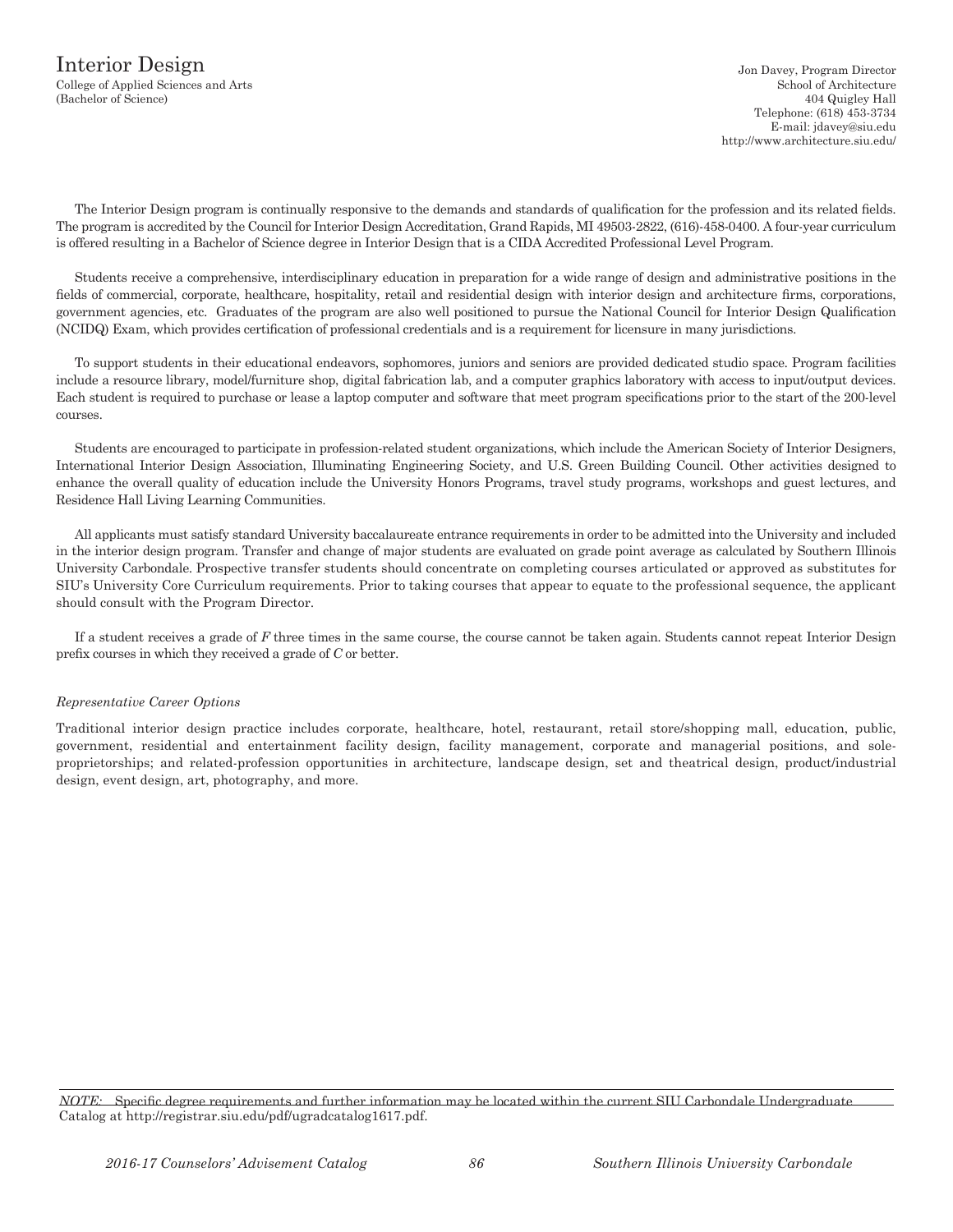# Interior Design

College of Applied Sciences and Arts
(Bachelor of Science)

Jon Davey, Program Director
School of Architecture
404 Quigley Hall
Telephone: (618) 453-3734
E-mail: jdavey@siu.edu
http://www.architecture.siu.edu/

The Interior Design program is continually responsive to the demands and standards of qualification for the profession and its related fields. The program is accredited by the Council for Interior Design Accreditation, Grand Rapids, MI 49503-2822, (616)-458-0400. A four-year curriculum is offered resulting in a Bachelor of Science degree in Interior Design that is a CIDA Accredited Professional Level Program.

Students receive a comprehensive, interdisciplinary education in preparation for a wide range of design and administrative positions in the fields of commercial, corporate, healthcare, hospitality, retail and residential design with interior design and architecture firms, corporations, government agencies, etc. Graduates of the program are also well positioned to pursue the National Council for Interior Design Qualification (NCIDQ) Exam, which provides certification of professional credentials and is a requirement for licensure in many jurisdictions.

To support students in their educational endeavors, sophomores, juniors and seniors are provided dedicated studio space. Program facilities include a resource library, model/furniture shop, digital fabrication lab, and a computer graphics laboratory with access to input/output devices. Each student is required to purchase or lease a laptop computer and software that meet program specifications prior to the start of the 200-level courses.

Students are encouraged to participate in profession-related student organizations, which include the American Society of Interior Designers, International Interior Design Association, Illuminating Engineering Society, and U.S. Green Building Council. Other activities designed to enhance the overall quality of education include the University Honors Programs, travel study programs, workshops and guest lectures, and Residence Hall Living Learning Communities.

All applicants must satisfy standard University baccalaureate entrance requirements in order to be admitted into the University and included in the interior design program. Transfer and change of major students are evaluated on grade point average as calculated by Southern Illinois University Carbondale. Prospective transfer students should concentrate on completing courses articulated or approved as substitutes for SIU's University Core Curriculum requirements. Prior to taking courses that appear to equate to the professional sequence, the applicant should consult with the Program Director.

If a student receives a grade of *F* three times in the same course, the course cannot be taken again. Students cannot repeat Interior Design prefix courses in which they received a grade of *C* or better.

*Representative Career Options*

Traditional interior design practice includes corporate, healthcare, hotel, restaurant, retail store/shopping mall, education, public, government, residential and entertainment facility design, facility management, corporate and managerial positions, and sole-proprietorships; and related-profession opportunities in architecture, landscape design, set and theatrical design, product/industrial design, event design, art, photography, and more.

*NOTE:* Specific degree requirements and further information may be located within the current SIU Carbondale Undergraduate Catalog at http://registrar.siu.edu/pdf/ugradcatalog1617.pdf.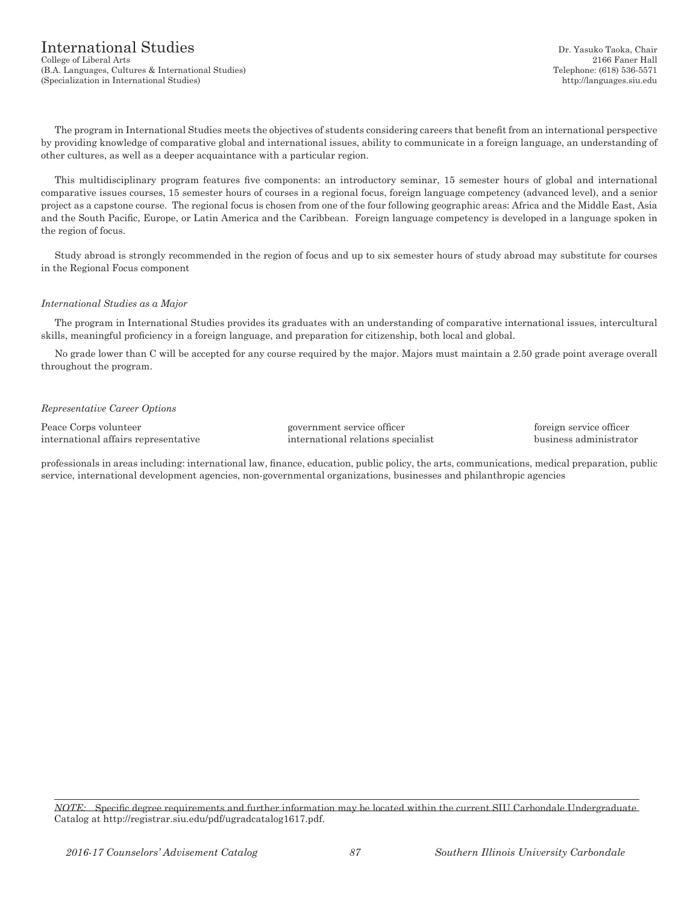# International Studies

College of Liberal Arts
(B.A. Languages, Cultures & International Studies)
(Specialization in International Studies)

Dr. Yasuko Taoka, Chair
2166 Faner Hall
Telephone: (618) 536-5571
http://languages.siu.edu

The program in International Studies meets the objectives of students considering careers that benefit from an international perspective by providing knowledge of comparative global and international issues, ability to communicate in a foreign language, an understanding of other cultures, as well as a deeper acquaintance with a particular region.

This multidisciplinary program features five components: an introductory seminar, 15 semester hours of global and international comparative issues courses, 15 semester hours of courses in a regional focus, foreign language competency (advanced level), and a senior project as a capstone course. The regional focus is chosen from one of the four following geographic areas: Africa and the Middle East, Asia and the South Pacific, Europe, or Latin America and the Caribbean. Foreign language competency is developed in a language spoken in the region of focus.

Study abroad is strongly recommended in the region of focus and up to six semester hours of study abroad may substitute for courses in the Regional Focus component

*International Studies as a Major*

The program in International Studies provides its graduates with an understanding of comparative international issues, intercultural skills, meaningful proficiency in a foreign language, and preparation for citizenship, both local and global.

No grade lower than C will be accepted for any course required by the major. Majors must maintain a 2.50 grade point average overall throughout the program.

*Representative Career Options*

| | | |
|---|---|---|
| Peace Corps volunteer | government service officer | foreign service officer |
| international affairs representative | international relations specialist | business administrator |

professionals in areas including: international law, finance, education, public policy, the arts, communications, medical preparation, public service, international development agencies, non-governmental organizations, businesses and philanthropic agencies

*NOTE:* Specific degree requirements and further information may be located within the current SIU Carbondale Undergraduate Catalog at http://registrar.siu.edu/pdf/ugradcatalog1617.pdf.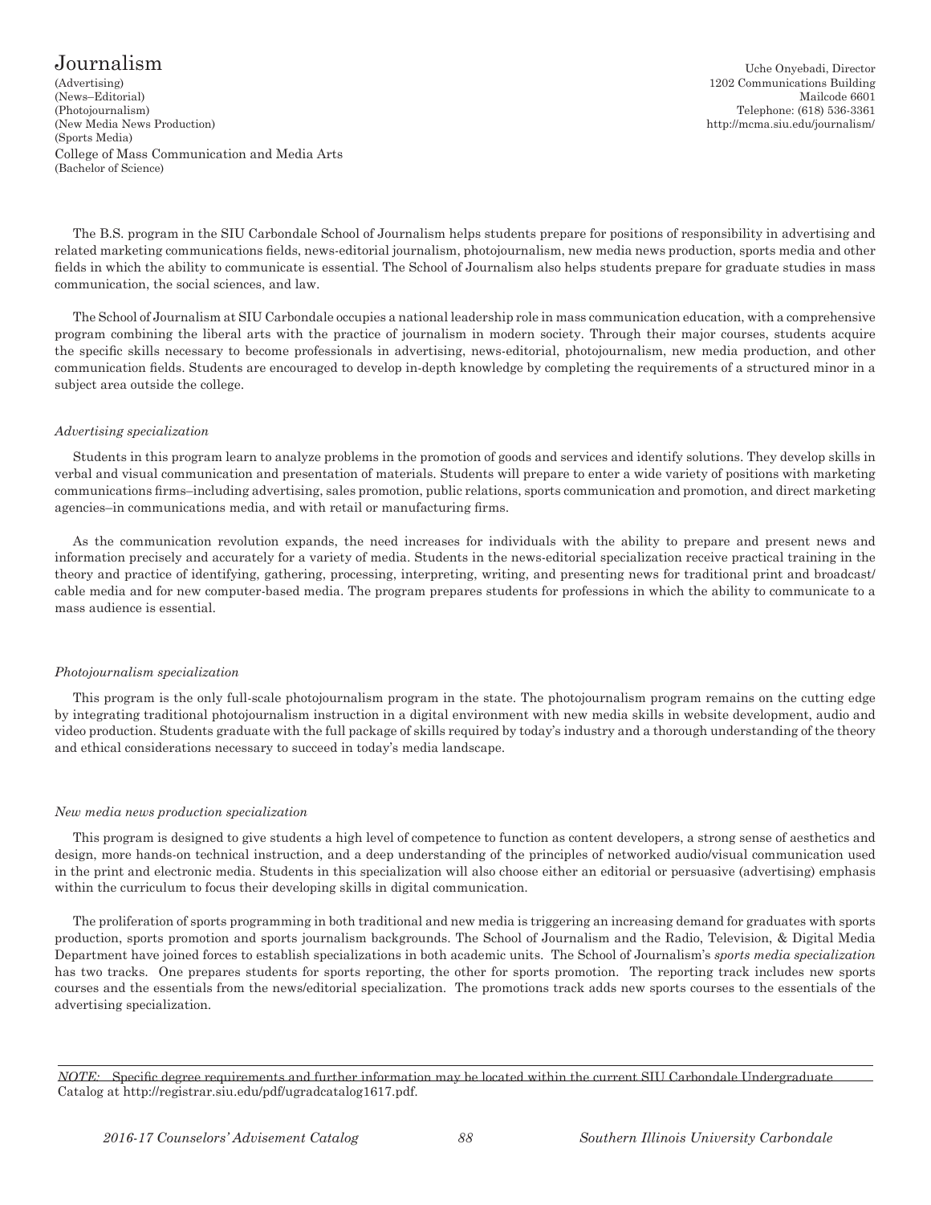# Journalism

(Advertising)
(News–Editorial)
(Photojournalism)
(New Media News Production)
(Sports Media)
College of Mass Communication and Media Arts
(Bachelor of Science)

Uche Onyebadi, Director
1202 Communications Building
Mailcode 6601
Telephone: (618) 536-3361
http://mcma.siu.edu/journalism/

The B.S. program in the SIU Carbondale School of Journalism helps students prepare for positions of responsibility in advertising and related marketing communications fields, news-editorial journalism, photojournalism, new media news production, sports media and other fields in which the ability to communicate is essential. The School of Journalism also helps students prepare for graduate studies in mass communication, the social sciences, and law.

The School of Journalism at SIU Carbondale occupies a national leadership role in mass communication education, with a comprehensive program combining the liberal arts with the practice of journalism in modern society. Through their major courses, students acquire the specific skills necessary to become professionals in advertising, news-editorial, photojournalism, new media production, and other communication fields. Students are encouraged to develop in-depth knowledge by completing the requirements of a structured minor in a subject area outside the college.

*Advertising specialization*

Students in this program learn to analyze problems in the promotion of goods and services and identify solutions. They develop skills in verbal and visual communication and presentation of materials. Students will prepare to enter a wide variety of positions with marketing communications firms–including advertising, sales promotion, public relations, sports communication and promotion, and direct marketing agencies–in communications media, and with retail or manufacturing firms.

As the communication revolution expands, the need increases for individuals with the ability to prepare and present news and information precisely and accurately for a variety of media. Students in the news-editorial specialization receive practical training in the theory and practice of identifying, gathering, processing, interpreting, writing, and presenting news for traditional print and broadcast/cable media and for new computer-based media. The program prepares students for professions in which the ability to communicate to a mass audience is essential.

*Photojournalism specialization*

This program is the only full-scale photojournalism program in the state. The photojournalism program remains on the cutting edge by integrating traditional photojournalism instruction in a digital environment with new media skills in website development, audio and video production. Students graduate with the full package of skills required by today's industry and a thorough understanding of the theory and ethical considerations necessary to succeed in today's media landscape.

*New media news production specialization*

This program is designed to give students a high level of competence to function as content developers, a strong sense of aesthetics and design, more hands-on technical instruction, and a deep understanding of the principles of networked audio/visual communication used in the print and electronic media. Students in this specialization will also choose either an editorial or persuasive (advertising) emphasis within the curriculum to focus their developing skills in digital communication.

The proliferation of sports programming in both traditional and new media is triggering an increasing demand for graduates with sports production, sports promotion and sports journalism backgrounds. The School of Journalism and the Radio, Television, & Digital Media Department have joined forces to establish specializations in both academic units. The School of Journalism's *sports media specialization* has two tracks. One prepares students for sports reporting, the other for sports promotion. The reporting track includes new sports courses and the essentials from the news/editorial specialization. The promotions track adds new sports courses to the essentials of the advertising specialization.

*NOTE:* Specific degree requirements and further information may be located within the current SIU Carbondale Undergraduate Catalog at http://registrar.siu.edu/pdf/ugradcatalog1617.pdf.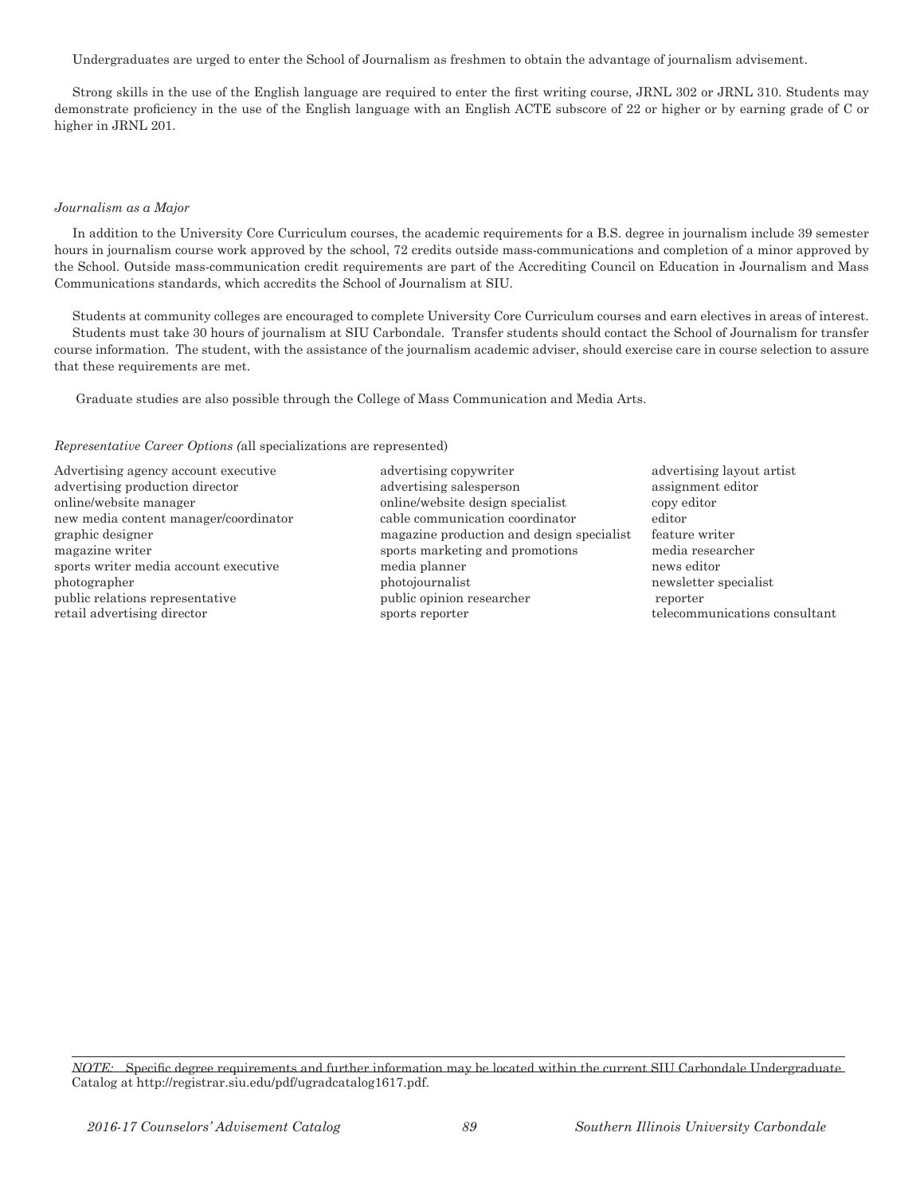Undergraduates are urged to enter the School of Journalism as freshmen to obtain the advantage of journalism advisement.

Strong skills in the use of the English language are required to enter the first writing course, JRNL 302 or JRNL 310. Students may demonstrate proficiency in the use of the English language with an English ACTE subscore of 22 or higher or by earning grade of C or higher in JRNL 201.

*Journalism as a Major*

In addition to the University Core Curriculum courses, the academic requirements for a B.S. degree in journalism include 39 semester hours in journalism course work approved by the school, 72 credits outside mass-communications and completion of a minor approved by the School. Outside mass-communication credit requirements are part of the Accrediting Council on Education in Journalism and Mass Communications standards, which accredits the School of Journalism at SIU.

Students at community colleges are encouraged to complete University Core Curriculum courses and earn electives in areas of interest. Students must take 30 hours of journalism at SIU Carbondale. Transfer students should contact the School of Journalism for transfer course information. The student, with the assistance of the journalism academic adviser, should exercise care in course selection to assure that these requirements are met.

Graduate studies are also possible through the College of Mass Communication and Media Arts.

*Representative Career Options (*all specializations are represented)

| | | |
|---|---|---|
| Advertising agency account executive | advertising copywriter | advertising layout artist |
| advertising production director | advertising salesperson | assignment editor |
| online/website manager | online/website design specialist | copy editor |
| new media content manager/coordinator | cable communication coordinator | editor |
| graphic designer | magazine production and design specialist | feature writer |
| magazine writer | sports marketing and promotions | media researcher |
| sports writer media account executive | media planner | news editor |
| photographer | photojournalist | newsletter specialist |
| public relations representative | public opinion researcher | reporter |
| retail advertising director | sports reporter | telecommunications consultant |

*NOTE:* Specific degree requirements and further information may be located within the current SIU Carbondale Undergraduate Catalog at http://registrar.siu.edu/pdf/ugradcatalog1617.pdf.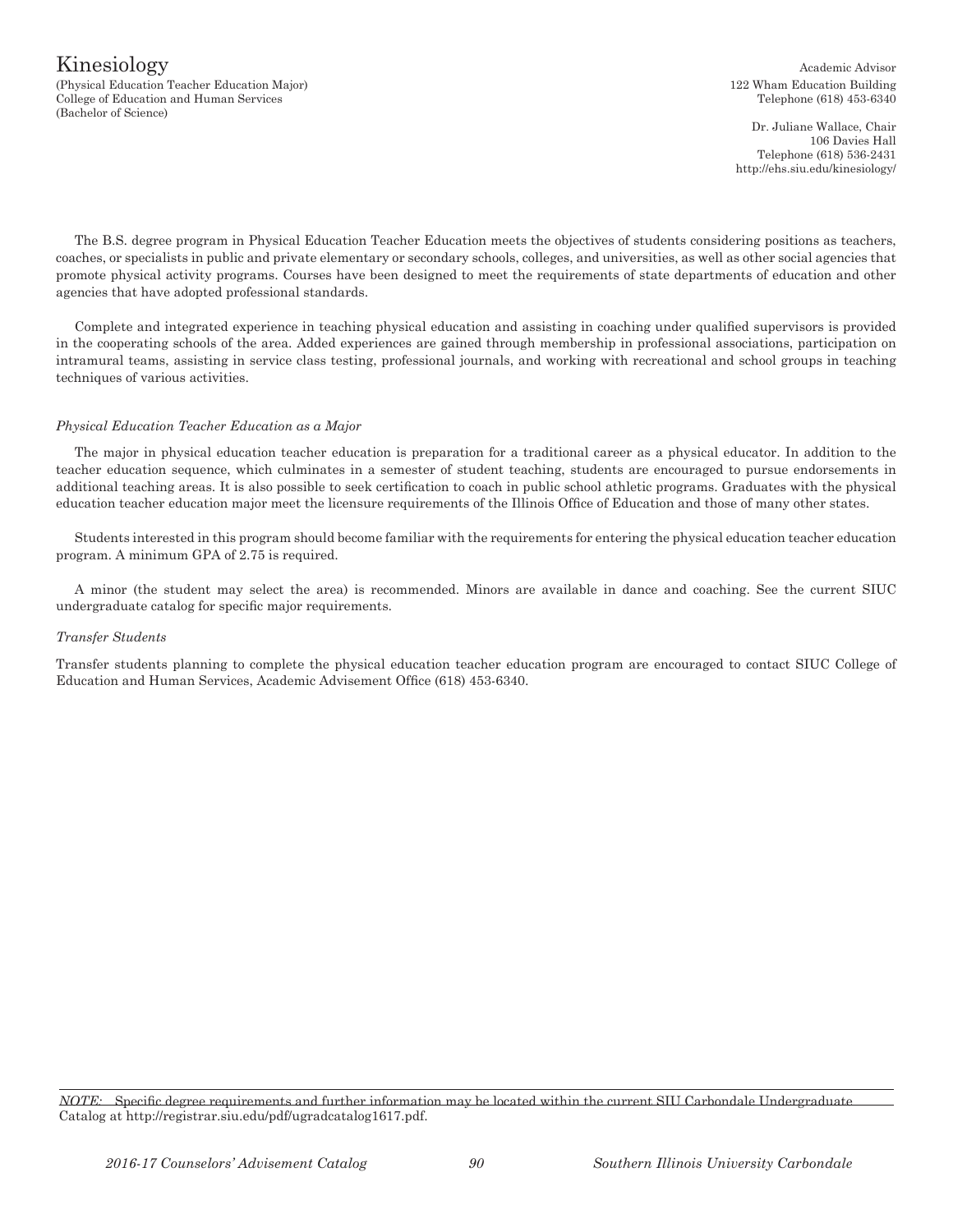# Kinesiology

(Physical Education Teacher Education Major)
College of Education and Human Services
(Bachelor of Science)

Academic Advisor
122 Wham Education Building
Telephone (618) 453-6340

Dr. Juliane Wallace, Chair
106 Davies Hall
Telephone (618) 536-2431
http://ehs.siu.edu/kinesiology/

The B.S. degree program in Physical Education Teacher Education meets the objectives of students considering positions as teachers, coaches, or specialists in public and private elementary or secondary schools, colleges, and universities, as well as other social agencies that promote physical activity programs. Courses have been designed to meet the requirements of state departments of education and other agencies that have adopted professional standards.

Complete and integrated experience in teaching physical education and assisting in coaching under qualified supervisors is provided in the cooperating schools of the area. Added experiences are gained through membership in professional associations, participation on intramural teams, assisting in service class testing, professional journals, and working with recreational and school groups in teaching techniques of various activities.

*Physical Education Teacher Education as a Major*

The major in physical education teacher education is preparation for a traditional career as a physical educator. In addition to the teacher education sequence, which culminates in a semester of student teaching, students are encouraged to pursue endorsements in additional teaching areas. It is also possible to seek certification to coach in public school athletic programs. Graduates with the physical education teacher education major meet the licensure requirements of the Illinois Office of Education and those of many other states.

Students interested in this program should become familiar with the requirements for entering the physical education teacher education program. A minimum GPA of 2.75 is required.

A minor (the student may select the area) is recommended. Minors are available in dance and coaching. See the current SIUC undergraduate catalog for specific major requirements.

*Transfer Students*

Transfer students planning to complete the physical education teacher education program are encouraged to contact SIUC College of Education and Human Services, Academic Advisement Office (618) 453-6340.

*NOTE:* Specific degree requirements and further information may be located within the current SIU Carbondale Undergraduate Catalog at http://registrar.siu.edu/pdf/ugradcatalog1617.pdf.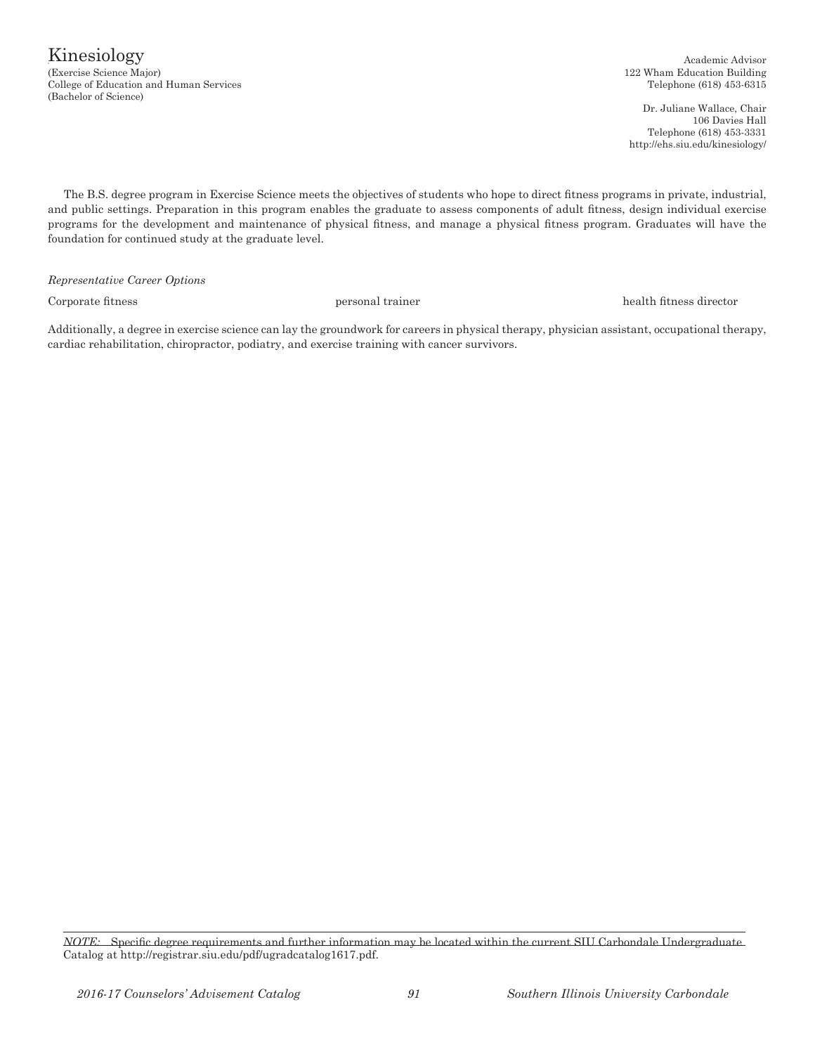# Kinesiology

(Exercise Science Major)
College of Education and Human Services
(Bachelor of Science)

Academic Advisor
122 Wham Education Building
Telephone (618) 453-6315

Dr. Juliane Wallace, Chair
106 Davies Hall
Telephone (618) 453-3331
http://ehs.siu.edu/kinesiology/

The B.S. degree program in Exercise Science meets the objectives of students who hope to direct fitness programs in private, industrial, and public settings. Preparation in this program enables the graduate to assess components of adult fitness, design individual exercise programs for the development and maintenance of physical fitness, and manage a physical fitness program. Graduates will have the foundation for continued study at the graduate level.

*Representative Career Options*

Corporate fitness
personal trainer
health fitness director

Additionally, a degree in exercise science can lay the groundwork for careers in physical therapy, physician assistant, occupational therapy, cardiac rehabilitation, chiropractor, podiatry, and exercise training with cancer survivors.

*NOTE:* Specific degree requirements and further information may be located within the current SIU Carbondale Undergraduate Catalog at http://registrar.siu.edu/pdf/ugradcatalog1617.pdf.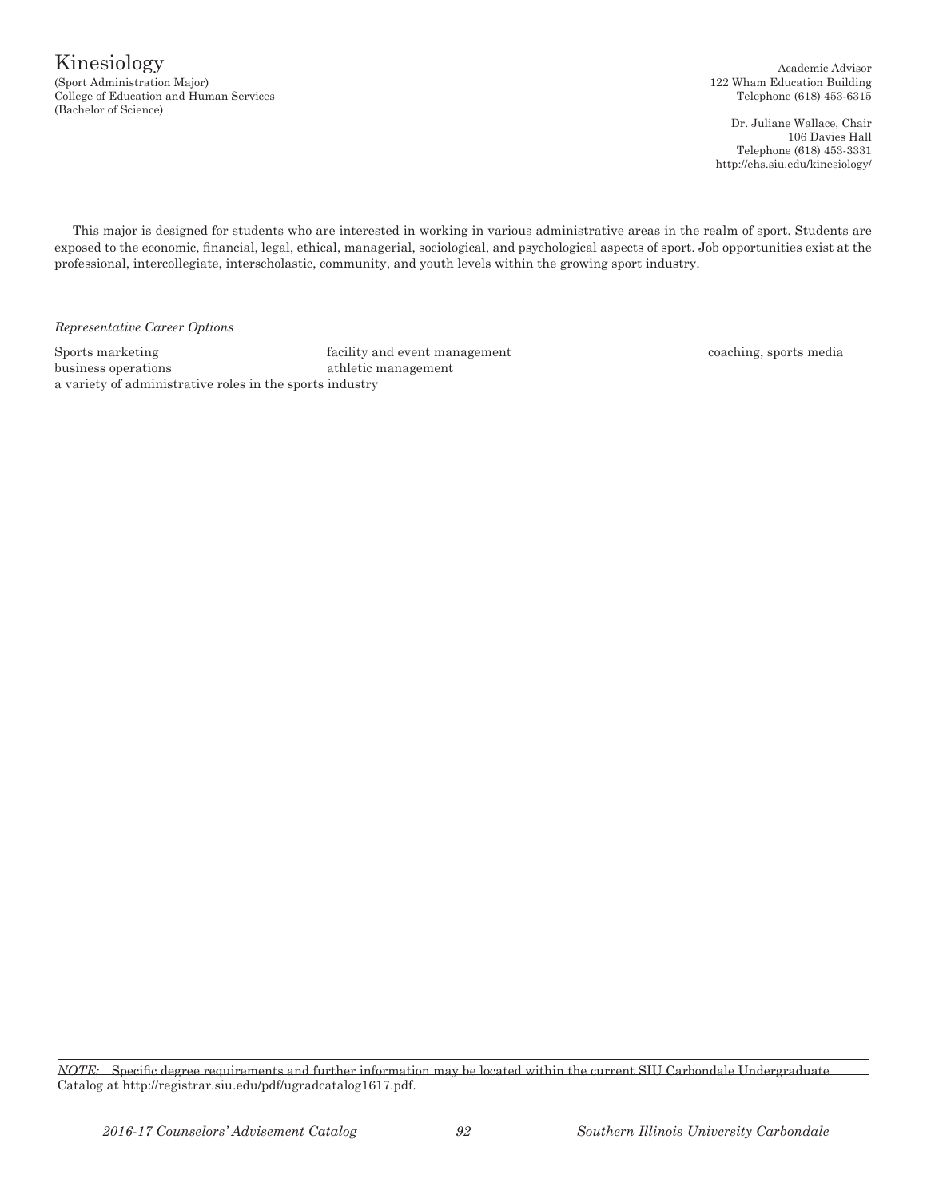# Kinesiology

(Sport Administration Major)
College of Education and Human Services
(Bachelor of Science)

Academic Advisor
122 Wham Education Building
Telephone (618) 453-6315

Dr. Juliane Wallace, Chair
106 Davies Hall
Telephone (618) 453-3331
http://ehs.siu.edu/kinesiology/

This major is designed for students who are interested in working in various administrative areas in the realm of sport. Students are exposed to the economic, financial, legal, ethical, managerial, sociological, and psychological aspects of sport. Job opportunities exist at the professional, intercollegiate, interscholastic, community, and youth levels within the growing sport industry.

*Representative Career Options*

Sports marketing
facility and event management
coaching, sports media
business operations
athletic management
a variety of administrative roles in the sports industry

*NOTE:* Specific degree requirements and further information may be located within the current SIU Carbondale Undergraduate Catalog at http://registrar.siu.edu/pdf/ugradcatalog1617.pdf.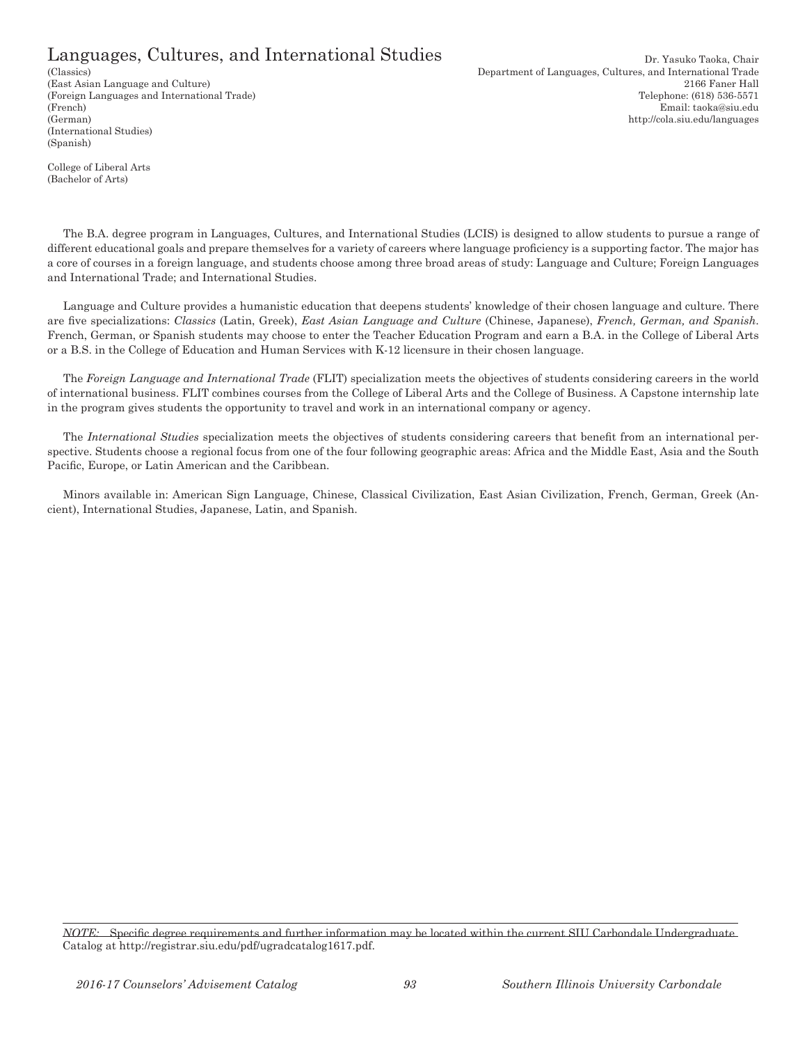# Languages, Cultures, and International Studies

(Classics)
(East Asian Language and Culture)
(Foreign Languages and International Trade)
(French)
(German)
(International Studies)
(Spanish)

College of Liberal Arts
(Bachelor of Arts)

Dr. Yasuko Taoka, Chair
Department of Languages, Cultures, and International Trade
2166 Faner Hall
Telephone: (618) 536-5571
Email: taoka@siu.edu
http://cola.siu.edu/languages

The B.A. degree program in Languages, Cultures, and International Studies (LCIS) is designed to allow students to pursue a range of different educational goals and prepare themselves for a variety of careers where language proficiency is a supporting factor. The major has a core of courses in a foreign language, and students choose among three broad areas of study: Language and Culture; Foreign Languages and International Trade; and International Studies.

Language and Culture provides a humanistic education that deepens students' knowledge of their chosen language and culture. There are five specializations: *Classics* (Latin, Greek), *East Asian Language and Culture* (Chinese, Japanese), *French, German, and Spanish*. French, German, or Spanish students may choose to enter the Teacher Education Program and earn a B.A. in the College of Liberal Arts or a B.S. in the College of Education and Human Services with K-12 licensure in their chosen language.

The *Foreign Language and International Trade* (FLIT) specialization meets the objectives of students considering careers in the world of international business. FLIT combines courses from the College of Liberal Arts and the College of Business. A Capstone internship late in the program gives students the opportunity to travel and work in an international company or agency.

The *International Studies* specialization meets the objectives of students considering careers that benefit from an international perspective. Students choose a regional focus from one of the four following geographic areas: Africa and the Middle East, Asia and the South Pacific, Europe, or Latin American and the Caribbean.

Minors available in: American Sign Language, Chinese, Classical Civilization, East Asian Civilization, French, German, Greek (Ancient), International Studies, Japanese, Latin, and Spanish.

*NOTE:* Specific degree requirements and further information may be located within the current SIU Carbondale Undergraduate Catalog at http://registrar.siu.edu/pdf/ugradcatalog1617.pdf.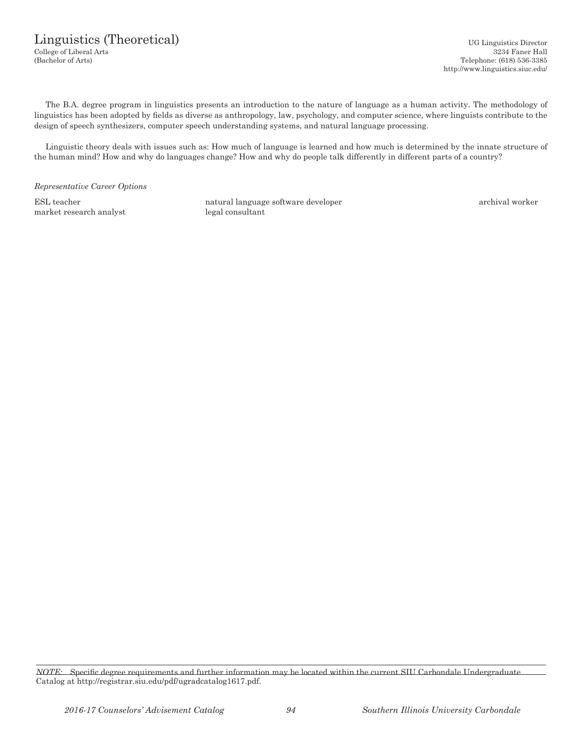# Linguistics (Theoretical)

College of Liberal Arts
(Bachelor of Arts)

UG Linguistics Director
3234 Faner Hall
Telephone: (618) 536-3385
http://www.linguistics.siuc.edu/

The B.A. degree program in linguistics presents an introduction to the nature of language as a human activity. The methodology of linguistics has been adopted by fields as diverse as anthropology, law, psychology, and computer science, where linguists contribute to the design of speech synthesizers, computer speech understanding systems, and natural language processing.

Linguistic theory deals with issues such as: How much of language is learned and how much is determined by the innate structure of the human mind? How and why do languages change? How and why do people talk differently in different parts of a country?

*Representative Career Options*

ESL teacher
market research analyst
natural language software developer
legal consultant
archival worker

*NOTE:* Specific degree requirements and further information may be located within the current SIU Carbondale Undergraduate Catalog at http://registrar.siu.edu/pdf/ugradcatalog1617.pdf.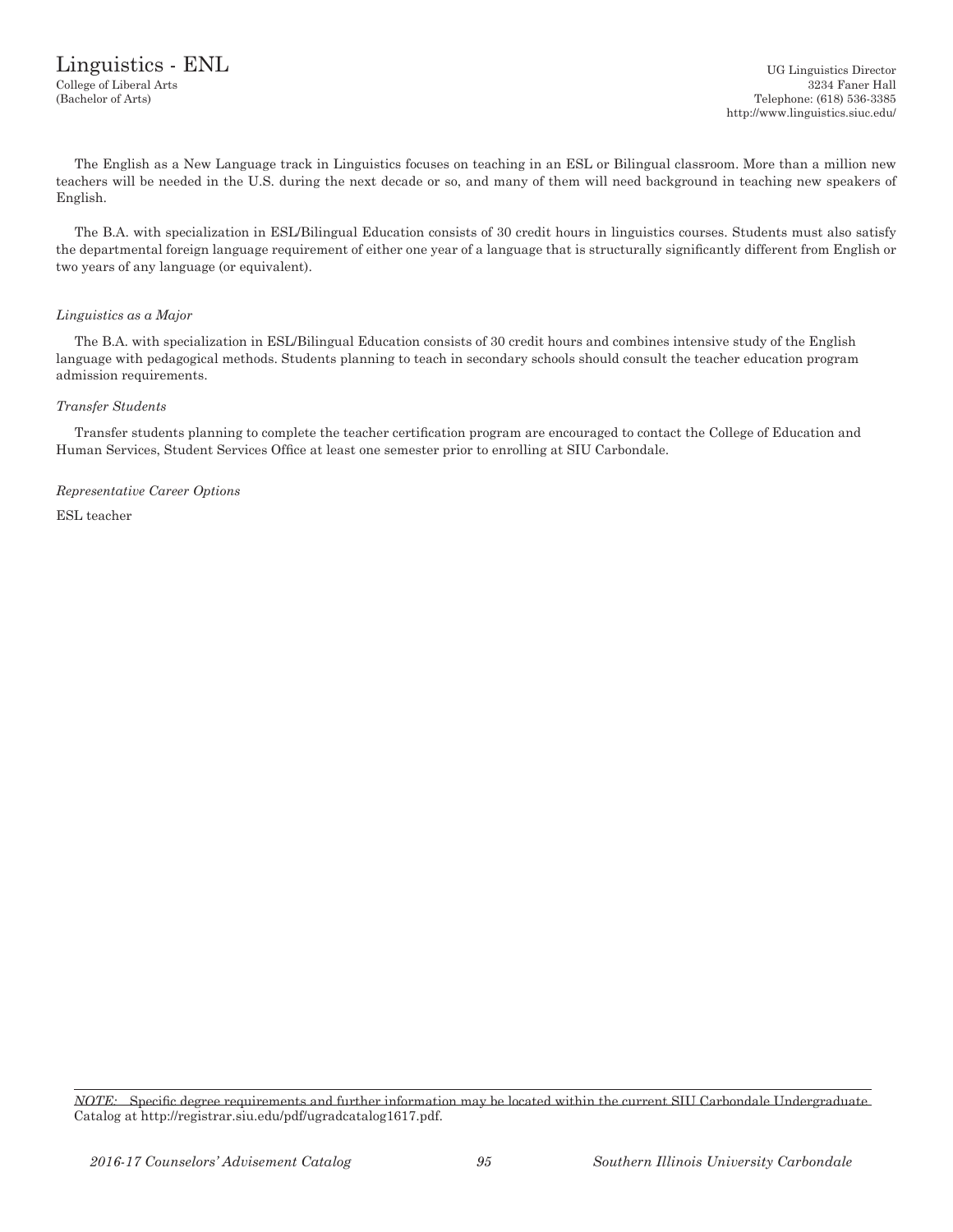# Linguistics - ENL

College of Liberal Arts
(Bachelor of Arts)

UG Linguistics Director
3234 Faner Hall
Telephone: (618) 536-3385
http://www.linguistics.siuc.edu/

The English as a New Language track in Linguistics focuses on teaching in an ESL or Bilingual classroom. More than a million new teachers will be needed in the U.S. during the next decade or so, and many of them will need background in teaching new speakers of English.

The B.A. with specialization in ESL/Bilingual Education consists of 30 credit hours in linguistics courses. Students must also satisfy the departmental foreign language requirement of either one year of a language that is structurally significantly different from English or two years of any language (or equivalent).

*Linguistics as a Major*

The B.A. with specialization in ESL/Bilingual Education consists of 30 credit hours and combines intensive study of the English language with pedagogical methods. Students planning to teach in secondary schools should consult the teacher education program admission requirements.

*Transfer Students*

Transfer students planning to complete the teacher certification program are encouraged to contact the College of Education and Human Services, Student Services Office at least one semester prior to enrolling at SIU Carbondale.

*Representative Career Options*

ESL teacher

*NOTE:* Specific degree requirements and further information may be located within the current SIU Carbondale Undergraduate Catalog at http://registrar.siu.edu/pdf/ugradcatalog1617.pdf.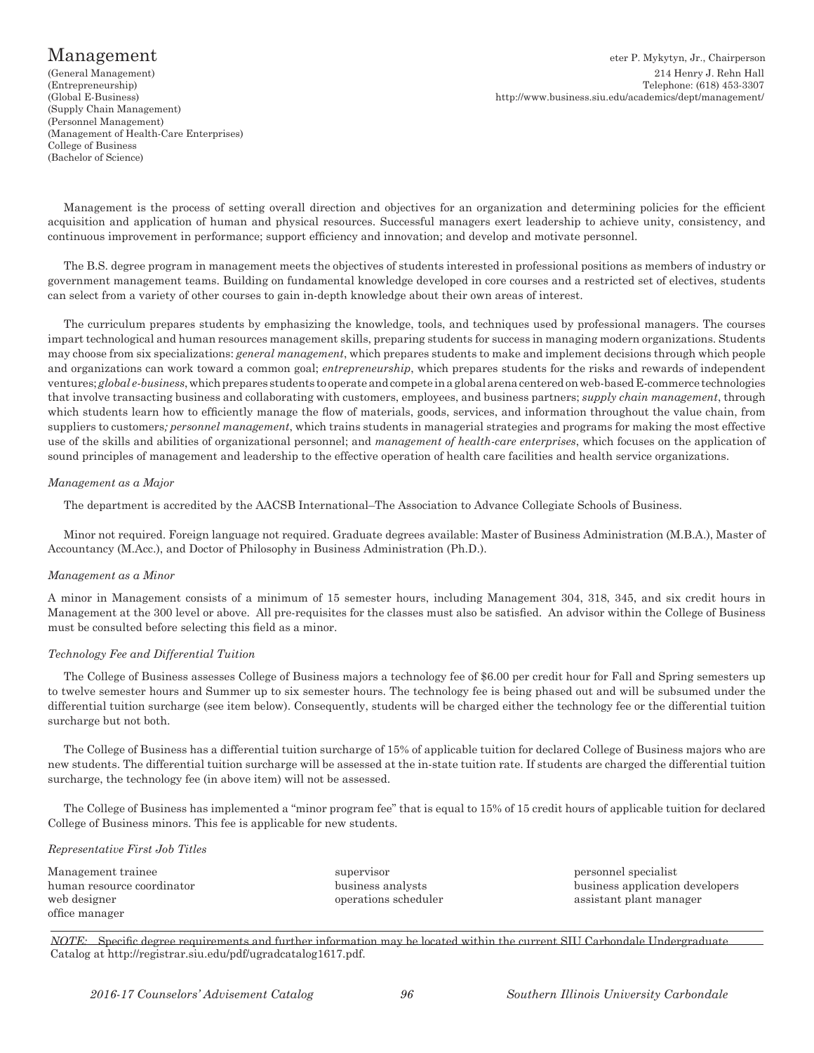# Management

(General Management)
(Entrepreneurship)
(Global E-Business)
(Supply Chain Management)
(Personnel Management)
(Management of Health-Care Enterprises)
College of Business
(Bachelor of Science)

eter P. Mykytyn, Jr., Chairperson
214 Henry J. Rehn Hall
Telephone: (618) 453-3307
http://www.business.siu.edu/academics/dept/management/

Management is the process of setting overall direction and objectives for an organization and determining policies for the efficient acquisition and application of human and physical resources. Successful managers exert leadership to achieve unity, consistency, and continuous improvement in performance; support efficiency and innovation; and develop and motivate personnel.

The B.S. degree program in management meets the objectives of students interested in professional positions as members of industry or government management teams. Building on fundamental knowledge developed in core courses and a restricted set of electives, students can select from a variety of other courses to gain in-depth knowledge about their own areas of interest.

The curriculum prepares students by emphasizing the knowledge, tools, and techniques used by professional managers. The courses impart technological and human resources management skills, preparing students for success in managing modern organizations. Students may choose from six specializations: *general management*, which prepares students to make and implement decisions through which people and organizations can work toward a common goal; *entrepreneurship*, which prepares students for the risks and rewards of independent ventures; *global e-business*, which prepares students to operate and compete in a global arena centered on web-based E-commerce technologies that involve transacting business and collaborating with customers, employees, and business partners; *supply chain management*, through which students learn how to efficiently manage the flow of materials, goods, services, and information throughout the value chain, from suppliers to customers; *personnel management*, which trains students in managerial strategies and programs for making the most effective use of the skills and abilities of organizational personnel; and *management of health-care enterprises*, which focuses on the application of sound principles of management and leadership to the effective operation of health care facilities and health service organizations.

*Management as a Major*

The department is accredited by the AACSB International–The Association to Advance Collegiate Schools of Business.

Minor not required. Foreign language not required. Graduate degrees available: Master of Business Administration (M.B.A.), Master of Accountancy (M.Acc.), and Doctor of Philosophy in Business Administration (Ph.D.).

*Management as a Minor*

A minor in Management consists of a minimum of 15 semester hours, including Management 304, 318, 345, and six credit hours in Management at the 300 level or above. All pre-requisites for the classes must also be satisfied. An advisor within the College of Business must be consulted before selecting this field as a minor.

*Technology Fee and Differential Tuition*

The College of Business assesses College of Business majors a technology fee of $6.00 per credit hour for Fall and Spring semesters up to twelve semester hours and Summer up to six semester hours. The technology fee is being phased out and will be subsumed under the differential tuition surcharge (see item below). Consequently, students will be charged either the technology fee or the differential tuition surcharge but not both.

The College of Business has a differential tuition surcharge of 15% of applicable tuition for declared College of Business majors who are new students. The differential tuition surcharge will be assessed at the in-state tuition rate. If students are charged the differential tuition surcharge, the technology fee (in above item) will not be assessed.

The College of Business has implemented a "minor program fee" that is equal to 15% of 15 credit hours of applicable tuition for declared College of Business minors. This fee is applicable for new students.

*Representative First Job Titles*

Management trainee
human resource coordinator
web designer
office manager
supervisor
business analysts
operations scheduler
personnel specialist
business application developers
assistant plant manager

*NOTE:* Specific degree requirements and further information may be located within the current SIU Carbondale Undergraduate Catalog at http://registrar.siu.edu/pdf/ugradcatalog1617.pdf.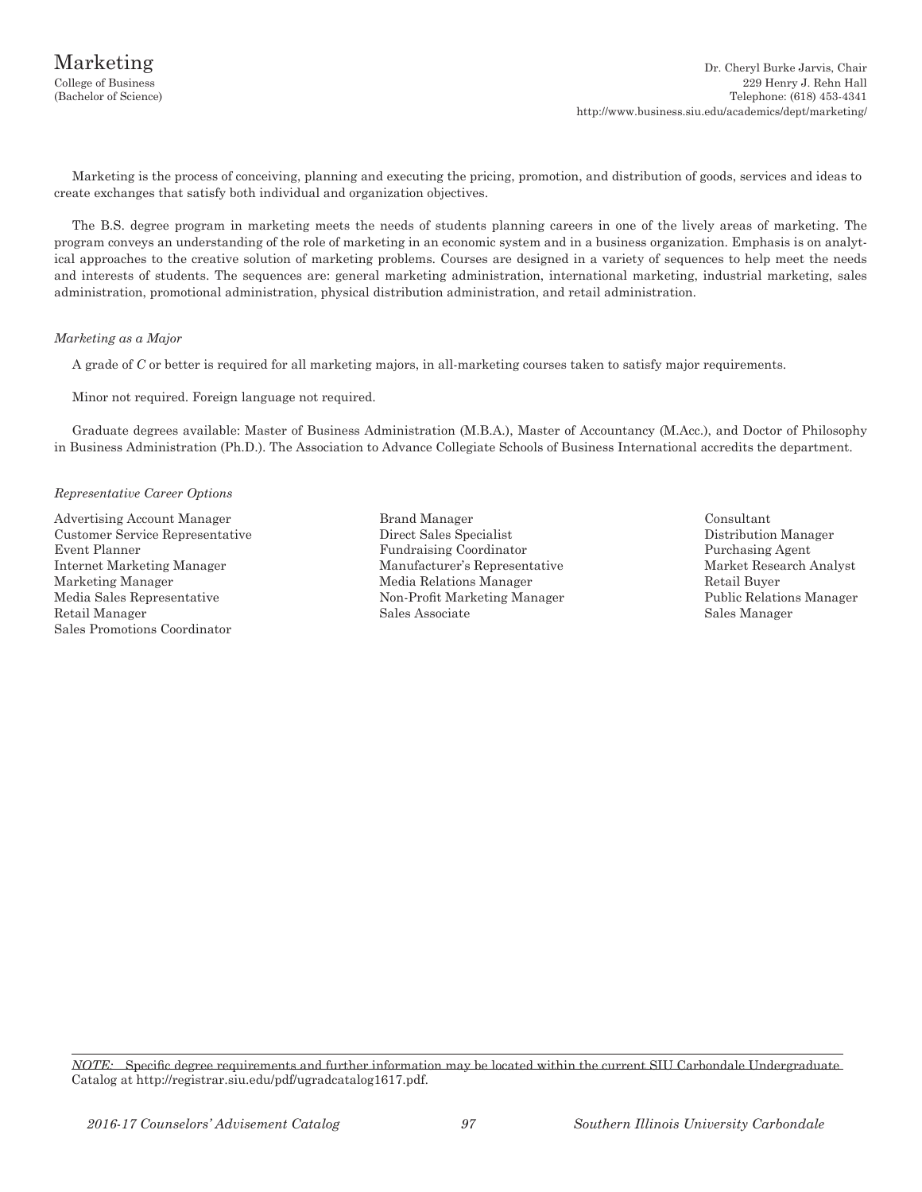# Marketing

College of Business
(Bachelor of Science)

Dr. Cheryl Burke Jarvis, Chair
229 Henry J. Rehn Hall
Telephone: (618) 453-4341
http://www.business.siu.edu/academics/dept/marketing/

Marketing is the process of conceiving, planning and executing the pricing, promotion, and distribution of goods, services and ideas to create exchanges that satisfy both individual and organization objectives.

The B.S. degree program in marketing meets the needs of students planning careers in one of the lively areas of marketing. The program conveys an understanding of the role of marketing in an economic system and in a business organization. Emphasis is on analytical approaches to the creative solution of marketing problems. Courses are designed in a variety of sequences to help meet the needs and interests of students. The sequences are: general marketing administration, international marketing, industrial marketing, sales administration, promotional administration, physical distribution administration, and retail administration.

*Marketing as a Major*

A grade of *C* or better is required for all marketing majors, in all-marketing courses taken to satisfy major requirements.

Minor not required. Foreign language not required.

Graduate degrees available: Master of Business Administration (M.B.A.), Master of Accountancy (M.Acc.), and Doctor of Philosophy in Business Administration (Ph.D.). The Association to Advance Collegiate Schools of Business International accredits the department.

*Representative Career Options*

Advertising Account Manager
Customer Service Representative
Event Planner
Internet Marketing Manager
Marketing Manager
Media Sales Representative
Retail Manager
Sales Promotions Coordinator
Brand Manager
Direct Sales Specialist
Fundraising Coordinator
Manufacturer's Representative
Media Relations Manager
Non-Profit Marketing Manager
Sales Associate
Consultant
Distribution Manager
Purchasing Agent
Market Research Analyst
Retail Buyer
Public Relations Manager
Sales Manager

*NOTE:* Specific degree requirements and further information may be located within the current SIU Carbondale Undergraduate Catalog at http://registrar.siu.edu/pdf/ugradcatalog1617.pdf.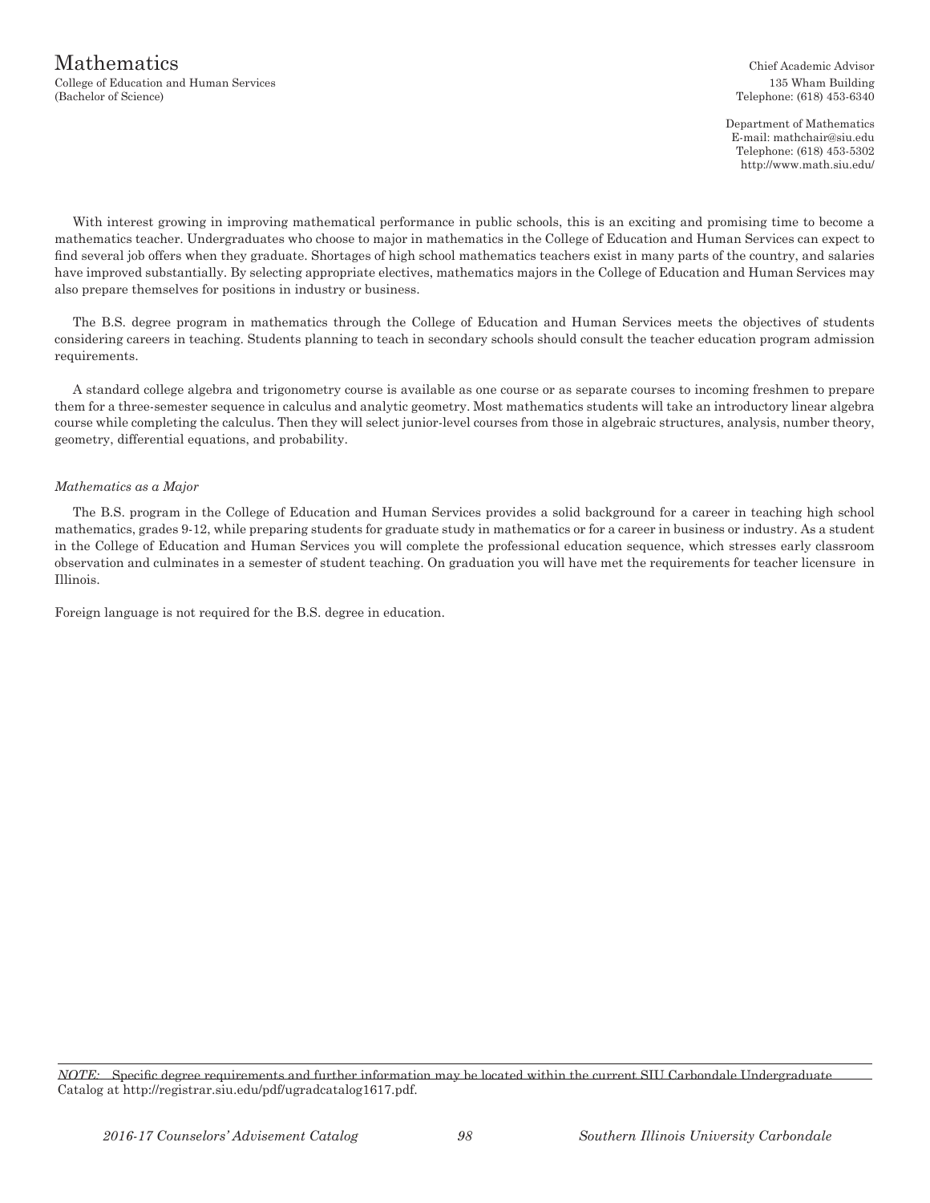# Mathematics

College of Education and Human Services
(Bachelor of Science)

Chief Academic Advisor
135 Wham Building
Telephone: (618) 453-6340

Department of Mathematics
E-mail: mathchair@siu.edu
Telephone: (618) 453-5302
http://www.math.siu.edu/

With interest growing in improving mathematical performance in public schools, this is an exciting and promising time to become a mathematics teacher. Undergraduates who choose to major in mathematics in the College of Education and Human Services can expect to find several job offers when they graduate. Shortages of high school mathematics teachers exist in many parts of the country, and salaries have improved substantially. By selecting appropriate electives, mathematics majors in the College of Education and Human Services may also prepare themselves for positions in industry or business.

The B.S. degree program in mathematics through the College of Education and Human Services meets the objectives of students considering careers in teaching. Students planning to teach in secondary schools should consult the teacher education program admission requirements.

A standard college algebra and trigonometry course is available as one course or as separate courses to incoming freshmen to prepare them for a three-semester sequence in calculus and analytic geometry. Most mathematics students will take an introductory linear algebra course while completing the calculus. Then they will select junior-level courses from those in algebraic structures, analysis, number theory, geometry, differential equations, and probability.

*Mathematics as a Major*

The B.S. program in the College of Education and Human Services provides a solid background for a career in teaching high school mathematics, grades 9-12, while preparing students for graduate study in mathematics or for a career in business or industry. As a student in the College of Education and Human Services you will complete the professional education sequence, which stresses early classroom observation and culminates in a semester of student teaching. On graduation you will have met the requirements for teacher licensure in Illinois.

Foreign language is not required for the B.S. degree in education.

*NOTE:* Specific degree requirements and further information may be located within the current SIU Carbondale Undergraduate Catalog at http://registrar.siu.edu/pdf/ugradcatalog1617.pdf.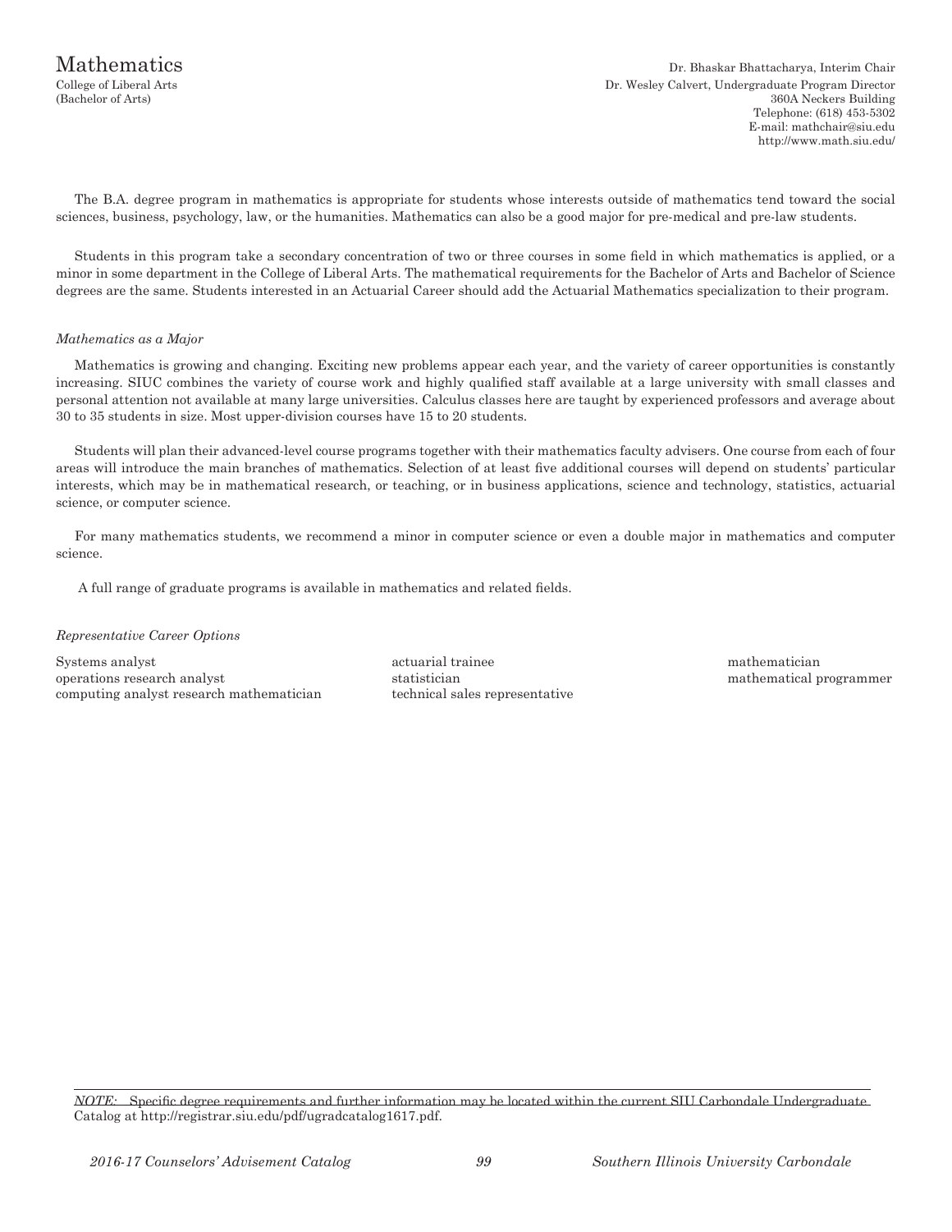# Mathematics

College of Liberal Arts
(Bachelor of Arts)

Dr. Bhaskar Bhattacharya, Interim Chair
Dr. Wesley Calvert, Undergraduate Program Director
360A Neckers Building
Telephone: (618) 453-5302
E-mail: mathchair@siu.edu
http://www.math.siu.edu/

The B.A. degree program in mathematics is appropriate for students whose interests outside of mathematics tend toward the social sciences, business, psychology, law, or the humanities. Mathematics can also be a good major for pre-medical and pre-law students.

Students in this program take a secondary concentration of two or three courses in some field in which mathematics is applied, or a minor in some department in the College of Liberal Arts. The mathematical requirements for the Bachelor of Arts and Bachelor of Science degrees are the same. Students interested in an Actuarial Career should add the Actuarial Mathematics specialization to their program.

*Mathematics as a Major*

Mathematics is growing and changing. Exciting new problems appear each year, and the variety of career opportunities is constantly increasing. SIUC combines the variety of course work and highly qualified staff available at a large university with small classes and personal attention not available at many large universities. Calculus classes here are taught by experienced professors and average about 30 to 35 students in size. Most upper-division courses have 15 to 20 students.

Students will plan their advanced-level course programs together with their mathematics faculty advisers. One course from each of four areas will introduce the main branches of mathematics. Selection of at least five additional courses will depend on students' particular interests, which may be in mathematical research, or teaching, or in business applications, science and technology, statistics, actuarial science, or computer science.

For many mathematics students, we recommend a minor in computer science or even a double major in mathematics and computer science.

A full range of graduate programs is available in mathematics and related fields.

*Representative Career Options*

Systems analyst
operations research analyst
computing analyst research mathematician
actuarial trainee
statistician
technical sales representative
mathematician
mathematical programmer

*NOTE:* Specific degree requirements and further information may be located within the current SIU Carbondale Undergraduate Catalog at http://registrar.siu.edu/pdf/ugradcatalog1617.pdf.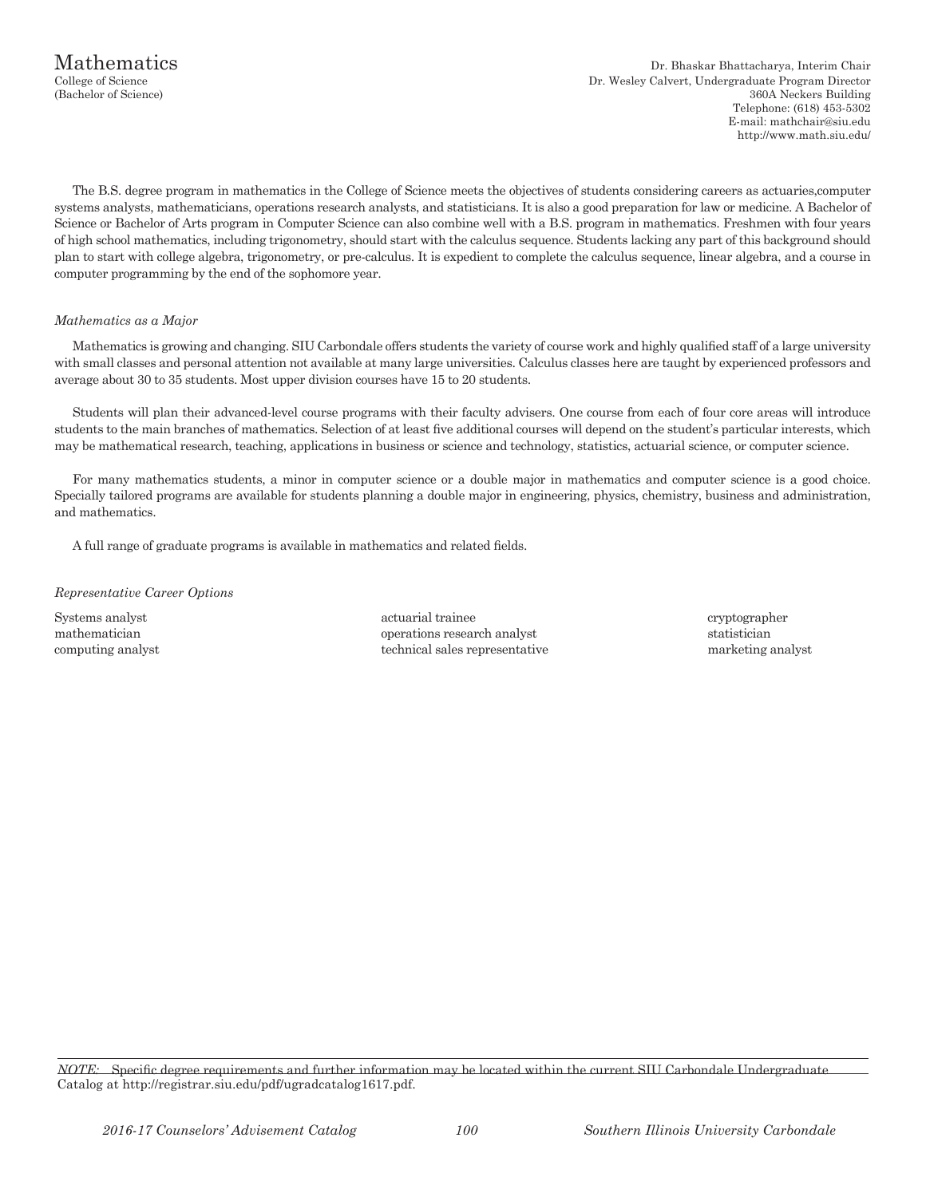# Mathematics

College of Science
(Bachelor of Science)

Dr. Bhaskar Bhattacharya, Interim Chair
Dr. Wesley Calvert, Undergraduate Program Director
360A Neckers Building
Telephone: (618) 453-5302
E-mail: mathchair@siu.edu
http://www.math.siu.edu/

The B.S. degree program in mathematics in the College of Science meets the objectives of students considering careers as actuaries,computer systems analysts, mathematicians, operations research analysts, and statisticians. It is also a good preparation for law or medicine. A Bachelor of Science or Bachelor of Arts program in Computer Science can also combine well with a B.S. program in mathematics. Freshmen with four years of high school mathematics, including trigonometry, should start with the calculus sequence. Students lacking any part of this background should plan to start with college algebra, trigonometry, or pre-calculus. It is expedient to complete the calculus sequence, linear algebra, and a course in computer programming by the end of the sophomore year.

*Mathematics as a Major*

Mathematics is growing and changing. SIU Carbondale offers students the variety of course work and highly qualified staff of a large university with small classes and personal attention not available at many large universities. Calculus classes here are taught by experienced professors and average about 30 to 35 students. Most upper division courses have 15 to 20 students.

Students will plan their advanced-level course programs with their faculty advisers. One course from each of four core areas will introduce students to the main branches of mathematics. Selection of at least five additional courses will depend on the student's particular interests, which may be mathematical research, teaching, applications in business or science and technology, statistics, actuarial science, or computer science.

For many mathematics students, a minor in computer science or a double major in mathematics and computer science is a good choice. Specially tailored programs are available for students planning a double major in engineering, physics, chemistry, business and administration, and mathematics.

A full range of graduate programs is available in mathematics and related fields.

*Representative Career Options*

- Systems analyst
- mathematician
- computing analyst
- actuarial trainee
- operations research analyst
- technical sales representative
- cryptographer
- statistician
- marketing analyst

*NOTE:* Specific degree requirements and further information may be located within the current SIU Carbondale Undergraduate Catalog at http://registrar.siu.edu/pdf/ugradcatalog1617.pdf.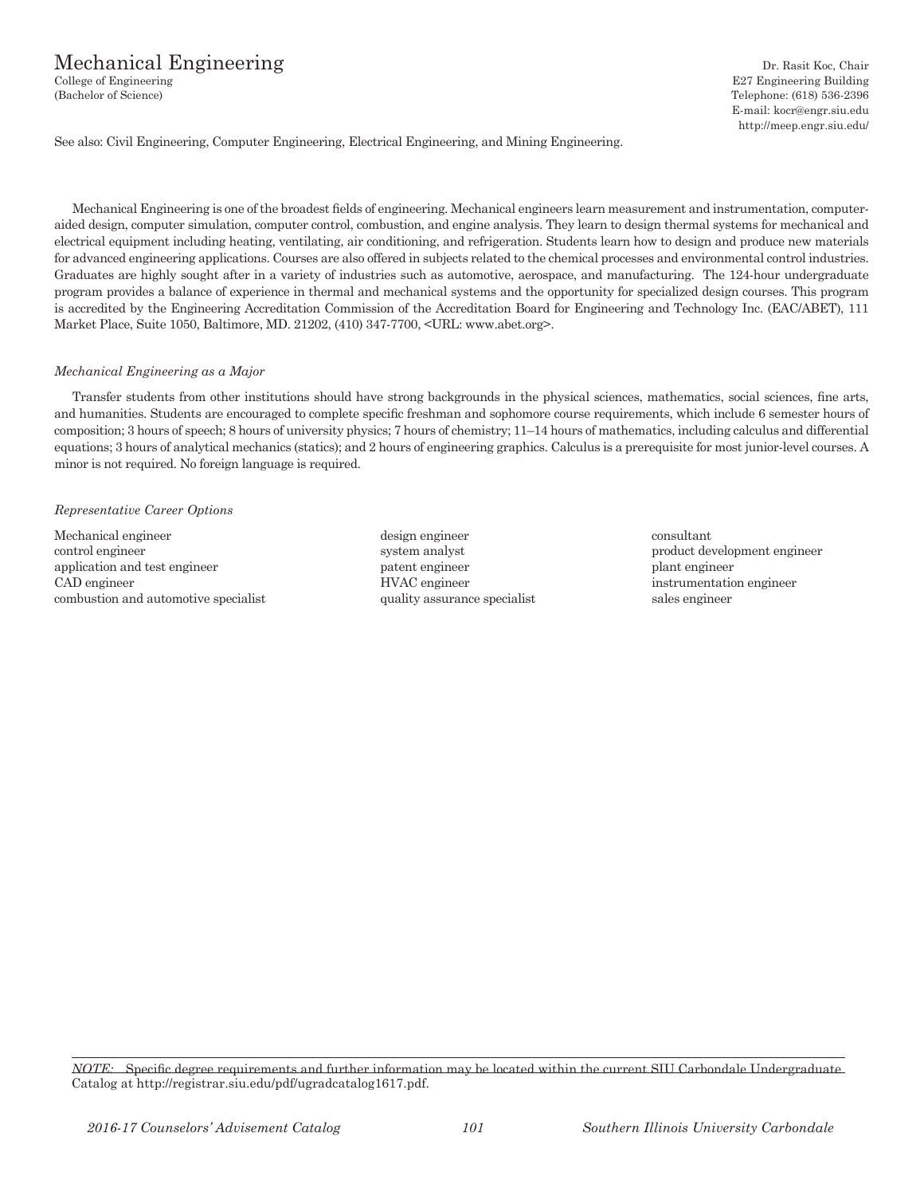# Mechanical Engineering

College of Engineering
(Bachelor of Science)

Dr. Rasit Koc, Chair
E27 Engineering Building
Telephone: (618) 536-2396
E-mail: kocr@engr.siu.edu
http://meep.engr.siu.edu/

See also: Civil Engineering, Computer Engineering, Electrical Engineering, and Mining Engineering.

Mechanical Engineering is one of the broadest fields of engineering. Mechanical engineers learn measurement and instrumentation, computer-aided design, computer simulation, computer control, combustion, and engine analysis. They learn to design thermal systems for mechanical and electrical equipment including heating, ventilating, air conditioning, and refrigeration. Students learn how to design and produce new materials for advanced engineering applications. Courses are also offered in subjects related to the chemical processes and environmental control industries. Graduates are highly sought after in a variety of industries such as automotive, aerospace, and manufacturing. The 124-hour undergraduate program provides a balance of experience in thermal and mechanical systems and the opportunity for specialized design courses. This program is accredited by the Engineering Accreditation Commission of the Accreditation Board for Engineering and Technology Inc. (EAC/ABET), 111 Market Place, Suite 1050, Baltimore, MD. 21202, (410) 347-7700, <URL: www.abet.org>.

*Mechanical Engineering as a Major*

Transfer students from other institutions should have strong backgrounds in the physical sciences, mathematics, social sciences, fine arts, and humanities. Students are encouraged to complete specific freshman and sophomore course requirements, which include 6 semester hours of composition; 3 hours of speech; 8 hours of university physics; 7 hours of chemistry; 11–14 hours of mathematics, including calculus and differential equations; 3 hours of analytical mechanics (statics); and 2 hours of engineering graphics. Calculus is a prerequisite for most junior-level courses. A minor is not required. No foreign language is required.

*Representative Career Options*

Mechanical engineer
control engineer
application and test engineer
CAD engineer
combustion and automotive specialist
design engineer
system analyst
patent engineer
HVAC engineer
quality assurance specialist
consultant
product development engineer
plant engineer
instrumentation engineer
sales engineer

*NOTE:* Specific degree requirements and further information may be located within the current SIU Carbondale Undergraduate Catalog at http://registrar.siu.edu/pdf/ugradcatalog1617.pdf.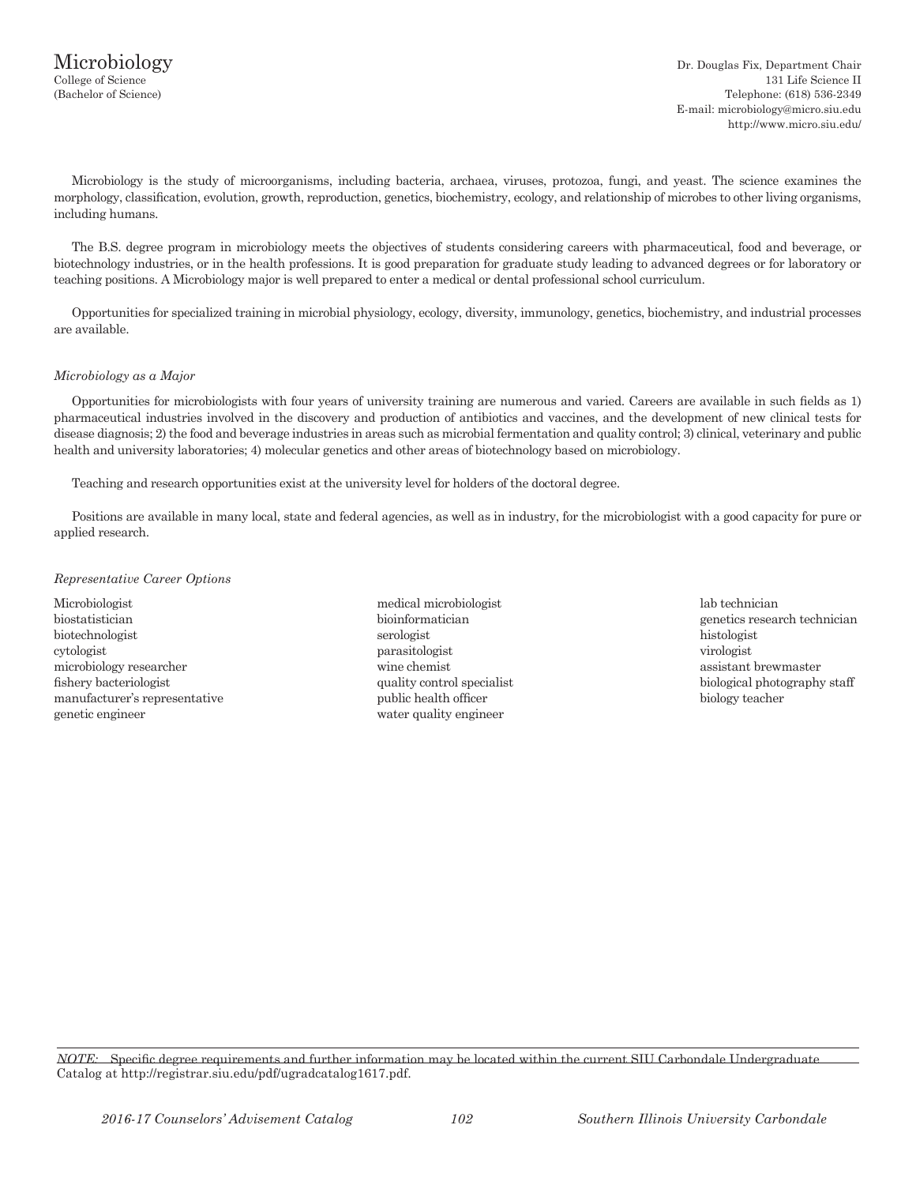# Microbiology

College of Science
(Bachelor of Science)

Dr. Douglas Fix, Department Chair
131 Life Science II
Telephone: (618) 536-2349
E-mail: microbiology@micro.siu.edu
http://www.micro.siu.edu/

Microbiology is the study of microorganisms, including bacteria, archaea, viruses, protozoa, fungi, and yeast. The science examines the morphology, classification, evolution, growth, reproduction, genetics, biochemistry, ecology, and relationship of microbes to other living organisms, including humans.

The B.S. degree program in microbiology meets the objectives of students considering careers with pharmaceutical, food and beverage, or biotechnology industries, or in the health professions. It is good preparation for graduate study leading to advanced degrees or for laboratory or teaching positions. A Microbiology major is well prepared to enter a medical or dental professional school curriculum.

Opportunities for specialized training in microbial physiology, ecology, diversity, immunology, genetics, biochemistry, and industrial processes are available.

*Microbiology as a Major*

Opportunities for microbiologists with four years of university training are numerous and varied. Careers are available in such fields as 1) pharmaceutical industries involved in the discovery and production of antibiotics and vaccines, and the development of new clinical tests for disease diagnosis; 2) the food and beverage industries in areas such as microbial fermentation and quality control; 3) clinical, veterinary and public health and university laboratories; 4) molecular genetics and other areas of biotechnology based on microbiology.

Teaching and research opportunities exist at the university level for holders of the doctoral degree.

Positions are available in many local, state and federal agencies, as well as in industry, for the microbiologist with a good capacity for pure or applied research.

*Representative Career Options*

Microbiologist
biostatistician
biotechnologist
cytologist
microbiology researcher
fishery bacteriologist
manufacturer's representative
genetic engineer
medical microbiologist
bioinformatician
serologist
parasitologist
wine chemist
quality control specialist
public health officer
water quality engineer
lab technician
genetics research technician
histologist
virologist
assistant brewmaster
biological photography staff
biology teacher

*NOTE:* Specific degree requirements and further information may be located within the current SIU Carbondale Undergraduate Catalog at http://registrar.siu.edu/pdf/ugradcatalog1617.pdf.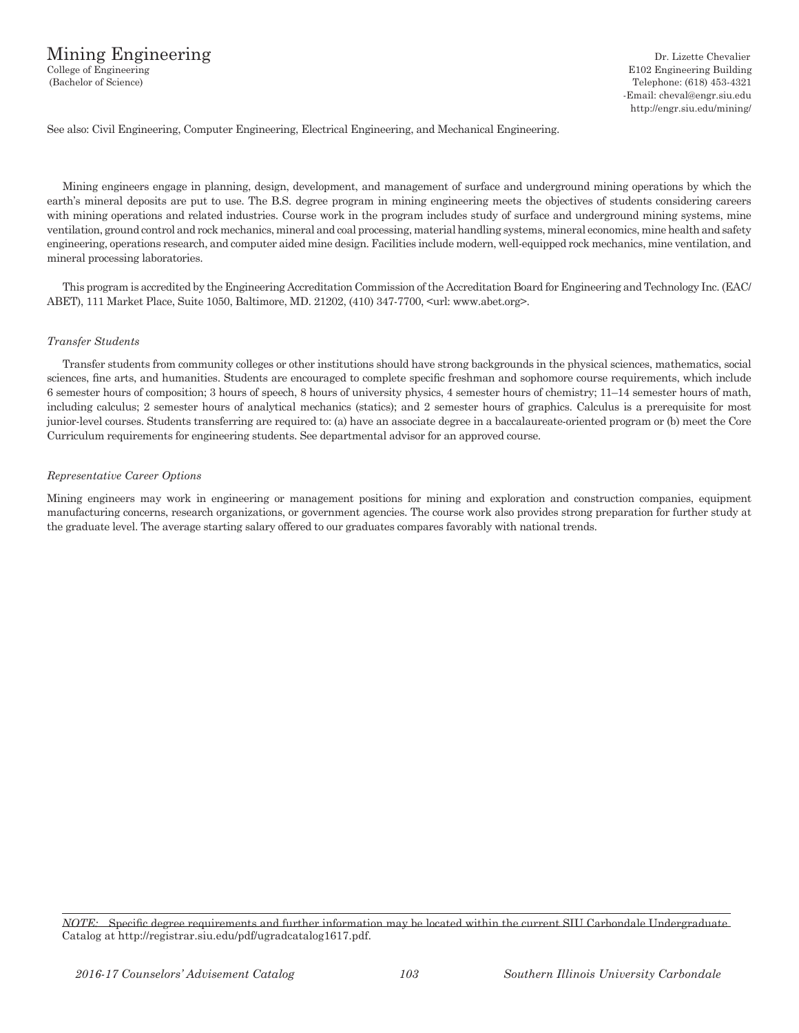# Mining Engineering

College of Engineering
(Bachelor of Science)

Dr. Lizette Chevalier
E102 Engineering Building
Telephone: (618) 453-4321
-Email: cheval@engr.siu.edu
http://engr.siu.edu/mining/

See also: Civil Engineering, Computer Engineering, Electrical Engineering, and Mechanical Engineering.

Mining engineers engage in planning, design, development, and management of surface and underground mining operations by which the earth's mineral deposits are put to use. The B.S. degree program in mining engineering meets the objectives of students considering careers with mining operations and related industries. Course work in the program includes study of surface and underground mining systems, mine ventilation, ground control and rock mechanics, mineral and coal processing, material handling systems, mineral economics, mine health and safety engineering, operations research, and computer aided mine design. Facilities include modern, well-equipped rock mechanics, mine ventilation, and mineral processing laboratories.

This program is accredited by the Engineering Accreditation Commission of the Accreditation Board for Engineering and Technology Inc. (EAC/ABET), 111 Market Place, Suite 1050, Baltimore, MD. 21202, (410) 347-7700, <url: www.abet.org>.

*Transfer Students*

Transfer students from community colleges or other institutions should have strong backgrounds in the physical sciences, mathematics, social sciences, fine arts, and humanities. Students are encouraged to complete specific freshman and sophomore course requirements, which include 6 semester hours of composition; 3 hours of speech, 8 hours of university physics, 4 semester hours of chemistry; 11–14 semester hours of math, including calculus; 2 semester hours of analytical mechanics (statics); and 2 semester hours of graphics. Calculus is a prerequisite for most junior-level courses. Students transferring are required to: (a) have an associate degree in a baccalaureate-oriented program or (b) meet the Core Curriculum requirements for engineering students. See departmental advisor for an approved course.

*Representative Career Options*

Mining engineers may work in engineering or management positions for mining and exploration and construction companies, equipment manufacturing concerns, research organizations, or government agencies. The course work also provides strong preparation for further study at the graduate level. The average starting salary offered to our graduates compares favorably with national trends.

*NOTE:* Specific degree requirements and further information may be located within the current SIU Carbondale Undergraduate Catalog at http://registrar.siu.edu/pdf/ugradcatalog1617.pdf.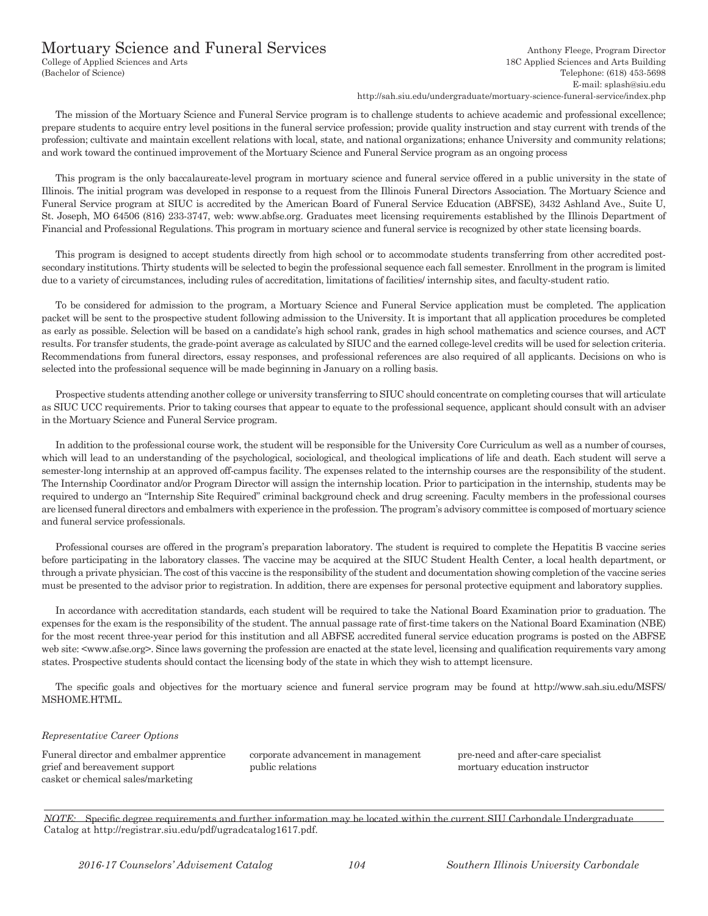# Mortuary Science and Funeral Services

College of Applied Sciences and Arts
(Bachelor of Science)

Anthony Fleege, Program Director
18C Applied Sciences and Arts Building
Telephone: (618) 453-5698
E-mail: splash@siu.edu
http://sah.siu.edu/undergraduate/mortuary-science-funeral-service/index.php

The mission of the Mortuary Science and Funeral Service program is to challenge students to achieve academic and professional excellence; prepare students to acquire entry level positions in the funeral service profession; provide quality instruction and stay current with trends of the profession; cultivate and maintain excellent relations with local, state, and national organizations; enhance University and community relations; and work toward the continued improvement of the Mortuary Science and Funeral Service program as an ongoing process

This program is the only baccalaureate-level program in mortuary science and funeral service offered in a public university in the state of Illinois. The initial program was developed in response to a request from the Illinois Funeral Directors Association. The Mortuary Science and Funeral Service program at SIUC is accredited by the American Board of Funeral Service Education (ABFSE), 3432 Ashland Ave., Suite U, St. Joseph, MO 64506 (816) 233-3747, web: www.abfse.org. Graduates meet licensing requirements established by the Illinois Department of Financial and Professional Regulations. This program in mortuary science and funeral service is recognized by other state licensing boards.

This program is designed to accept students directly from high school or to accommodate students transferring from other accredited post-secondary institutions. Thirty students will be selected to begin the professional sequence each fall semester. Enrollment in the program is limited due to a variety of circumstances, including rules of accreditation, limitations of facilities/ internship sites, and faculty-student ratio.

To be considered for admission to the program, a Mortuary Science and Funeral Service application must be completed. The application packet will be sent to the prospective student following admission to the University. It is important that all application procedures be completed as early as possible. Selection will be based on a candidate's high school rank, grades in high school mathematics and science courses, and ACT results. For transfer students, the grade-point average as calculated by SIUC and the earned college-level credits will be used for selection criteria. Recommendations from funeral directors, essay responses, and professional references are also required of all applicants. Decisions on who is selected into the professional sequence will be made beginning in January on a rolling basis.

Prospective students attending another college or university transferring to SIUC should concentrate on completing courses that will articulate as SIUC UCC requirements. Prior to taking courses that appear to equate to the professional sequence, applicant should consult with an adviser in the Mortuary Science and Funeral Service program.

In addition to the professional course work, the student will be responsible for the University Core Curriculum as well as a number of courses, which will lead to an understanding of the psychological, sociological, and theological implications of life and death. Each student will serve a semester-long internship at an approved off-campus facility. The expenses related to the internship courses are the responsibility of the student. The Internship Coordinator and/or Program Director will assign the internship location. Prior to participation in the internship, students may be required to undergo an "Internship Site Required" criminal background check and drug screening. Faculty members in the professional courses are licensed funeral directors and embalmers with experience in the profession. The program's advisory committee is composed of mortuary science and funeral service professionals.

Professional courses are offered in the program's preparation laboratory. The student is required to complete the Hepatitis B vaccine series before participating in the laboratory classes. The vaccine may be acquired at the SIUC Student Health Center, a local health department, or through a private physician. The cost of this vaccine is the responsibility of the student and documentation showing completion of the vaccine series must be presented to the advisor prior to registration. In addition, there are expenses for personal protective equipment and laboratory supplies.

In accordance with accreditation standards, each student will be required to take the National Board Examination prior to graduation. The expenses for the exam is the responsibility of the student. The annual passage rate of first-time takers on the National Board Examination (NBE) for the most recent three-year period for this institution and all ABFSE accredited funeral service education programs is posted on the ABFSE web site: <www.afse.org>. Since laws governing the profession are enacted at the state level, licensing and qualification requirements vary among states. Prospective students should contact the licensing body of the state in which they wish to attempt licensure.

The specific goals and objectives for the mortuary science and funeral service program may be found at http://www.sah.siu.edu/MSFS/MSHOME.HTML.

*Representative Career Options*

- Funeral director and embalmer apprentice
- grief and bereavement support
- casket or chemical sales/marketing
- corporate advancement in management
- public relations
- pre-need and after-care specialist
- mortuary education instructor

*NOTE:* Specific degree requirements and further information may be located within the current SIU Carbondale Undergraduate Catalog at http://registrar.siu.edu/pdf/ugradcatalog1617.pdf.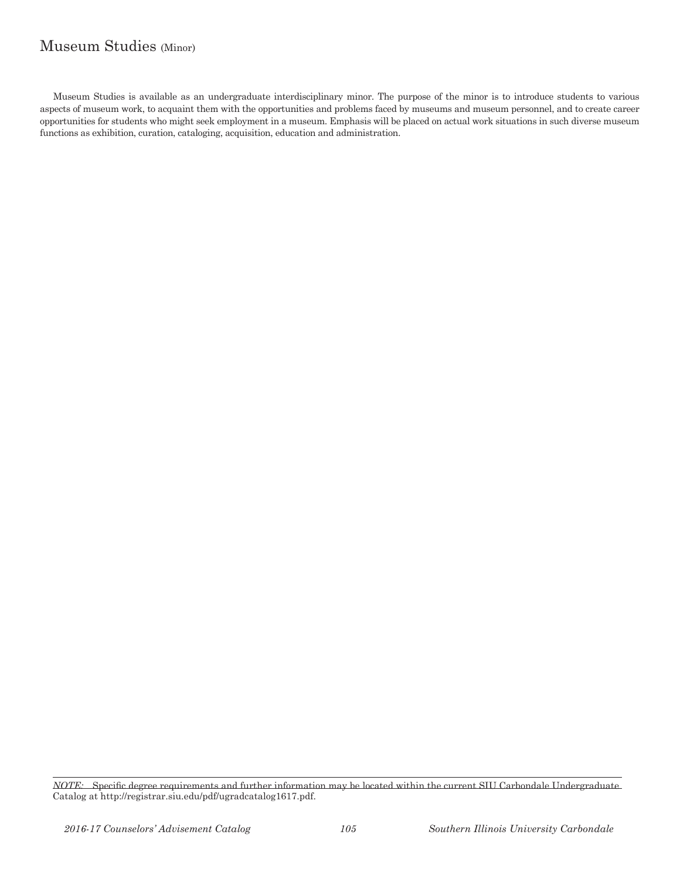# Museum Studies (Minor)

Museum Studies is available as an undergraduate interdisciplinary minor. The purpose of the minor is to introduce students to various aspects of museum work, to acquaint them with the opportunities and problems faced by museums and museum personnel, and to create career opportunities for students who might seek employment in a museum. Emphasis will be placed on actual work situations in such diverse museum functions as exhibition, curation, cataloging, acquisition, education and administration.

*NOTE:* Specific degree requirements and further information may be located within the current SIU Carbondale Undergraduate Catalog at http://registrar.siu.edu/pdf/ugradcatalog1617.pdf.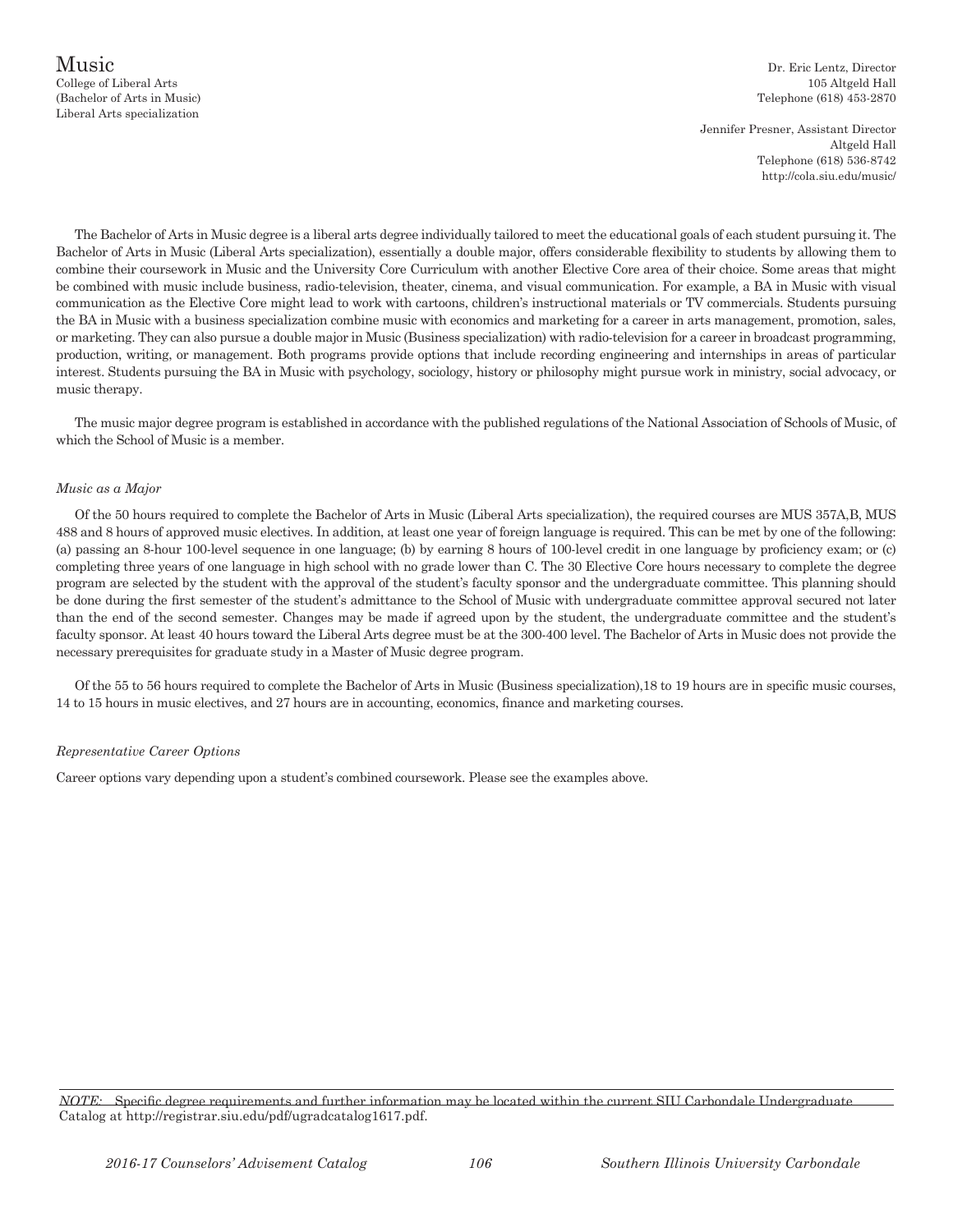# Music

College of Liberal Arts
(Bachelor of Arts in Music)
Liberal Arts specialization

Dr. Eric Lentz, Director
105 Altgeld Hall
Telephone (618) 453-2870

Jennifer Presner, Assistant Director
Altgeld Hall
Telephone (618) 536-8742
http://cola.siu.edu/music/

The Bachelor of Arts in Music degree is a liberal arts degree individually tailored to meet the educational goals of each student pursuing it. The Bachelor of Arts in Music (Liberal Arts specialization), essentially a double major, offers considerable flexibility to students by allowing them to combine their coursework in Music and the University Core Curriculum with another Elective Core area of their choice. Some areas that might be combined with music include business, radio-television, theater, cinema, and visual communication. For example, a BA in Music with visual communication as the Elective Core might lead to work with cartoons, children's instructional materials or TV commercials. Students pursuing the BA in Music with a business specialization combine music with economics and marketing for a career in arts management, promotion, sales, or marketing. They can also pursue a double major in Music (Business specialization) with radio-television for a career in broadcast programming, production, writing, or management. Both programs provide options that include recording engineering and internships in areas of particular interest. Students pursuing the BA in Music with psychology, sociology, history or philosophy might pursue work in ministry, social advocacy, or music therapy.

The music major degree program is established in accordance with the published regulations of the National Association of Schools of Music, of which the School of Music is a member.

*Music as a Major*

Of the 50 hours required to complete the Bachelor of Arts in Music (Liberal Arts specialization), the required courses are MUS 357A,B, MUS 488 and 8 hours of approved music electives. In addition, at least one year of foreign language is required. This can be met by one of the following: (a) passing an 8-hour 100-level sequence in one language; (b) by earning 8 hours of 100-level credit in one language by proficiency exam; or (c) completing three years of one language in high school with no grade lower than C. The 30 Elective Core hours necessary to complete the degree program are selected by the student with the approval of the student's faculty sponsor and the undergraduate committee. This planning should be done during the first semester of the student's admittance to the School of Music with undergraduate committee approval secured not later than the end of the second semester. Changes may be made if agreed upon by the student, the undergraduate committee and the student's faculty sponsor. At least 40 hours toward the Liberal Arts degree must be at the 300-400 level. The Bachelor of Arts in Music does not provide the necessary prerequisites for graduate study in a Master of Music degree program.

Of the 55 to 56 hours required to complete the Bachelor of Arts in Music (Business specialization),18 to 19 hours are in specific music courses, 14 to 15 hours in music electives, and 27 hours are in accounting, economics, finance and marketing courses.

*Representative Career Options*

Career options vary depending upon a student's combined coursework. Please see the examples above.

*NOTE:* Specific degree requirements and further information may be located within the current SIU Carbondale Undergraduate Catalog at http://registrar.siu.edu/pdf/ugradcatalog1617.pdf.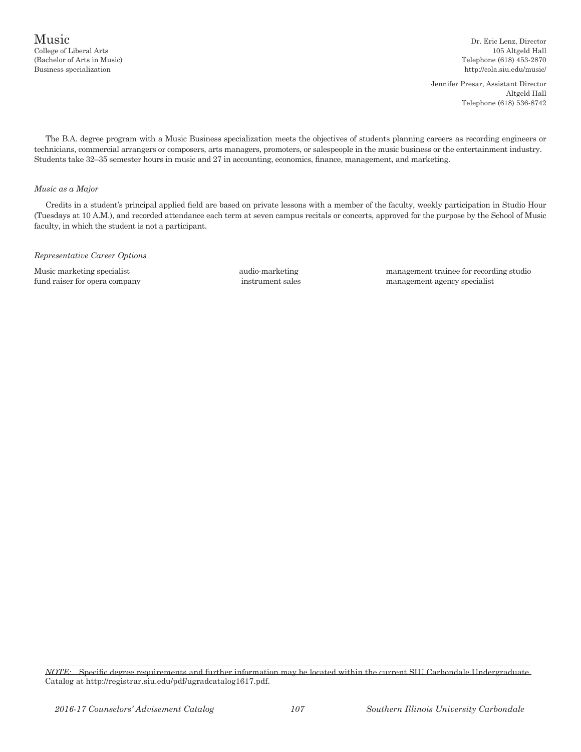# Music

College of Liberal Arts
(Bachelor of Arts in Music)
Business specialization

Dr. Eric Lenz, Director
105 Altgeld Hall
Telephone (618) 453-2870
http://cola.siu.edu/music/

Jennifer Presar, Assistant Director
Altgeld Hall
Telephone (618) 536-8742

The B.A. degree program with a Music Business specialization meets the objectives of students planning careers as recording engineers or technicians, commercial arrangers or composers, arts managers, promoters, or salespeople in the music business or the entertainment industry. Students take 32–35 semester hours in music and 27 in accounting, economics, finance, management, and marketing.

*Music as a Major*

Credits in a student's principal applied field are based on private lessons with a member of the faculty, weekly participation in Studio Hour (Tuesdays at 10 A.M.), and recorded attendance each term at seven campus recitals or concerts, approved for the purpose by the School of Music faculty, in which the student is not a participant.

*Representative Career Options*

- Music marketing specialist
- fund raiser for opera company
- audio-marketing
- instrument sales
- management trainee for recording studio
- management agency specialist

*NOTE:* Specific degree requirements and further information may be located within the current SIU Carbondale Undergraduate Catalog at http://registrar.siu.edu/pdf/ugradcatalog1617.pdf.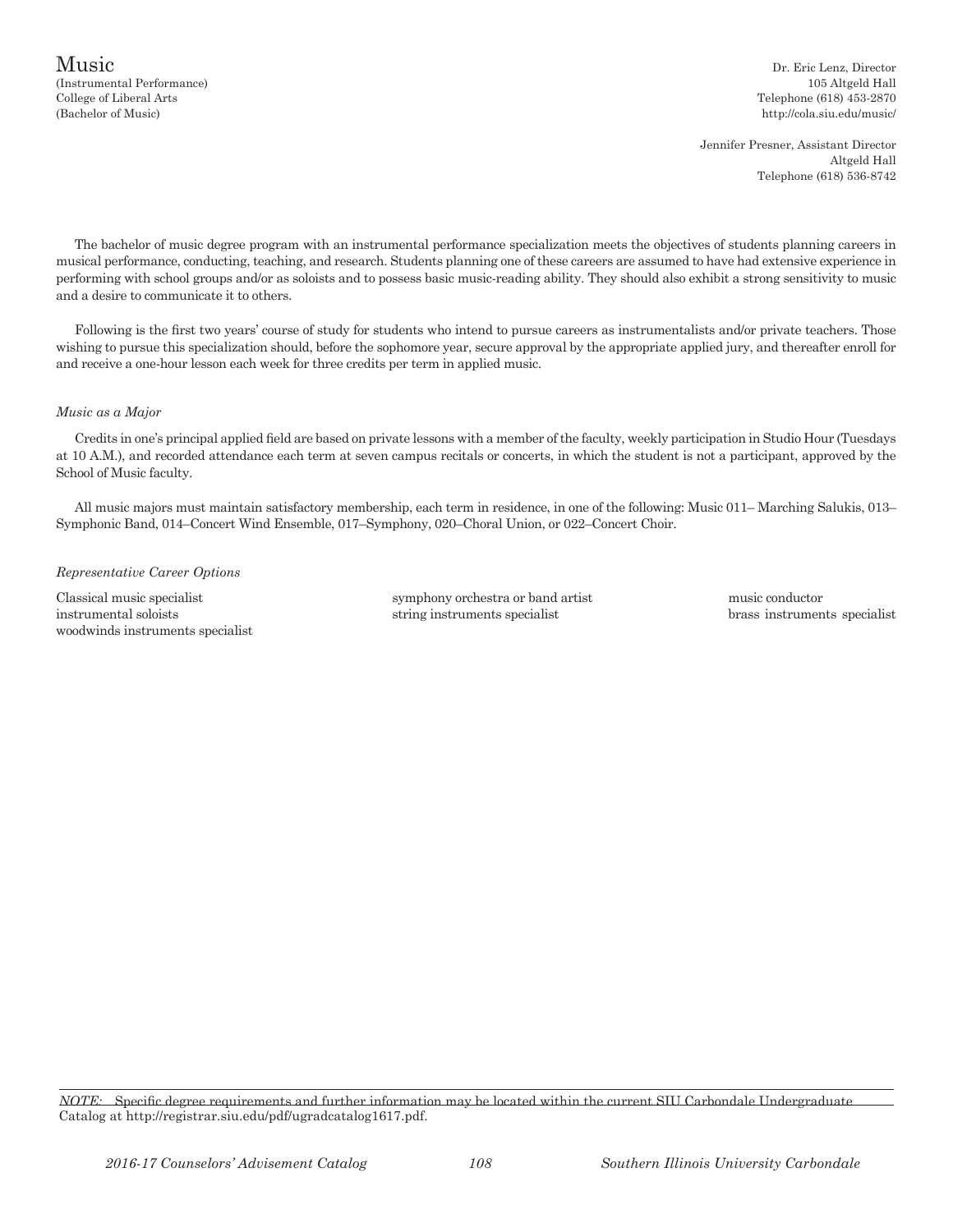# Music

(Instrumental Performance)
College of Liberal Arts
(Bachelor of Music)

Dr. Eric Lenz, Director
105 Altgeld Hall
Telephone (618) 453-2870
http://cola.siu.edu/music/

Jennifer Presner, Assistant Director
Altgeld Hall
Telephone (618) 536-8742

The bachelor of music degree program with an instrumental performance specialization meets the objectives of students planning careers in musical performance, conducting, teaching, and research. Students planning one of these careers are assumed to have had extensive experience in performing with school groups and/or as soloists and to possess basic music-reading ability. They should also exhibit a strong sensitivity to music and a desire to communicate it to others.

Following is the first two years' course of study for students who intend to pursue careers as instrumentalists and/or private teachers. Those wishing to pursue this specialization should, before the sophomore year, secure approval by the appropriate applied jury, and thereafter enroll for and receive a one-hour lesson each week for three credits per term in applied music.

*Music as a Major*

Credits in one's principal applied field are based on private lessons with a member of the faculty, weekly participation in Studio Hour (Tuesdays at 10 A.M.), and recorded attendance each term at seven campus recitals or concerts, in which the student is not a participant, approved by the School of Music faculty.

All music majors must maintain satisfactory membership, each term in residence, in one of the following: Music 011– Marching Salukis, 013–Symphonic Band, 014–Concert Wind Ensemble, 017–Symphony, 020–Choral Union, or 022–Concert Choir.

*Representative Career Options*

- Classical music specialist
- instrumental soloists
- woodwinds instruments specialist
- symphony orchestra or band artist
- string instruments specialist
- music conductor
- brass instruments specialist

*NOTE:* Specific degree requirements and further information may be located within the current SIU Carbondale Undergraduate Catalog at http://registrar.siu.edu/pdf/ugradcatalog1617.pdf.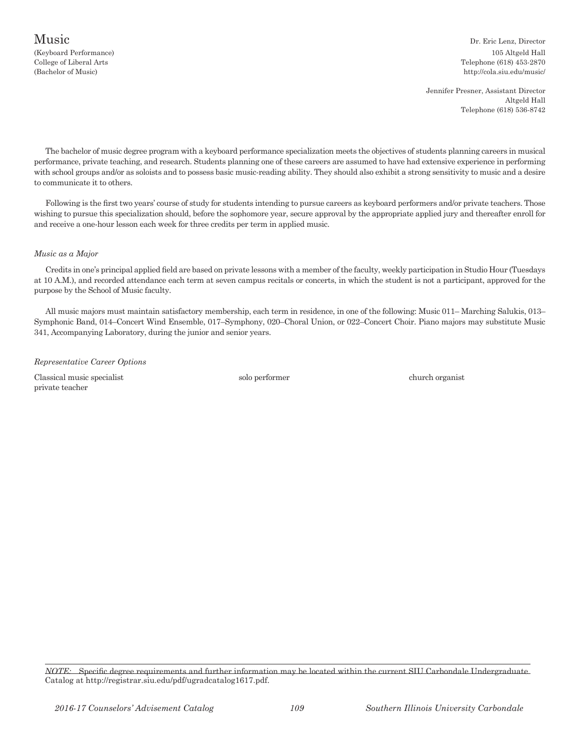# Music

(Keyboard Performance)
College of Liberal Arts
(Bachelor of Music)

Dr. Eric Lenz, Director
105 Altgeld Hall
Telephone (618) 453-2870
http://cola.siu.edu/music/

Jennifer Presner, Assistant Director
Altgeld Hall
Telephone (618) 536-8742

The bachelor of music degree program with a keyboard performance specialization meets the objectives of students planning careers in musical performance, private teaching, and research. Students planning one of these careers are assumed to have had extensive experience in performing with school groups and/or as soloists and to possess basic music-reading ability. They should also exhibit a strong sensitivity to music and a desire to communicate it to others.

Following is the first two years' course of study for students intending to pursue careers as keyboard performers and/or private teachers. Those wishing to pursue this specialization should, before the sophomore year, secure approval by the appropriate applied jury and thereafter enroll for and receive a one-hour lesson each week for three credits per term in applied music.

*Music as a Major*

Credits in one's principal applied field are based on private lessons with a member of the faculty, weekly participation in Studio Hour (Tuesdays at 10 A.M.), and recorded attendance each term at seven campus recitals or concerts, in which the student is not a participant, approved for the purpose by the School of Music faculty.

All music majors must maintain satisfactory membership, each term in residence, in one of the following: Music 011– Marching Salukis, 013–Symphonic Band, 014–Concert Wind Ensemble, 017–Symphony, 020–Choral Union, or 022–Concert Choir. Piano majors may substitute Music 341, Accompanying Laboratory, during the junior and senior years.

*Representative Career Options*

- Classical music specialist
- solo performer
- church organist
- private teacher

*NOTE:* Specific degree requirements and further information may be located within the current SIU Carbondale Undergraduate Catalog at http://registrar.siu.edu/pdf/ugradcatalog1617.pdf.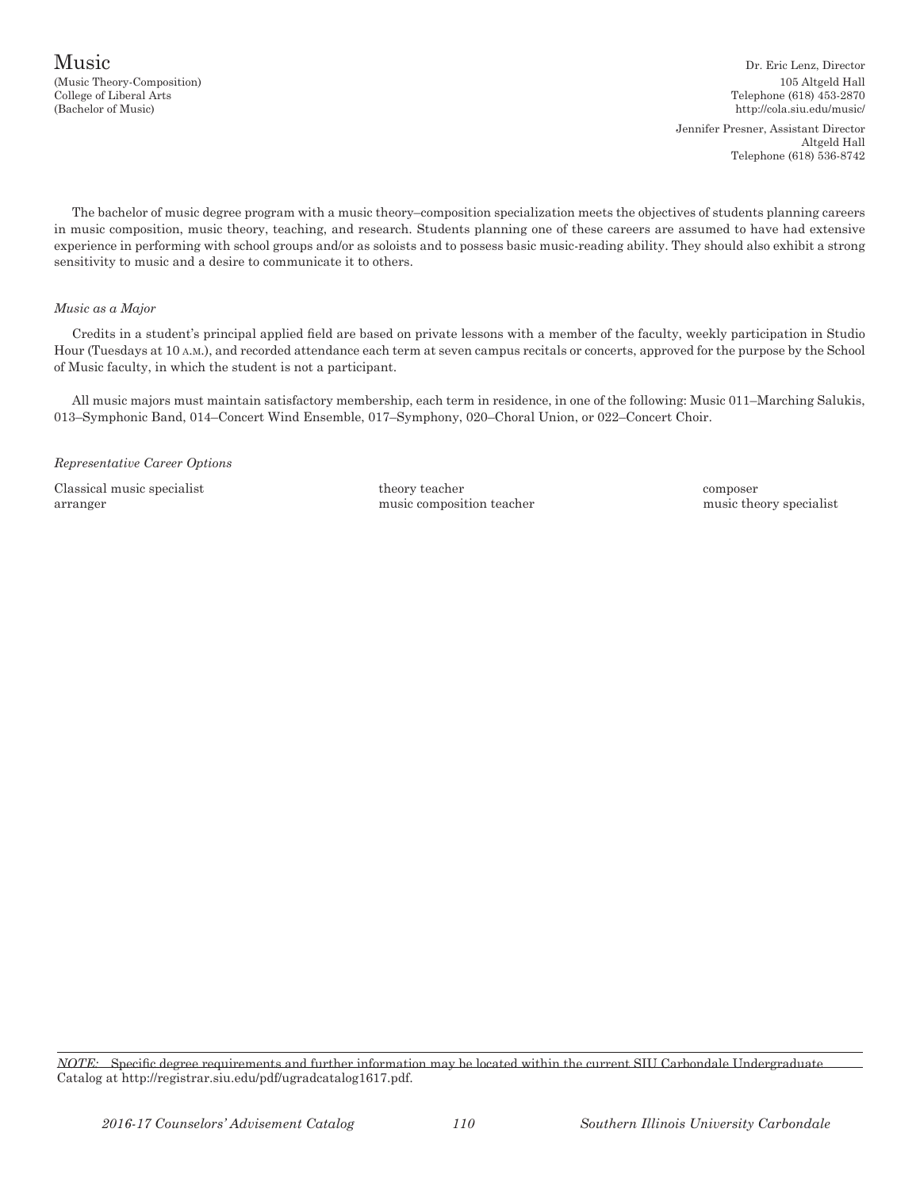# Music

(Music Theory-Composition)
College of Liberal Arts
(Bachelor of Music)

Dr. Eric Lenz, Director
105 Altgeld Hall
Telephone (618) 453-2870
http://cola.siu.edu/music/

Jennifer Presner, Assistant Director
Altgeld Hall
Telephone (618) 536-8742

The bachelor of music degree program with a music theory–composition specialization meets the objectives of students planning careers in music composition, music theory, teaching, and research. Students planning one of these careers are assumed to have had extensive experience in performing with school groups and/or as soloists and to possess basic music-reading ability. They should also exhibit a strong sensitivity to music and a desire to communicate it to others.

*Music as a Major*

Credits in a student's principal applied field are based on private lessons with a member of the faculty, weekly participation in Studio Hour (Tuesdays at 10 A.M.), and recorded attendance each term at seven campus recitals or concerts, approved for the purpose by the School of Music faculty, in which the student is not a participant.

All music majors must maintain satisfactory membership, each term in residence, in one of the following: Music 011–Marching Salukis, 013–Symphonic Band, 014–Concert Wind Ensemble, 017–Symphony, 020–Choral Union, or 022–Concert Choir.

*Representative Career Options*

- Classical music specialist
- arranger
- theory teacher
- music composition teacher
- composer
- music theory specialist

*NOTE:* Specific degree requirements and further information may be located within the current SIU Carbondale Undergraduate Catalog at http://registrar.siu.edu/pdf/ugradcatalog1617.pdf.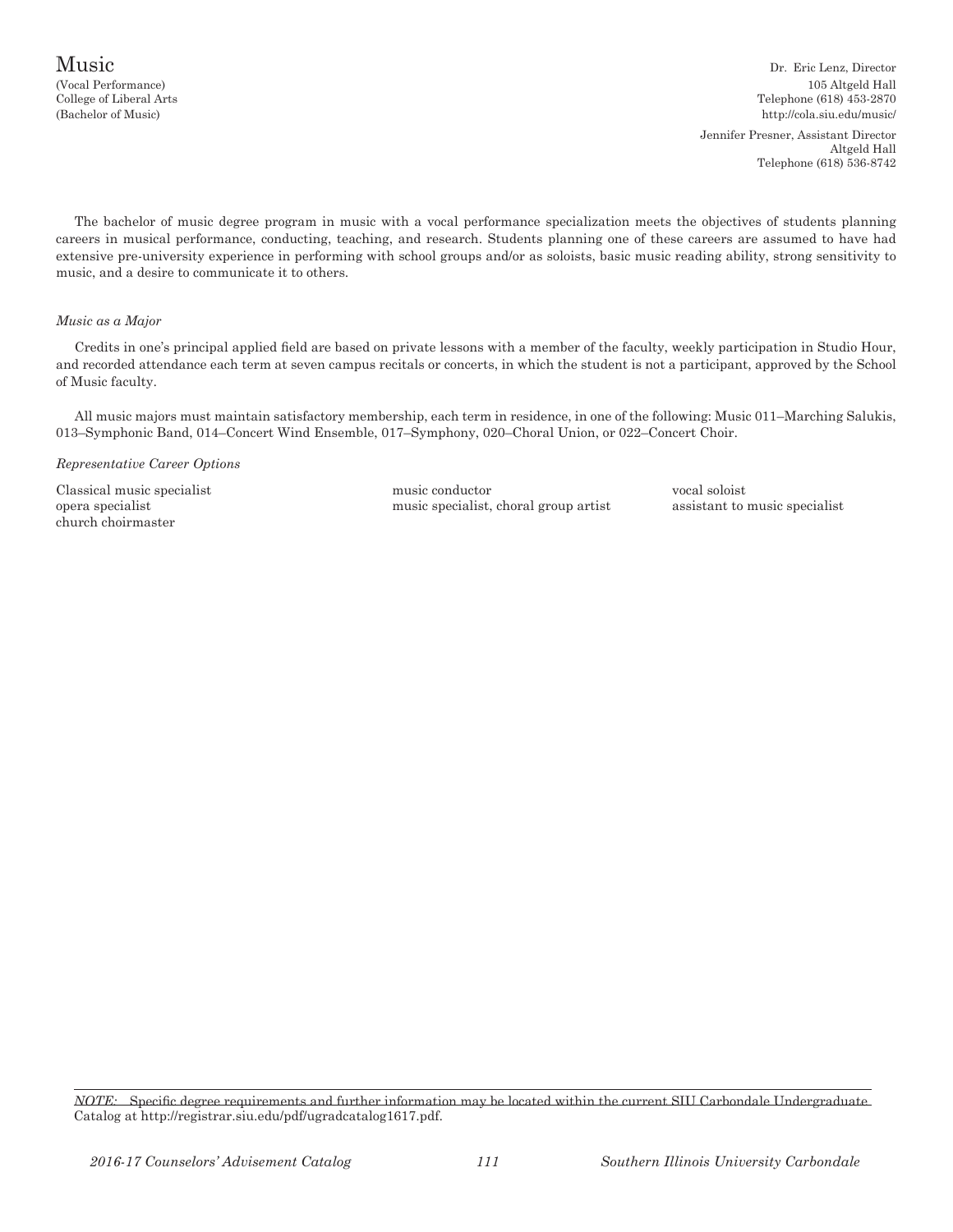# Music

(Vocal Performance)
College of Liberal Arts
(Bachelor of Music)

Dr. Eric Lenz, Director
105 Altgeld Hall
Telephone (618) 453-2870
http://cola.siu.edu/music/

Jennifer Presner, Assistant Director
Altgeld Hall
Telephone (618) 536-8742

The bachelor of music degree program in music with a vocal performance specialization meets the objectives of students planning careers in musical performance, conducting, teaching, and research. Students planning one of these careers are assumed to have had extensive pre-university experience in performing with school groups and/or as soloists, basic music reading ability, strong sensitivity to music, and a desire to communicate it to others.

*Music as a Major*

Credits in one's principal applied field are based on private lessons with a member of the faculty, weekly participation in Studio Hour, and recorded attendance each term at seven campus recitals or concerts, in which the student is not a participant, approved by the School of Music faculty.

All music majors must maintain satisfactory membership, each term in residence, in one of the following: Music 011–Marching Salukis, 013–Symphonic Band, 014–Concert Wind Ensemble, 017–Symphony, 020–Choral Union, or 022–Concert Choir.

*Representative Career Options*

- Classical music specialist
- opera specialist
- church choirmaster
- music conductor
- music specialist, choral group artist
- vocal soloist
- assistant to music specialist

*NOTE:* Specific degree requirements and further information may be located within the current SIU Carbondale Undergraduate Catalog at http://registrar.siu.edu/pdf/ugradcatalog1617.pdf.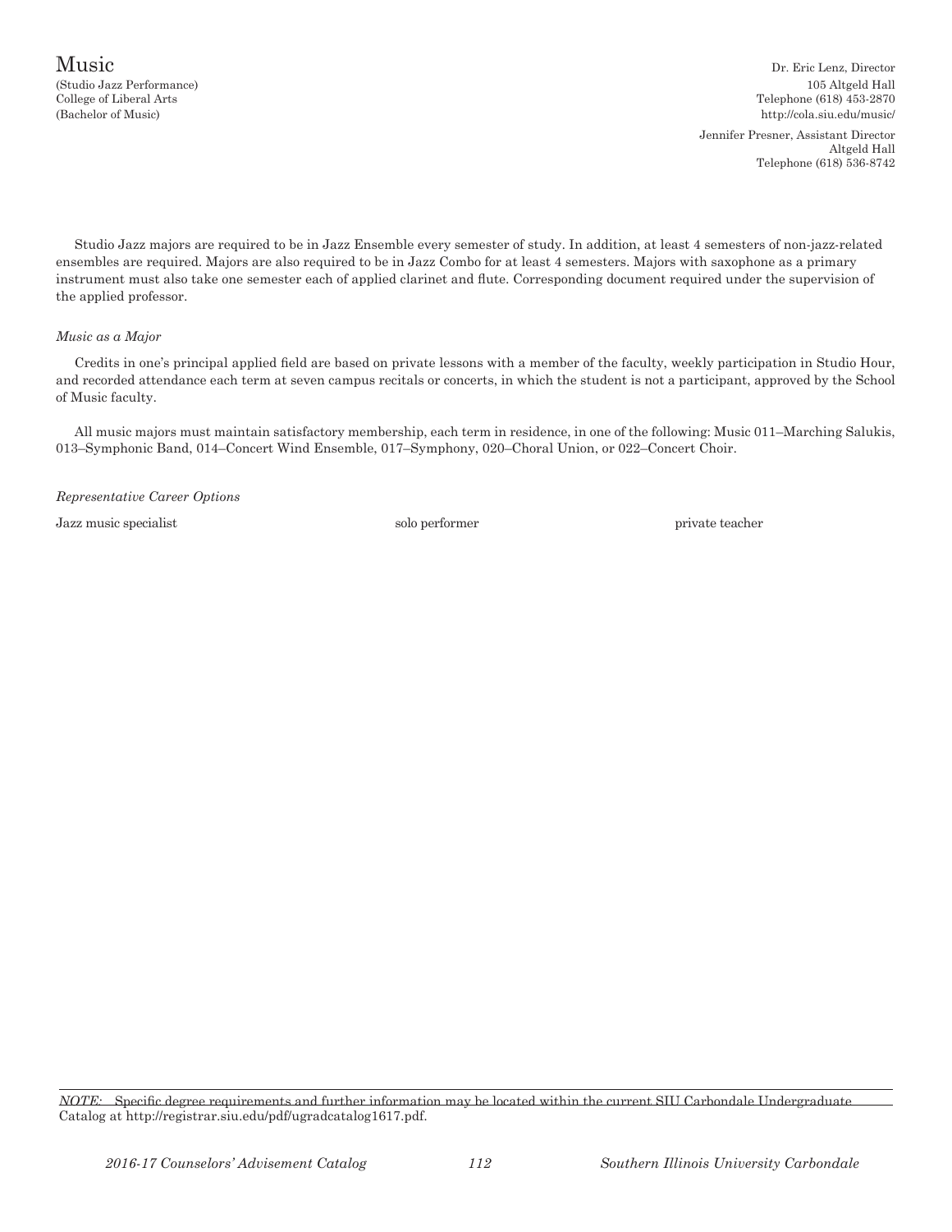# Music

(Studio Jazz Performance)
College of Liberal Arts
(Bachelor of Music)

Dr. Eric Lenz, Director
105 Altgeld Hall
Telephone (618) 453-2870
http://cola.siu.edu/music/

Jennifer Presner, Assistant Director
Altgeld Hall
Telephone (618) 536-8742

Studio Jazz majors are required to be in Jazz Ensemble every semester of study. In addition, at least 4 semesters of non-jazz-related ensembles are required. Majors are also required to be in Jazz Combo for at least 4 semesters. Majors with saxophone as a primary instrument must also take one semester each of applied clarinet and flute. Corresponding document required under the supervision of the applied professor.

*Music as a Major*

Credits in one's principal applied field are based on private lessons with a member of the faculty, weekly participation in Studio Hour, and recorded attendance each term at seven campus recitals or concerts, in which the student is not a participant, approved by the School of Music faculty.

All music majors must maintain satisfactory membership, each term in residence, in one of the following: Music 011–Marching Salukis, 013–Symphonic Band, 014–Concert Wind Ensemble, 017–Symphony, 020–Choral Union, or 022–Concert Choir.

*Representative Career Options*

Jazz music specialist
solo performer
private teacher

*NOTE:* Specific degree requirements and further information may be located within the current SIU Carbondale Undergraduate Catalog at http://registrar.siu.edu/pdf/ugradcatalog1617.pdf.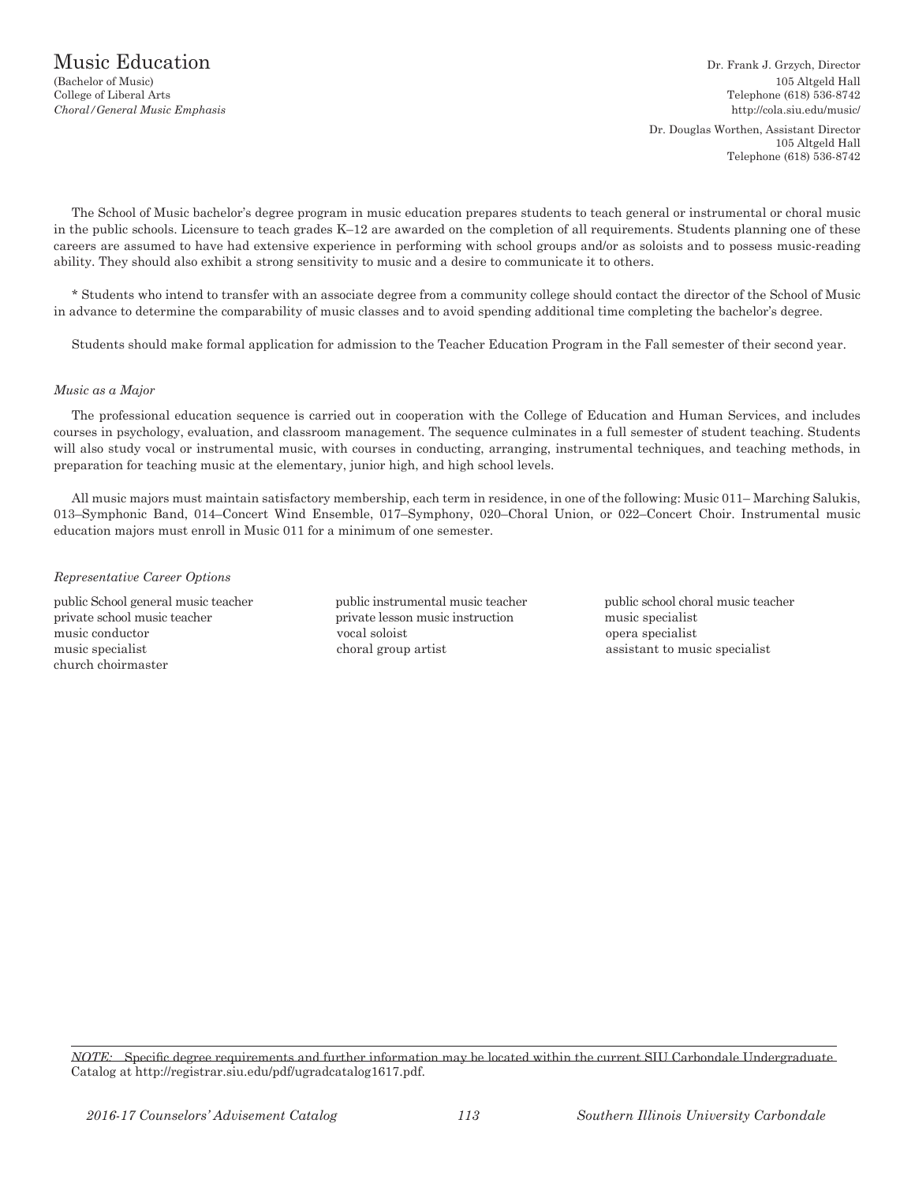# Music Education

(Bachelor of Music)
College of Liberal Arts
*Choral/General Music Emphasis*

Dr. Frank J. Grzych, Director
105 Altgeld Hall
Telephone (618) 536-8742
http://cola.siu.edu/music/

Dr. Douglas Worthen, Assistant Director
105 Altgeld Hall
Telephone (618) 536-8742

The School of Music bachelor's degree program in music education prepares students to teach general or instrumental or choral music in the public schools. Licensure to teach grades K–12 are awarded on the completion of all requirements. Students planning one of these careers are assumed to have had extensive experience in performing with school groups and/or as soloists and to possess music-reading ability. They should also exhibit a strong sensitivity to music and a desire to communicate it to others.

* Students who intend to transfer with an associate degree from a community college should contact the director of the School of Music in advance to determine the comparability of music classes and to avoid spending additional time completing the bachelor's degree.

Students should make formal application for admission to the Teacher Education Program in the Fall semester of their second year.

*Music as a Major*

The professional education sequence is carried out in cooperation with the College of Education and Human Services, and includes courses in psychology, evaluation, and classroom management. The sequence culminates in a full semester of student teaching. Students will also study vocal or instrumental music, with courses in conducting, arranging, instrumental techniques, and teaching methods, in preparation for teaching music at the elementary, junior high, and high school levels.

All music majors must maintain satisfactory membership, each term in residence, in one of the following: Music 011– Marching Salukis, 013–Symphonic Band, 014–Concert Wind Ensemble, 017–Symphony, 020–Choral Union, or 022–Concert Choir. Instrumental music education majors must enroll in Music 011 for a minimum of one semester.

*Representative Career Options*

public School general music teacher
private school music teacher
music conductor
music specialist
church choirmaster
public instrumental music teacher
private lesson music instruction
vocal soloist
choral group artist
public school choral music teacher
music specialist
opera specialist
assistant to music specialist

*NOTE:* Specific degree requirements and further information may be located within the current SIU Carbondale Undergraduate Catalog at http://registrar.siu.edu/pdf/ugradcatalog1617.pdf.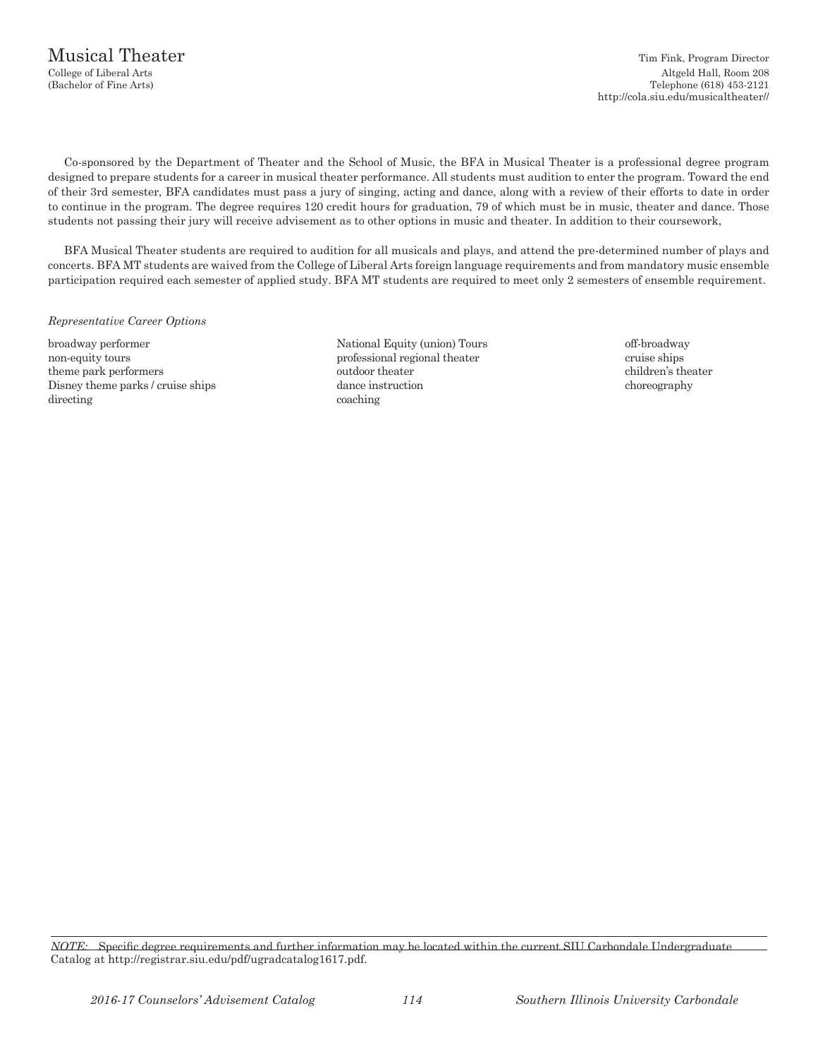# Musical Theater

College of Liberal Arts
(Bachelor of Fine Arts)

Tim Fink, Program Director
Altgeld Hall, Room 208
Telephone (618) 453-2121
http://cola.siu.edu/musicaltheater//

Co-sponsored by the Department of Theater and the School of Music, the BFA in Musical Theater is a professional degree program designed to prepare students for a career in musical theater performance. All students must audition to enter the program. Toward the end of their 3rd semester, BFA candidates must pass a jury of singing, acting and dance, along with a review of their efforts to date in order to continue in the program. The degree requires 120 credit hours for graduation, 79 of which must be in music, theater and dance. Those students not passing their jury will receive advisement as to other options in music and theater. In addition to their coursework,

BFA Musical Theater students are required to audition for all musicals and plays, and attend the pre-determined number of plays and concerts. BFA MT students are waived from the College of Liberal Arts foreign language requirements and from mandatory music ensemble participation required each semester of applied study. BFA MT students are required to meet only 2 semesters of ensemble requirement.

*Representative Career Options*

- broadway performer
- non-equity tours
- theme park performers
- Disney theme parks / cruise ships
- directing
- National Equity (union) Tours
- professional regional theater
- outdoor theater
- dance instruction
- coaching
- off-broadway
- cruise ships
- children's theater
- choreography

*NOTE:* Specific degree requirements and further information may be located within the current SIU Carbondale Undergraduate Catalog at http://registrar.siu.edu/pdf/ugradcatalog1617.pdf.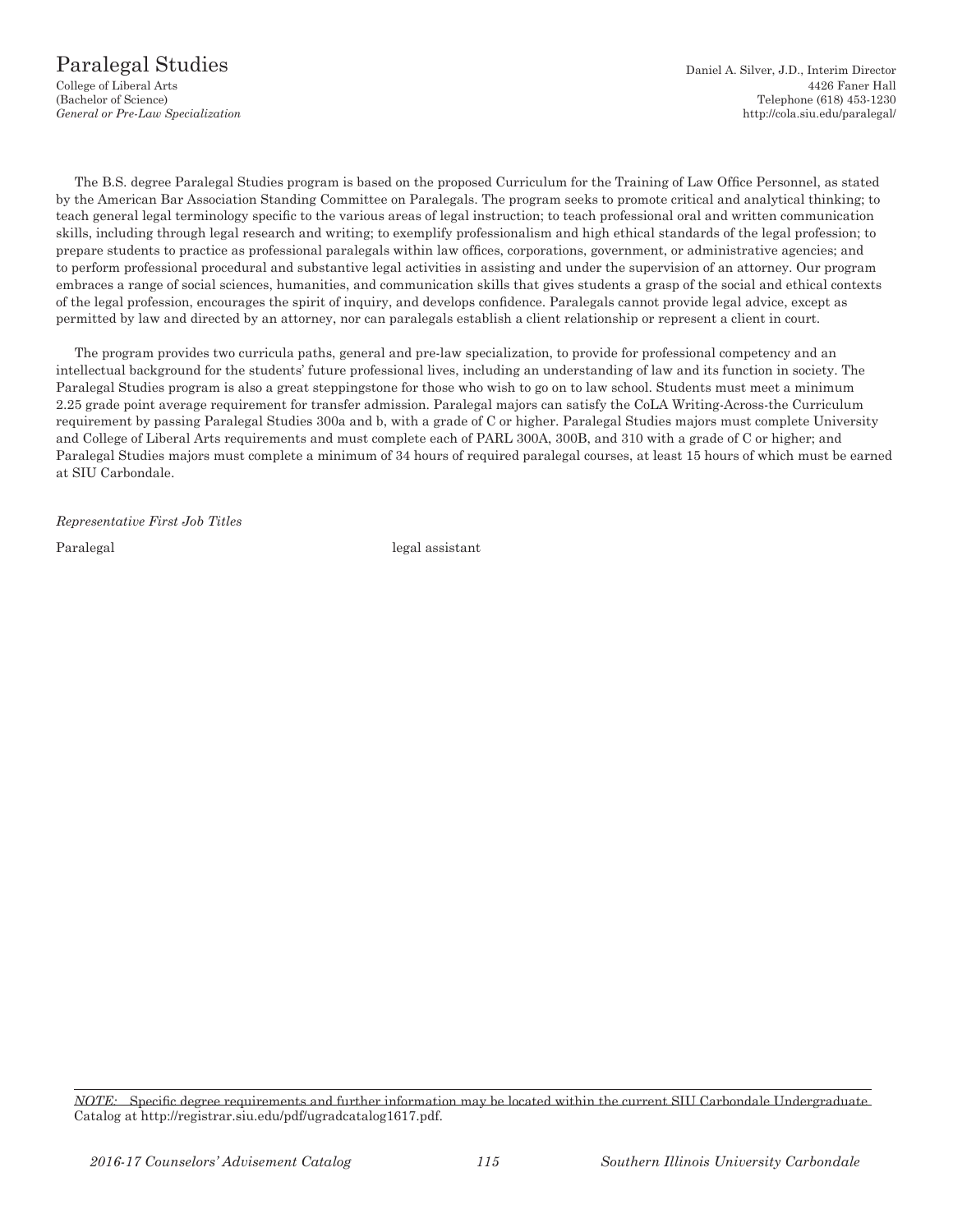# Paralegal Studies

College of Liberal Arts
(Bachelor of Science)
*General or Pre-Law Specialization*

Daniel A. Silver, J.D., Interim Director
4426 Faner Hall
Telephone (618) 453-1230
http://cola.siu.edu/paralegal/

The B.S. degree Paralegal Studies program is based on the proposed Curriculum for the Training of Law Office Personnel, as stated by the American Bar Association Standing Committee on Paralegals. The program seeks to promote critical and analytical thinking; to teach general legal terminology specific to the various areas of legal instruction; to teach professional oral and written communication skills, including through legal research and writing; to exemplify professionalism and high ethical standards of the legal profession; to prepare students to practice as professional paralegals within law offices, corporations, government, or administrative agencies; and to perform professional procedural and substantive legal activities in assisting and under the supervision of an attorney. Our program embraces a range of social sciences, humanities, and communication skills that gives students a grasp of the social and ethical contexts of the legal profession, encourages the spirit of inquiry, and develops confidence. Paralegals cannot provide legal advice, except as permitted by law and directed by an attorney, nor can paralegals establish a client relationship or represent a client in court.

The program provides two curricula paths, general and pre-law specialization, to provide for professional competency and an intellectual background for the students' future professional lives, including an understanding of law and its function in society. The Paralegal Studies program is also a great steppingstone for those who wish to go on to law school. Students must meet a minimum 2.25 grade point average requirement for transfer admission. Paralegal majors can satisfy the CoLA Writing-Across-the Curriculum requirement by passing Paralegal Studies 300a and b, with a grade of C or higher. Paralegal Studies majors must complete University and College of Liberal Arts requirements and must complete each of PARL 300A, 300B, and 310 with a grade of C or higher; and Paralegal Studies majors must complete a minimum of 34 hours of required paralegal courses, at least 15 hours of which must be earned at SIU Carbondale.

*Representative First Job Titles*

Paralegal

legal assistant

*NOTE:* Specific degree requirements and further information may be located within the current SIU Carbondale Undergraduate Catalog at http://registrar.siu.edu/pdf/ugradcatalog1617.pdf.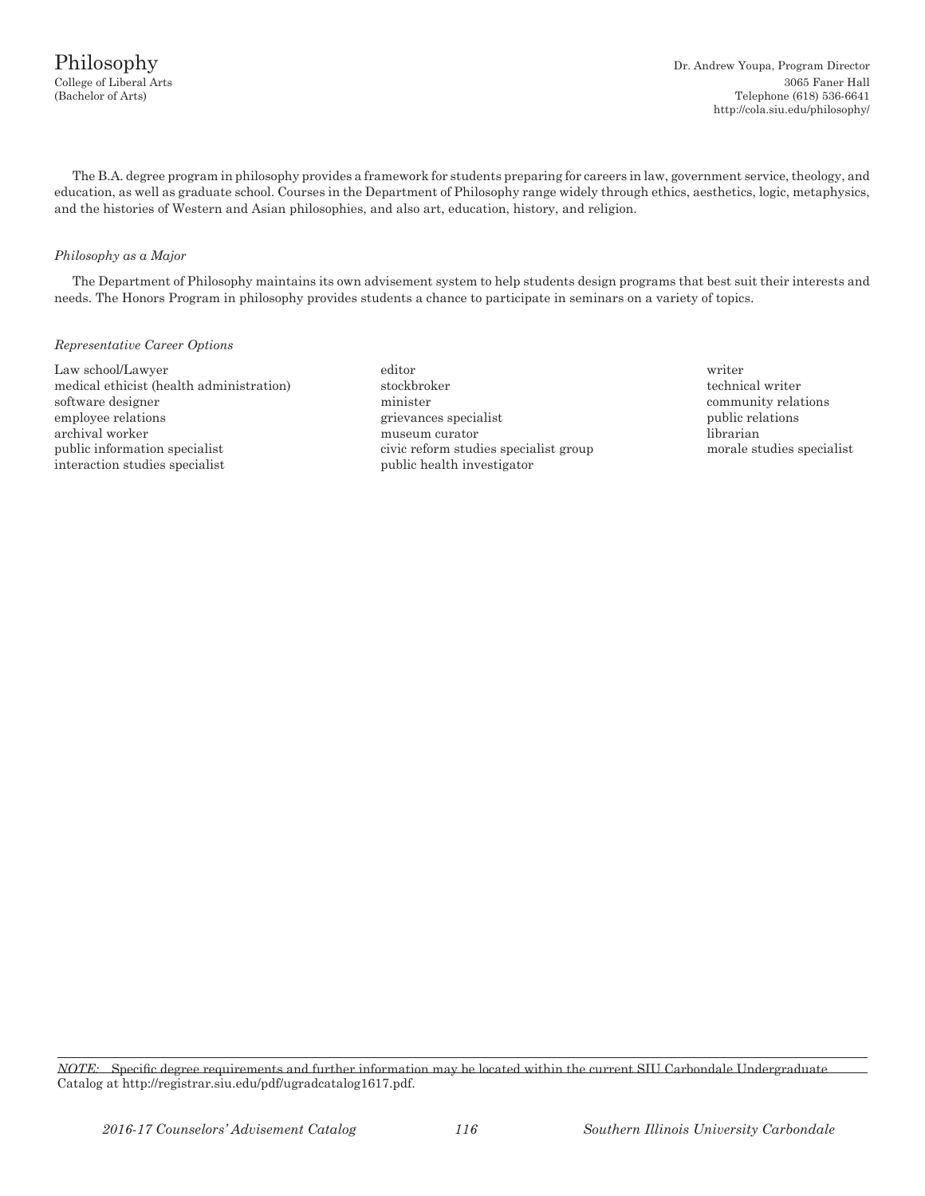# Philosophy

College of Liberal Arts
(Bachelor of Arts)

Dr. Andrew Youpa, Program Director
3065 Faner Hall
Telephone (618) 536-6641
http://cola.siu.edu/philosophy/

The B.A. degree program in philosophy provides a framework for students preparing for careers in law, government service, theology, and education, as well as graduate school. Courses in the Department of Philosophy range widely through ethics, aesthetics, logic, metaphysics, and the histories of Western and Asian philosophies, and also art, education, history, and religion.

*Philosophy as a Major*

The Department of Philosophy maintains its own advisement system to help students design programs that best suit their interests and needs. The Honors Program in philosophy provides students a chance to participate in seminars on a variety of topics.

*Representative Career Options*

- Law school/Lawyer
- medical ethicist (health administration)
- software designer
- employee relations
- archival worker
- public information specialist
- interaction studies specialist
- editor
- stockbroker
- minister
- grievances specialist
- museum curator
- civic reform studies specialist group
- public health investigator
- writer
- technical writer
- community relations
- public relations
- librarian
- morale studies specialist

*NOTE:* Specific degree requirements and further information may be located within the current SIU Carbondale Undergraduate Catalog at http://registrar.siu.edu/pdf/ugradcatalog1617.pdf.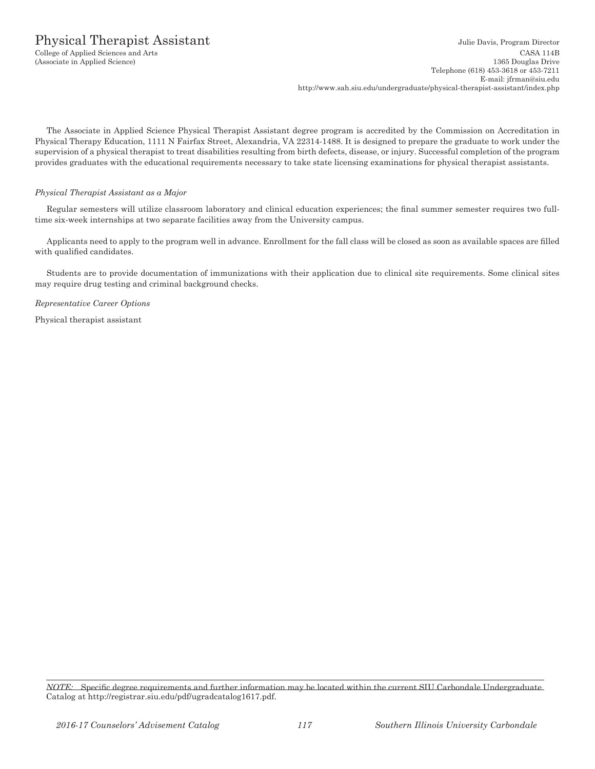# Physical Therapist Assistant

College of Applied Sciences and Arts
(Associate in Applied Science)

Julie Davis, Program Director
CASA 114B
1365 Douglas Drive
Telephone (618) 453-3618 or 453-7211
E-mail: jfrman@siu.edu
http://www.sah.siu.edu/undergraduate/physical-therapist-assistant/index.php

The Associate in Applied Science Physical Therapist Assistant degree program is accredited by the Commission on Accreditation in Physical Therapy Education, 1111 N Fairfax Street, Alexandria, VA 22314-1488. It is designed to prepare the graduate to work under the supervision of a physical therapist to treat disabilities resulting from birth defects, disease, or injury. Successful completion of the program provides graduates with the educational requirements necessary to take state licensing examinations for physical therapist assistants.

*Physical Therapist Assistant as a Major*

Regular semesters will utilize classroom laboratory and clinical education experiences; the final summer semester requires two full-time six-week internships at two separate facilities away from the University campus.

Applicants need to apply to the program well in advance. Enrollment for the fall class will be closed as soon as available spaces are filled with qualified candidates.

Students are to provide documentation of immunizations with their application due to clinical site requirements. Some clinical sites may require drug testing and criminal background checks.

*Representative Career Options*

Physical therapist assistant

---

*NOTE:* Specific degree requirements and further information may be located within the current SIU Carbondale Undergraduate Catalog at http://registrar.siu.edu/pdf/ugradcatalog1617.pdf.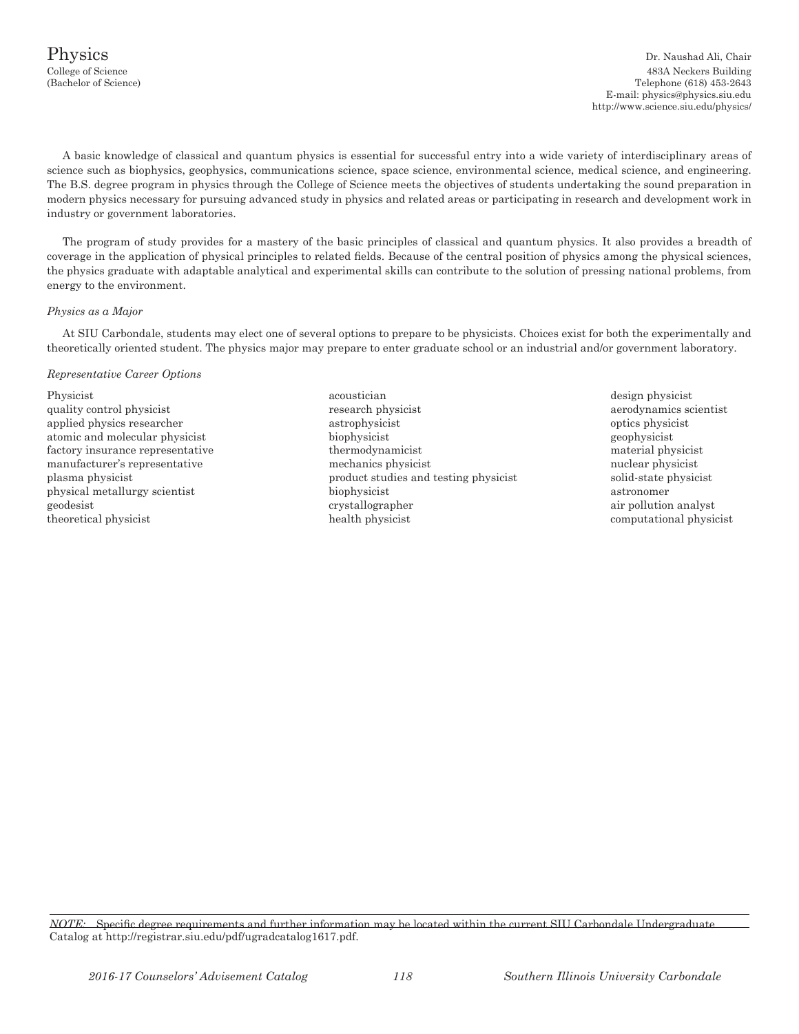# Physics

College of Science
(Bachelor of Science)

Dr. Naushad Ali, Chair
483A Neckers Building
Telephone (618) 453-2643
E-mail: physics@physics.siu.edu
http://www.science.siu.edu/physics/

A basic knowledge of classical and quantum physics is essential for successful entry into a wide variety of interdisciplinary areas of science such as biophysics, geophysics, communications science, space science, environmental science, medical science, and engineering. The B.S. degree program in physics through the College of Science meets the objectives of students undertaking the sound preparation in modern physics necessary for pursuing advanced study in physics and related areas or participating in research and development work in industry or government laboratories.

The program of study provides for a mastery of the basic principles of classical and quantum physics. It also provides a breadth of coverage in the application of physical principles to related fields. Because of the central position of physics among the physical sciences, the physics graduate with adaptable analytical and experimental skills can contribute to the solution of pressing national problems, from energy to the environment.

*Physics as a Major*

At SIU Carbondale, students may elect one of several options to prepare to be physicists. Choices exist for both the experimentally and theoretically oriented student. The physics major may prepare to enter graduate school or an industrial and/or government laboratory.

*Representative Career Options*

Physicist
quality control physicist
applied physics researcher
atomic and molecular physicist
factory insurance representative
manufacturer's representative
plasma physicist
physical metallurgy scientist
geodesist
theoretical physicist
acoustician
research physicist
astrophysicist
biophysicist
thermodynamicist
mechanics physicist
product studies and testing physicist
biophysicist
crystallographer
health physicist
design physicist
aerodynamics scientist
optics physicist
geophysicist
material physicist
nuclear physicist
solid-state physicist
astronomer
air pollution analyst
computational physicist

*NOTE:* Specific degree requirements and further information may be located within the current SIU Carbondale Undergraduate Catalog at http://registrar.siu.edu/pdf/ugradcatalog1617.pdf.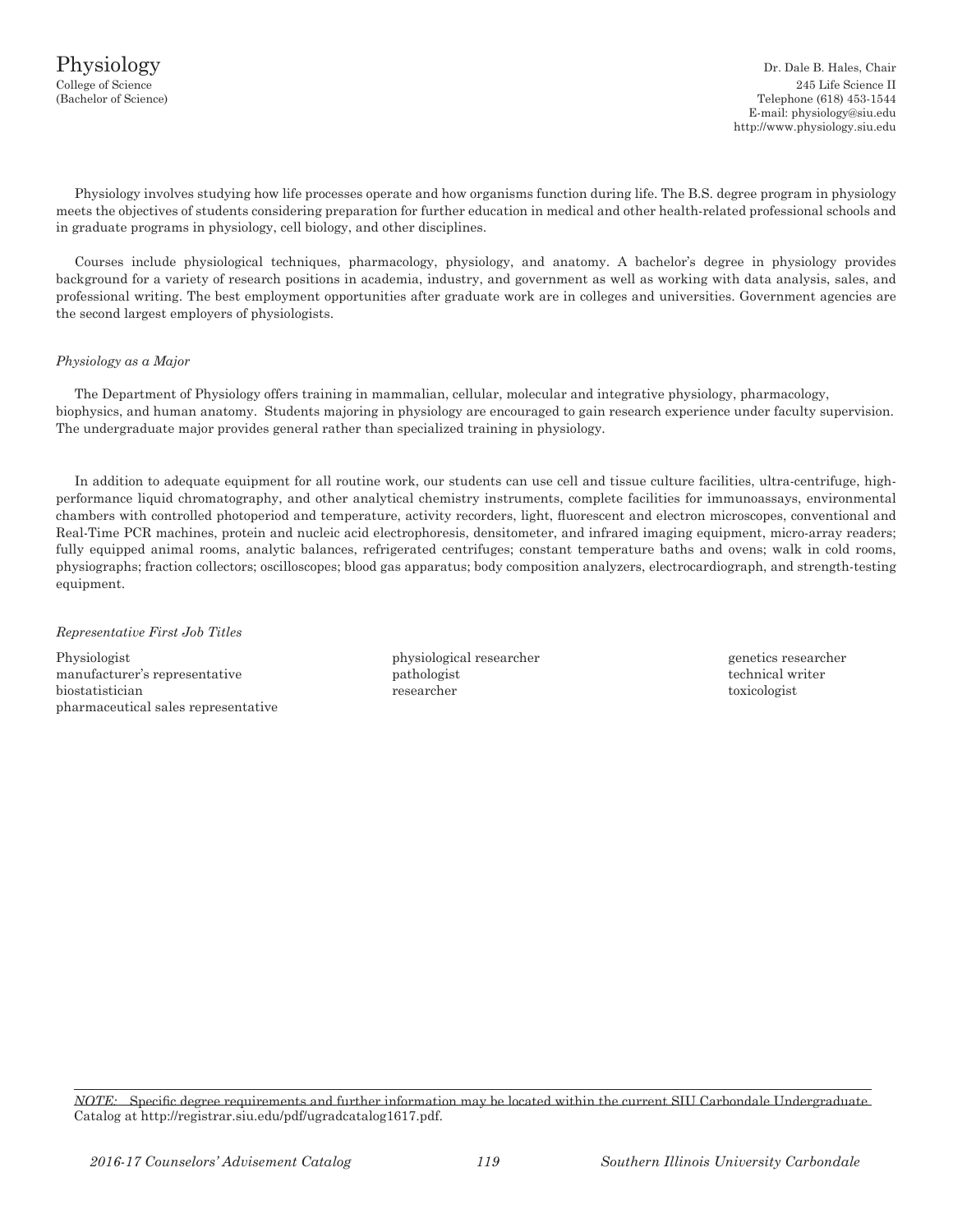# Physiology

College of Science
(Bachelor of Science)

Dr. Dale B. Hales, Chair
245 Life Science II
Telephone (618) 453-1544
E-mail: physiology@siu.edu
http://www.physiology.siu.edu

Physiology involves studying how life processes operate and how organisms function during life. The B.S. degree program in physiology meets the objectives of students considering preparation for further education in medical and other health-related professional schools and in graduate programs in physiology, cell biology, and other disciplines.

Courses include physiological techniques, pharmacology, physiology, and anatomy. A bachelor's degree in physiology provides background for a variety of research positions in academia, industry, and government as well as working with data analysis, sales, and professional writing. The best employment opportunities after graduate work are in colleges and universities. Government agencies are the second largest employers of physiologists.

*Physiology as a Major*

The Department of Physiology offers training in mammalian, cellular, molecular and integrative physiology, pharmacology, biophysics, and human anatomy. Students majoring in physiology are encouraged to gain research experience under faculty supervision. The undergraduate major provides general rather than specialized training in physiology.

In addition to adequate equipment for all routine work, our students can use cell and tissue culture facilities, ultra-centrifuge, high-performance liquid chromatography, and other analytical chemistry instruments, complete facilities for immunoassays, environmental chambers with controlled photoperiod and temperature, activity recorders, light, fluorescent and electron microscopes, conventional and Real-Time PCR machines, protein and nucleic acid electrophoresis, densitometer, and infrared imaging equipment, micro-array readers; fully equipped animal rooms, analytic balances, refrigerated centrifuges; constant temperature baths and ovens; walk in cold rooms, physiographs; fraction collectors; oscilloscopes; blood gas apparatus; body composition analyzers, electrocardiograph, and strength-testing equipment.

*Representative First Job Titles*

Physiologist
manufacturer's representative
biostatistician
pharmaceutical sales representative
physiological researcher
pathologist
researcher
genetics researcher
technical writer
toxicologist

*NOTE:* Specific degree requirements and further information may be located within the current SIU Carbondale Undergraduate Catalog at http://registrar.siu.edu/pdf/ugradcatalog1617.pdf.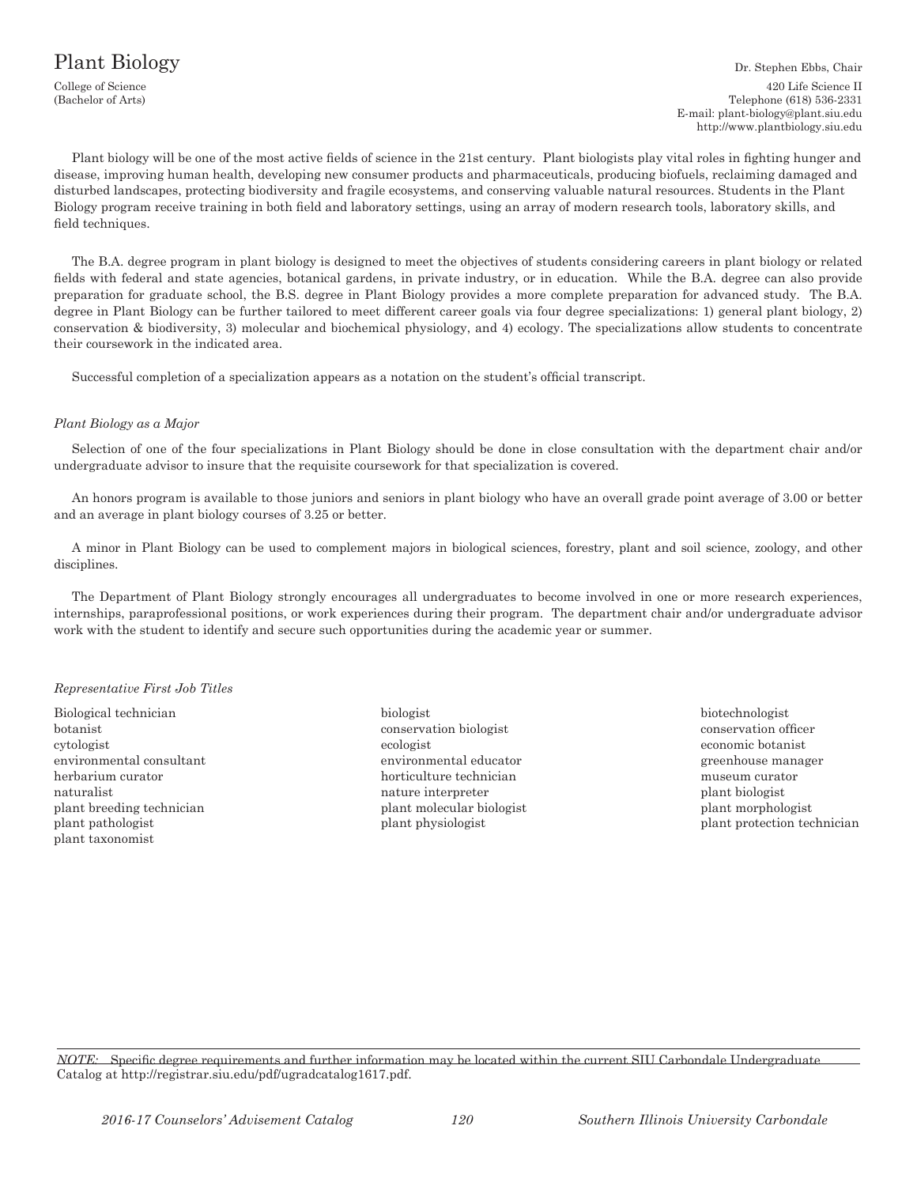# Plant Biology

College of Science
(Bachelor of Arts)

Dr. Stephen Ebbs, Chair
420 Life Science II
Telephone (618) 536-2331
E-mail: plant-biology@plant.siu.edu
http://www.plantbiology.siu.edu

Plant biology will be one of the most active fields of science in the 21st century. Plant biologists play vital roles in fighting hunger and disease, improving human health, developing new consumer products and pharmaceuticals, producing biofuels, reclaiming damaged and disturbed landscapes, protecting biodiversity and fragile ecosystems, and conserving valuable natural resources. Students in the Plant Biology program receive training in both field and laboratory settings, using an array of modern research tools, laboratory skills, and field techniques.

The B.A. degree program in plant biology is designed to meet the objectives of students considering careers in plant biology or related fields with federal and state agencies, botanical gardens, in private industry, or in education. While the B.A. degree can also provide preparation for graduate school, the B.S. degree in Plant Biology provides a more complete preparation for advanced study. The B.A. degree in Plant Biology can be further tailored to meet different career goals via four degree specializations: 1) general plant biology, 2) conservation & biodiversity, 3) molecular and biochemical physiology, and 4) ecology. The specializations allow students to concentrate their coursework in the indicated area.

Successful completion of a specialization appears as a notation on the student's official transcript.

*Plant Biology as a Major*

Selection of one of the four specializations in Plant Biology should be done in close consultation with the department chair and/or undergraduate advisor to insure that the requisite coursework for that specialization is covered.

An honors program is available to those juniors and seniors in plant biology who have an overall grade point average of 3.00 or better and an average in plant biology courses of 3.25 or better.

A minor in Plant Biology can be used to complement majors in biological sciences, forestry, plant and soil science, zoology, and other disciplines.

The Department of Plant Biology strongly encourages all undergraduates to become involved in one or more research experiences, internships, paraprofessional positions, or work experiences during their program. The department chair and/or undergraduate advisor work with the student to identify and secure such opportunities during the academic year or summer.

*Representative First Job Titles*

Biological technician
biologist
biotechnologist
botanist
conservation biologist
conservation officer
cytologist
ecologist
economic botanist
environmental consultant
environmental educator
greenhouse manager
herbarium curator
horticulture technician
museum curator
naturalist
nature interpreter
plant biologist
plant breeding technician
plant molecular biologist
plant morphologist
plant pathologist
plant physiologist
plant protection technician
plant taxonomist

*NOTE:* Specific degree requirements and further information may be located within the current SIU Carbondale Undergraduate Catalog at http://registrar.siu.edu/pdf/ugradcatalog1617.pdf.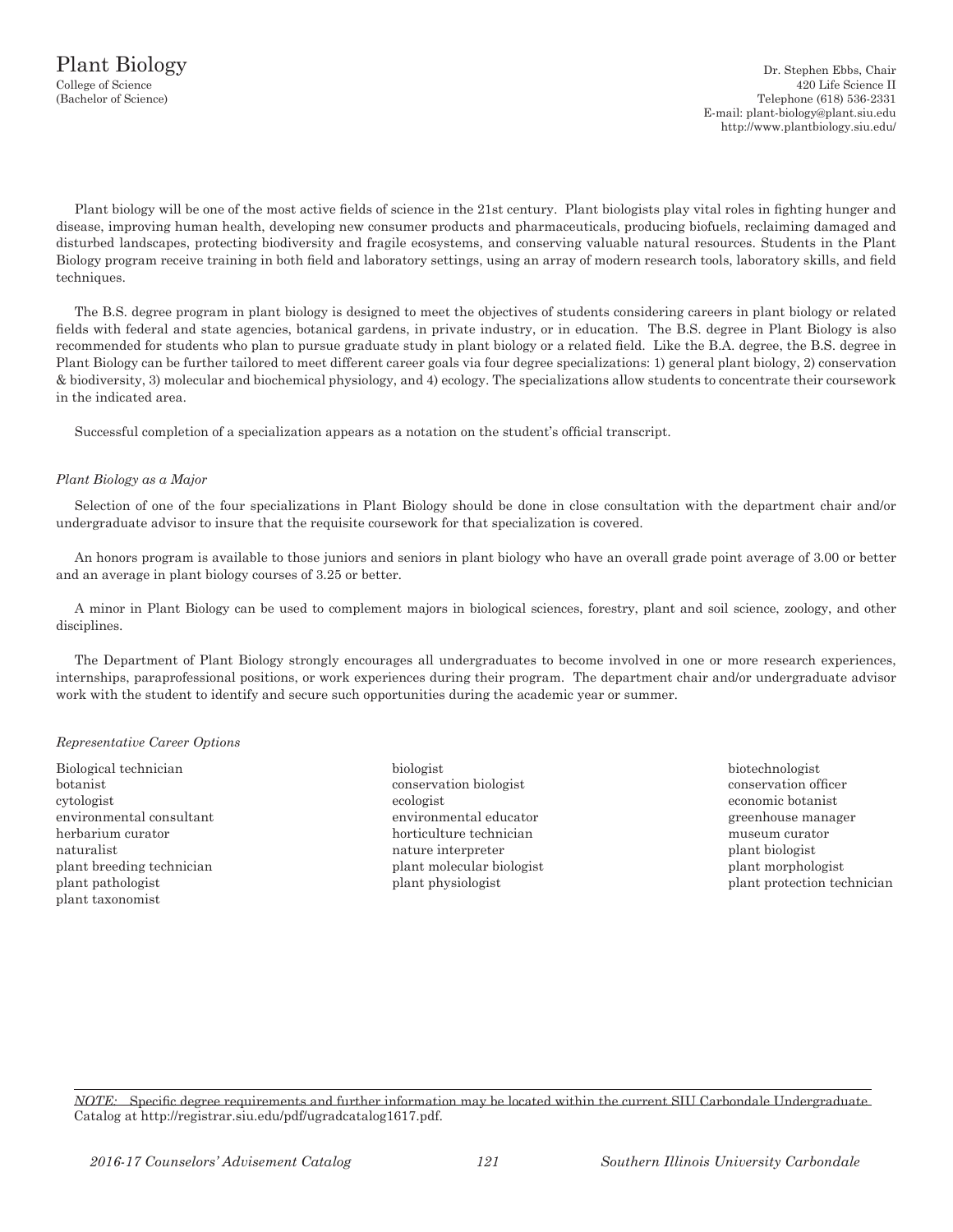# Plant Biology

College of Science
(Bachelor of Science)

Dr. Stephen Ebbs, Chair
420 Life Science II
Telephone (618) 536-2331
E-mail: plant-biology@plant.siu.edu
http://www.plantbiology.siu.edu/

Plant biology will be one of the most active fields of science in the 21st century. Plant biologists play vital roles in fighting hunger and disease, improving human health, developing new consumer products and pharmaceuticals, producing biofuels, reclaiming damaged and disturbed landscapes, protecting biodiversity and fragile ecosystems, and conserving valuable natural resources. Students in the Plant Biology program receive training in both field and laboratory settings, using an array of modern research tools, laboratory skills, and field techniques.

The B.S. degree program in plant biology is designed to meet the objectives of students considering careers in plant biology or related fields with federal and state agencies, botanical gardens, in private industry, or in education. The B.S. degree in Plant Biology is also recommended for students who plan to pursue graduate study in plant biology or a related field. Like the B.A. degree, the B.S. degree in Plant Biology can be further tailored to meet different career goals via four degree specializations: 1) general plant biology, 2) conservation & biodiversity, 3) molecular and biochemical physiology, and 4) ecology. The specializations allow students to concentrate their coursework in the indicated area.

Successful completion of a specialization appears as a notation on the student's official transcript.

*Plant Biology as a Major*

Selection of one of the four specializations in Plant Biology should be done in close consultation with the department chair and/or undergraduate advisor to insure that the requisite coursework for that specialization is covered.

An honors program is available to those juniors and seniors in plant biology who have an overall grade point average of 3.00 or better and an average in plant biology courses of 3.25 or better.

A minor in Plant Biology can be used to complement majors in biological sciences, forestry, plant and soil science, zoology, and other disciplines.

The Department of Plant Biology strongly encourages all undergraduates to become involved in one or more research experiences, internships, paraprofessional positions, or work experiences during their program. The department chair and/or undergraduate advisor work with the student to identify and secure such opportunities during the academic year or summer.

*Representative Career Options*

- Biological technician
- biologist
- biotechnologist
- botanist
- conservation biologist
- conservation officer
- cytologist
- ecologist
- economic botanist
- environmental consultant
- environmental educator
- greenhouse manager
- herbarium curator
- horticulture technician
- museum curator
- naturalist
- nature interpreter
- plant biologist
- plant breeding technician
- plant molecular biologist
- plant morphologist
- plant pathologist
- plant physiologist
- plant protection technician
- plant taxonomist

*NOTE:* Specific degree requirements and further information may be located within the current SIU Carbondale Undergraduate Catalog at http://registrar.siu.edu/pdf/ugradcatalog1617.pdf.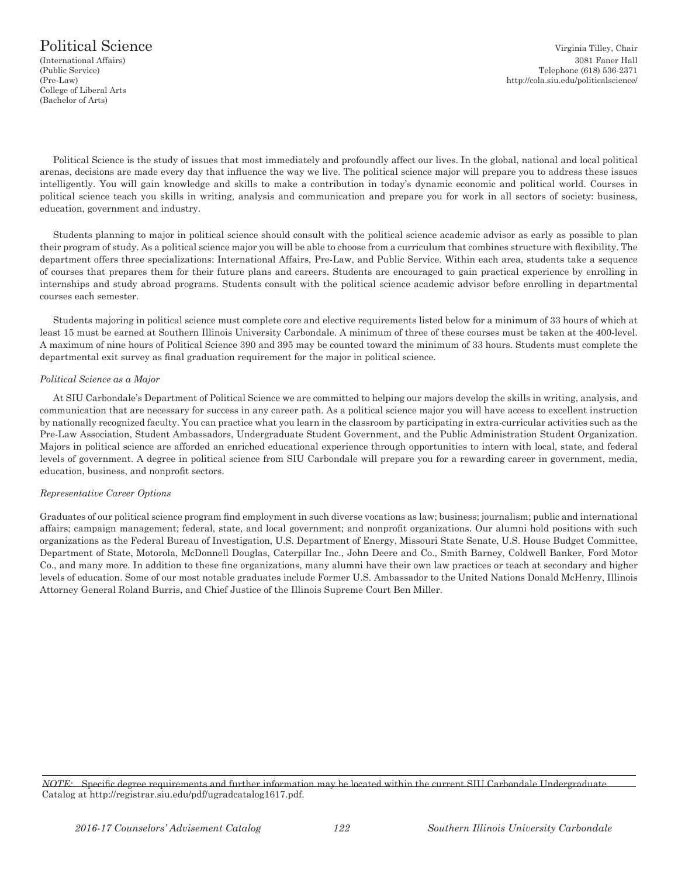# Political Science

(International Affairs)
(Public Service)
(Pre-Law)
College of Liberal Arts
(Bachelor of Arts)

Virginia Tilley, Chair
3081 Faner Hall
Telephone (618) 536-2371
http://cola.siu.edu/politicalscience/

Political Science is the study of issues that most immediately and profoundly affect our lives. In the global, national and local political arenas, decisions are made every day that influence the way we live. The political science major will prepare you to address these issues intelligently. You will gain knowledge and skills to make a contribution in today's dynamic economic and political world. Courses in political science teach you skills in writing, analysis and communication and prepare you for work in all sectors of society: business, education, government and industry.

Students planning to major in political science should consult with the political science academic advisor as early as possible to plan their program of study. As a political science major you will be able to choose from a curriculum that combines structure with flexibility. The department offers three specializations: International Affairs, Pre-Law, and Public Service. Within each area, students take a sequence of courses that prepares them for their future plans and careers. Students are encouraged to gain practical experience by enrolling in internships and study abroad programs. Students consult with the political science academic advisor before enrolling in departmental courses each semester.

Students majoring in political science must complete core and elective requirements listed below for a minimum of 33 hours of which at least 15 must be earned at Southern Illinois University Carbondale. A minimum of three of these courses must be taken at the 400-level. A maximum of nine hours of Political Science 390 and 395 may be counted toward the minimum of 33 hours. Students must complete the departmental exit survey as final graduation requirement for the major in political science.

*Political Science as a Major*

At SIU Carbondale's Department of Political Science we are committed to helping our majors develop the skills in writing, analysis, and communication that are necessary for success in any career path. As a political science major you will have access to excellent instruction by nationally recognized faculty. You can practice what you learn in the classroom by participating in extra-curricular activities such as the Pre-Law Association, Student Ambassadors, Undergraduate Student Government, and the Public Administration Student Organization. Majors in political science are afforded an enriched educational experience through opportunities to intern with local, state, and federal levels of government. A degree in political science from SIU Carbondale will prepare you for a rewarding career in government, media, education, business, and nonprofit sectors.

*Representative Career Options*

Graduates of our political science program find employment in such diverse vocations as law; business; journalism; public and international affairs; campaign management; federal, state, and local government; and nonprofit organizations. Our alumni hold positions with such organizations as the Federal Bureau of Investigation, U.S. Department of Energy, Missouri State Senate, U.S. House Budget Committee, Department of State, Motorola, McDonnell Douglas, Caterpillar Inc., John Deere and Co., Smith Barney, Coldwell Banker, Ford Motor Co., and many more. In addition to these fine organizations, many alumni have their own law practices or teach at secondary and higher levels of education. Some of our most notable graduates include Former U.S. Ambassador to the United Nations Donald McHenry, Illinois Attorney General Roland Burris, and Chief Justice of the Illinois Supreme Court Ben Miller.

*NOTE:* Specific degree requirements and further information may be located within the current SIU Carbondale Undergraduate Catalog at http://registrar.siu.edu/pdf/ugradcatalog1617.pdf.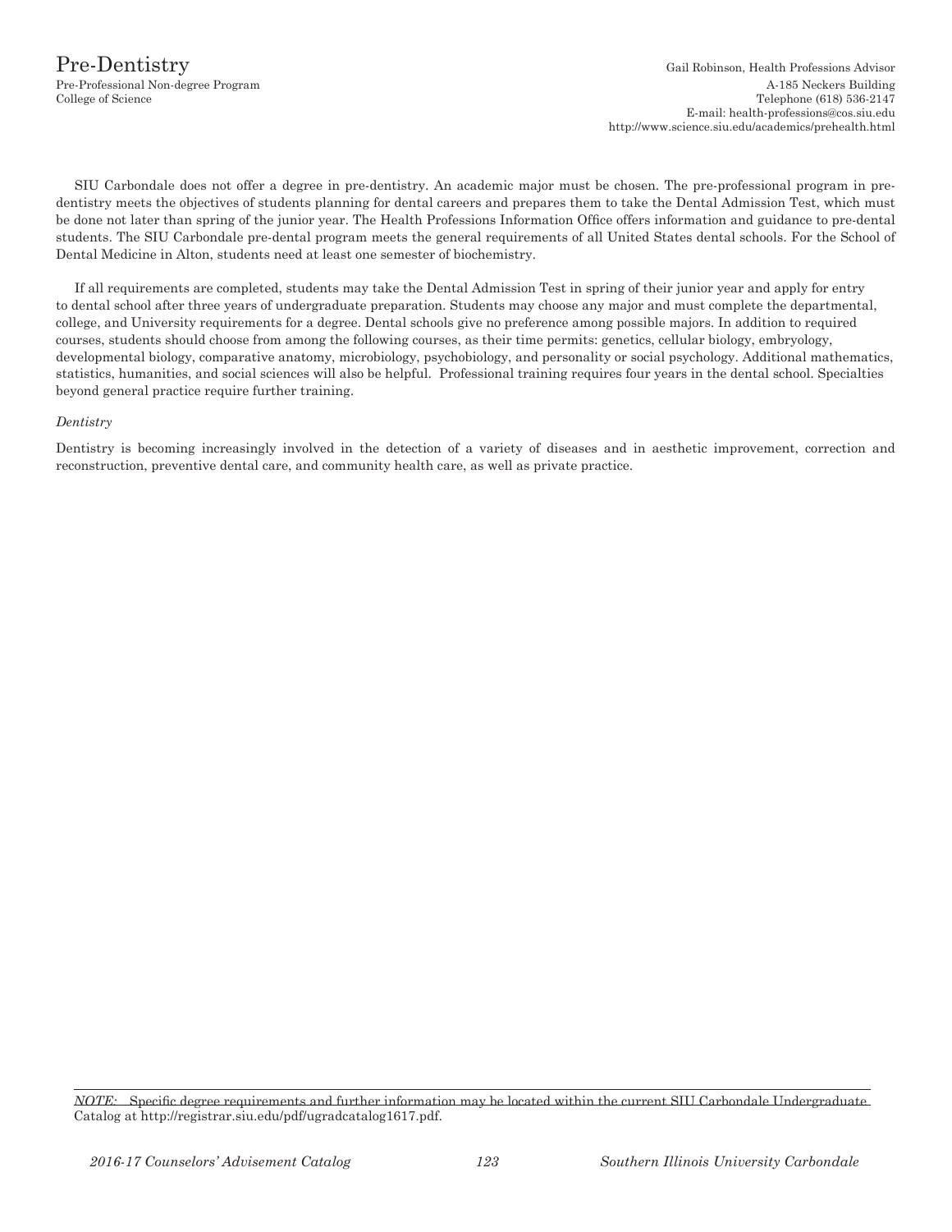# Pre-Dentistry

Pre-Professional Non-degree Program
College of Science

Gail Robinson, Health Professions Advisor
A-185 Neckers Building
Telephone (618) 536-2147
E-mail: health-professions@cos.siu.edu
http://www.science.siu.edu/academics/prehealth.html

SIU Carbondale does not offer a degree in pre-dentistry. An academic major must be chosen. The pre-professional program in pre-dentistry meets the objectives of students planning for dental careers and prepares them to take the Dental Admission Test, which must be done not later than spring of the junior year. The Health Professions Information Office offers information and guidance to pre-dental students. The SIU Carbondale pre-dental program meets the general requirements of all United States dental schools. For the School of Dental Medicine in Alton, students need at least one semester of biochemistry.

If all requirements are completed, students may take the Dental Admission Test in spring of their junior year and apply for entry to dental school after three years of undergraduate preparation. Students may choose any major and must complete the departmental, college, and University requirements for a degree. Dental schools give no preference among possible majors. In addition to required courses, students should choose from among the following courses, as their time permits: genetics, cellular biology, embryology, developmental biology, comparative anatomy, microbiology, psychobiology, and personality or social psychology. Additional mathematics, statistics, humanities, and social sciences will also be helpful. Professional training requires four years in the dental school. Specialties beyond general practice require further training.

*Dentistry*

Dentistry is becoming increasingly involved in the detection of a variety of diseases and in aesthetic improvement, correction and reconstruction, preventive dental care, and community health care, as well as private practice.

*NOTE:* Specific degree requirements and further information may be located within the current SIU Carbondale Undergraduate Catalog at http://registrar.siu.edu/pdf/ugradcatalog1617.pdf.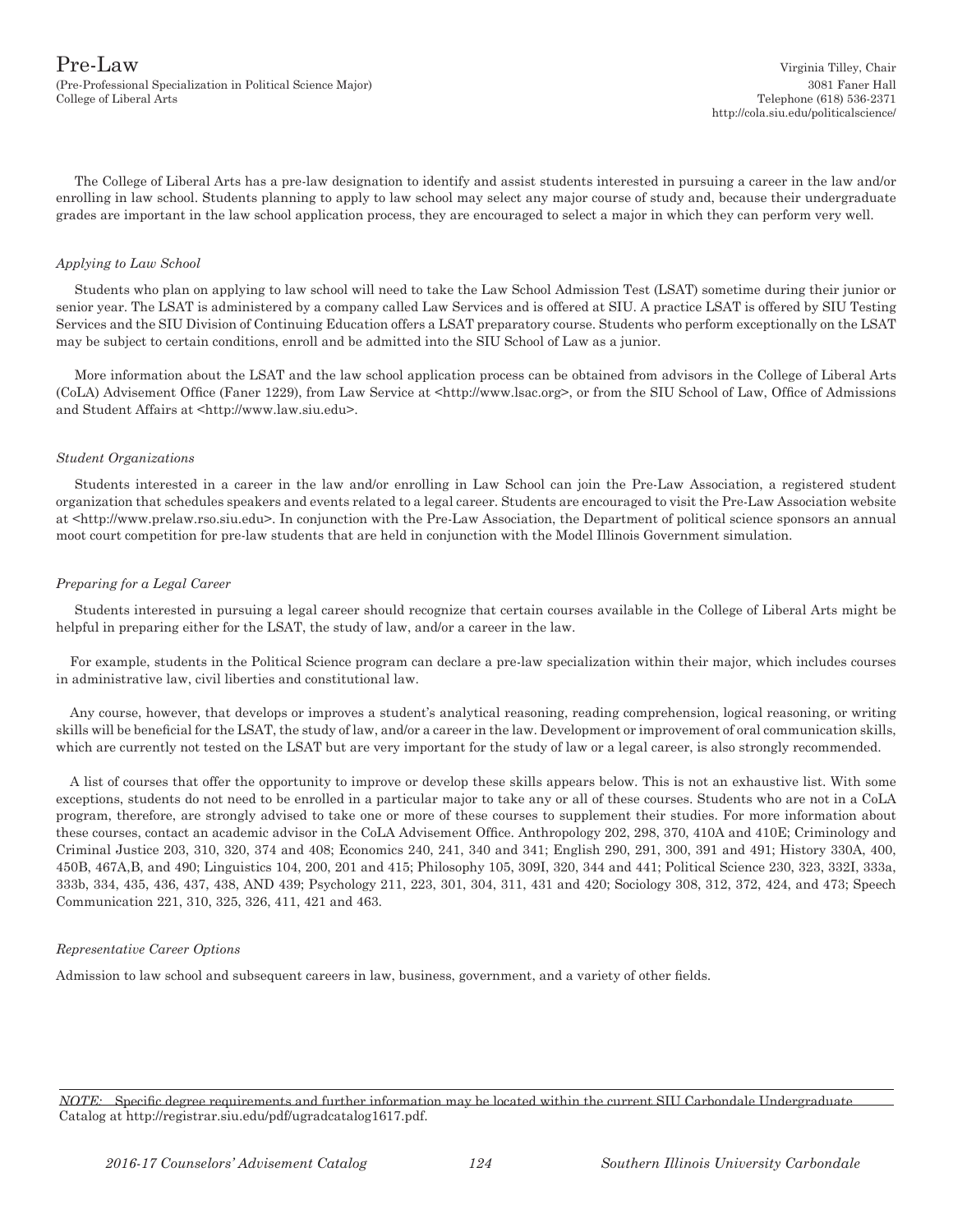# Pre-Law

(Pre-Professional Specialization in Political Science Major)
College of Liberal Arts

Virginia Tilley, Chair
3081 Faner Hall
Telephone (618) 536-2371
http://cola.siu.edu/politicalscience/

The College of Liberal Arts has a pre-law designation to identify and assist students interested in pursuing a career in the law and/or enrolling in law school. Students planning to apply to law school may select any major course of study and, because their undergraduate grades are important in the law school application process, they are encouraged to select a major in which they can perform very well.

*Applying to Law School*

Students who plan on applying to law school will need to take the Law School Admission Test (LSAT) sometime during their junior or senior year. The LSAT is administered by a company called Law Services and is offered at SIU. A practice LSAT is offered by SIU Testing Services and the SIU Division of Continuing Education offers a LSAT preparatory course. Students who perform exceptionally on the LSAT may be subject to certain conditions, enroll and be admitted into the SIU School of Law as a junior.

More information about the LSAT and the law school application process can be obtained from advisors in the College of Liberal Arts (CoLA) Advisement Office (Faner 1229), from Law Service at <http://www.lsac.org>, or from the SIU School of Law, Office of Admissions and Student Affairs at <http://www.law.siu.edu>.

*Student Organizations*

Students interested in a career in the law and/or enrolling in Law School can join the Pre-Law Association, a registered student organization that schedules speakers and events related to a legal career. Students are encouraged to visit the Pre-Law Association website at <http://www.prelaw.rso.siu.edu>. In conjunction with the Pre-Law Association, the Department of political science sponsors an annual moot court competition for pre-law students that are held in conjunction with the Model Illinois Government simulation.

*Preparing for a Legal Career*

Students interested in pursuing a legal career should recognize that certain courses available in the College of Liberal Arts might be helpful in preparing either for the LSAT, the study of law, and/or a career in the law.

For example, students in the Political Science program can declare a pre-law specialization within their major, which includes courses in administrative law, civil liberties and constitutional law.

Any course, however, that develops or improves a student's analytical reasoning, reading comprehension, logical reasoning, or writing skills will be beneficial for the LSAT, the study of law, and/or a career in the law. Development or improvement of oral communication skills, which are currently not tested on the LSAT but are very important for the study of law or a legal career, is also strongly recommended.

A list of courses that offer the opportunity to improve or develop these skills appears below. This is not an exhaustive list. With some exceptions, students do not need to be enrolled in a particular major to take any or all of these courses. Students who are not in a CoLA program, therefore, are strongly advised to take one or more of these courses to supplement their studies. For more information about these courses, contact an academic advisor in the CoLA Advisement Office. Anthropology 202, 298, 370, 410A and 410E; Criminology and Criminal Justice 203, 310, 320, 374 and 408; Economics 240, 241, 340 and 341; English 290, 291, 300, 391 and 491; History 330A, 400, 450B, 467A,B, and 490; Linguistics 104, 200, 201 and 415; Philosophy 105, 309I, 320, 344 and 441; Political Science 230, 323, 332I, 333a, 333b, 334, 435, 436, 437, 438, AND 439; Psychology 211, 223, 301, 304, 311, 431 and 420; Sociology 308, 312, 372, 424, and 473; Speech Communication 221, 310, 325, 326, 411, 421 and 463.

*Representative Career Options*

Admission to law school and subsequent careers in law, business, government, and a variety of other fields.

*NOTE:* Specific degree requirements and further information may be located within the current SIU Carbondale Undergraduate Catalog at http://registrar.siu.edu/pdf/ugradcatalog1617.pdf.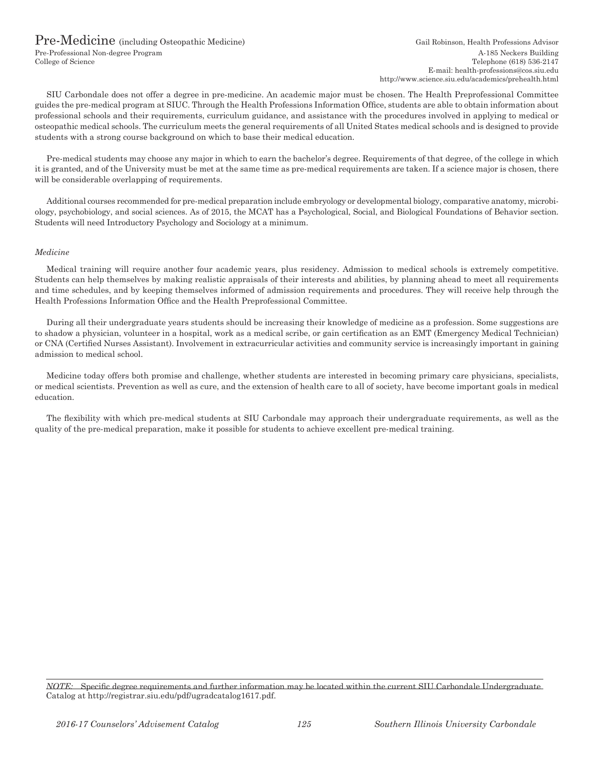# Pre-Medicine (including Osteopathic Medicine)

Pre-Professional Non-degree Program
College of Science

Gail Robinson, Health Professions Advisor
A-185 Neckers Building
Telephone (618) 536-2147
E-mail: health-professions@cos.siu.edu
http://www.science.siu.edu/academics/prehealth.html

SIU Carbondale does not offer a degree in pre-medicine. An academic major must be chosen. The Health Preprofessional Committee guides the pre-medical program at SIUC. Through the Health Professions Information Office, students are able to obtain information about professional schools and their requirements, curriculum guidance, and assistance with the procedures involved in applying to medical or osteopathic medical schools. The curriculum meets the general requirements of all United States medical schools and is designed to provide students with a strong course background on which to base their medical education.

Pre-medical students may choose any major in which to earn the bachelor's degree. Requirements of that degree, of the college in which it is granted, and of the University must be met at the same time as pre-medical requirements are taken. If a science major is chosen, there will be considerable overlapping of requirements.

Additional courses recommended for pre-medical preparation include embryology or developmental biology, comparative anatomy, microbiology, psychobiology, and social sciences. As of 2015, the MCAT has a Psychological, Social, and Biological Foundations of Behavior section. Students will need Introductory Psychology and Sociology at a minimum.

*Medicine*

Medical training will require another four academic years, plus residency. Admission to medical schools is extremely competitive. Students can help themselves by making realistic appraisals of their interests and abilities, by planning ahead to meet all requirements and time schedules, and by keeping themselves informed of admission requirements and procedures. They will receive help through the Health Professions Information Office and the Health Preprofessional Committee.

During all their undergraduate years students should be increasing their knowledge of medicine as a profession. Some suggestions are to shadow a physician, volunteer in a hospital, work as a medical scribe, or gain certification as an EMT (Emergency Medical Technician) or CNA (Certified Nurses Assistant). Involvement in extracurricular activities and community service is increasingly important in gaining admission to medical school.

Medicine today offers both promise and challenge, whether students are interested in becoming primary care physicians, specialists, or medical scientists. Prevention as well as cure, and the extension of health care to all of society, have become important goals in medical education.

The flexibility with which pre-medical students at SIU Carbondale may approach their undergraduate requirements, as well as the quality of the pre-medical preparation, make it possible for students to achieve excellent pre-medical training.

*NOTE:* Specific degree requirements and further information may be located within the current SIU Carbondale Undergraduate Catalog at http://registrar.siu.edu/pdf/ugradcatalog1617.pdf.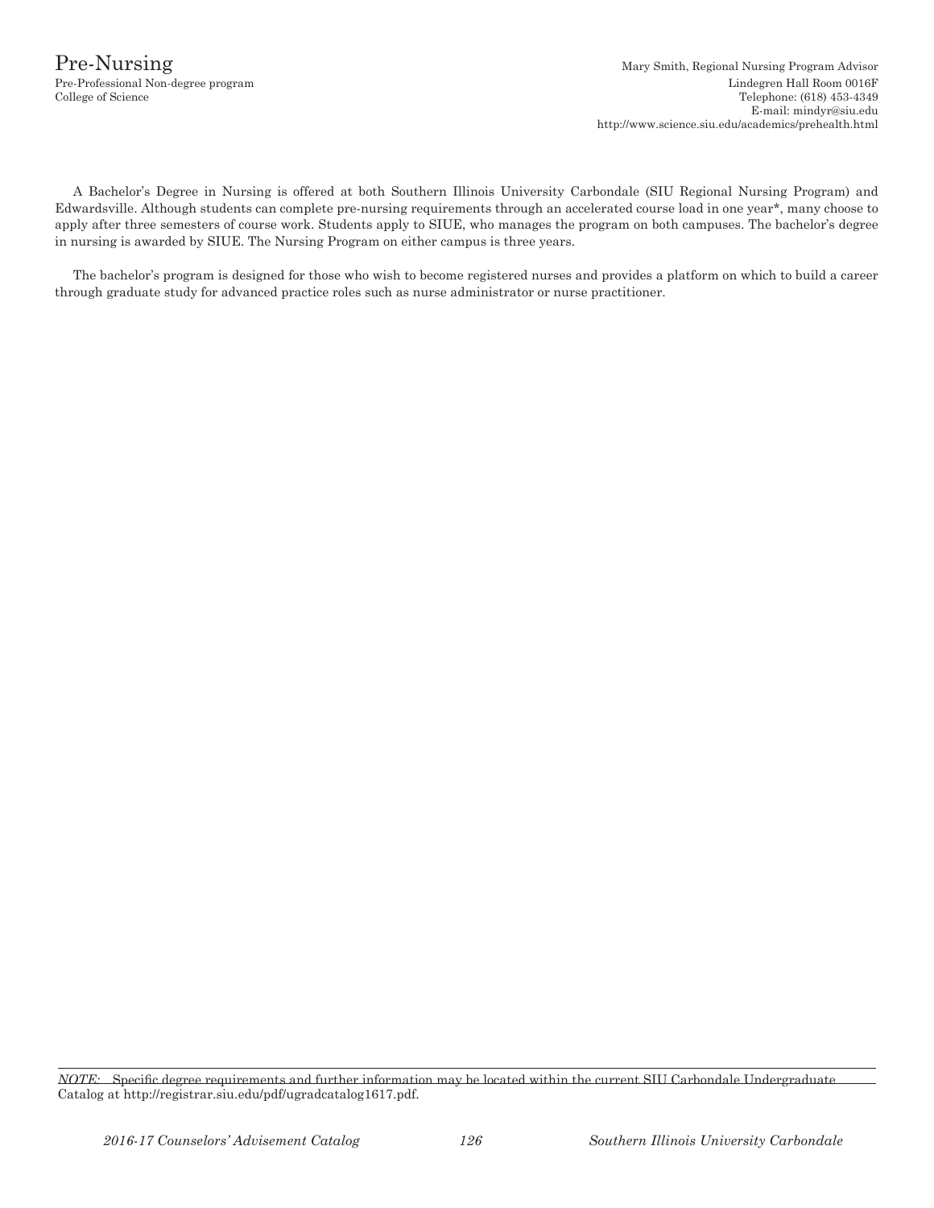# Pre-Nursing

Pre-Professional Non-degree program
College of Science

Mary Smith, Regional Nursing Program Advisor
Lindegren Hall Room 0016F
Telephone: (618) 453-4349
E-mail: mindyr@siu.edu
http://www.science.siu.edu/academics/prehealth.html

A Bachelor's Degree in Nursing is offered at both Southern Illinois University Carbondale (SIU Regional Nursing Program) and Edwardsville. Although students can complete pre-nursing requirements through an accelerated course load in one year*, many choose to apply after three semesters of course work. Students apply to SIUE, who manages the program on both campuses. The bachelor's degree in nursing is awarded by SIUE. The Nursing Program on either campus is three years.

The bachelor's program is designed for those who wish to become registered nurses and provides a platform on which to build a career through graduate study for advanced practice roles such as nurse administrator or nurse practitioner.

*NOTE:* Specific degree requirements and further information may be located within the current SIU Carbondale Undergraduate Catalog at http://registrar.siu.edu/pdf/ugradcatalog1617.pdf.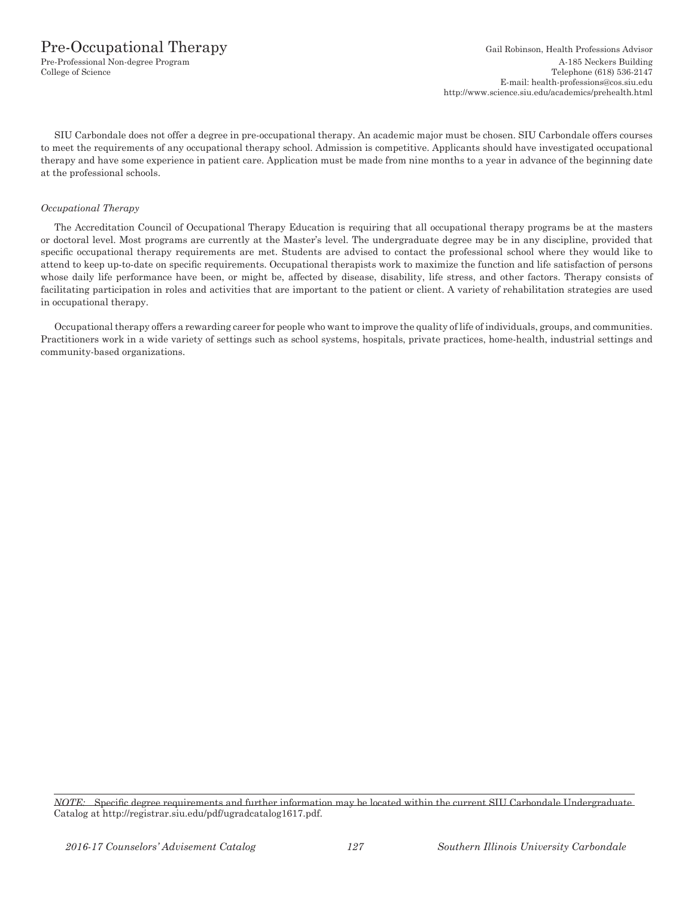# Pre-Occupational Therapy

Pre-Professional Non-degree Program
College of Science

Gail Robinson, Health Professions Advisor
A-185 Neckers Building
Telephone (618) 536-2147
E-mail: health-professions@cos.siu.edu
http://www.science.siu.edu/academics/prehealth.html

SIU Carbondale does not offer a degree in pre-occupational therapy. An academic major must be chosen. SIU Carbondale offers courses to meet the requirements of any occupational therapy school. Admission is competitive. Applicants should have investigated occupational therapy and have some experience in patient care. Application must be made from nine months to a year in advance of the beginning date at the professional schools.

*Occupational Therapy*

The Accreditation Council of Occupational Therapy Education is requiring that all occupational therapy programs be at the masters or doctoral level. Most programs are currently at the Master's level. The undergraduate degree may be in any discipline, provided that specific occupational therapy requirements are met. Students are advised to contact the professional school where they would like to attend to keep up-to-date on specific requirements. Occupational therapists work to maximize the function and life satisfaction of persons whose daily life performance have been, or might be, affected by disease, disability, life stress, and other factors. Therapy consists of facilitating participation in roles and activities that are important to the patient or client. A variety of rehabilitation strategies are used in occupational therapy.

Occupational therapy offers a rewarding career for people who want to improve the quality of life of individuals, groups, and communities. Practitioners work in a wide variety of settings such as school systems, hospitals, private practices, home-health, industrial settings and community-based organizations.

*NOTE:* Specific degree requirements and further information may be located within the current SIU Carbondale Undergraduate Catalog at http://registrar.siu.edu/pdf/ugradcatalog1617.pdf.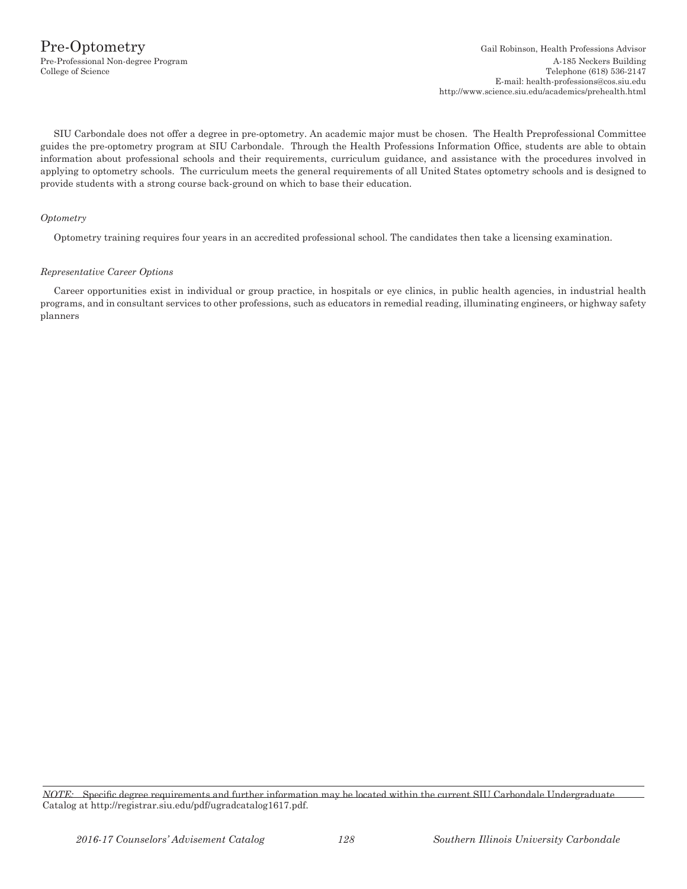# Pre-Optometry

Pre-Professional Non-degree Program
College of Science

Gail Robinson, Health Professions Advisor
A-185 Neckers Building
Telephone (618) 536-2147
E-mail: health-professions@cos.siu.edu
http://www.science.siu.edu/academics/prehealth.html

SIU Carbondale does not offer a degree in pre-optometry. An academic major must be chosen. The Health Preprofessional Committee guides the pre-optometry program at SIU Carbondale. Through the Health Professions Information Office, students are able to obtain information about professional schools and their requirements, curriculum guidance, and assistance with the procedures involved in applying to optometry schools. The curriculum meets the general requirements of all United States optometry schools and is designed to provide students with a strong course back-ground on which to base their education.

*Optometry*

Optometry training requires four years in an accredited professional school. The candidates then take a licensing examination.

*Representative Career Options*

Career opportunities exist in individual or group practice, in hospitals or eye clinics, in public health agencies, in industrial health programs, and in consultant services to other professions, such as educators in remedial reading, illuminating engineers, or highway safety planners

*NOTE:* Specific degree requirements and further information may be located within the current SIU Carbondale Undergraduate Catalog at http://registrar.siu.edu/pdf/ugradcatalog1617.pdf.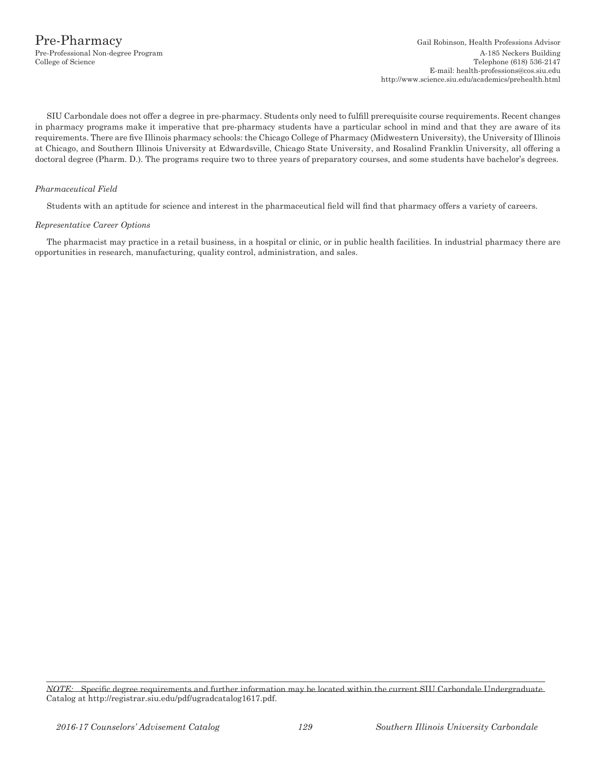# Pre-Pharmacy

Pre-Professional Non-degree Program
College of Science

Gail Robinson, Health Professions Advisor
A-185 Neckers Building
Telephone (618) 536-2147
E-mail: health-professions@cos.siu.edu
http://www.science.siu.edu/academics/prehealth.html

SIU Carbondale does not offer a degree in pre-pharmacy. Students only need to fulfill prerequisite course requirements. Recent changes in pharmacy programs make it imperative that pre-pharmacy students have a particular school in mind and that they are aware of its requirements. There are five Illinois pharmacy schools: the Chicago College of Pharmacy (Midwestern University), the University of Illinois at Chicago, and Southern Illinois University at Edwardsville, Chicago State University, and Rosalind Franklin University, all offering a doctoral degree (Pharm. D.). The programs require two to three years of preparatory courses, and some students have bachelor's degrees.

*Pharmaceutical Field*

Students with an aptitude for science and interest in the pharmaceutical field will find that pharmacy offers a variety of careers.

*Representative Career Options*

The pharmacist may practice in a retail business, in a hospital or clinic, or in public health facilities. In industrial pharmacy there are opportunities in research, manufacturing, quality control, administration, and sales.

*NOTE:* Specific degree requirements and further information may be located within the current SIU Carbondale Undergraduate Catalog at http://registrar.siu.edu/pdf/ugradcatalog1617.pdf.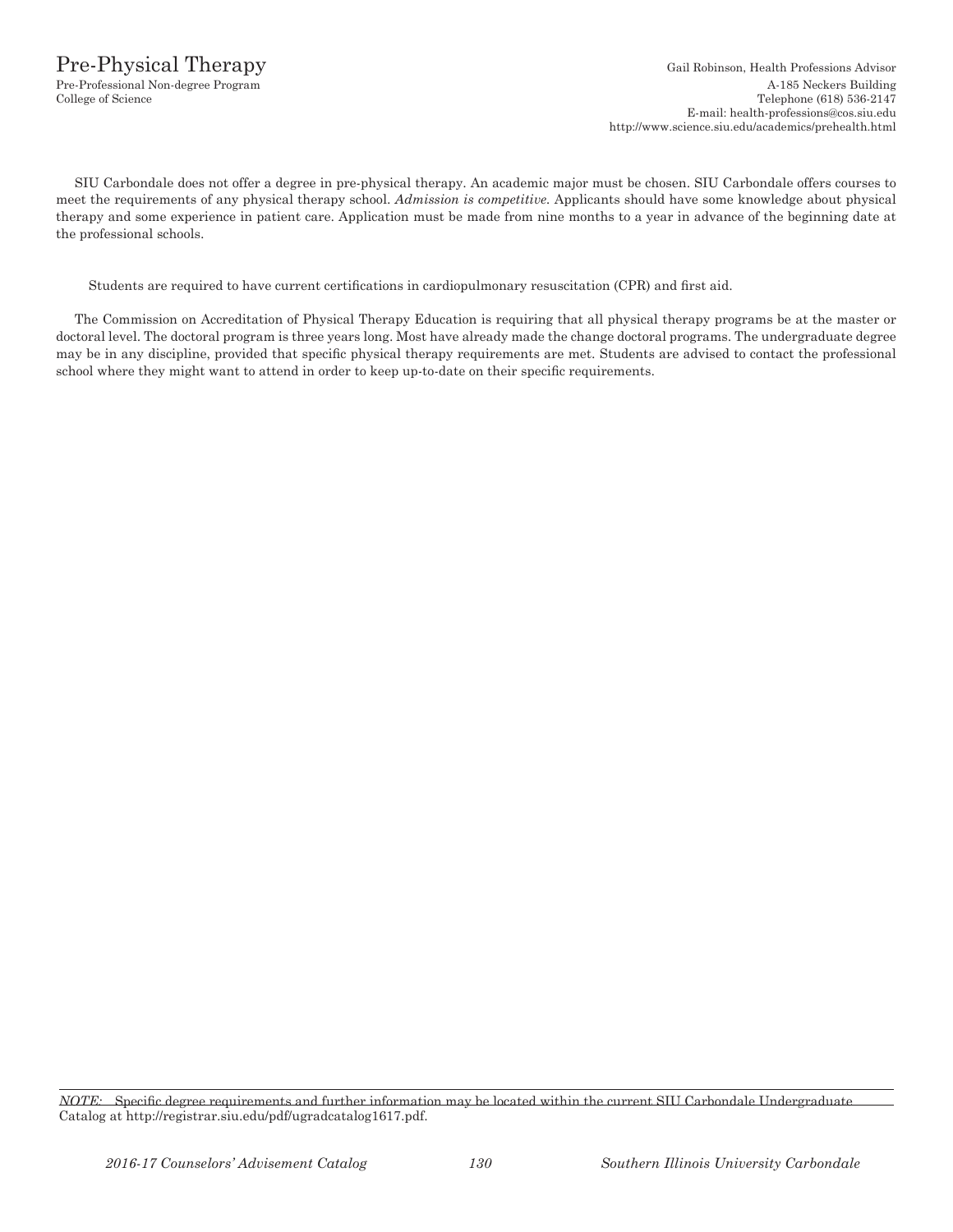# Pre-Physical Therapy

Pre-Professional Non-degree Program
College of Science

Gail Robinson, Health Professions Advisor
A-185 Neckers Building
Telephone (618) 536-2147
E-mail: health-professions@cos.siu.edu
http://www.science.siu.edu/academics/prehealth.html

SIU Carbondale does not offer a degree in pre-physical therapy. An academic major must be chosen. SIU Carbondale offers courses to meet the requirements of any physical therapy school. *Admission is competitive.* Applicants should have some knowledge about physical therapy and some experience in patient care. Application must be made from nine months to a year in advance of the beginning date at the professional schools.

Students are required to have current certifications in cardiopulmonary resuscitation (CPR) and first aid.

The Commission on Accreditation of Physical Therapy Education is requiring that all physical therapy programs be at the master or doctoral level. The doctoral program is three years long. Most have already made the change doctoral programs. The undergraduate degree may be in any discipline, provided that specific physical therapy requirements are met. Students are advised to contact the professional school where they might want to attend in order to keep up-to-date on their specific requirements.

*NOTE:* Specific degree requirements and further information may be located within the current SIU Carbondale Undergraduate Catalog at http://registrar.siu.edu/pdf/ugradcatalog1617.pdf.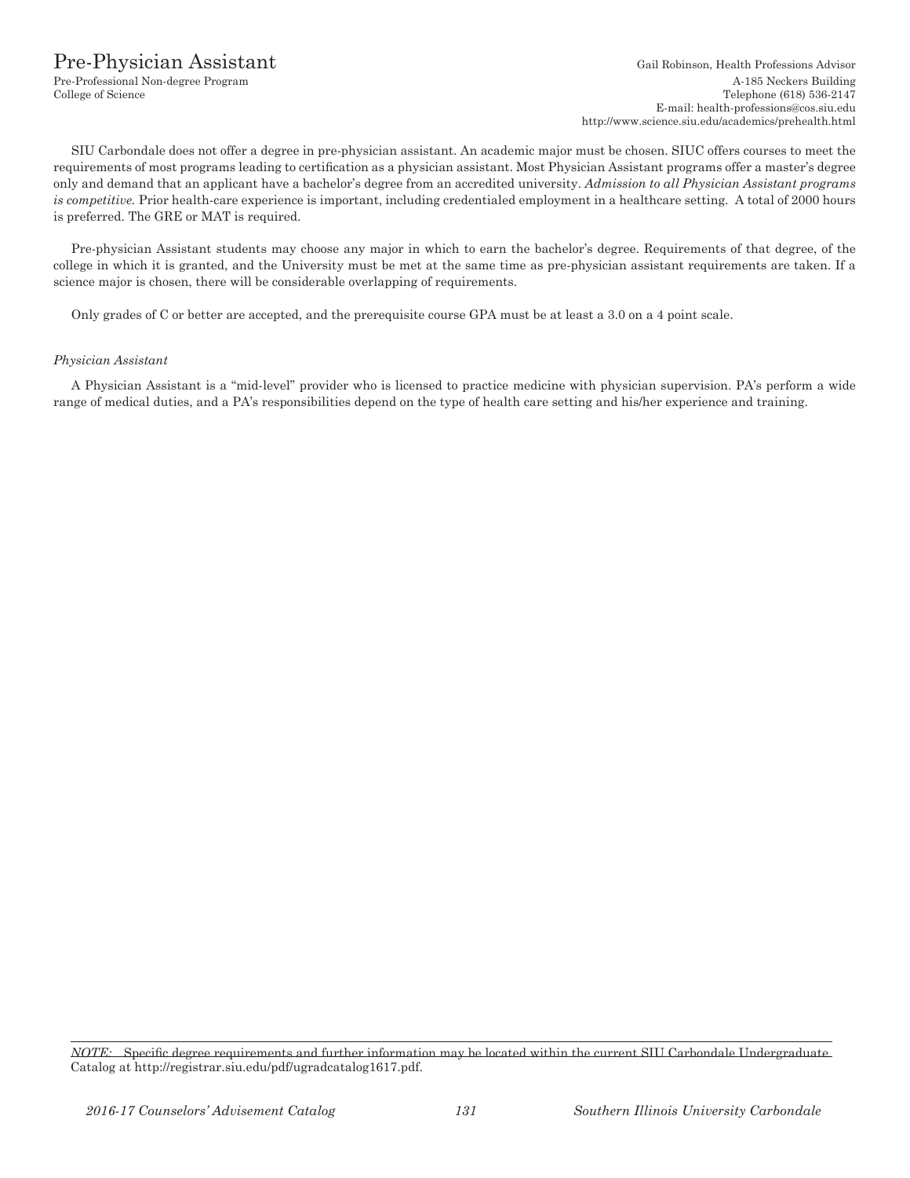# Pre-Physician Assistant

Pre-Professional Non-degree Program
College of Science

Gail Robinson, Health Professions Advisor
A-185 Neckers Building
Telephone (618) 536-2147
E-mail: health-professions@cos.siu.edu
http://www.science.siu.edu/academics/prehealth.html

SIU Carbondale does not offer a degree in pre-physician assistant. An academic major must be chosen. SIUC offers courses to meet the requirements of most programs leading to certification as a physician assistant. Most Physician Assistant programs offer a master's degree only and demand that an applicant have a bachelor's degree from an accredited university. *Admission to all Physician Assistant programs is competitive.* Prior health-care experience is important, including credentialed employment in a healthcare setting. A total of 2000 hours is preferred. The GRE or MAT is required.

Pre-physician Assistant students may choose any major in which to earn the bachelor's degree. Requirements of that degree, of the college in which it is granted, and the University must be met at the same time as pre-physician assistant requirements are taken. If a science major is chosen, there will be considerable overlapping of requirements.

Only grades of C or better are accepted, and the prerequisite course GPA must be at least a 3.0 on a 4 point scale.

*Physician Assistant*

A Physician Assistant is a "mid-level" provider who is licensed to practice medicine with physician supervision. PA's perform a wide range of medical duties, and a PA's responsibilities depend on the type of health care setting and his/her experience and training.

*NOTE:* Specific degree requirements and further information may be located within the current SIU Carbondale Undergraduate Catalog at http://registrar.siu.edu/pdf/ugradcatalog1617.pdf.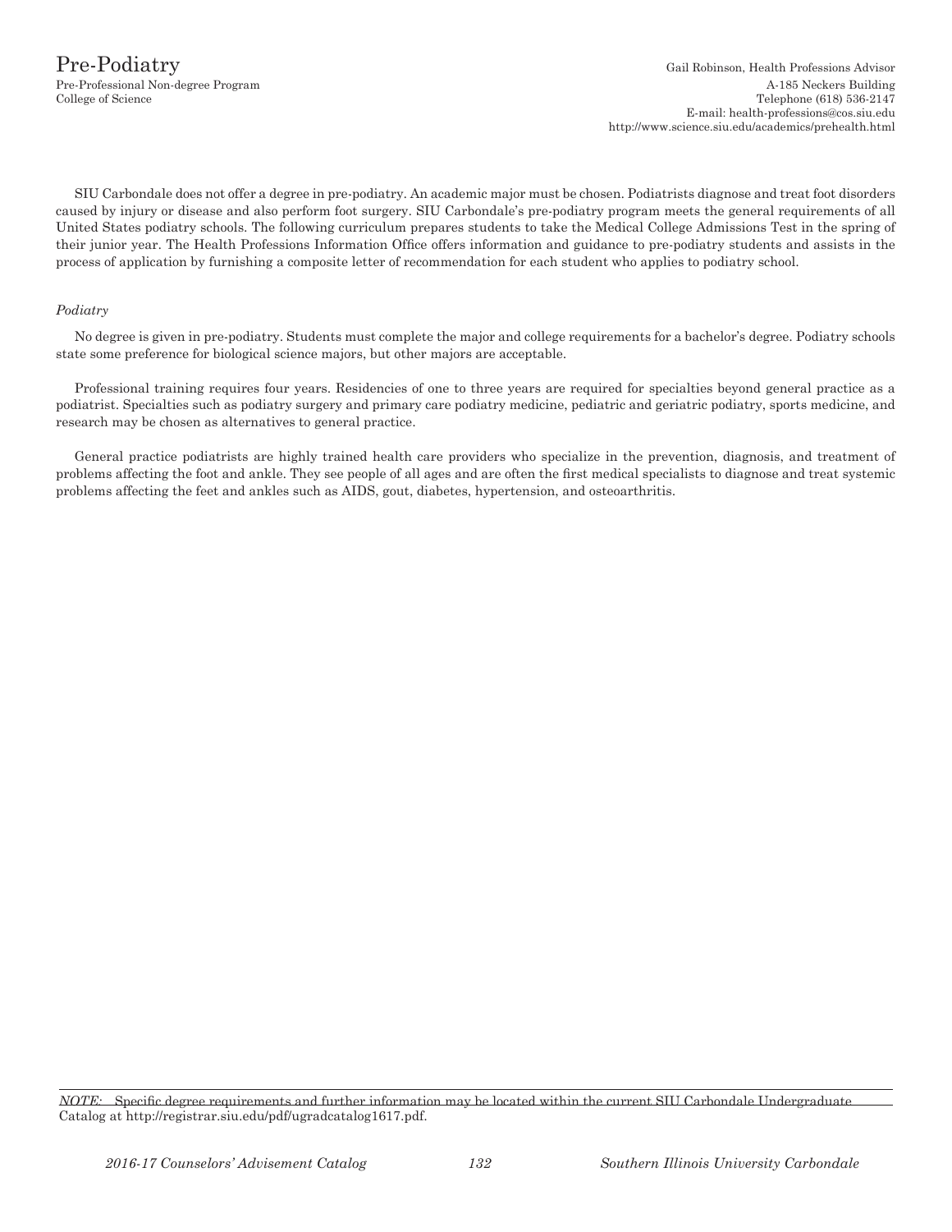# Pre-Podiatry

Pre-Professional Non-degree Program
College of Science

Gail Robinson, Health Professions Advisor
A-185 Neckers Building
Telephone (618) 536-2147
E-mail: health-professions@cos.siu.edu
http://www.science.siu.edu/academics/prehealth.html

SIU Carbondale does not offer a degree in pre-podiatry. An academic major must be chosen. Podiatrists diagnose and treat foot disorders caused by injury or disease and also perform foot surgery. SIU Carbondale's pre-podiatry program meets the general requirements of all United States podiatry schools. The following curriculum prepares students to take the Medical College Admissions Test in the spring of their junior year. The Health Professions Information Office offers information and guidance to pre-podiatry students and assists in the process of application by furnishing a composite letter of recommendation for each student who applies to podiatry school.

*Podiatry*

No degree is given in pre-podiatry. Students must complete the major and college requirements for a bachelor's degree. Podiatry schools state some preference for biological science majors, but other majors are acceptable.

Professional training requires four years. Residencies of one to three years are required for specialties beyond general practice as a podiatrist. Specialties such as podiatry surgery and primary care podiatry medicine, pediatric and geriatric podiatry, sports medicine, and research may be chosen as alternatives to general practice.

General practice podiatrists are highly trained health care providers who specialize in the prevention, diagnosis, and treatment of problems affecting the foot and ankle. They see people of all ages and are often the first medical specialists to diagnose and treat systemic problems affecting the feet and ankles such as AIDS, gout, diabetes, hypertension, and osteoarthritis.

*NOTE:* Specific degree requirements and further information may be located within the current SIU Carbondale Undergraduate Catalog at http://registrar.siu.edu/pdf/ugradcatalog1617.pdf.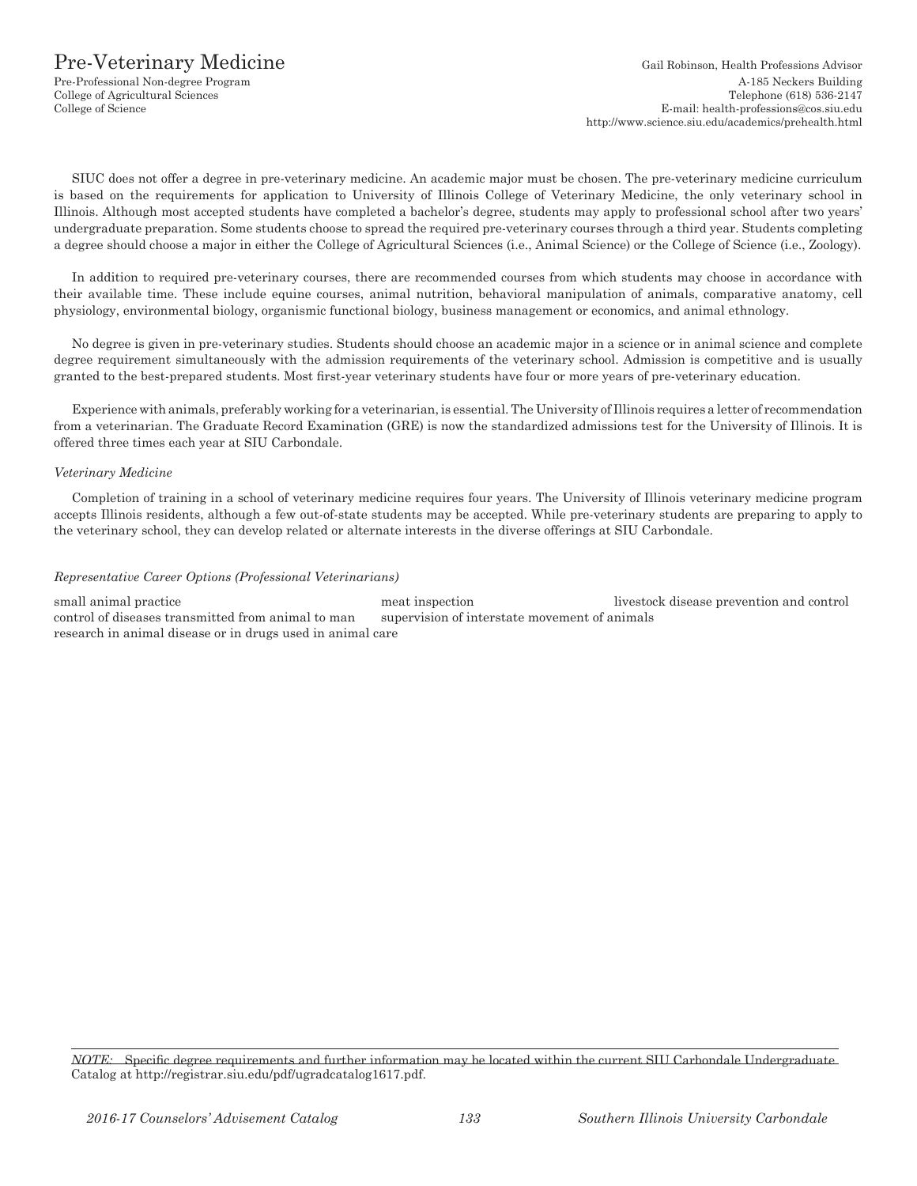# Pre-Veterinary Medicine

Pre-Professional Non-degree Program
College of Agricultural Sciences
College of Science

Gail Robinson, Health Professions Advisor
A-185 Neckers Building
Telephone (618) 536-2147
E-mail: health-professions@cos.siu.edu
http://www.science.siu.edu/academics/prehealth.html

SIUC does not offer a degree in pre-veterinary medicine. An academic major must be chosen. The pre-veterinary medicine curriculum is based on the requirements for application to University of Illinois College of Veterinary Medicine, the only veterinary school in Illinois. Although most accepted students have completed a bachelor's degree, students may apply to professional school after two years' undergraduate preparation. Some students choose to spread the required pre-veterinary courses through a third year. Students completing a degree should choose a major in either the College of Agricultural Sciences (i.e., Animal Science) or the College of Science (i.e., Zoology).

In addition to required pre-veterinary courses, there are recommended courses from which students may choose in accordance with their available time. These include equine courses, animal nutrition, behavioral manipulation of animals, comparative anatomy, cell physiology, environmental biology, organismic functional biology, business management or economics, and animal ethnology.

No degree is given in pre-veterinary studies. Students should choose an academic major in a science or in animal science and complete degree requirement simultaneously with the admission requirements of the veterinary school. Admission is competitive and is usually granted to the best-prepared students. Most first-year veterinary students have four or more years of pre-veterinary education.

Experience with animals, preferably working for a veterinarian, is essential. The University of Illinois requires a letter of recommendation from a veterinarian. The Graduate Record Examination (GRE) is now the standardized admissions test for the University of Illinois. It is offered three times each year at SIU Carbondale.

*Veterinary Medicine*

Completion of training in a school of veterinary medicine requires four years. The University of Illinois veterinary medicine program accepts Illinois residents, although a few out-of-state students may be accepted. While pre-veterinary students are preparing to apply to the veterinary school, they can develop related or alternate interests in the diverse offerings at SIU Carbondale.

*Representative Career Options (Professional Veterinarians)*

- small animal practice
- meat inspection
- livestock disease prevention and control
- control of diseases transmitted from animal to man
- supervision of interstate movement of animals
- research in animal disease or in drugs used in animal care

*NOTE:* Specific degree requirements and further information may be located within the current SIU Carbondale Undergraduate Catalog at http://registrar.siu.edu/pdf/ugradcatalog1617.pdf.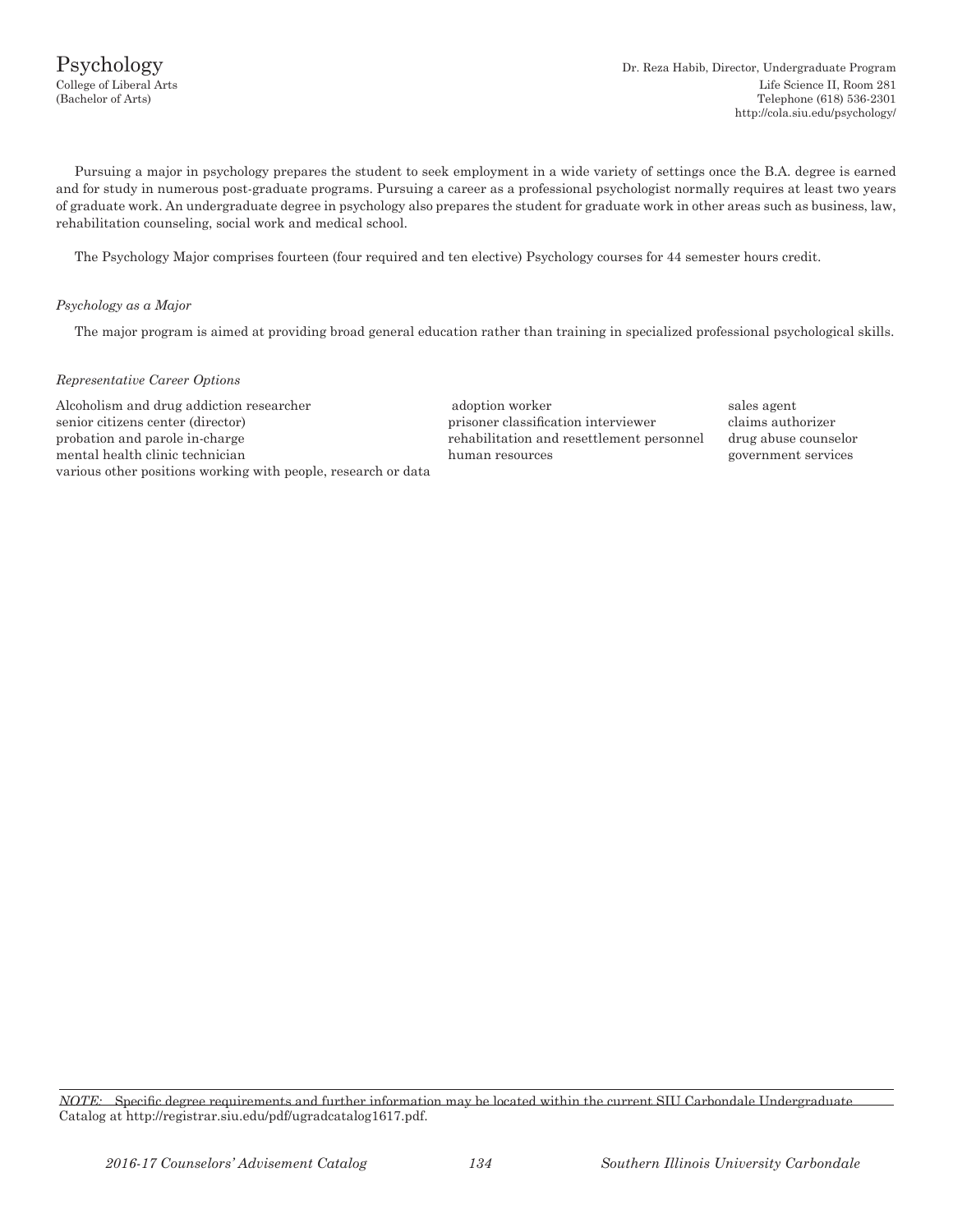# Psychology

College of Liberal Arts
(Bachelor of Arts)

Dr. Reza Habib, Director, Undergraduate Program
Life Science II, Room 281
Telephone (618) 536-2301
http://cola.siu.edu/psychology/

Pursuing a major in psychology prepares the student to seek employment in a wide variety of settings once the B.A. degree is earned and for study in numerous post-graduate programs. Pursuing a career as a professional psychologist normally requires at least two years of graduate work. An undergraduate degree in psychology also prepares the student for graduate work in other areas such as business, law, rehabilitation counseling, social work and medical school.

The Psychology Major comprises fourteen (four required and ten elective) Psychology courses for 44 semester hours credit.

*Psychology as a Major*

The major program is aimed at providing broad general education rather than training in specialized professional psychological skills.

*Representative Career Options*

Alcoholism and drug addiction researcher
senior citizens center (director)
probation and parole in-charge
mental health clinic technician
various other positions working with people, research or data
adoption worker
prisoner classification interviewer
rehabilitation and resettlement personnel
human resources
sales agent
claims authorizer
drug abuse counselor
government services

*NOTE:* Specific degree requirements and further information may be located within the current SIU Carbondale Undergraduate Catalog at http://registrar.siu.edu/pdf/ugradcatalog1617.pdf.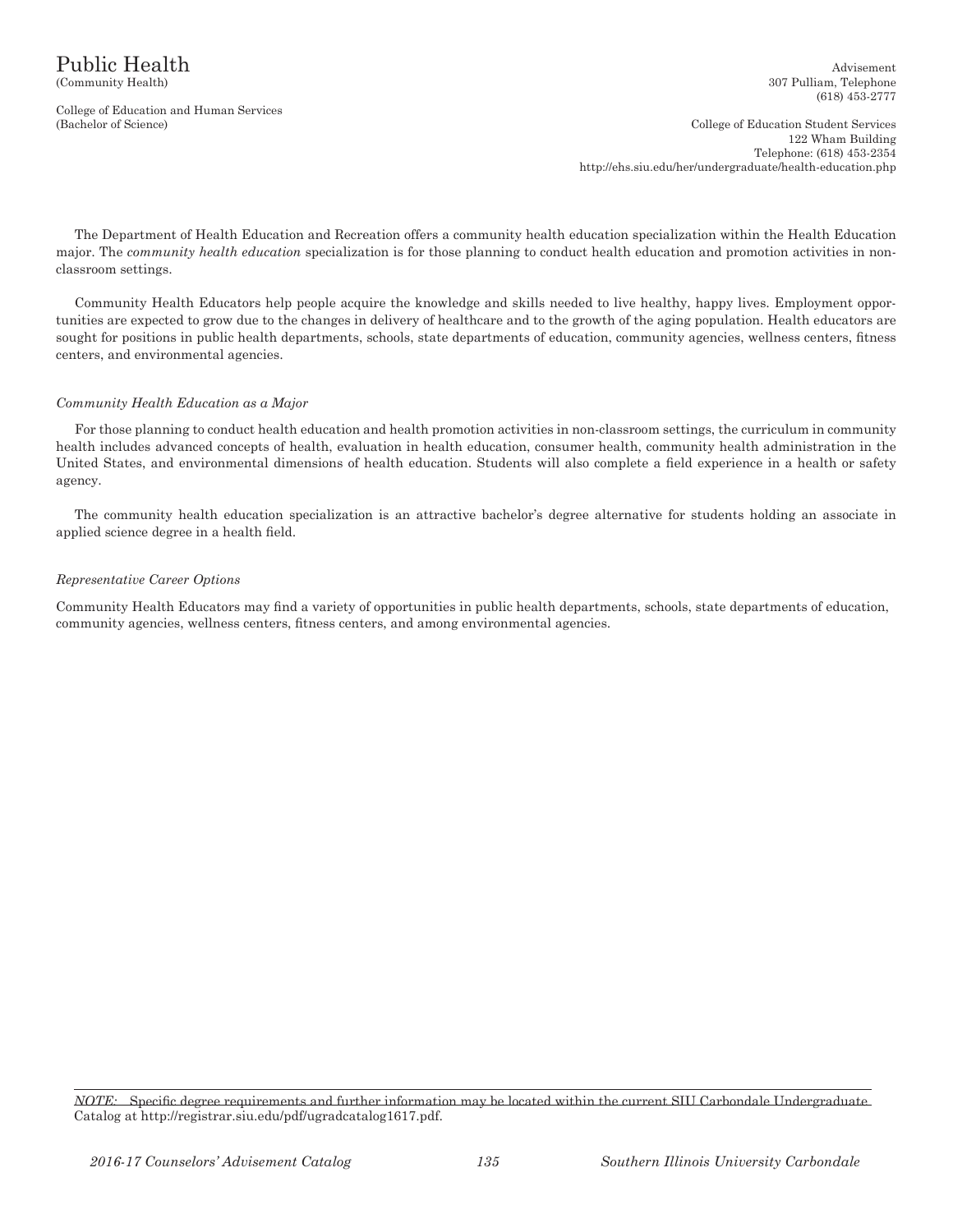# Public Health
(Community Health)

College of Education and Human Services
(Bachelor of Science)

Advisement
307 Pulliam, Telephone
(618) 453-2777

College of Education Student Services
122 Wham Building
Telephone: (618) 453-2354
http://ehs.siu.edu/her/undergraduate/health-education.php

The Department of Health Education and Recreation offers a community health education specialization within the Health Education major. The *community health education* specialization is for those planning to conduct health education and promotion activities in non-classroom settings.

Community Health Educators help people acquire the knowledge and skills needed to live healthy, happy lives. Employment opportunities are expected to grow due to the changes in delivery of healthcare and to the growth of the aging population. Health educators are sought for positions in public health departments, schools, state departments of education, community agencies, wellness centers, fitness centers, and environmental agencies.

*Community Health Education as a Major*

For those planning to conduct health education and health promotion activities in non-classroom settings, the curriculum in community health includes advanced concepts of health, evaluation in health education, consumer health, community health administration in the United States, and environmental dimensions of health education. Students will also complete a field experience in a health or safety agency.

The community health education specialization is an attractive bachelor's degree alternative for students holding an associate in applied science degree in a health field.

*Representative Career Options*

Community Health Educators may find a variety of opportunities in public health departments, schools, state departments of education, community agencies, wellness centers, fitness centers, and among environmental agencies.

---

*NOTE:* Specific degree requirements and further information may be located within the current SIU Carbondale Undergraduate Catalog at http://registrar.siu.edu/pdf/ugradcatalog1617.pdf.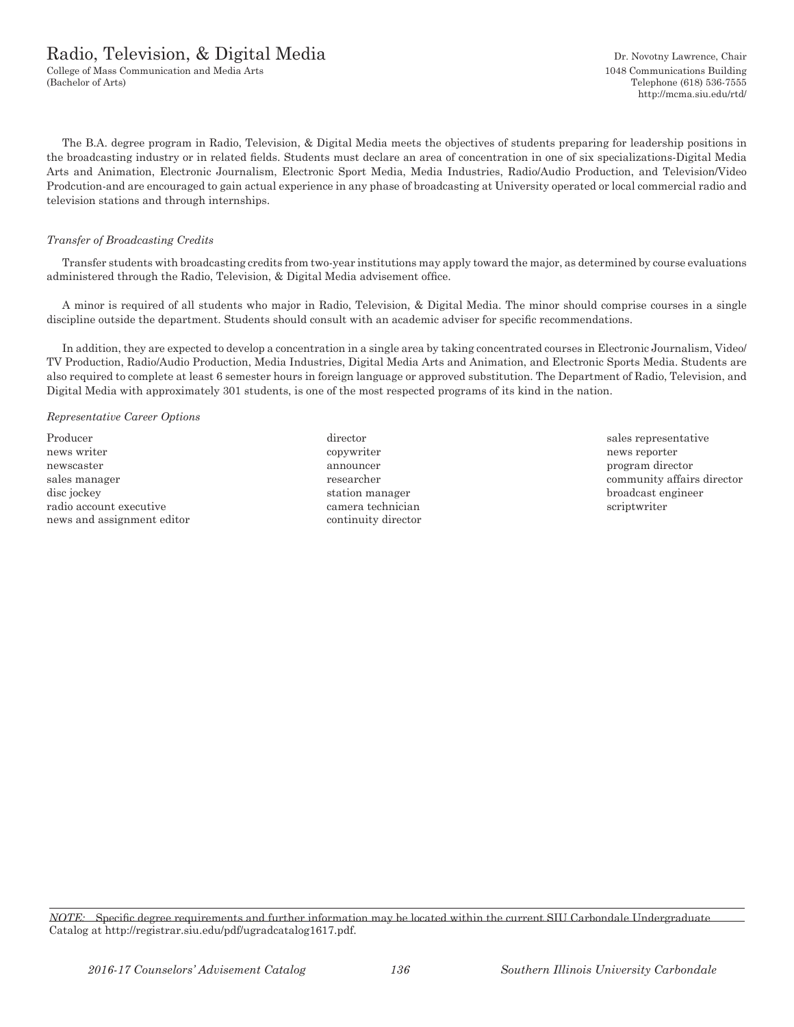# Radio, Television, & Digital Media

College of Mass Communication and Media Arts
(Bachelor of Arts)

Dr. Novotny Lawrence, Chair
1048 Communications Building
Telephone (618) 536-7555
http://mcma.siu.edu/rtd/

The B.A. degree program in Radio, Television, & Digital Media meets the objectives of students preparing for leadership positions in the broadcasting industry or in related fields. Students must declare an area of concentration in one of six specializations-Digital Media Arts and Animation, Electronic Journalism, Electronic Sport Media, Media Industries, Radio/Audio Production, and Television/Video Prodcution-and are encouraged to gain actual experience in any phase of broadcasting at University operated or local commercial radio and television stations and through internships.

*Transfer of Broadcasting Credits*

Transfer students with broadcasting credits from two-year institutions may apply toward the major, as determined by course evaluations administered through the Radio, Television, & Digital Media advisement office.

A minor is required of all students who major in Radio, Television, & Digital Media. The minor should comprise courses in a single discipline outside the department. Students should consult with an academic adviser for specific recommendations.

In addition, they are expected to develop a concentration in a single area by taking concentrated courses in Electronic Journalism, Video/TV Production, Radio/Audio Production, Media Industries, Digital Media Arts and Animation, and Electronic Sports Media. Students are also required to complete at least 6 semester hours in foreign language or approved substitution. The Department of Radio, Television, and Digital Media with approximately 301 students, is one of the most respected programs of its kind in the nation.

*Representative Career Options*

Producer
news writer
newscaster
sales manager
disc jockey
radio account executive
news and assignment editor
director
copywriter
announcer
researcher
station manager
camera technician
continuity director
sales representative
news reporter
program director
community affairs director
broadcast engineer
scriptwriter

*NOTE:* Specific degree requirements and further information may be located within the current SIU Carbondale Undergraduate Catalog at http://registrar.siu.edu/pdf/ugradcatalog1617.pdf.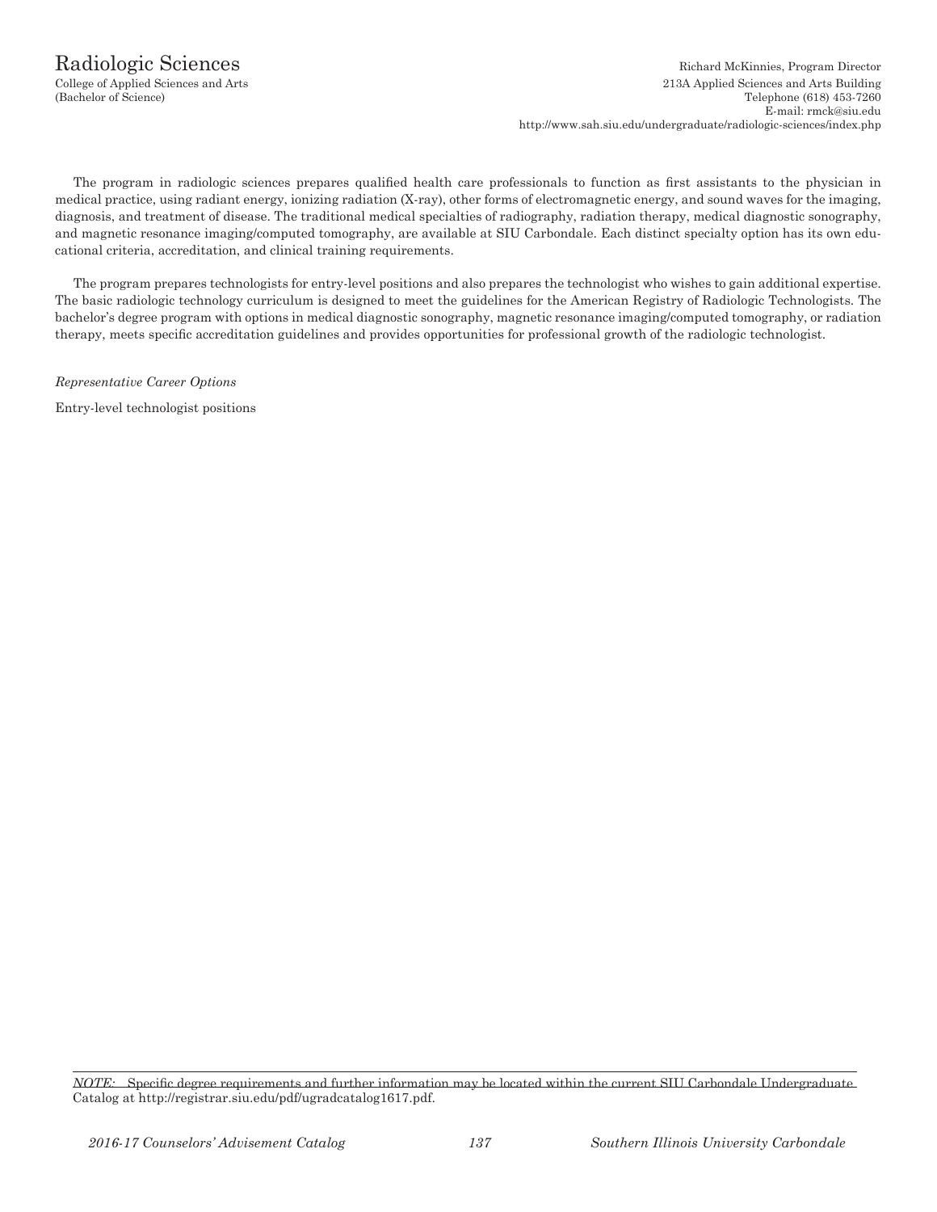# Radiologic Sciences

College of Applied Sciences and Arts
(Bachelor of Science)

Richard McKinnies, Program Director
213A Applied Sciences and Arts Building
Telephone (618) 453-7260
E-mail: rmck@siu.edu
http://www.sah.siu.edu/undergraduate/radiologic-sciences/index.php

The program in radiologic sciences prepares qualified health care professionals to function as first assistants to the physician in medical practice, using radiant energy, ionizing radiation (X-ray), other forms of electromagnetic energy, and sound waves for the imaging, diagnosis, and treatment of disease. The traditional medical specialties of radiography, radiation therapy, medical diagnostic sonography, and magnetic resonance imaging/computed tomography, are available at SIU Carbondale. Each distinct specialty option has its own educational criteria, accreditation, and clinical training requirements.

The program prepares technologists for entry-level positions and also prepares the technologist who wishes to gain additional expertise. The basic radiologic technology curriculum is designed to meet the guidelines for the American Registry of Radiologic Technologists. The bachelor's degree program with options in medical diagnostic sonography, magnetic resonance imaging/computed tomography, or radiation therapy, meets specific accreditation guidelines and provides opportunities for professional growth of the radiologic technologist.

*Representative Career Options*

Entry-level technologist positions

*NOTE:* Specific degree requirements and further information may be located within the current SIU Carbondale Undergraduate Catalog at http://registrar.siu.edu/pdf/ugradcatalog1617.pdf.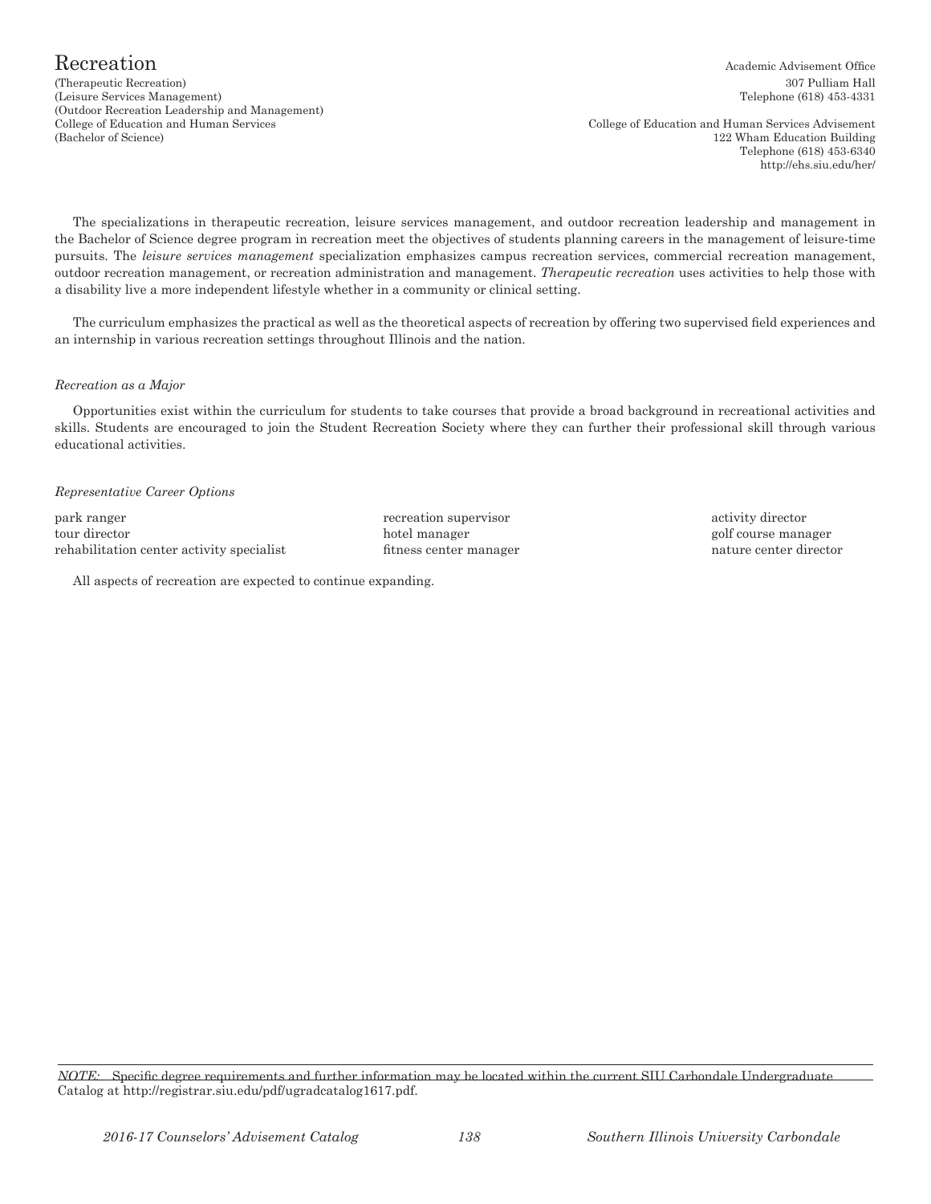# Recreation

(Therapeutic Recreation)
(Leisure Services Management)
(Outdoor Recreation Leadership and Management)
College of Education and Human Services
(Bachelor of Science)

Academic Advisement Office
307 Pulliam Hall
Telephone (618) 453-4331

College of Education and Human Services Advisement
122 Wham Education Building
Telephone (618) 453-6340
http://ehs.siu.edu/her/

The specializations in therapeutic recreation, leisure services management, and outdoor recreation leadership and management in the Bachelor of Science degree program in recreation meet the objectives of students planning careers in the management of leisure-time pursuits. The *leisure services management* specialization emphasizes campus recreation services, commercial recreation management, outdoor recreation management, or recreation administration and management. *Therapeutic recreation* uses activities to help those with a disability live a more independent lifestyle whether in a community or clinical setting.

The curriculum emphasizes the practical as well as the theoretical aspects of recreation by offering two supervised field experiences and an internship in various recreation settings throughout Illinois and the nation.

*Recreation as a Major*

Opportunities exist within the curriculum for students to take courses that provide a broad background in recreational activities and skills. Students are encouraged to join the Student Recreation Society where they can further their professional skill through various educational activities.

*Representative Career Options*

park ranger
tour director
rehabilitation center activity specialist
recreation supervisor
hotel manager
fitness center manager
activity director
golf course manager
nature center director

All aspects of recreation are expected to continue expanding.

*NOTE:* Specific degree requirements and further information may be located within the current SIU Carbondale Undergraduate Catalog at http://registrar.siu.edu/pdf/ugradcatalog1617.pdf.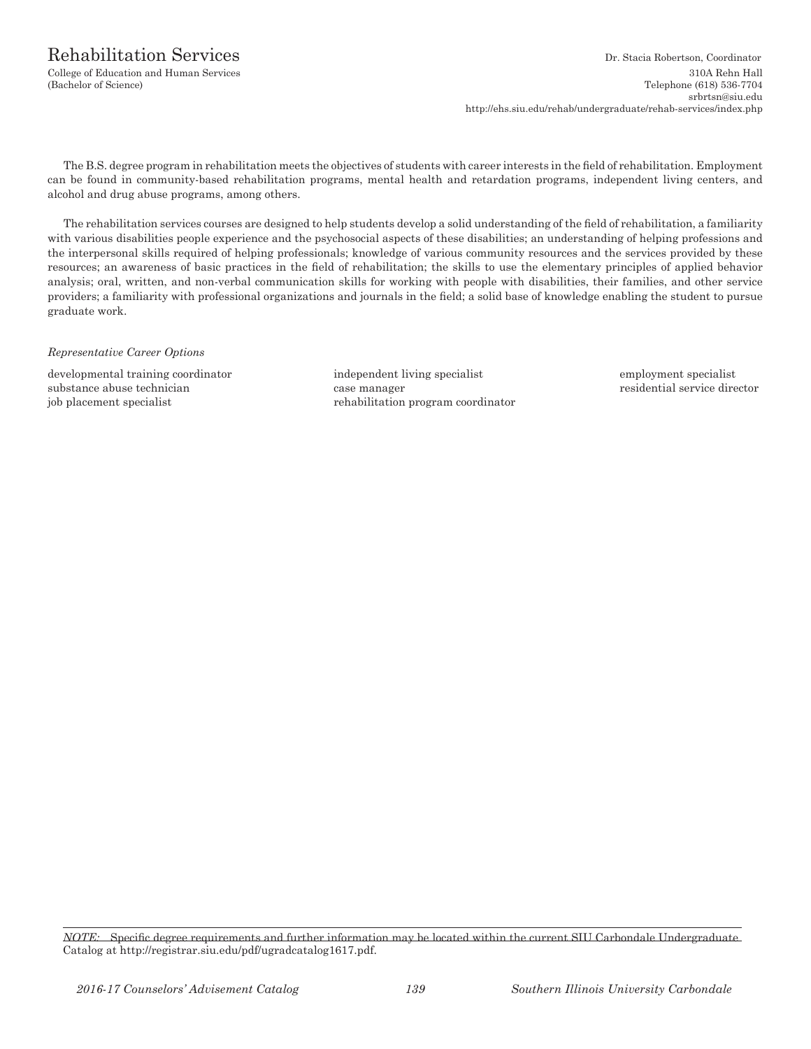# Rehabilitation Services

College of Education and Human Services
(Bachelor of Science)

Dr. Stacia Robertson, Coordinator
310A Rehn Hall
Telephone (618) 536-7704
srbrtsn@siu.edu
http://ehs.siu.edu/rehab/undergraduate/rehab-services/index.php

The B.S. degree program in rehabilitation meets the objectives of students with career interests in the field of rehabilitation. Employment can be found in community-based rehabilitation programs, mental health and retardation programs, independent living centers, and alcohol and drug abuse programs, among others.

The rehabilitation services courses are designed to help students develop a solid understanding of the field of rehabilitation, a familiarity with various disabilities people experience and the psychosocial aspects of these disabilities; an understanding of helping professions and the interpersonal skills required of helping professionals; knowledge of various community resources and the services provided by these resources; an awareness of basic practices in the field of rehabilitation; the skills to use the elementary principles of applied behavior analysis; oral, written, and non-verbal communication skills for working with people with disabilities, their families, and other service providers; a familiarity with professional organizations and journals in the field; a solid base of knowledge enabling the student to pursue graduate work.

*Representative Career Options*

developmental training coordinator
substance abuse technician
job placement specialist
independent living specialist
case manager
rehabilitation program coordinator
employment specialist
residential service director

---

*NOTE:* Specific degree requirements and further information may be located within the current SIU Carbondale Undergraduate Catalog at http://registrar.siu.edu/pdf/ugradcatalog1617.pdf.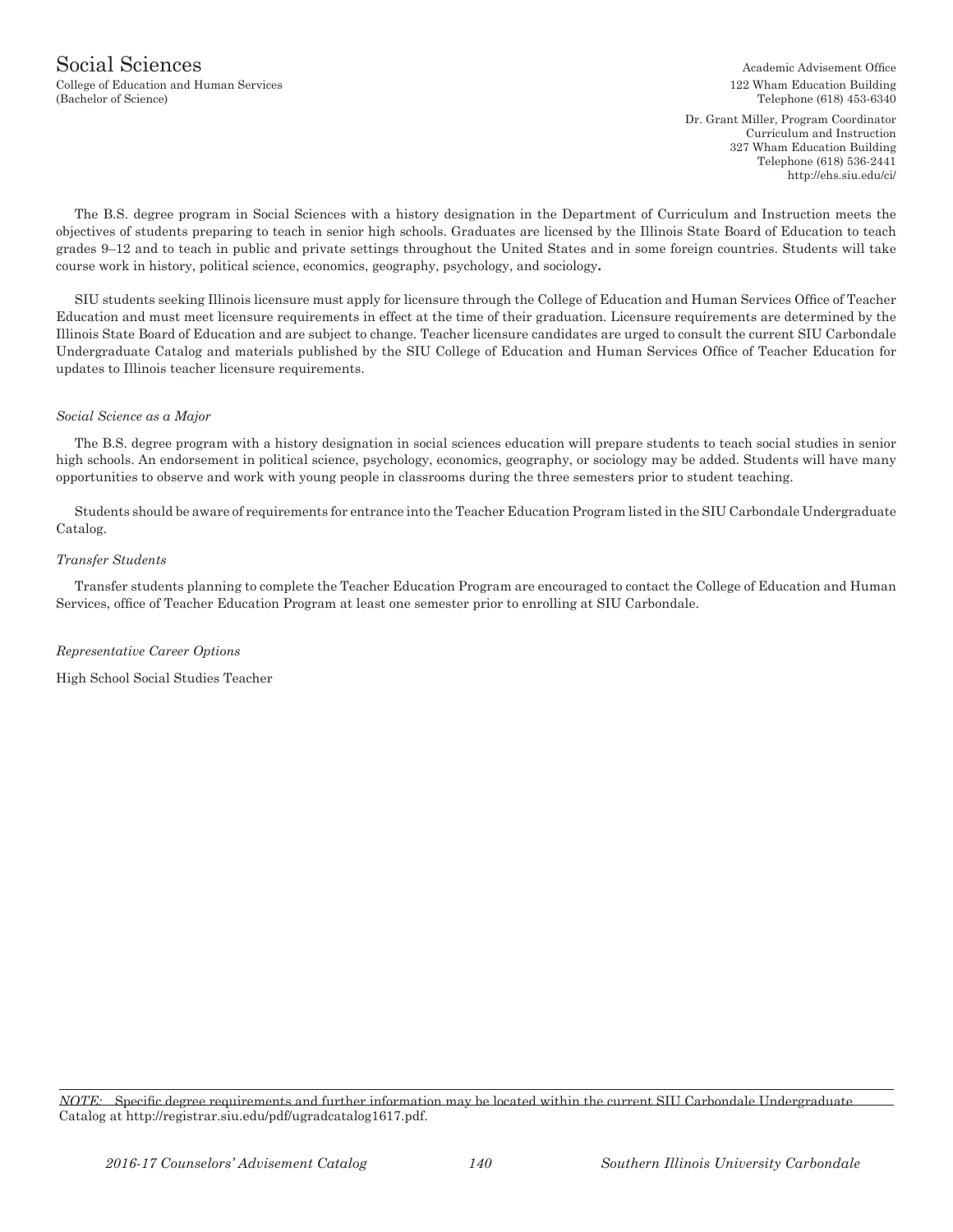# Social Sciences

College of Education and Human Services
(Bachelor of Science)

Academic Advisement Office
122 Wham Education Building
Telephone (618) 453-6340

Dr. Grant Miller, Program Coordinator
Curriculum and Instruction
327 Wham Education Building
Telephone (618) 536-2441
http://ehs.siu.edu/ci/

The B.S. degree program in Social Sciences with a history designation in the Department of Curriculum and Instruction meets the objectives of students preparing to teach in senior high schools. Graduates are licensed by the Illinois State Board of Education to teach grades 9–12 and to teach in public and private settings throughout the United States and in some foreign countries. Students will take course work in history, political science, economics, geography, psychology, and sociology.

SIU students seeking Illinois licensure must apply for licensure through the College of Education and Human Services Office of Teacher Education and must meet licensure requirements in effect at the time of their graduation. Licensure requirements are determined by the Illinois State Board of Education and are subject to change. Teacher licensure candidates are urged to consult the current SIU Carbondale Undergraduate Catalog and materials published by the SIU College of Education and Human Services Office of Teacher Education for updates to Illinois teacher licensure requirements.

*Social Science as a Major*

The B.S. degree program with a history designation in social sciences education will prepare students to teach social studies in senior high schools. An endorsement in political science, psychology, economics, geography, or sociology may be added. Students will have many opportunities to observe and work with young people in classrooms during the three semesters prior to student teaching.

Students should be aware of requirements for entrance into the Teacher Education Program listed in the SIU Carbondale Undergraduate Catalog.

*Transfer Students*

Transfer students planning to complete the Teacher Education Program are encouraged to contact the College of Education and Human Services, office of Teacher Education Program at least one semester prior to enrolling at SIU Carbondale.

*Representative Career Options*

High School Social Studies Teacher

*NOTE:* Specific degree requirements and further information may be located within the current SIU Carbondale Undergraduate Catalog at http://registrar.siu.edu/pdf/ugradcatalog1617.pdf.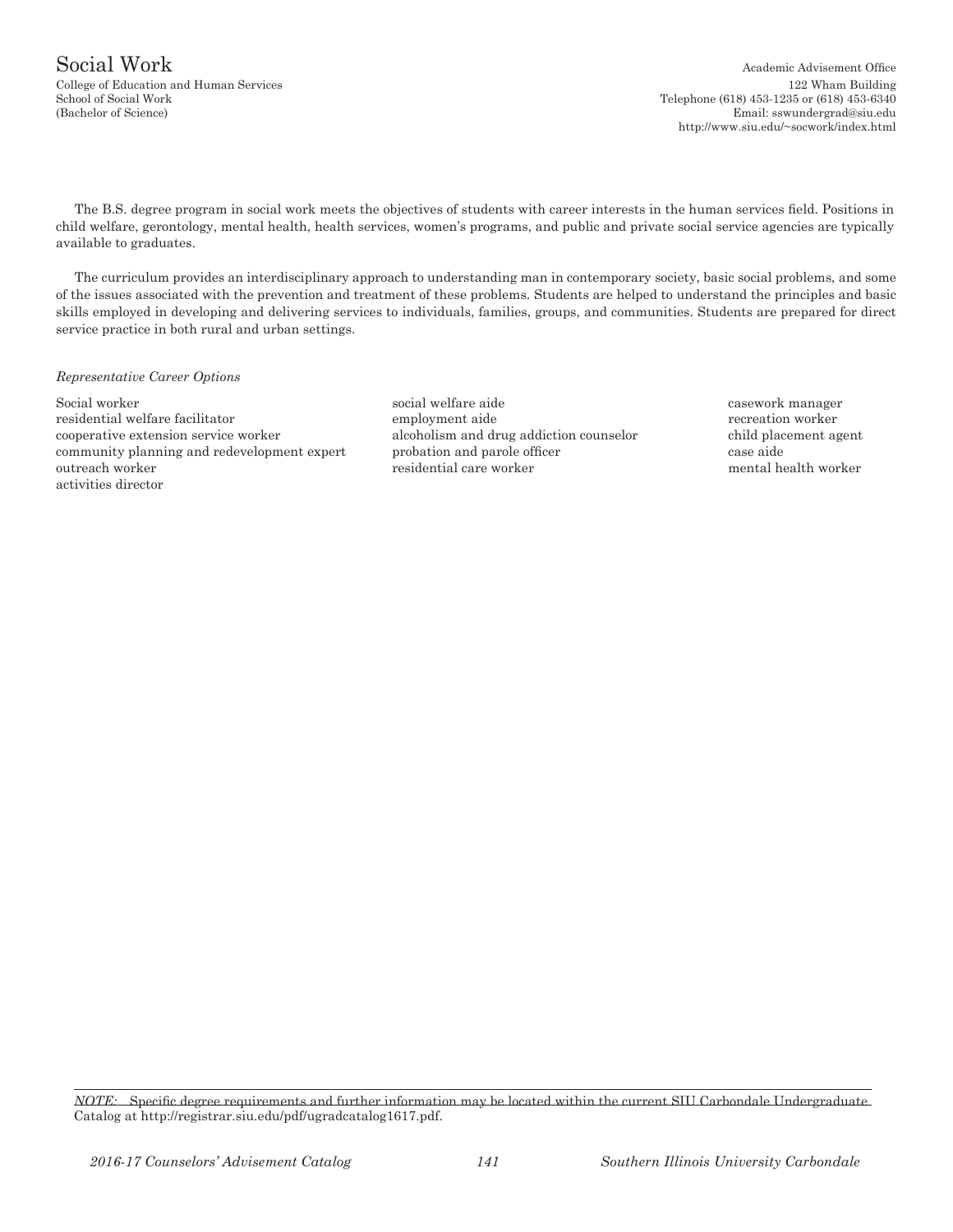# Social Work

College of Education and Human Services
School of Social Work
(Bachelor of Science)

Academic Advisement Office
122 Wham Building
Telephone (618) 453-1235 or (618) 453-6340
Email: sswundergrad@siu.edu
http://www.siu.edu/~socwork/index.html

The B.S. degree program in social work meets the objectives of students with career interests in the human services field. Positions in child welfare, gerontology, mental health, health services, women's programs, and public and private social service agencies are typically available to graduates.

The curriculum provides an interdisciplinary approach to understanding man in contemporary society, basic social problems, and some of the issues associated with the prevention and treatment of these problems. Students are helped to understand the principles and basic skills employed in developing and delivering services to individuals, families, groups, and communities. Students are prepared for direct service practice in both rural and urban settings.

*Representative Career Options*

Social worker
residential welfare facilitator
cooperative extension service worker
community planning and redevelopment expert
outreach worker
activities director
social welfare aide
employment aide
alcoholism and drug addiction counselor
probation and parole officer
residential care worker
casework manager
recreation worker
child placement agent
case aide
mental health worker

*NOTE:* Specific degree requirements and further information may be located within the current SIU Carbondale Undergraduate Catalog at http://registrar.siu.edu/pdf/ugradcatalog1617.pdf.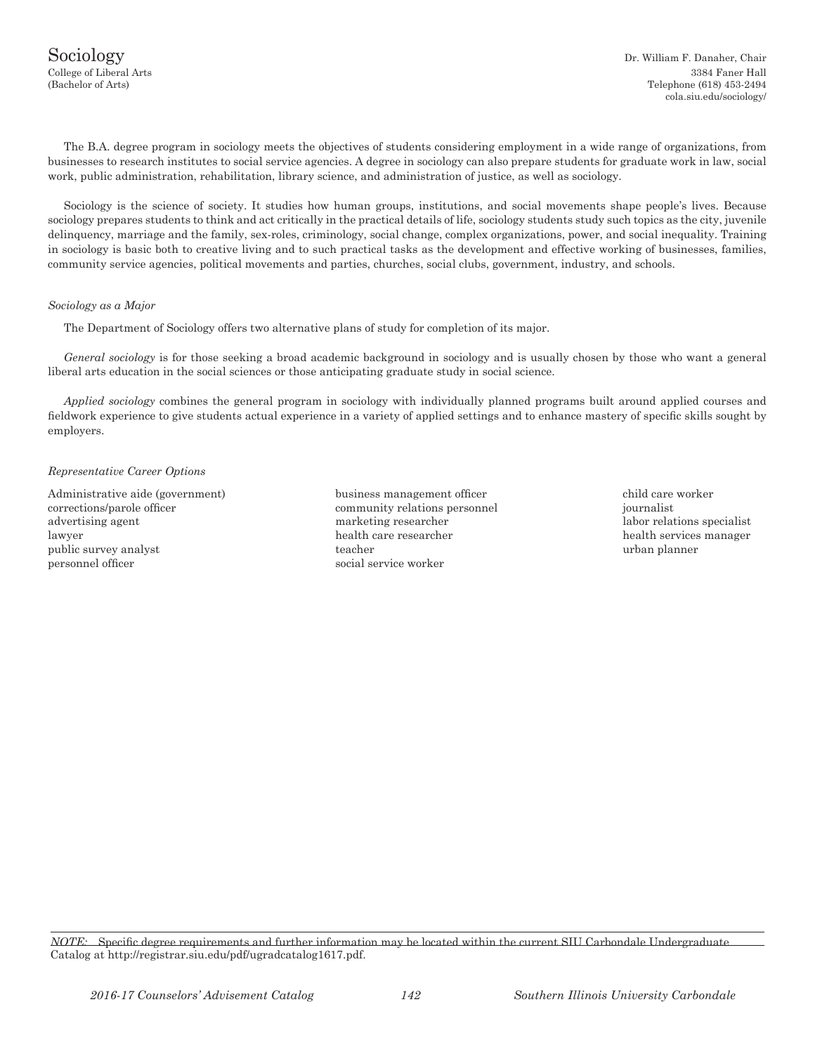# Sociology

College of Liberal Arts
(Bachelor of Arts)

Dr. William F. Danaher, Chair
3384 Faner Hall
Telephone (618) 453-2494
cola.siu.edu/sociology/

The B.A. degree program in sociology meets the objectives of students considering employment in a wide range of organizations, from businesses to research institutes to social service agencies. A degree in sociology can also prepare students for graduate work in law, social work, public administration, rehabilitation, library science, and administration of justice, as well as sociology.

Sociology is the science of society. It studies how human groups, institutions, and social movements shape people's lives. Because sociology prepares students to think and act critically in the practical details of life, sociology students study such topics as the city, juvenile delinquency, marriage and the family, sex-roles, criminology, social change, complex organizations, power, and social inequality. Training in sociology is basic both to creative living and to such practical tasks as the development and effective working of businesses, families, community service agencies, political movements and parties, churches, social clubs, government, industry, and schools.

*Sociology as a Major*

The Department of Sociology offers two alternative plans of study for completion of its major.

*General sociology* is for those seeking a broad academic background in sociology and is usually chosen by those who want a general liberal arts education in the social sciences or those anticipating graduate study in social science.

*Applied sociology* combines the general program in sociology with individually planned programs built around applied courses and fieldwork experience to give students actual experience in a variety of applied settings and to enhance mastery of specific skills sought by employers.

*Representative Career Options*

Administrative aide (government)
corrections/parole officer
advertising agent
lawyer
public survey analyst
personnel officer
business management officer
community relations personnel
marketing researcher
health care researcher
teacher
social service worker
child care worker
journalist
labor relations specialist
health services manager
urban planner

*NOTE:* Specific degree requirements and further information may be located within the current SIU Carbondale Undergraduate Catalog at http://registrar.siu.edu/pdf/ugradcatalog1617.pdf.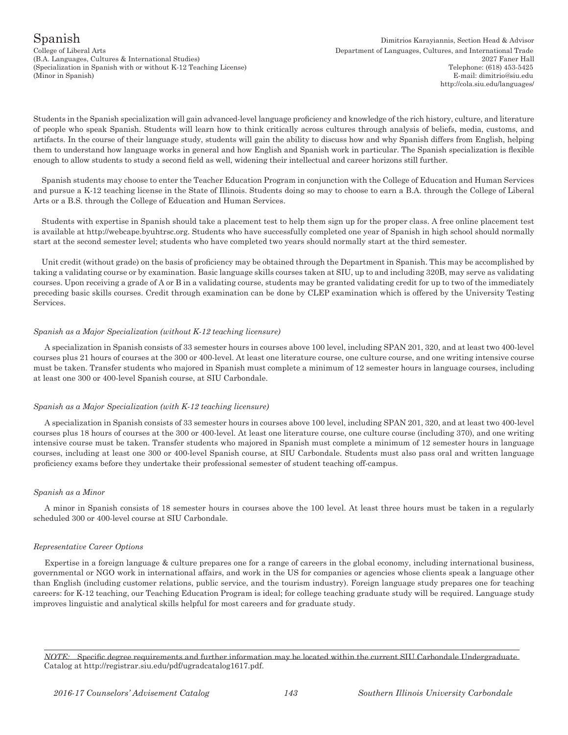# Spanish

College of Liberal Arts
(B.A. Languages, Cultures & International Studies)
(Specialization in Spanish with or without K-12 Teaching License)
(Minor in Spanish)

Dimitrios Karayiannis, Section Head & Advisor
Department of Languages, Cultures, and International Trade
2027 Faner Hall
Telephone: (618) 453-5425
E-mail: dimitrio@siu.edu
http://cola.siu.edu/languages/

Students in the Spanish specialization will gain advanced-level language proficiency and knowledge of the rich history, culture, and literature of people who speak Spanish. Students will learn how to think critically across cultures through analysis of beliefs, media, customs, and artifacts. In the course of their language study, students will gain the ability to discuss how and why Spanish differs from English, helping them to understand how language works in general and how English and Spanish work in particular. The Spanish specialization is flexible enough to allow students to study a second field as well, widening their intellectual and career horizons still further.

Spanish students may choose to enter the Teacher Education Program in conjunction with the College of Education and Human Services and pursue a K-12 teaching license in the State of Illinois. Students doing so may to choose to earn a B.A. through the College of Liberal Arts or a B.S. through the College of Education and Human Services.

Students with expertise in Spanish should take a placement test to help them sign up for the proper class. A free online placement test is available at http://webcape.byuhtrsc.org. Students who have successfully completed one year of Spanish in high school should normally start at the second semester level; students who have completed two years should normally start at the third semester.

Unit credit (without grade) on the basis of proficiency may be obtained through the Department in Spanish. This may be accomplished by taking a validating course or by examination. Basic language skills courses taken at SIU, up to and including 320B, may serve as validating courses. Upon receiving a grade of A or B in a validating course, students may be granted validating credit for up to two of the immediately preceding basic skills courses. Credit through examination can be done by CLEP examination which is offered by the University Testing Services.

*Spanish as a Major Specialization (without K-12 teaching licensure)*

A specialization in Spanish consists of 33 semester hours in courses above 100 level, including SPAN 201, 320, and at least two 400-level courses plus 21 hours of courses at the 300 or 400-level. At least one literature course, one culture course, and one writing intensive course must be taken. Transfer students who majored in Spanish must complete a minimum of 12 semester hours in language courses, including at least one 300 or 400-level Spanish course, at SIU Carbondale.

*Spanish as a Major Specialization (with K-12 teaching licensure)*

A specialization in Spanish consists of 33 semester hours in courses above 100 level, including SPAN 201, 320, and at least two 400-level courses plus 18 hours of courses at the 300 or 400-level. At least one literature course, one culture course (including 370), and one writing intensive course must be taken. Transfer students who majored in Spanish must complete a minimum of 12 semester hours in language courses, including at least one 300 or 400-level Spanish course, at SIU Carbondale. Students must also pass oral and written language proficiency exams before they undertake their professional semester of student teaching off-campus.

*Spanish as a Minor*

A minor in Spanish consists of 18 semester hours in courses above the 100 level. At least three hours must be taken in a regularly scheduled 300 or 400-level course at SIU Carbondale.

*Representative Career Options*

Expertise in a foreign language & culture prepares one for a range of careers in the global economy, including international business, governmental or NGO work in international affairs, and work in the US for companies or agencies whose clients speak a language other than English (including customer relations, public service, and the tourism industry). Foreign language study prepares one for teaching careers: for K-12 teaching, our Teaching Education Program is ideal; for college teaching graduate study will be required. Language study improves linguistic and analytical skills helpful for most careers and for graduate study.

*NOTE:* Specific degree requirements and further information may be located within the current SIU Carbondale Undergraduate Catalog at http://registrar.siu.edu/pdf/ugradcatalog1617.pdf.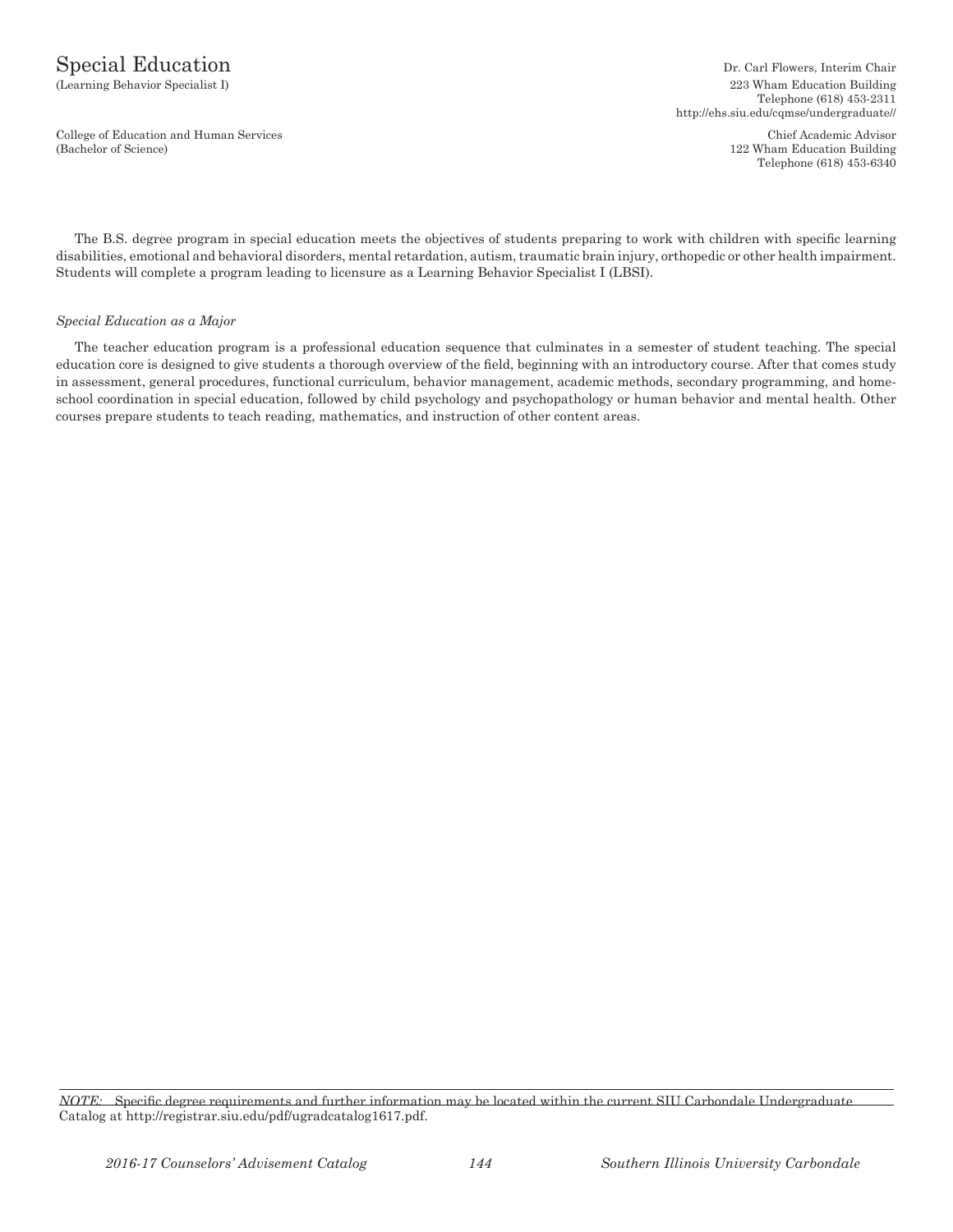# Special Education

(Learning Behavior Specialist I)

College of Education and Human Services
(Bachelor of Science)

Dr. Carl Flowers, Interim Chair
223 Wham Education Building
Telephone (618) 453-2311
http://ehs.siu.edu/cqmse/undergraduate//

Chief Academic Advisor
122 Wham Education Building
Telephone (618) 453-6340

The B.S. degree program in special education meets the objectives of students preparing to work with children with specific learning disabilities, emotional and behavioral disorders, mental retardation, autism, traumatic brain injury, orthopedic or other health impairment. Students will complete a program leading to licensure as a Learning Behavior Specialist I (LBSI).

*Special Education as a Major*

The teacher education program is a professional education sequence that culminates in a semester of student teaching. The special education core is designed to give students a thorough overview of the field, beginning with an introductory course. After that comes study in assessment, general procedures, functional curriculum, behavior management, academic methods, secondary programming, and home-school coordination in special education, followed by child psychology and psychopathology or human behavior and mental health. Other courses prepare students to teach reading, mathematics, and instruction of other content areas.

*NOTE:* Specific degree requirements and further information may be located within the current SIU Carbondale Undergraduate Catalog at http://registrar.siu.edu/pdf/ugradcatalog1617.pdf.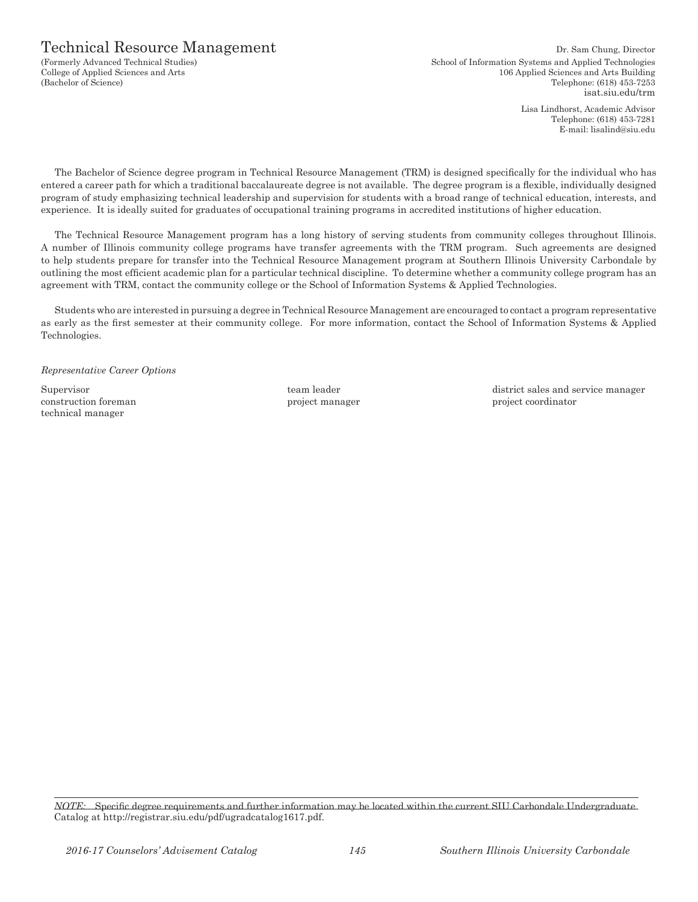# Technical Resource Management

(Formerly Advanced Technical Studies)
College of Applied Sciences and Arts
(Bachelor of Science)

Dr. Sam Chung, Director
School of Information Systems and Applied Technologies
106 Applied Sciences and Arts Building
Telephone: (618) 453-7253
isat.siu.edu/trm

Lisa Lindhorst, Academic Advisor
Telephone: (618) 453-7281
E-mail: lisalind@siu.edu

The Bachelor of Science degree program in Technical Resource Management (TRM) is designed specifically for the individual who has entered a career path for which a traditional baccalaureate degree is not available. The degree program is a flexible, individually designed program of study emphasizing technical leadership and supervision for students with a broad range of technical education, interests, and experience. It is ideally suited for graduates of occupational training programs in accredited institutions of higher education.

The Technical Resource Management program has a long history of serving students from community colleges throughout Illinois. A number of Illinois community college programs have transfer agreements with the TRM program. Such agreements are designed to help students prepare for transfer into the Technical Resource Management program at Southern Illinois University Carbondale by outlining the most efficient academic plan for a particular technical discipline. To determine whether a community college program has an agreement with TRM, contact the community college or the School of Information Systems & Applied Technologies.

Students who are interested in pursuing a degree in Technical Resource Management are encouraged to contact a program representative as early as the first semester at their community college. For more information, contact the School of Information Systems & Applied Technologies.

*Representative Career Options*

Supervisor
construction foreman
technical manager
team leader
project manager
district sales and service manager
project coordinator

*NOTE:* Specific degree requirements and further information may be located within the current SIU Carbondale Undergraduate Catalog at http://registrar.siu.edu/pdf/ugradcatalog1617.pdf.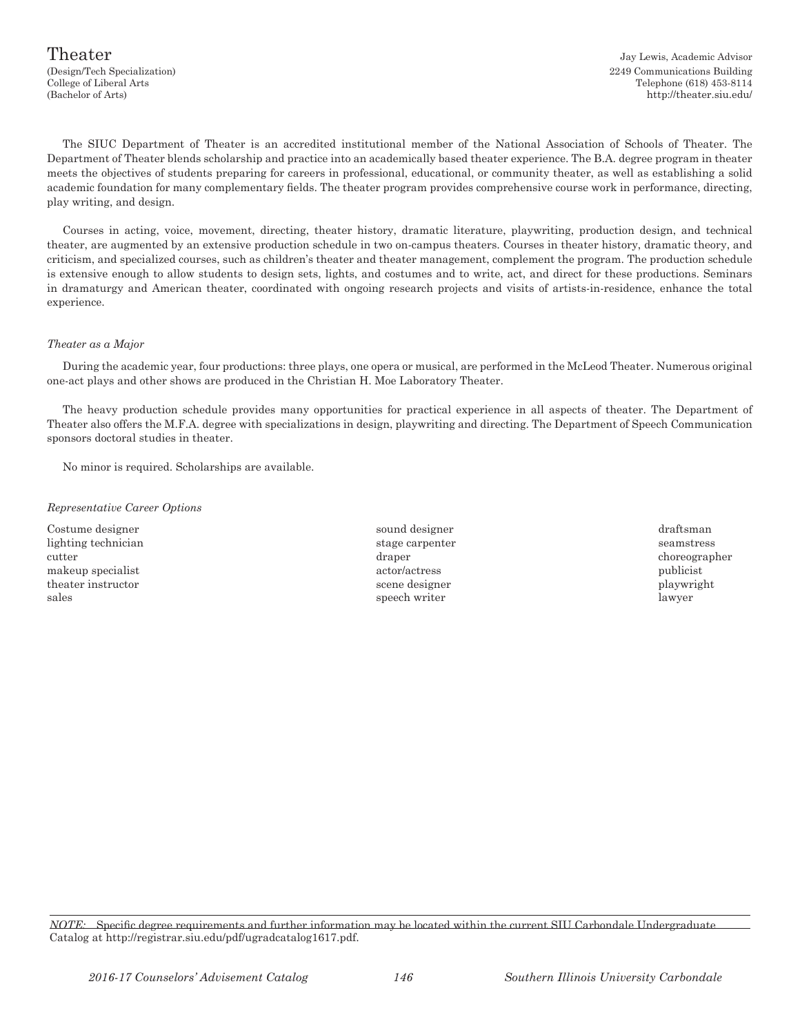# Theater

(Design/Tech Specialization)
College of Liberal Arts
(Bachelor of Arts)

Jay Lewis, Academic Advisor
2249 Communications Building
Telephone (618) 453-8114
http://theater.siu.edu/

The SIUC Department of Theater is an accredited institutional member of the National Association of Schools of Theater. The Department of Theater blends scholarship and practice into an academically based theater experience. The B.A. degree program in theater meets the objectives of students preparing for careers in professional, educational, or community theater, as well as establishing a solid academic foundation for many complementary fields. The theater program provides comprehensive course work in performance, directing, play writing, and design.

Courses in acting, voice, movement, directing, theater history, dramatic literature, playwriting, production design, and technical theater, are augmented by an extensive production schedule in two on-campus theaters. Courses in theater history, dramatic theory, and criticism, and specialized courses, such as children's theater and theater management, complement the program. The production schedule is extensive enough to allow students to design sets, lights, and costumes and to write, act, and direct for these productions. Seminars in dramaturgy and American theater, coordinated with ongoing research projects and visits of artists-in-residence, enhance the total experience.

*Theater as a Major*

During the academic year, four productions: three plays, one opera or musical, are performed in the McLeod Theater. Numerous original one-act plays and other shows are produced in the Christian H. Moe Laboratory Theater.

The heavy production schedule provides many opportunities for practical experience in all aspects of theater. The Department of Theater also offers the M.F.A. degree with specializations in design, playwriting and directing. The Department of Speech Communication sponsors doctoral studies in theater.

No minor is required. Scholarships are available.

*Representative Career Options*

Costume designer
lighting technician
cutter
makeup specialist
theater instructor
sales
sound designer
stage carpenter
draper
actor/actress
scene designer
speech writer
draftsman
seamstress
choreographer
publicist
playwright
lawyer

*NOTE:* Specific degree requirements and further information may be located within the current SIU Carbondale Undergraduate Catalog at http://registrar.siu.edu/pdf/ugradcatalog1617.pdf.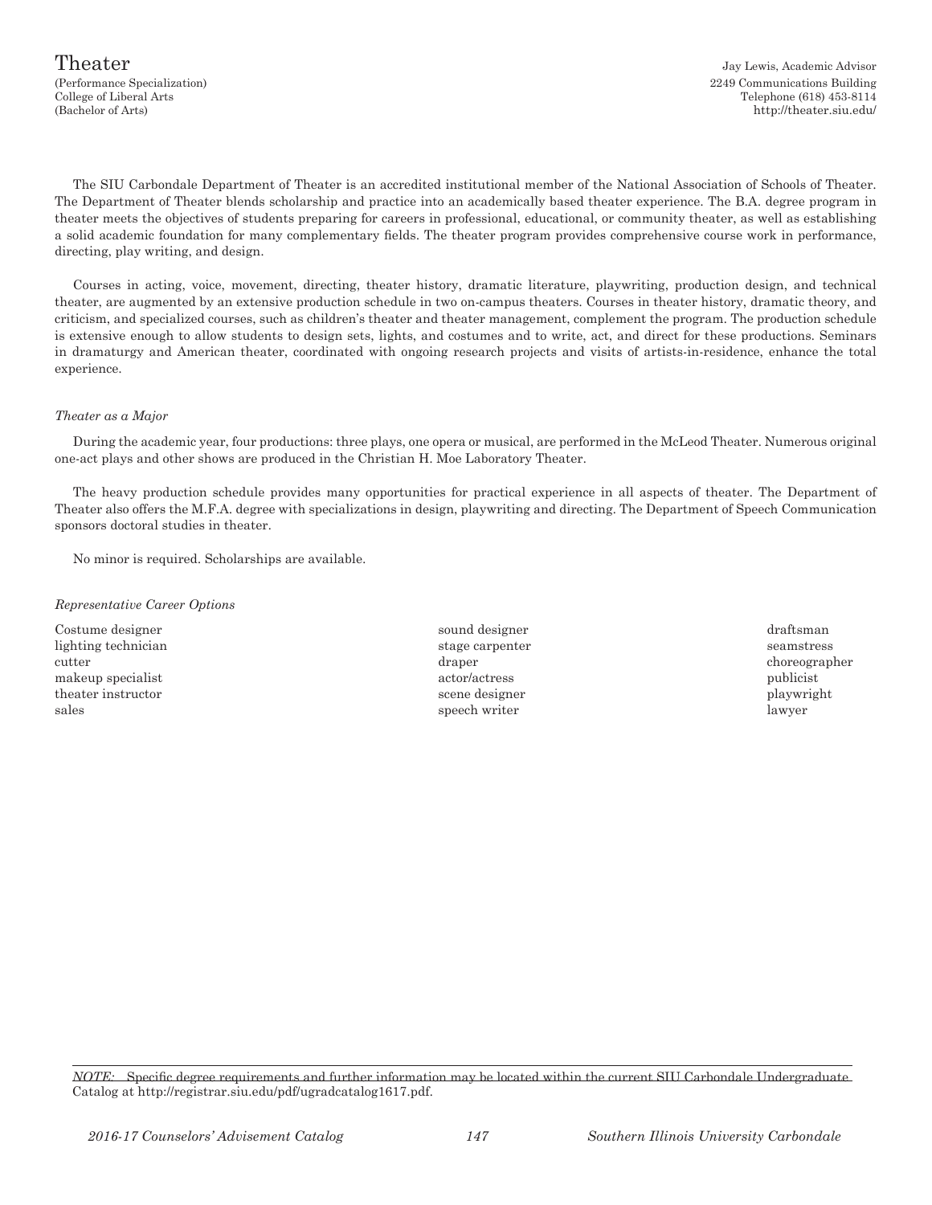# Theater

(Performance Specialization)
College of Liberal Arts
(Bachelor of Arts)

Jay Lewis, Academic Advisor
2249 Communications Building
Telephone (618) 453-8114
http://theater.siu.edu/

The SIU Carbondale Department of Theater is an accredited institutional member of the National Association of Schools of Theater. The Department of Theater blends scholarship and practice into an academically based theater experience. The B.A. degree program in theater meets the objectives of students preparing for careers in professional, educational, or community theater, as well as establishing a solid academic foundation for many complementary fields. The theater program provides comprehensive course work in performance, directing, play writing, and design.

Courses in acting, voice, movement, directing, theater history, dramatic literature, playwriting, production design, and technical theater, are augmented by an extensive production schedule in two on-campus theaters. Courses in theater history, dramatic theory, and criticism, and specialized courses, such as children's theater and theater management, complement the program. The production schedule is extensive enough to allow students to design sets, lights, and costumes and to write, act, and direct for these productions. Seminars in dramaturgy and American theater, coordinated with ongoing research projects and visits of artists-in-residence, enhance the total experience.

*Theater as a Major*

During the academic year, four productions: three plays, one opera or musical, are performed in the McLeod Theater. Numerous original one-act plays and other shows are produced in the Christian H. Moe Laboratory Theater.

The heavy production schedule provides many opportunities for practical experience in all aspects of theater. The Department of Theater also offers the M.F.A. degree with specializations in design, playwriting and directing. The Department of Speech Communication sponsors doctoral studies in theater.

No minor is required. Scholarships are available.

*Representative Career Options*

Costume designer
lighting technician
cutter
makeup specialist
theater instructor
sales
sound designer
stage carpenter
draper
actor/actress
scene designer
speech writer
draftsman
seamstress
choreographer
publicist
playwright
lawyer

*NOTE:* Specific degree requirements and further information may be located within the current SIU Carbondale Undergraduate Catalog at http://registrar.siu.edu/pdf/ugradcatalog1617.pdf.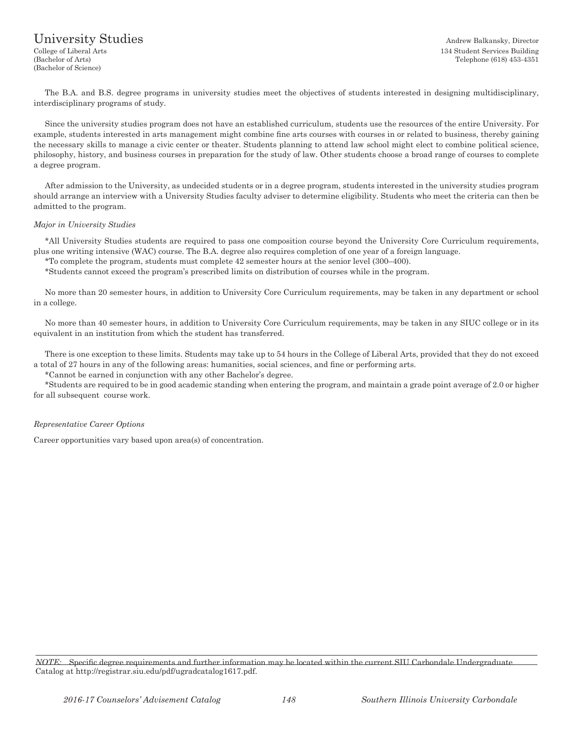# University Studies

College of Liberal Arts
(Bachelor of Arts)
(Bachelor of Science)

Andrew Balkansky, Director
134 Student Services Building
Telephone (618) 453-4351

The B.A. and B.S. degree programs in university studies meet the objectives of students interested in designing multidisciplinary, interdisciplinary programs of study.

Since the university studies program does not have an established curriculum, students use the resources of the entire University. For example, students interested in arts management might combine fine arts courses with courses in or related to business, thereby gaining the necessary skills to manage a civic center or theater. Students planning to attend law school might elect to combine political science, philosophy, history, and business courses in preparation for the study of law. Other students choose a broad range of courses to complete a degree program.

After admission to the University, as undecided students or in a degree program, students interested in the university studies program should arrange an interview with a University Studies faculty adviser to determine eligibility. Students who meet the criteria can then be admitted to the program.

*Major in University Studies*

*All University Studies students are required to pass one composition course beyond the University Core Curriculum requirements, plus one writing intensive (WAC) course. The B.A. degree also requires completion of one year of a foreign language.

*To complete the program, students must complete 42 semester hours at the senior level (300–400).

*Students cannot exceed the program's prescribed limits on distribution of courses while in the program.

No more than 20 semester hours, in addition to University Core Curriculum requirements, may be taken in any department or school in a college.

No more than 40 semester hours, in addition to University Core Curriculum requirements, may be taken in any SIUC college or in its equivalent in an institution from which the student has transferred.

There is one exception to these limits. Students may take up to 54 hours in the College of Liberal Arts, provided that they do not exceed a total of 27 hours in any of the following areas: humanities, social sciences, and fine or performing arts.

*Cannot be earned in conjunction with any other Bachelor's degree.

*Students are required to be in good academic standing when entering the program, and maintain a grade point average of 2.0 or higher for all subsequent course work.

*Representative Career Options*

Career opportunities vary based upon area(s) of concentration.

*NOTE:* Specific degree requirements and further information may be located within the current SIU Carbondale Undergraduate Catalog at http://registrar.siu.edu/pdf/ugradcatalog1617.pdf.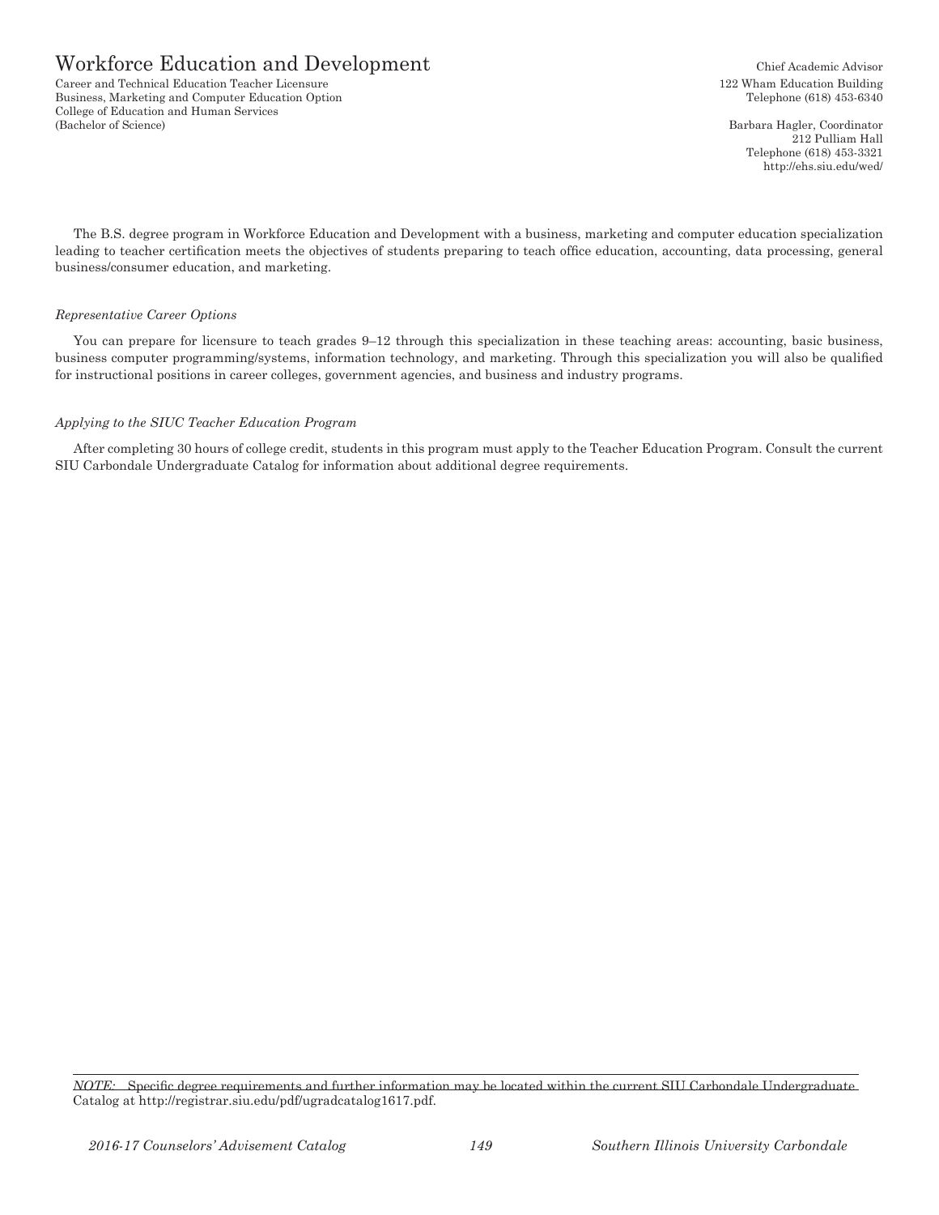# Workforce Education and Development

Career and Technical Education Teacher Licensure
Business, Marketing and Computer Education Option
College of Education and Human Services
(Bachelor of Science)

Chief Academic Advisor
122 Wham Education Building
Telephone (618) 453-6340

Barbara Hagler, Coordinator
212 Pulliam Hall
Telephone (618) 453-3321
http://ehs.siu.edu/wed/

The B.S. degree program in Workforce Education and Development with a business, marketing and computer education specialization leading to teacher certification meets the objectives of students preparing to teach office education, accounting, data processing, general business/consumer education, and marketing.

*Representative Career Options*

You can prepare for licensure to teach grades 9–12 through this specialization in these teaching areas: accounting, basic business, business computer programming/systems, information technology, and marketing. Through this specialization you will also be qualified for instructional positions in career colleges, government agencies, and business and industry programs.

*Applying to the SIUC Teacher Education Program*

After completing 30 hours of college credit, students in this program must apply to the Teacher Education Program. Consult the current SIU Carbondale Undergraduate Catalog for information about additional degree requirements.

*NOTE:* Specific degree requirements and further information may be located within the current SIU Carbondale Undergraduate Catalog at http://registrar.siu.edu/pdf/ugradcatalog1617.pdf.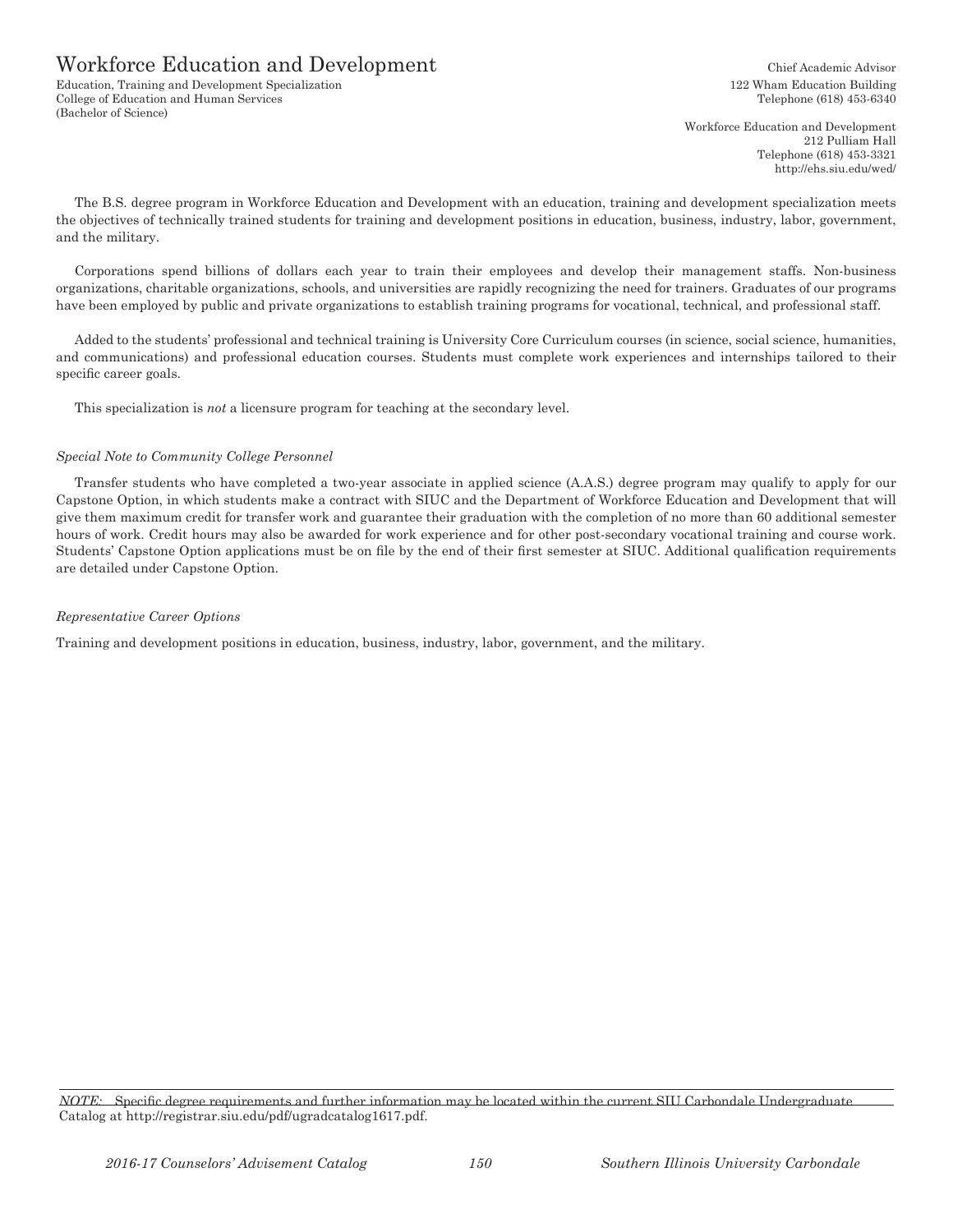# Workforce Education and Development

Education, Training and Development Specialization
College of Education and Human Services
(Bachelor of Science)

Chief Academic Advisor
122 Wham Education Building
Telephone (618) 453-6340

Workforce Education and Development
212 Pulliam Hall
Telephone (618) 453-3321
http://ehs.siu.edu/wed/

The B.S. degree program in Workforce Education and Development with an education, training and development specialization meets the objectives of technically trained students for training and development positions in education, business, industry, labor, government, and the military.

Corporations spend billions of dollars each year to train their employees and develop their management staffs. Non-business organizations, charitable organizations, schools, and universities are rapidly recognizing the need for trainers. Graduates of our programs have been employed by public and private organizations to establish training programs for vocational, technical, and professional staff.

Added to the students' professional and technical training is University Core Curriculum courses (in science, social science, humanities, and communications) and professional education courses. Students must complete work experiences and internships tailored to their specific career goals.

This specialization is *not* a licensure program for teaching at the secondary level.

*Special Note to Community College Personnel*

Transfer students who have completed a two-year associate in applied science (A.A.S.) degree program may qualify to apply for our Capstone Option, in which students make a contract with SIUC and the Department of Workforce Education and Development that will give them maximum credit for transfer work and guarantee their graduation with the completion of no more than 60 additional semester hours of work. Credit hours may also be awarded for work experience and for other post-secondary vocational training and course work. Students' Capstone Option applications must be on file by the end of their first semester at SIUC. Additional qualification requirements are detailed under Capstone Option.

*Representative Career Options*

Training and development positions in education, business, industry, labor, government, and the military.

*NOTE:* Specific degree requirements and further information may be located within the current SIU Carbondale Undergraduate Catalog at http://registrar.siu.edu/pdf/ugradcatalog1617.pdf.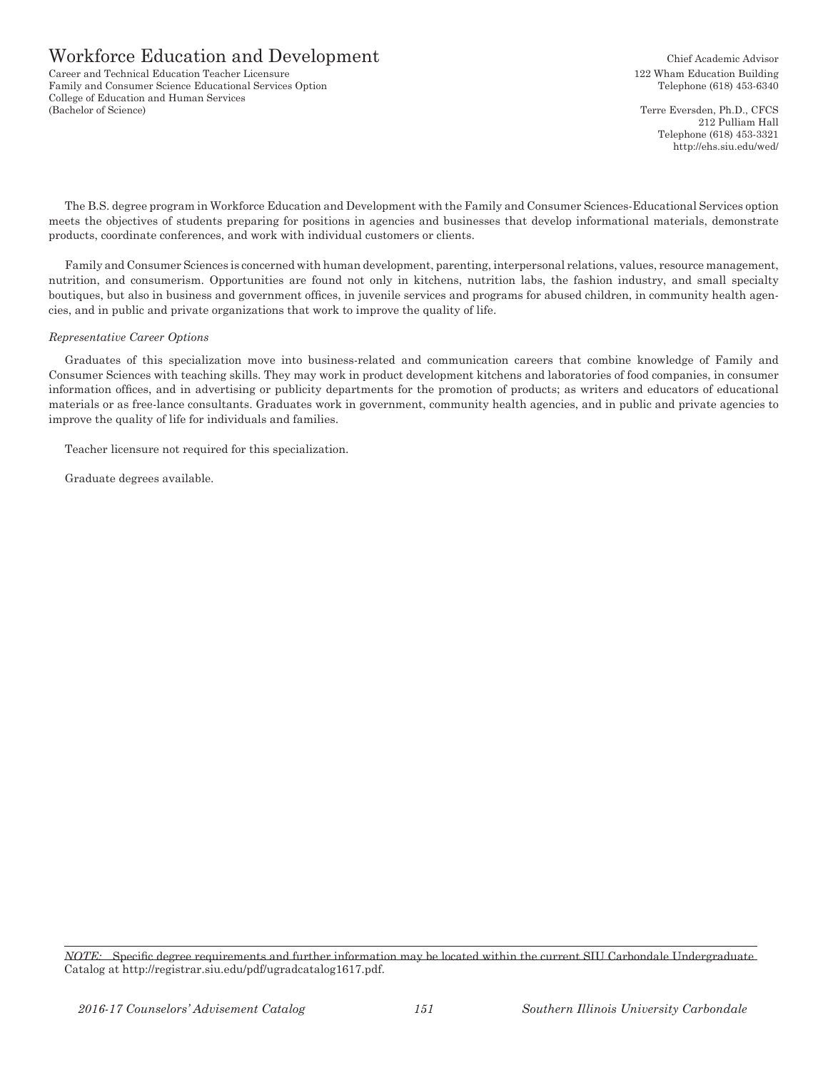# Workforce Education and Development

Career and Technical Education Teacher Licensure
Family and Consumer Science Educational Services Option
College of Education and Human Services
(Bachelor of Science)

Chief Academic Advisor
122 Wham Education Building
Telephone (618) 453-6340

Terre Eversden, Ph.D., CFCS
212 Pulliam Hall
Telephone (618) 453-3321
http://ehs.siu.edu/wed/

The B.S. degree program in Workforce Education and Development with the Family and Consumer Sciences-Educational Services option meets the objectives of students preparing for positions in agencies and businesses that develop informational materials, demonstrate products, coordinate conferences, and work with individual customers or clients.

Family and Consumer Sciences is concerned with human development, parenting, interpersonal relations, values, resource management, nutrition, and consumerism. Opportunities are found not only in kitchens, nutrition labs, the fashion industry, and small specialty boutiques, but also in business and government offices, in juvenile services and programs for abused children, in community health agencies, and in public and private organizations that work to improve the quality of life.

*Representative Career Options*

Graduates of this specialization move into business-related and communication careers that combine knowledge of Family and Consumer Sciences with teaching skills. They may work in product development kitchens and laboratories of food companies, in consumer information offices, and in advertising or publicity departments for the promotion of products; as writers and educators of educational materials or as free-lance consultants. Graduates work in government, community health agencies, and in public and private agencies to improve the quality of life for individuals and families.

Teacher licensure not required for this specialization.

Graduate degrees available.

*NOTE:* Specific degree requirements and further information may be located within the current SIU Carbondale Undergraduate Catalog at http://registrar.siu.edu/pdf/ugradcatalog1617.pdf.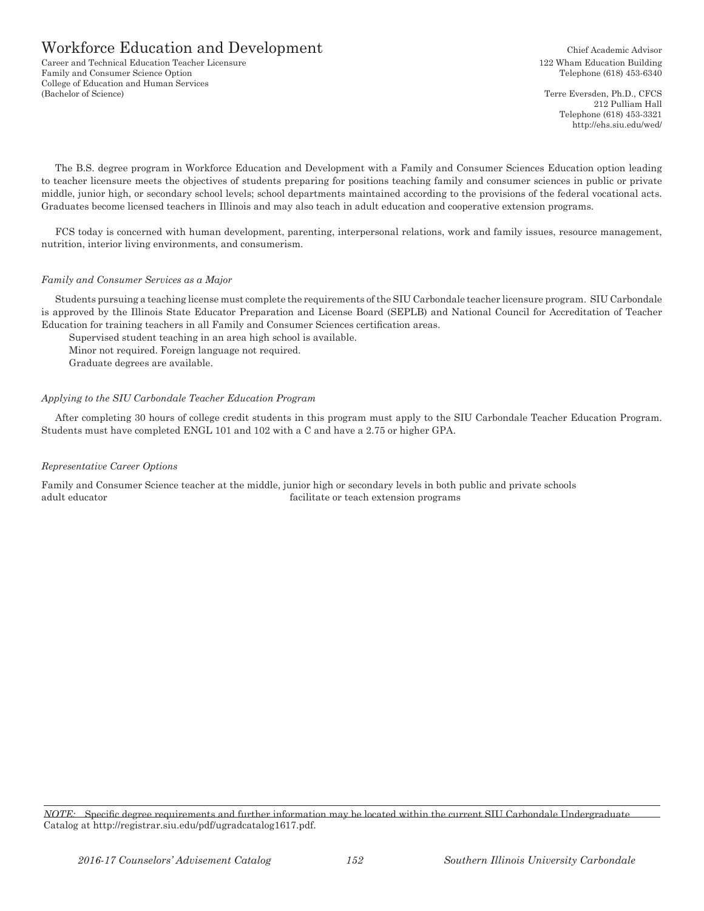# Workforce Education and Development

Career and Technical Education Teacher Licensure
Family and Consumer Science Option
College of Education and Human Services
(Bachelor of Science)

Chief Academic Advisor
122 Wham Education Building
Telephone (618) 453-6340

Terre Eversden, Ph.D., CFCS
212 Pulliam Hall
Telephone (618) 453-3321
http://ehs.siu.edu/wed/

The B.S. degree program in Workforce Education and Development with a Family and Consumer Sciences Education option leading to teacher licensure meets the objectives of students preparing for positions teaching family and consumer sciences in public or private middle, junior high, or secondary school levels; school departments maintained according to the provisions of the federal vocational acts. Graduates become licensed teachers in Illinois and may also teach in adult education and cooperative extension programs.

FCS today is concerned with human development, parenting, interpersonal relations, work and family issues, resource management, nutrition, interior living environments, and consumerism.

*Family and Consumer Services as a Major*

Students pursuing a teaching license must complete the requirements of the SIU Carbondale teacher licensure program. SIU Carbondale is approved by the Illinois State Educator Preparation and License Board (SEPLB) and National Council for Accreditation of Teacher Education for training teachers in all Family and Consumer Sciences certification areas.

Supervised student teaching in an area high school is available.

Minor not required. Foreign language not required.

Graduate degrees are available.

*Applying to the SIU Carbondale Teacher Education Program*

After completing 30 hours of college credit students in this program must apply to the SIU Carbondale Teacher Education Program. Students must have completed ENGL 101 and 102 with a C and have a 2.75 or higher GPA.

*Representative Career Options*

Family and Consumer Science teacher at the middle, junior high or secondary levels in both public and private schools
adult educator
facilitate or teach extension programs

*NOTE:* Specific degree requirements and further information may be located within the current SIU Carbondale Undergraduate Catalog at http://registrar.siu.edu/pdf/ugradcatalog1617.pdf.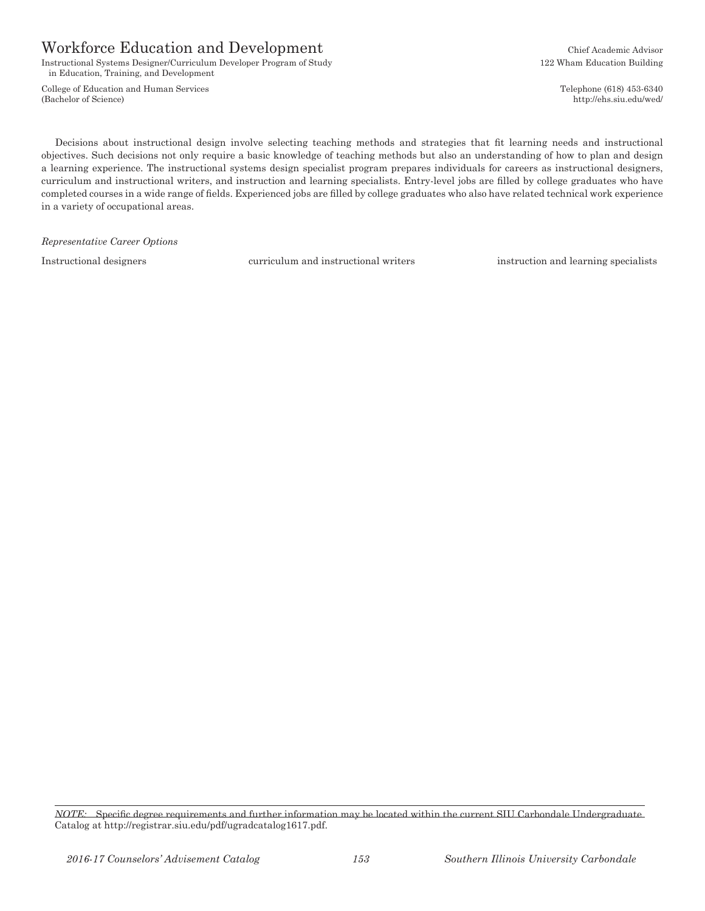# Workforce Education and Development

Instructional Systems Designer/Curriculum Developer Program of Study in Education, Training, and Development

College of Education and Human Services
(Bachelor of Science)

Chief Academic Advisor
122 Wham Education Building

Telephone (618) 453-6340
http://ehs.siu.edu/wed/

Decisions about instructional design involve selecting teaching methods and strategies that fit learning needs and instructional objectives. Such decisions not only require a basic knowledge of teaching methods but also an understanding of how to plan and design a learning experience. The instructional systems design specialist program prepares individuals for careers as instructional designers, curriculum and instructional writers, and instruction and learning specialists. Entry-level jobs are filled by college graduates who have completed courses in a wide range of fields. Experienced jobs are filled by college graduates who also have related technical work experience in a variety of occupational areas.

*Representative Career Options*

Instructional designers
curriculum and instructional writers
instruction and learning specialists

*NOTE:* Specific degree requirements and further information may be located within the current SIU Carbondale Undergraduate Catalog at http://registrar.siu.edu/pdf/ugradcatalog1617.pdf.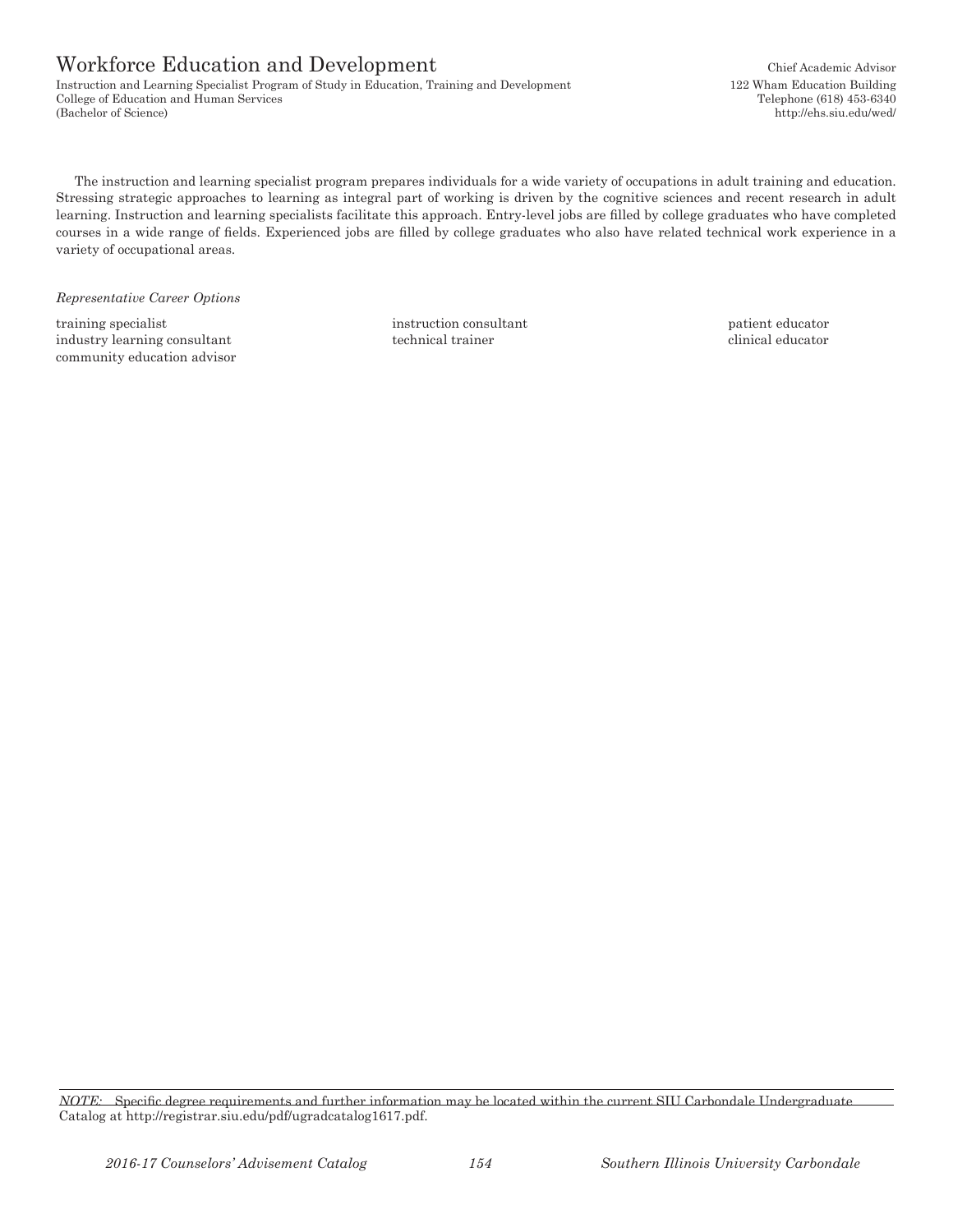# Workforce Education and Development

Instruction and Learning Specialist Program of Study in Education, Training and Development
College of Education and Human Services
(Bachelor of Science)

Chief Academic Advisor
122 Wham Education Building
Telephone (618) 453-6340
http://ehs.siu.edu/wed/

The instruction and learning specialist program prepares individuals for a wide variety of occupations in adult training and education. Stressing strategic approaches to learning as integral part of working is driven by the cognitive sciences and recent research in adult learning. Instruction and learning specialists facilitate this approach. Entry-level jobs are filled by college graduates who have completed courses in a wide range of fields. Experienced jobs are filled by college graduates who also have related technical work experience in a variety of occupational areas.

*Representative Career Options*

training specialist
industry learning consultant
community education advisor
instruction consultant
technical trainer
patient educator
clinical educator

*NOTE:* Specific degree requirements and further information may be located within the current SIU Carbondale Undergraduate Catalog at http://registrar.siu.edu/pdf/ugradcatalog1617.pdf.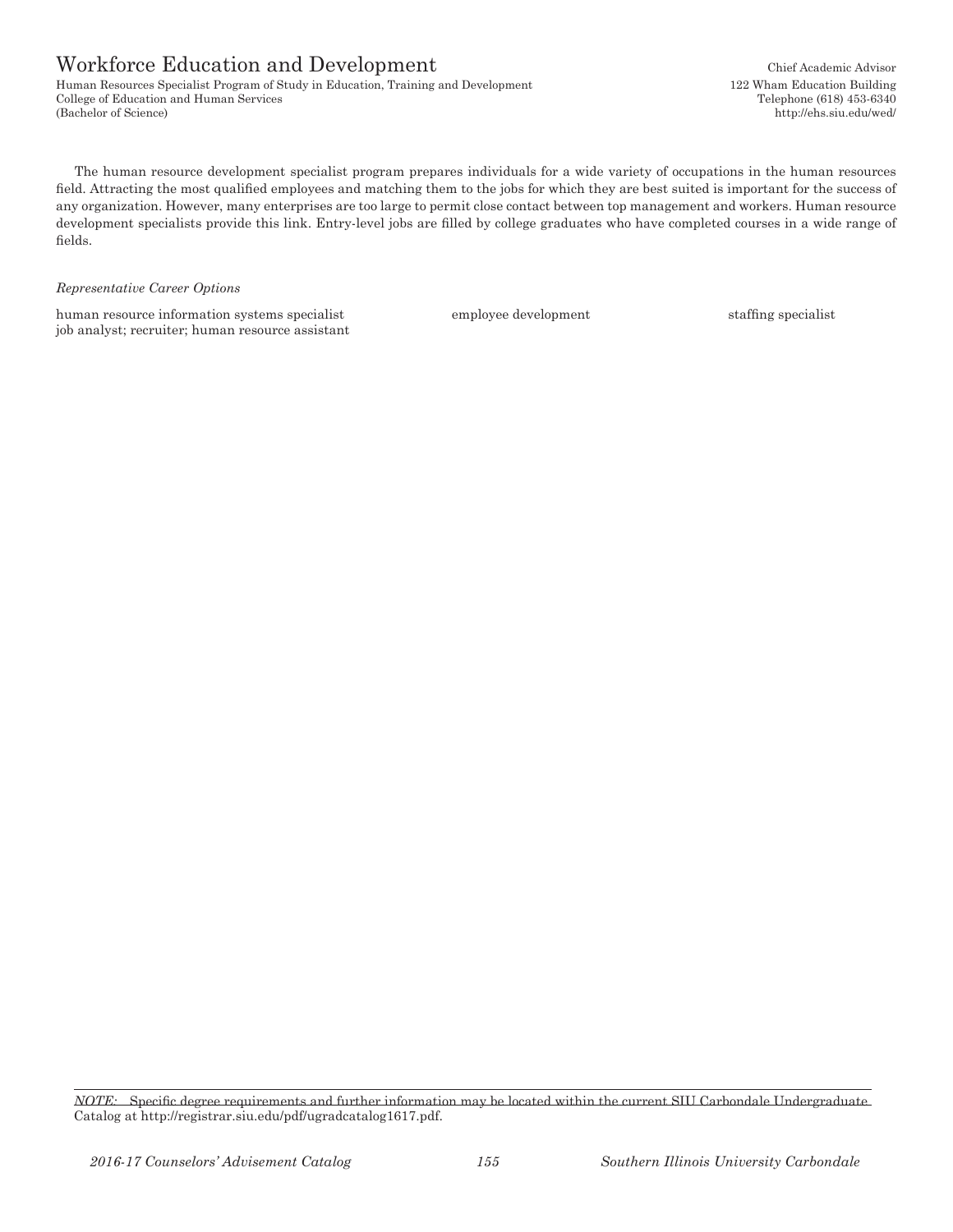# Workforce Education and Development

Human Resources Specialist Program of Study in Education, Training and Development
College of Education and Human Services
(Bachelor of Science)

Chief Academic Advisor
122 Wham Education Building
Telephone (618) 453-6340
http://ehs.siu.edu/wed/

The human resource development specialist program prepares individuals for a wide variety of occupations in the human resources field. Attracting the most qualified employees and matching them to the jobs for which they are best suited is important for the success of any organization. However, many enterprises are too large to permit close contact between top management and workers. Human resource development specialists provide this link. Entry-level jobs are filled by college graduates who have completed courses in a wide range of fields.

*Representative Career Options*

human resource information systems specialist
job analyst; recruiter; human resource assistant
employee development
staffing specialist

*NOTE:* Specific degree requirements and further information may be located within the current SIU Carbondale Undergraduate Catalog at http://registrar.siu.edu/pdf/ugradcatalog1617.pdf.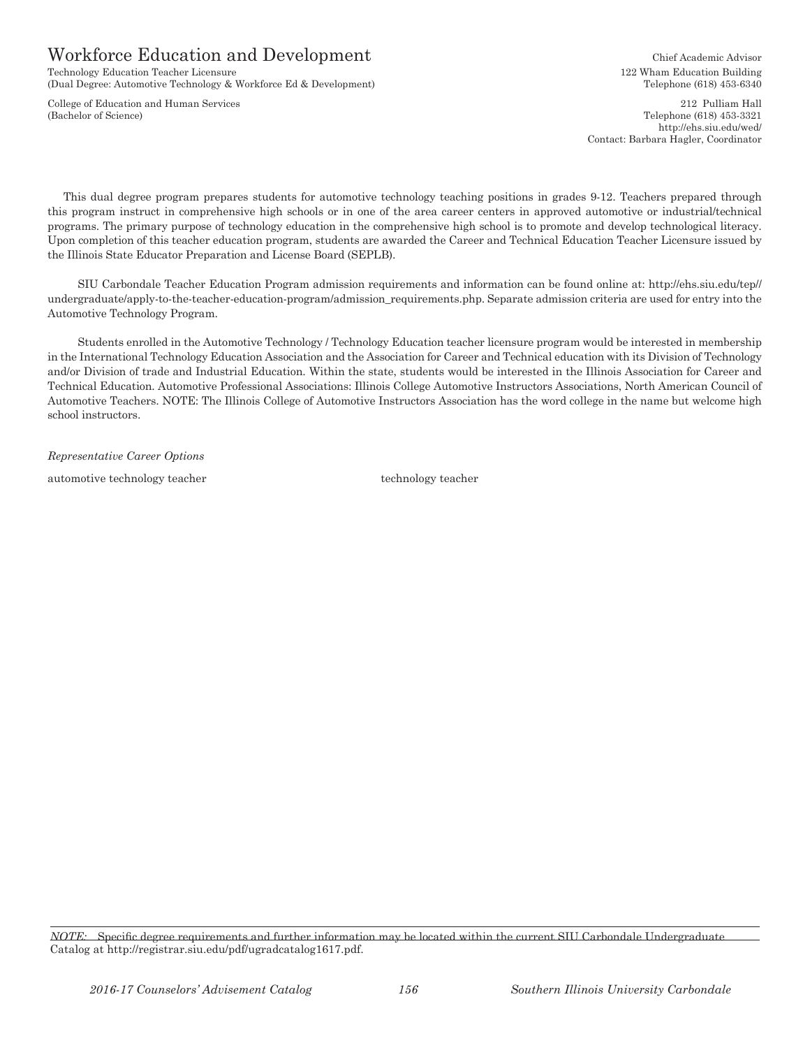# Workforce Education and Development

Technology Education Teacher Licensure
(Dual Degree: Automotive Technology & Workforce Ed & Development)

College of Education and Human Services
(Bachelor of Science)

Chief Academic Advisor
122 Wham Education Building
Telephone (618) 453-6340

212 Pulliam Hall
Telephone (618) 453-3321
http://ehs.siu.edu/wed/
Contact: Barbara Hagler, Coordinator

This dual degree program prepares students for automotive technology teaching positions in grades 9-12. Teachers prepared through this program instruct in comprehensive high schools or in one of the area career centers in approved automotive or industrial/technical programs. The primary purpose of technology education in the comprehensive high school is to promote and develop technological literacy. Upon completion of this teacher education program, students are awarded the Career and Technical Education Teacher Licensure issued by the Illinois State Educator Preparation and License Board (SEPLB).

SIU Carbondale Teacher Education Program admission requirements and information can be found online at: http://ehs.siu.edu/tep// undergraduate/apply-to-the-teacher-education-program/admission_requirements.php. Separate admission criteria are used for entry into the Automotive Technology Program.

Students enrolled in the Automotive Technology / Technology Education teacher licensure program would be interested in membership in the International Technology Education Association and the Association for Career and Technical education with its Division of Technology and/or Division of trade and Industrial Education. Within the state, students would be interested in the Illinois Association for Career and Technical Education. Automotive Professional Associations: Illinois College Automotive Instructors Associations, North American Council of Automotive Teachers. NOTE: The Illinois College of Automotive Instructors Association has the word college in the name but welcome high school instructors.

*Representative Career Options*

automotive technology teacher

technology teacher

*NOTE:* Specific degree requirements and further information may be located within the current SIU Carbondale Undergraduate Catalog at http://registrar.siu.edu/pdf/ugradcatalog1617.pdf.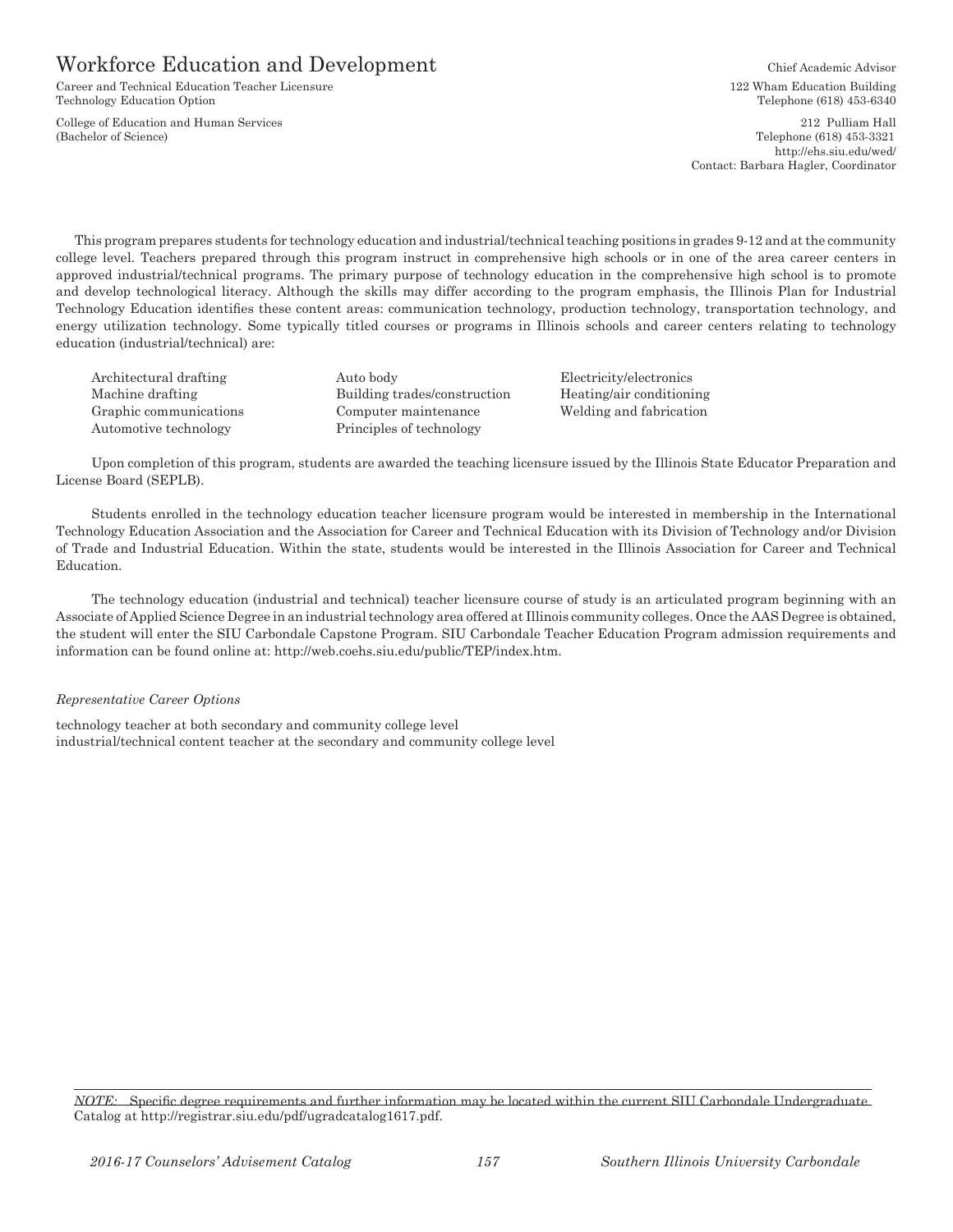# Workforce Education and Development

Career and Technical Education Teacher Licensure
Technology Education Option

College of Education and Human Services
(Bachelor of Science)

Chief Academic Advisor
122 Wham Education Building
Telephone (618) 453-6340

212 Pulliam Hall
Telephone (618) 453-3321
http://ehs.siu.edu/wed/
Contact: Barbara Hagler, Coordinator

This program prepares students for technology education and industrial/technical teaching positions in grades 9-12 and at the community college level. Teachers prepared through this program instruct in comprehensive high schools or in one of the area career centers in approved industrial/technical programs. The primary purpose of technology education in the comprehensive high school is to promote and develop technological literacy. Although the skills may differ according to the program emphasis, the Illinois Plan for Industrial Technology Education identifies these content areas: communication technology, production technology, transportation technology, and energy utilization technology. Some typically titled courses or programs in Illinois schools and career centers relating to technology education (industrial/technical) are:

- Architectural drafting
- Machine drafting
- Graphic communications
- Automotive technology
- Auto body
- Building trades/construction
- Computer maintenance
- Principles of technology
- Electricity/electronics
- Heating/air conditioning
- Welding and fabrication

Upon completion of this program, students are awarded the teaching licensure issued by the Illinois State Educator Preparation and License Board (SEPLB).

Students enrolled in the technology education teacher licensure program would be interested in membership in the International Technology Education Association and the Association for Career and Technical Education with its Division of Technology and/or Division of Trade and Industrial Education. Within the state, students would be interested in the Illinois Association for Career and Technical Education.

The technology education (industrial and technical) teacher licensure course of study is an articulated program beginning with an Associate of Applied Science Degree in an industrial technology area offered at Illinois community colleges. Once the AAS Degree is obtained, the student will enter the SIU Carbondale Capstone Program. SIU Carbondale Teacher Education Program admission requirements and information can be found online at: http://web.coehs.siu.edu/public/TEP/index.htm.

*Representative Career Options*

technology teacher at both secondary and community college level
industrial/technical content teacher at the secondary and community college level

*NOTE:* Specific degree requirements and further information may be located within the current SIU Carbondale Undergraduate Catalog at http://registrar.siu.edu/pdf/ugradcatalog1617.pdf.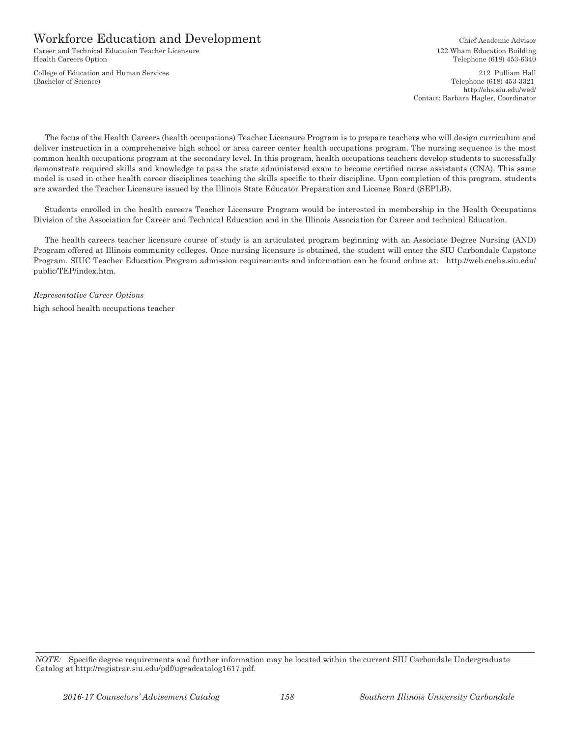# Workforce Education and Development

Career and Technical Education Teacher Licensure
Health Careers Option

College of Education and Human Services
(Bachelor of Science)

Chief Academic Advisor
122 Wham Education Building
Telephone (618) 453-6340

212 Pulliam Hall
Telephone (618) 453-3321
http://ehs.siu.edu/wed/
Contact: Barbara Hagler, Coordinator

The focus of the Health Careers (health occupations) Teacher Licensure Program is to prepare teachers who will design curriculum and deliver instruction in a comprehensive high school or area career center health occupations program. The nursing sequence is the most common health occupations program at the secondary level. In this program, health occupations teachers develop students to successfully demonstrate required skills and knowledge to pass the state administered exam to become certified nurse assistants (CNA). This same model is used in other health career disciplines teaching the skills specific to their discipline. Upon completion of this program, students are awarded the Teacher Licensure issued by the Illinois State Educator Preparation and License Board (SEPLB).

Students enrolled in the health careers Teacher Licensure Program would be interested in membership in the Health Occupations Division of the Association for Career and Technical Education and in the Illinois Association for Career and technical Education.

The health careers teacher licensure course of study is an articulated program beginning with an Associate Degree Nursing (AND) Program offered at Illinois community colleges. Once nursing licensure is obtained, the student will enter the SIU Carbondale Capstone Program. SIUC Teacher Education Program admission requirements and information can be found online at: http://web.coehs.siu.edu/public/TEP/index.htm.

*Representative Career Options*

high school health occupations teacher

*NOTE:* Specific degree requirements and further information may be located within the current SIU Carbondale Undergraduate Catalog at http://registrar.siu.edu/pdf/ugradcatalog1617.pdf.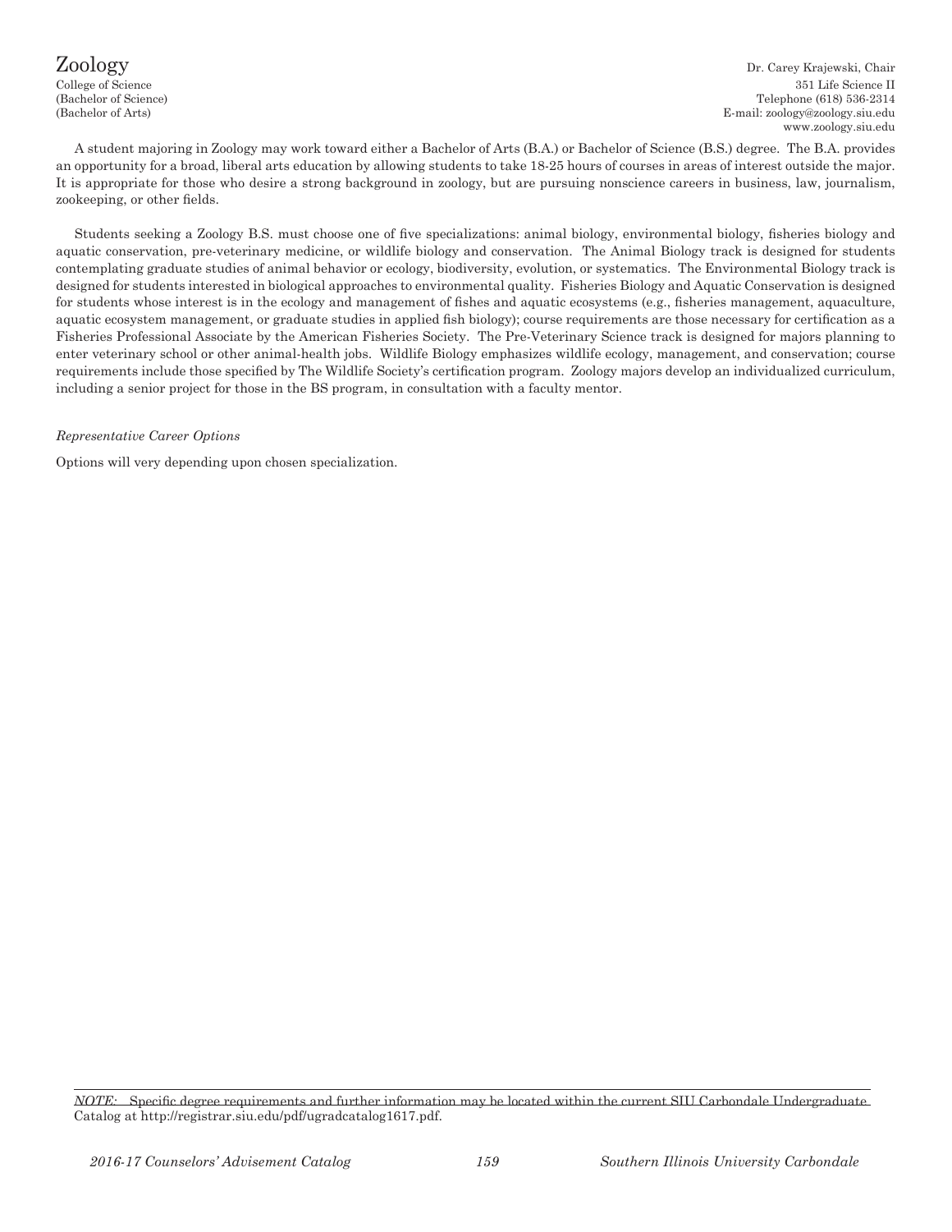# Zoology

College of Science
(Bachelor of Science)
(Bachelor of Arts)

Dr. Carey Krajewski, Chair
351 Life Science II
Telephone (618) 536-2314
E-mail: zoology@zoology.siu.edu
www.zoology.siu.edu

A student majoring in Zoology may work toward either a Bachelor of Arts (B.A.) or Bachelor of Science (B.S.) degree. The B.A. provides an opportunity for a broad, liberal arts education by allowing students to take 18-25 hours of courses in areas of interest outside the major. It is appropriate for those who desire a strong background in zoology, but are pursuing nonscience careers in business, law, journalism, zookeeping, or other fields.

Students seeking a Zoology B.S. must choose one of five specializations: animal biology, environmental biology, fisheries biology and aquatic conservation, pre-veterinary medicine, or wildlife biology and conservation. The Animal Biology track is designed for students contemplating graduate studies of animal behavior or ecology, biodiversity, evolution, or systematics. The Environmental Biology track is designed for students interested in biological approaches to environmental quality. Fisheries Biology and Aquatic Conservation is designed for students whose interest is in the ecology and management of fishes and aquatic ecosystems (e.g., fisheries management, aquaculture, aquatic ecosystem management, or graduate studies in applied fish biology); course requirements are those necessary for certification as a Fisheries Professional Associate by the American Fisheries Society. The Pre-Veterinary Science track is designed for majors planning to enter veterinary school or other animal-health jobs. Wildlife Biology emphasizes wildlife ecology, management, and conservation; course requirements include those specified by The Wildlife Society's certification program. Zoology majors develop an individualized curriculum, including a senior project for those in the BS program, in consultation with a faculty mentor.

*Representative Career Options*

Options will very depending upon chosen specialization.

*NOTE:* Specific degree requirements and further information may be located within the current SIU Carbondale Undergraduate Catalog at http://registrar.siu.edu/pdf/ugradcatalog1617.pdf.